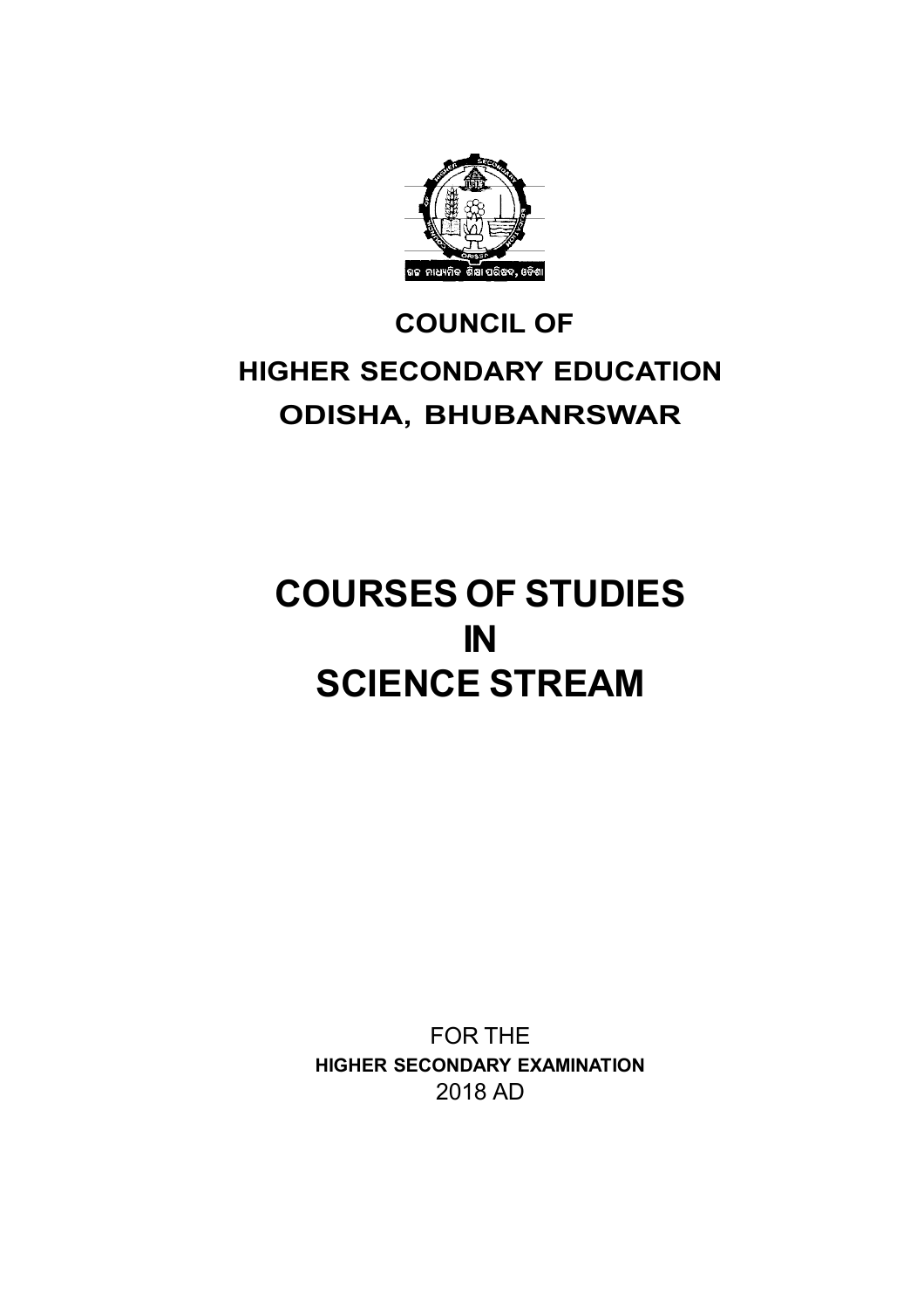# COUNCIL OF
# HIGHER SECONDARY EDUCATION
# ODISHA, BHUBANRSWAR

# COURSES OF STUDIES
# IN
# SCIENCE STREAM

FOR THE

**HIGHER SECONDARY EXAMINATION**

2018 AD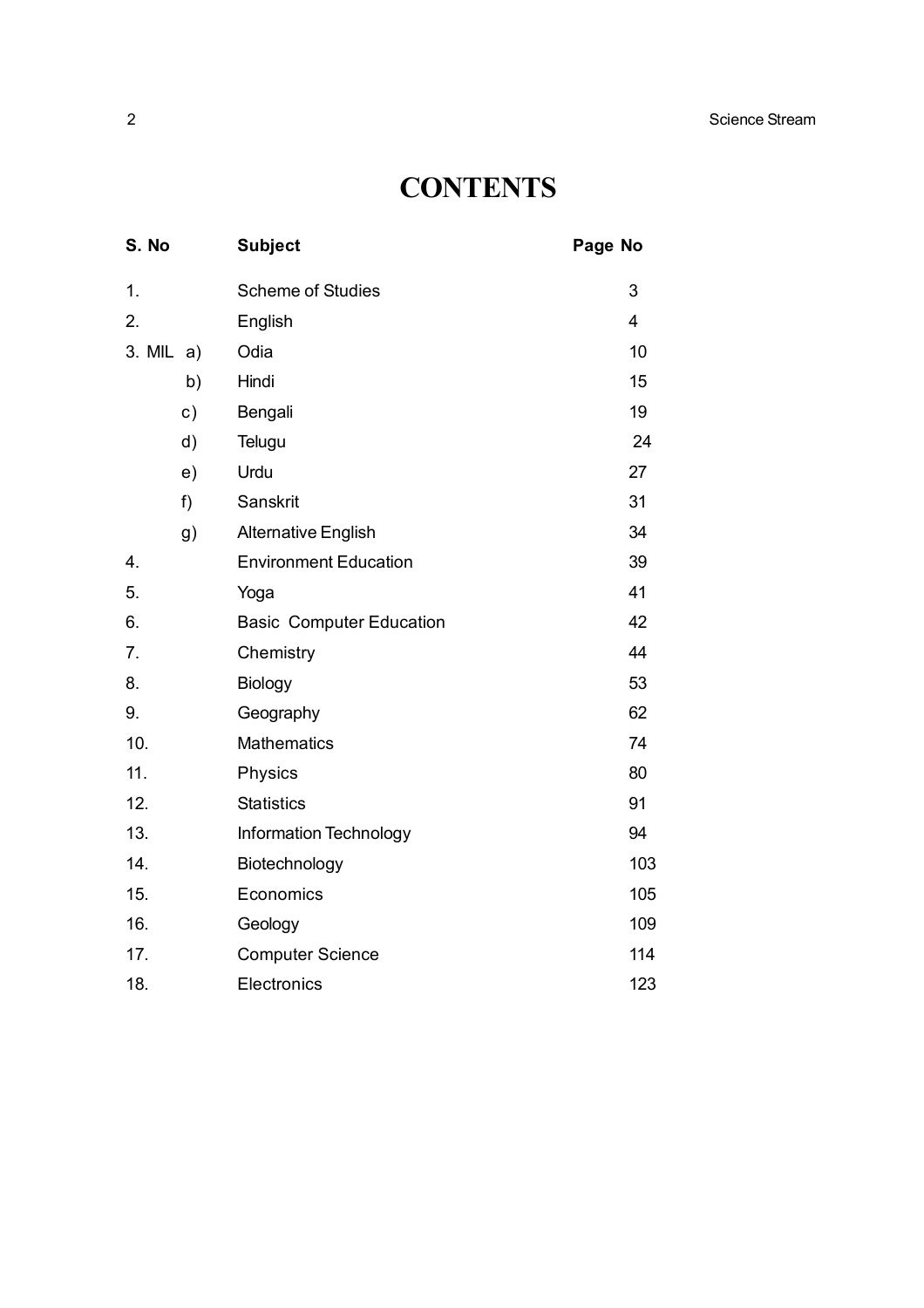# CONTENTS

| S. No | Subject | Page No |
|---|---|---|
| 1. | Scheme of Studies | 3 |
| 2. | English | 4 |
| 3. MIL a) | Odia | 10 |
| b) | Hindi | 15 |
| c) | Bengali | 19 |
| d) | Telugu | 24 |
| e) | Urdu | 27 |
| f) | Sanskrit | 31 |
| g) | Alternative English | 34 |
| 4. | Environment Education | 39 |
| 5. | Yoga | 41 |
| 6. | Basic Computer Education | 42 |
| 7. | Chemistry | 44 |
| 8. | Biology | 53 |
| 9. | Geography | 62 |
| 10. | Mathematics | 74 |
| 11. | Physics | 80 |
| 12. | Statistics | 91 |
| 13. | Information Technology | 94 |
| 14. | Biotechnology | 103 |
| 15. | Economics | 105 |
| 16. | Geology | 109 |
| 17. | Computer Science | 114 |
| 18. | Electronics | 123 |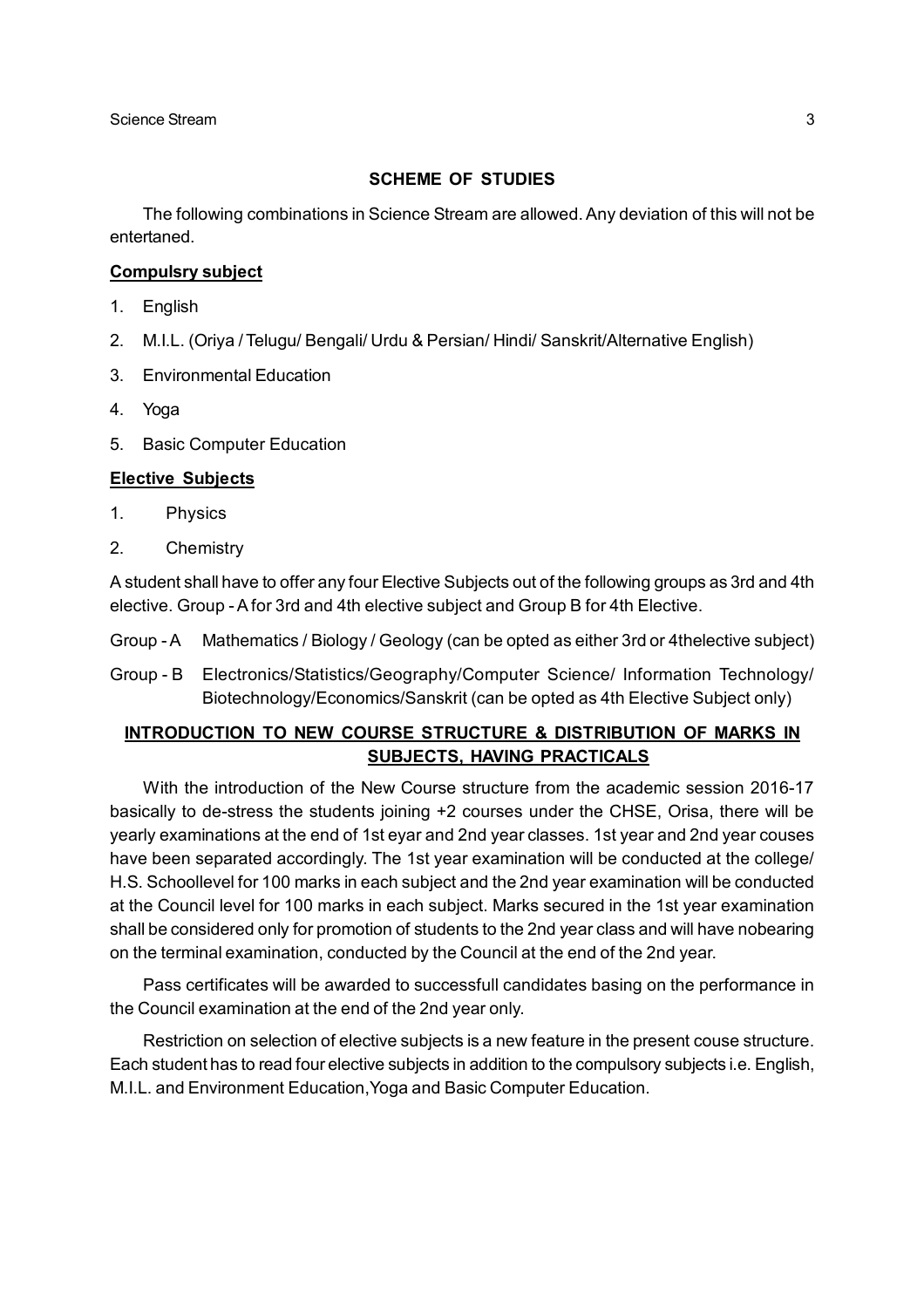## SCHEME OF STUDIES

The following combinations in Science Stream are allowed. Any deviation of this will not be entertaned.

**Compulsry subject**

1. English
2. M.I.L. (Oriya / Telugu/ Bengali/ Urdu & Persian/ Hindi/ Sanskrit/Alternative English)
3. Environmental Education
4. Yoga
5. Basic Computer Education

**Elective Subjects**

1. Physics
2. Chemistry

A student shall have to offer any four Elective Subjects out of the following groups as 3rd and 4th elective. Group - A for 3rd and 4th elective subject and Group B for 4th Elective.

Group - A Mathematics / Biology / Geology (can be opted as either 3rd or 4thelective subject)

Group - B Electronics/Statistics/Geography/Computer Science/ Information Technology/ Biotechnology/Economics/Sanskrit (can be opted as 4th Elective Subject only)

## INTRODUCTION TO NEW COURSE STRUCTURE & DISTRIBUTION OF MARKS IN SUBJECTS, HAVING PRACTICALS

With the introduction of the New Course structure from the academic session 2016-17 basically to de-stress the students joining +2 courses under the CHSE, Orisa, there will be yearly examinations at the end of 1st eyar and 2nd year classes. 1st year and 2nd year couses have been separated accordingly. The 1st year examination will be conducted at the college/ H.S. Schoollevel for 100 marks in each subject and the 2nd year examination will be conducted at the Council level for 100 marks in each subject. Marks secured in the 1st year examination shall be considered only for promotion of students to the 2nd year class and will have nobearing on the terminal examination, conducted by the Council at the end of the 2nd year.

Pass certificates will be awarded to successfull candidates basing on the performance in the Council examination at the end of the 2nd year only.

Restriction on selection of elective subjects is a new feature in the present couse structure. Each student has to read four elective subjects in addition to the compulsory subjects i.e. English, M.I.L. and Environment Education,Yoga and Basic Computer Education.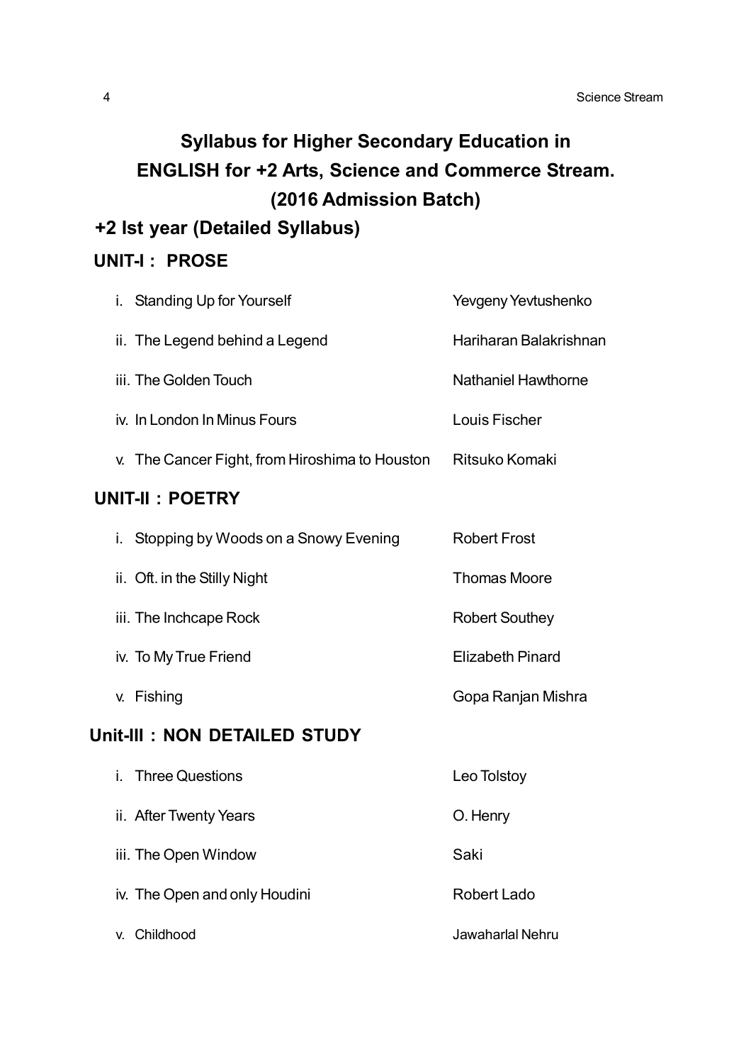# Syllabus for Higher Secondary Education in ENGLISH for +2 Arts, Science and Commerce Stream. (2016 Admission Batch)

## +2 Ist year (Detailed Syllabus)

### UNIT-I : PROSE

| | |
|---|---|
| i. Standing Up for Yourself | Yevgeny Yevtushenko |
| ii. The Legend behind a Legend | Hariharan Balakrishnan |
| iii. The Golden Touch | Nathaniel Hawthorne |
| iv. In London In Minus Fours | Louis Fischer |
| v. The Cancer Fight, from Hiroshima to Houston | Ritsuko Komaki |

### UNIT-II : POETRY

| | |
|---|---|
| i. Stopping by Woods on a Snowy Evening | Robert Frost |
| ii. Oft. in the Stilly Night | Thomas Moore |
| iii. The Inchcape Rock | Robert Southey |
| iv. To My True Friend | Elizabeth Pinard |
| v. Fishing | Gopa Ranjan Mishra |

### Unit-III : NON DETAILED STUDY

| | |
|---|---|
| i. Three Questions | Leo Tolstoy |
| ii. After Twenty Years | O. Henry |
| iii. The Open Window | Saki |
| iv. The Open and only Houdini | Robert Lado |
| v. Childhood | Jawaharlal Nehru |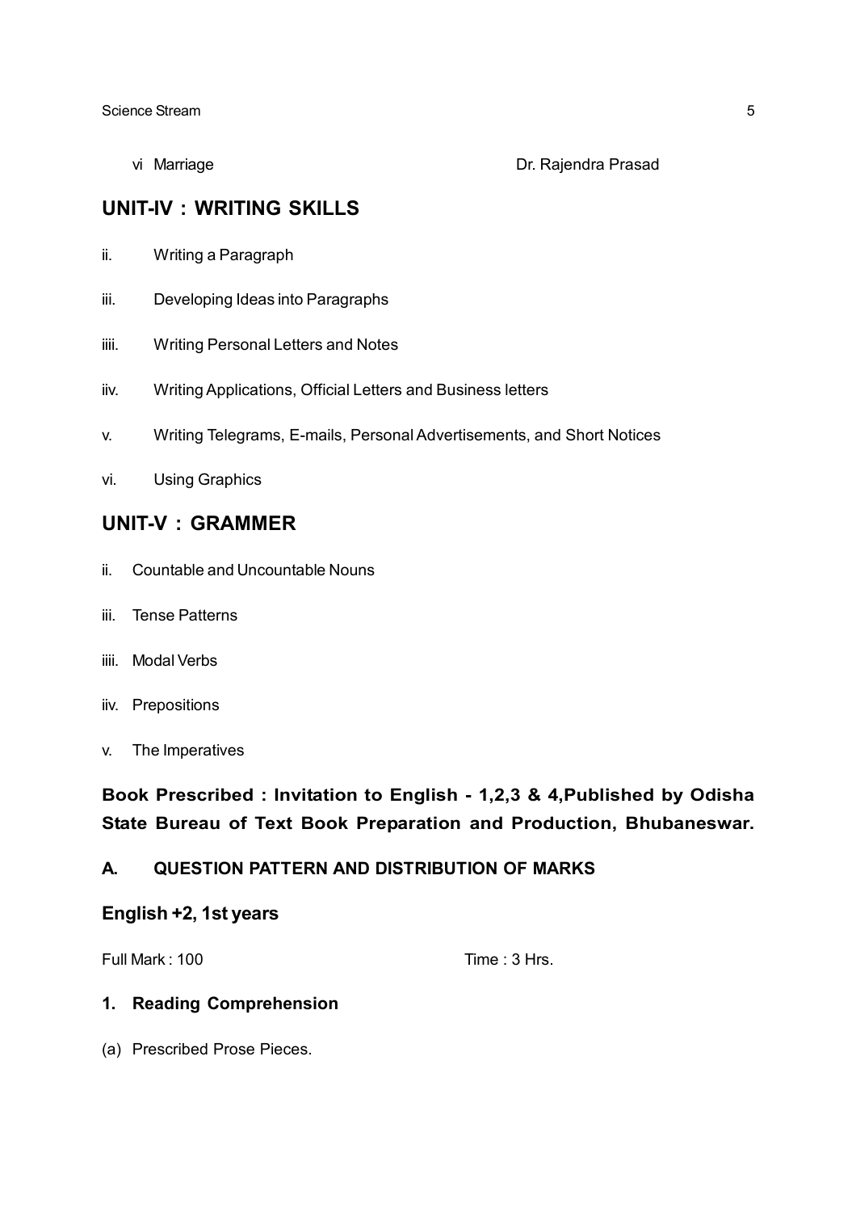vi Marriage Dr. Rajendra Prasad

## UNIT-IV : WRITING SKILLS

ii. Writing a Paragraph

iii. Developing Ideas into Paragraphs

iiii. Writing Personal Letters and Notes

iiv. Writing Applications, Official Letters and Business letters

v. Writing Telegrams, E-mails, Personal Advertisements, and Short Notices

vi. Using Graphics

## UNIT-V : GRAMMER

ii. Countable and Uncountable Nouns

iii. Tense Patterns

iiii. Modal Verbs

iiv. Prepositions

v. The Imperatives

**Book Prescribed : Invitation to English - 1,2,3 & 4,Published by Odisha State Bureau of Text Book Preparation and Production, Bhubaneswar.**

### A. QUESTION PATTERN AND DISTRIBUTION OF MARKS

### English +2, 1st years

Full Mark : 100 Time : 3 Hrs.

**1. Reading Comprehension**

(a) Prescribed Prose Pieces.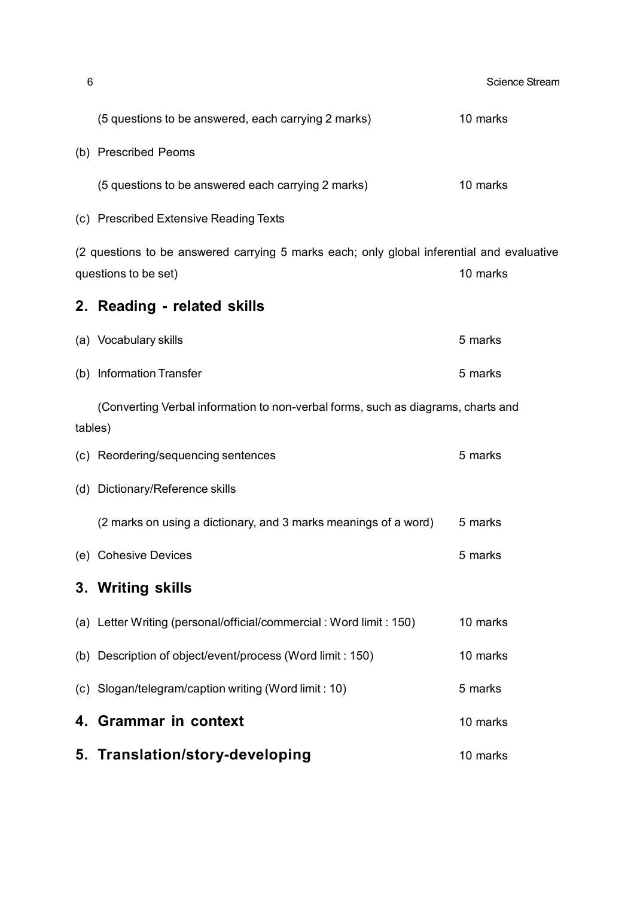(5 questions to be answered, each carrying 2 marks) 10 marks

(b) Prescribed Peoms

(5 questions to be answered each carrying 2 marks) 10 marks

(c) Prescribed Extensive Reading Texts

(2 questions to be answered carrying 5 marks each; only global inferential and evaluative questions to be set) 10 marks

## 2. Reading - related skills

(a) Vocabulary skills 5 marks

(b) Information Transfer 5 marks

(Converting Verbal information to non-verbal forms, such as diagrams, charts and tables)

(c) Reordering/sequencing sentences 5 marks

(d) Dictionary/Reference skills

(2 marks on using a dictionary, and 3 marks meanings of a word) 5 marks

(e) Cohesive Devices 5 marks

## 3. Writing skills

(a) Letter Writing (personal/official/commercial : Word limit : 150) 10 marks

(b) Description of object/event/process (Word limit : 150) 10 marks

(c) Slogan/telegram/caption writing (Word limit : 10) 5 marks

## 4. Grammar in context 10 marks

## 5. Translation/story-developing 10 marks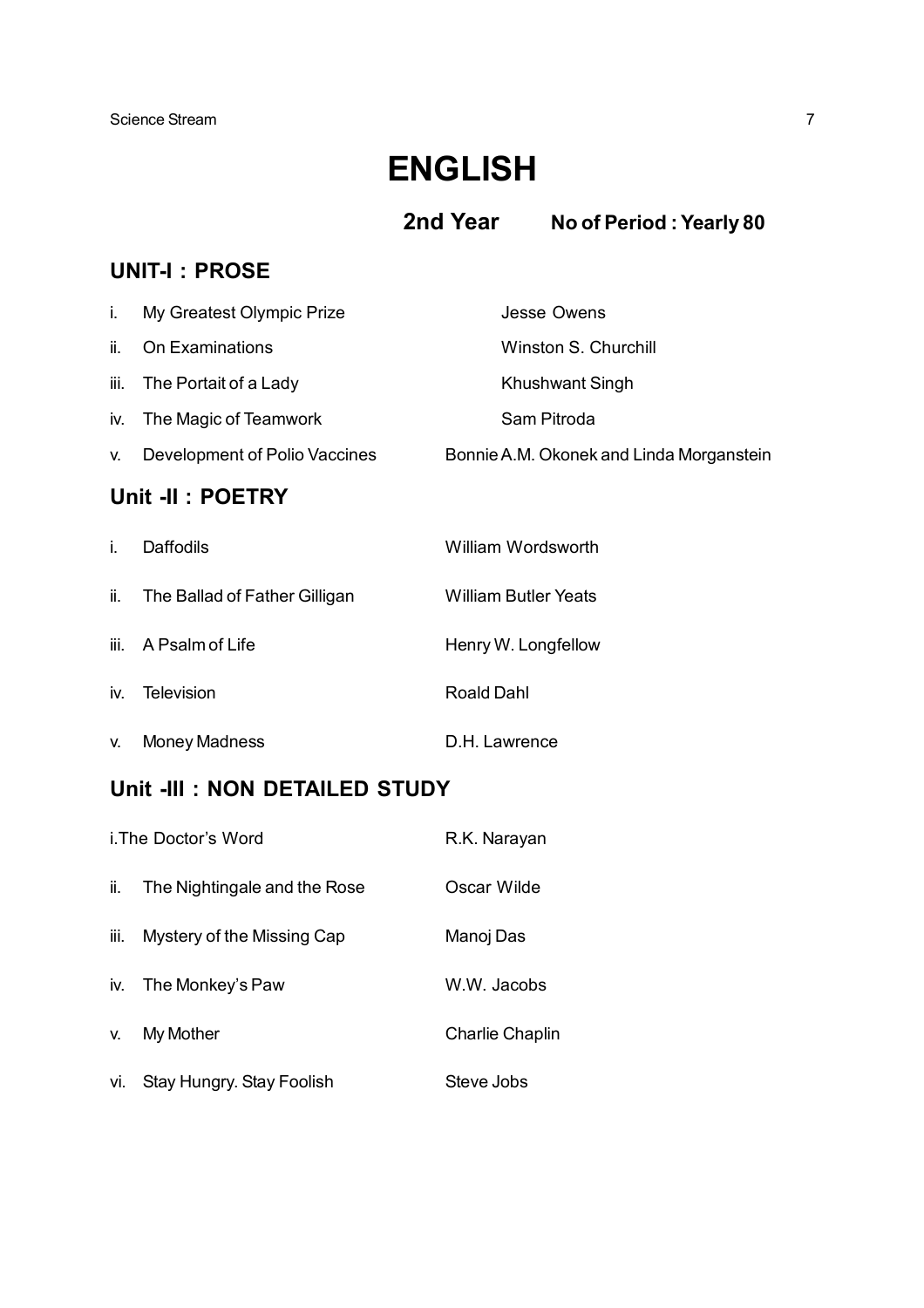# ENGLISH

**2nd Year** **No of Period : Yearly 80**

## UNIT-I : PROSE

| | Title | Author |
|---|---|---|
| i. | My Greatest Olympic Prize | Jesse Owens |
| ii. | On Examinations | Winston S. Churchill |
| iii. | The Portait of a Lady | Khushwant Singh |
| iv. | The Magic of Teamwork | Sam Pitroda |
| v. | Development of Polio Vaccines | Bonnie A.M. Okonek and Linda Morganstein |

## Unit -II : POETRY

| | Title | Author |
|---|---|---|
| i. | Daffodils | William Wordsworth |
| ii. | The Ballad of Father Gilligan | William Butler Yeats |
| iii. | A Psalm of Life | Henry W. Longfellow |
| iv. | Television | Roald Dahl |
| v. | Money Madness | D.H. Lawrence |

## Unit -III : NON DETAILED STUDY

| | Title | Author |
|---|---|---|
| i. | The Doctor's Word | R.K. Narayan |
| ii. | The Nightingale and the Rose | Oscar Wilde |
| iii. | Mystery of the Missing Cap | Manoj Das |
| iv. | The Monkey's Paw | W.W. Jacobs |
| v. | My Mother | Charlie Chaplin |
| vi. | Stay Hungry. Stay Foolish | Steve Jobs |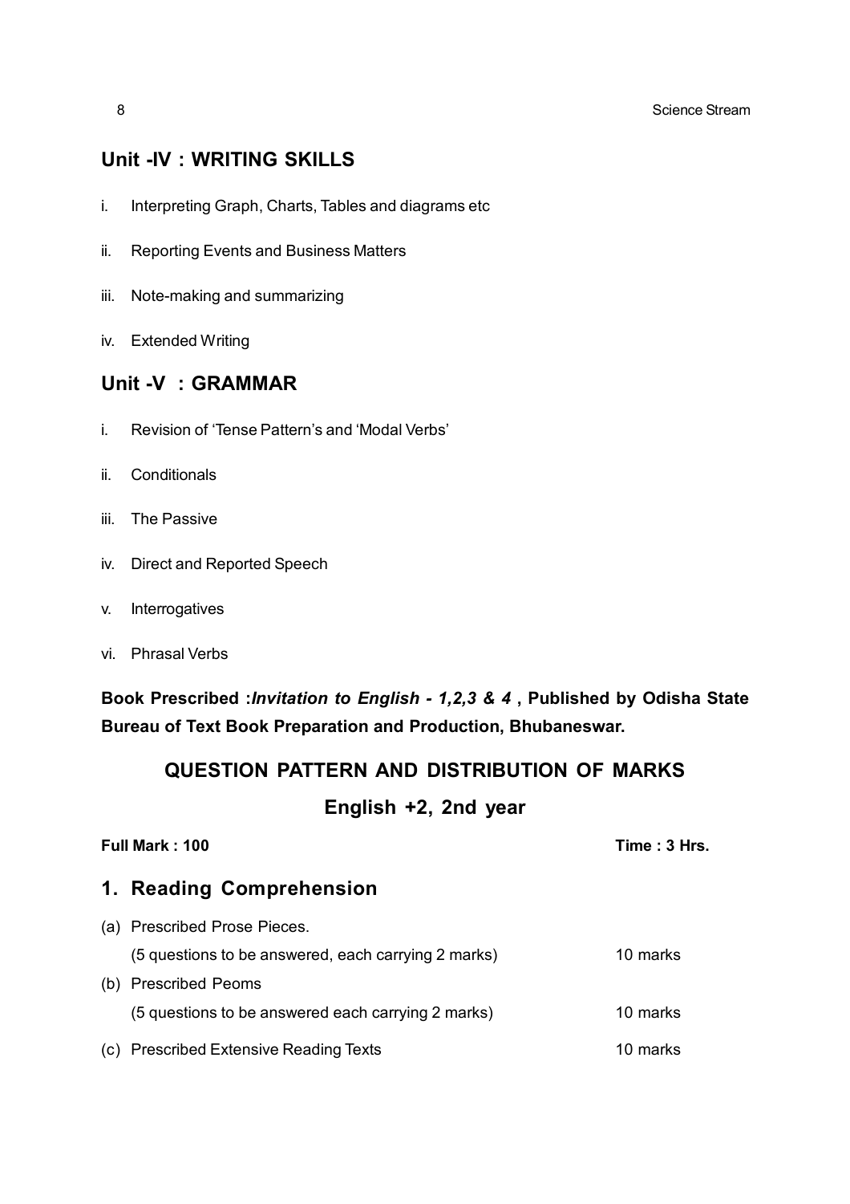## Unit -IV : WRITING SKILLS

i. Interpreting Graph, Charts, Tables and diagrams etc

ii. Reporting Events and Business Matters

iii. Note-making and summarizing

iv. Extended Writing

## Unit -V : GRAMMAR

i. Revision of 'Tense Pattern's and 'Modal Verbs'

ii. Conditionals

iii. The Passive

iv. Direct and Reported Speech

v. Interrogatives

vi. Phrasal Verbs

**Book Prescribed :*Invitation to English - 1,2,3 & 4*, Published by Odisha State Bureau of Text Book Preparation and Production, Bhubaneswar.**

## QUESTION PATTERN AND DISTRIBUTION OF MARKS

### English +2, 2nd year

**Full Mark : 100** **Time : 3 Hrs.**

## 1. Reading Comprehension

(a) Prescribed Prose Pieces.
(5 questions to be answered, each carrying 2 marks) 10 marks

(b) Prescribed Peoms
(5 questions to be answered each carrying 2 marks) 10 marks

(c) Prescribed Extensive Reading Texts 10 marks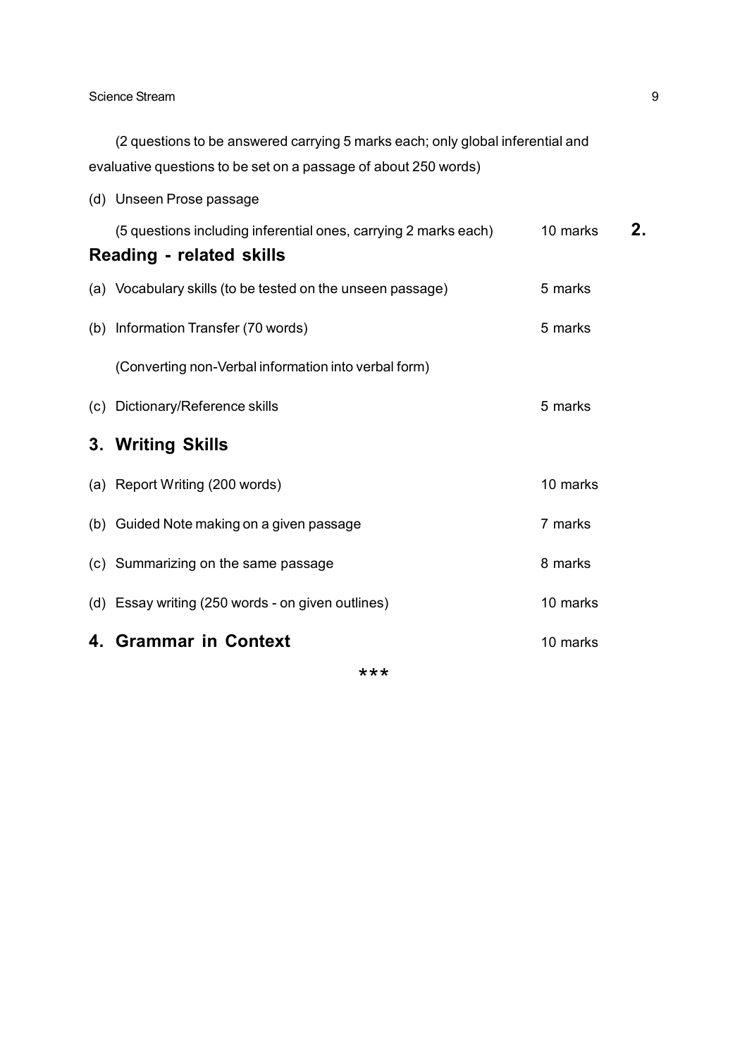(2 questions to be answered carrying 5 marks each; only global inferential and evaluative questions to be set on a passage of about 250 words)

(d) Unseen Prose passage

(5 questions including inferential ones, carrying 2 marks each) 10 marks

## 2. Reading - related skills

(a) Vocabulary skills (to be tested on the unseen passage) 5 marks

(b) Information Transfer (70 words) 5 marks

(Converting non-Verbal information into verbal form)

(c) Dictionary/Reference skills 5 marks

## 3. Writing Skills

(a) Report Writing (200 words) 10 marks

(b) Guided Note making on a given passage 7 marks

(c) Summarizing on the same passage 8 marks

(d) Essay writing (250 words - on given outlines) 10 marks

## 4. Grammar in Context 10 marks

***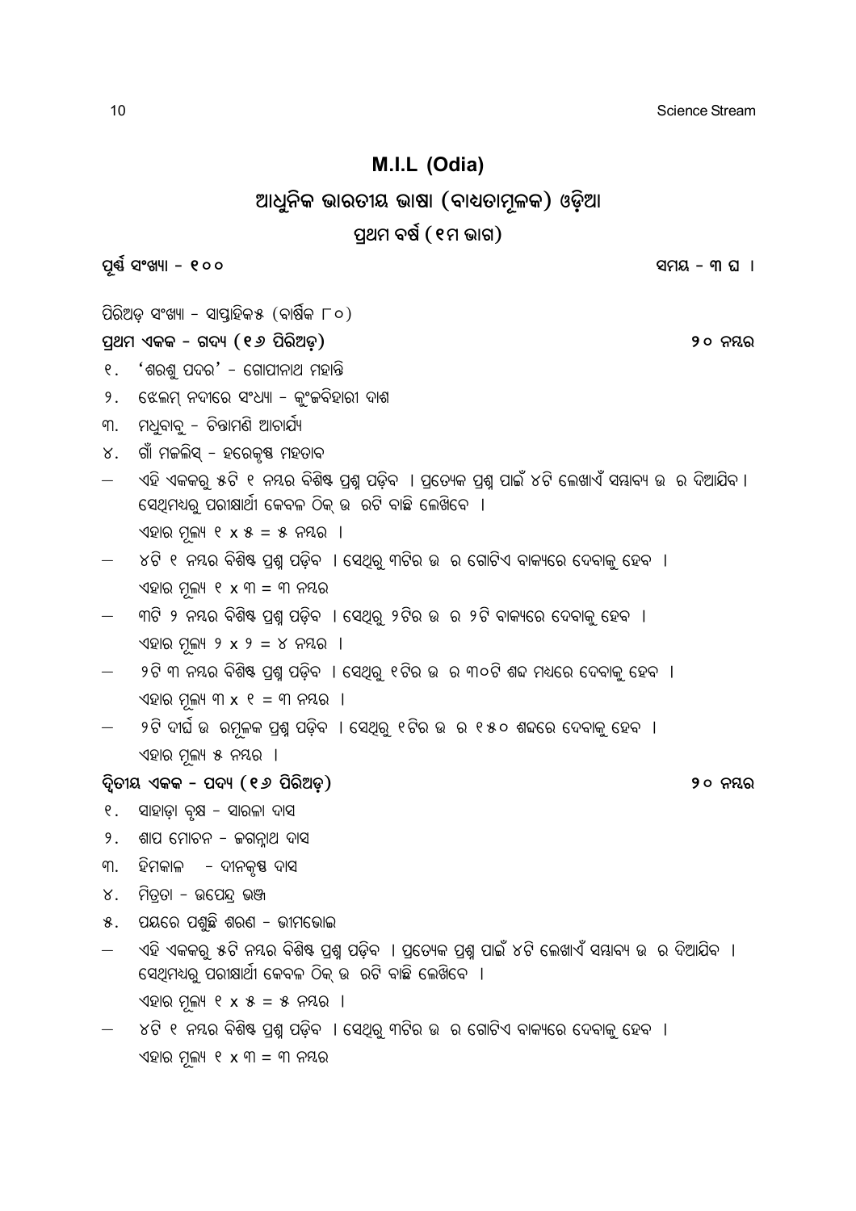# M.I.L (Odia)

## ଆଧୁନିକ ଭାରତୀୟ ଭାଷା (ବାଧ୍ୟତାମୂଳକ) ଓଡ଼ିଆ

### ପ୍ରଥମ ବର୍ଷ (୧ମ ଭାଗ)

**ପୂର୍ଣ୍ଣ ସଂଖ୍ୟା - ୧୦୦** **ସମୟ - ୩ ଘ ।**

ପିରିଅଡ଼ ସଂଖ୍ୟା - ସାପ୍ତାହିକ୫ (ବାର୍ଷିକ ୮୦)

**ପ୍ରଥମ ଏକକ - ଗଦ୍ୟ (୧୬ ପିରିଅଡ଼)** **୨୦ ନମ୍ବର**

୧. 'ଶରଣୁ ପଦର' - ଗୋପୀନାଥ ମହାନ୍ତି

୨. ଝେଲମ୍ ନଦୀରେ ସଂଧ୍ୟା - କୁଂଜବିହାରୀ ଦାଶ

୩. ମଧୁବାବୁ - ଚିନ୍ତାମଣି ଆଚାର୍ଯ୍ୟ

୪. ଗାଁ ମଜଲିସ୍ - ହରେକୃଷ୍ଣ ମହତାବ

- ଏହି ଏକକରୁ ୫ଟି ୧ ନମ୍ବର ବିଶିଷ୍ଟ ପ୍ରଶ୍ନ ପଡ଼ିବ । ପ୍ରତ୍ୟେକ ପ୍ରଶ୍ନ ପାଇଁ ୪ଟି ଲେଖାଏଁ ସମ୍ଭାବ୍ୟ ଉ ର ଦିଆଯିବ । ସେଥିମଧ୍ୟରୁ ପରୀକ୍ଷାର୍ଥୀ କେବଳ ଠିକ୍ ଉ ରଟି ବାଛି ଲେଖିବେ ।
  ଏହାର ମୂଲ୍ୟ ୧ x ୫ = ୫ ନମ୍ବର ।
- ୪ଟି ୧ ନମ୍ବର ବିଶିଷ୍ଟ ପ୍ରଶ୍ନ ପଡ଼ିବ । ସେଥିରୁ ୩ଟିର ଉ ର ଗୋଟିଏ ବାକ୍ୟରେ ଦେବାକୁ ହେବ ।
  ଏହାର ମୂଲ୍ୟ ୧ x ୩ = ୩ ନମ୍ବର
- ୩ଟି ୨ ନମ୍ବର ବିଶିଷ୍ଟ ପ୍ରଶ୍ନ ପଡ଼ିବ । ସେଥିରୁ ୨ଟିର ଉ ର ୨ଟି ବାକ୍ୟରେ ଦେବାକୁ ହେବ ।
  ଏହାର ମୂଲ୍ୟ ୨ x ୨ = ୪ ନମ୍ବର ।
- ୨ଟି ୩ ନମ୍ବର ବିଶିଷ୍ଟ ପ୍ରଶ୍ନ ପଡ଼ିବ । ସେଥିରୁ ୧ଟିର ଉ ର ୩୦ଟି ଶବ୍ଦ ମଧ୍ୟରେ ଦେବାକୁ ହେବ ।
  ଏହାର ମୂଲ୍ୟ ୩ x ୧ = ୩ ନମ୍ବର ।
- ୨ଟି ଦୀର୍ଘ ଉ ରମୂଳକ ପ୍ରଶ୍ନ ପଡ଼ିବ । ସେଥିରୁ ୧ଟିର ଉ ର ୧୫୦ ଶବ୍ଦରେ ଦେବାକୁ ହେବ ।
  ଏହାର ମୂଲ୍ୟ ୫ ନମ୍ବର ।

**ଦ୍ୱିତୀୟ ଏକକ - ପଦ୍ୟ (୧୬ ପିରିଅଡ଼)** **୨୦ ନମ୍ବର**

୧. ସାହାଡ଼ା ବୃକ୍ଷ - ସାରଳା ଦାସ

୨. ଶାପ ମୋଚନ - ଜଗନ୍ନାଥ ଦାସ

୩. ହିମକାଳ - ଦୀନକୃଷ୍ଣ ଦାସ

୪. ମିତ୍ରତା - ଉପେନ୍ଦ୍ର ଭଞ୍ଜ

୫. ପୟରେ ପଶୁଛି ଶରଣ - ଭୀମଭୋଇ

- ଏହି ଏକକରୁ ୫ଟି ନମ୍ବର ବିଶିଷ୍ଟ ପ୍ରଶ୍ନ ପଡ଼ିବ । ପ୍ରତ୍ୟେକ ପ୍ରଶ୍ନ ପାଇଁ ୪ଟି ଲେଖାଏଁ ସମ୍ଭାବ୍ୟ ଉ ର ଦିଆଯିବ । ସେଥିମଧ୍ୟରୁ ପରୀକ୍ଷାର୍ଥୀ କେବଳ ଠିକ୍ ଉ ରଟି ବାଛି ଲେଖିବେ ।
  ଏହାର ମୂଲ୍ୟ ୧ x ୫ = ୫ ନମ୍ବର ।
- ୪ଟି ୧ ନମ୍ବର ବିଶିଷ୍ଟ ପ୍ରଶ୍ନ ପଡ଼ିବ । ସେଥିରୁ ୩ଟିର ଉ ର ଗୋଟିଏ ବାକ୍ୟରେ ଦେବାକୁ ହେବ ।
  ଏହାର ମୂଲ୍ୟ ୧ x ୩ = ୩ ନମ୍ବର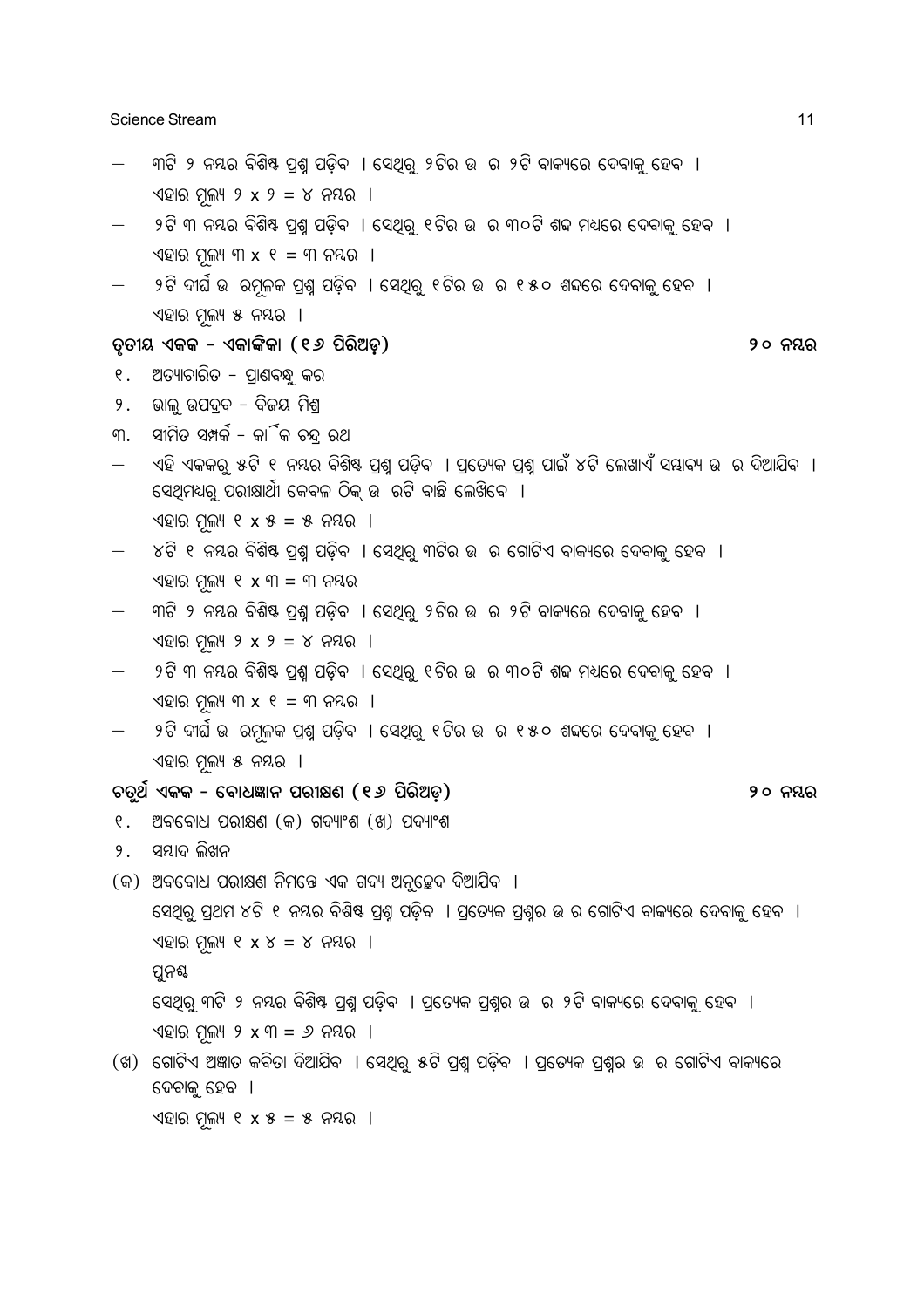- ୩ଟି ୨ ନମ୍ବର ବିଶିଷ୍ଟ ପ୍ରଶ୍ନ ପଡ଼ିବ । ସେଥିରୁ ୨ଟିର ଉ ର ୨ଟି ବାକ୍ୟରେ ଦେବାକୁ ହେବ ।
  ଏହାର ମୂଲ୍ୟ ୨ x ୨ = ୪ ନମ୍ବର ।
- ୨ଟି ୩ ନମ୍ବର ବିଶିଷ୍ଟ ପ୍ରଶ୍ନ ପଡ଼ିବ । ସେଥିରୁ ୧ଟିର ଉ ର ୩୦ଟି ଶବ୍ଦ ମଧ୍ୟରେ ଦେବାକୁ ହେବ ।
  ଏହାର ମୂଲ୍ୟ ୩ x ୧ = ୩ ନମ୍ବର ।
- ୨ଟି ଦୀର୍ଘ ଉ ରମୂଳକ ପ୍ରଶ୍ନ ପଡ଼ିବ । ସେଥିରୁ ୧ଟିର ଉ ର ୧୫୦ ଶବ୍ଦରେ ଦେବାକୁ ହେବ ।
  ଏହାର ମୂଲ୍ୟ ୫ ନମ୍ବର ।

**ତୃତୀୟ ଏକକ - ଏକାଙ୍କିକା (୧୬ ପିରିଅଡ଼)** **୨୦ ନମ୍ବର**

୧. ଅତ୍ୟାଚାରିତ - ପ୍ରାଣବନ୍ଧୁ କର

୨. ଭାଲୁ ଉପଦ୍ରବ - ବିଜୟ ମିଶ୍ର

୩. ସୀମିତ ସମ୍ପର୍କ - କାର୍ତ୍ତିକ ଚନ୍ଦ୍ର ରଥ

- ଏହି ଏକକରୁ ୫ଟି ୧ ନମ୍ବର ବିଶିଷ୍ଟ ପ୍ରଶ୍ନ ପଡ଼ିବ । ପ୍ରତ୍ୟେକ ପ୍ରଶ୍ନ ପାଇଁ ୪ଟି ଲେଖାଏଁ ସମ୍ଭାବ୍ୟ ଉ ର ଦିଆଯିବ । ସେଥିମଧ୍ୟରୁ ପରୀକ୍ଷାର୍ଥୀ କେବଳ ଠିକ୍ ଉ ରଟି ବାଛି ଲେଖିବେ ।
  ଏହାର ମୂଲ୍ୟ ୧ x ୫ = ୫ ନମ୍ବର ।
- ୪ଟି ୧ ନମ୍ବର ବିଶିଷ୍ଟ ପ୍ରଶ୍ନ ପଡ଼ିବ । ସେଥିରୁ ୩ଟିର ଉ ର ଗୋଟିଏ ବାକ୍ୟରେ ଦେବାକୁ ହେବ ।
  ଏହାର ମୂଲ୍ୟ ୧ x ୩ = ୩ ନମ୍ବର
- ୩ଟି ୨ ନମ୍ବର ବିଶିଷ୍ଟ ପ୍ରଶ୍ନ ପଡ଼ିବ । ସେଥିରୁ ୨ଟିର ଉ ର ୨ଟି ବାକ୍ୟରେ ଦେବାକୁ ହେବ ।
  ଏହାର ମୂଲ୍ୟ ୨ x ୨ = ୪ ନମ୍ବର ।
- ୨ଟି ୩ ନମ୍ବର ବିଶିଷ୍ଟ ପ୍ରଶ୍ନ ପଡ଼ିବ । ସେଥିରୁ ୧ଟିର ଉ ର ୩୦ଟି ଶବ୍ଦ ମଧ୍ୟରେ ଦେବାକୁ ହେବ ।
  ଏହାର ମୂଲ୍ୟ ୩ x ୧ = ୩ ନମ୍ବର ।
- ୨ଟି ଦୀର୍ଘ ଉ ରମୂଳକ ପ୍ରଶ୍ନ ପଡ଼ିବ । ସେଥିରୁ ୧ଟିର ଉ ର ୧୫୦ ଶବ୍ଦରେ ଦେବାକୁ ହେବ ।
  ଏହାର ମୂଲ୍ୟ ୫ ନମ୍ବର ।

**ଚତୁର୍ଥ ଏକକ - ବୋଧଜ୍ଞାନ ପରୀକ୍ଷଣ (୧୬ ପିରିଅଡ଼)** **୨୦ ନମ୍ବର**

୧. ଅବବୋଧ ପରୀକ୍ଷଣ (କ) ଗଦ୍ୟାଂଶ (ଖ) ପଦ୍ୟାଂଶ

୨. ସମ୍ବାଦ ଲିଖନ

(କ) ଅବବୋଧ ପରୀକ୍ଷଣ ନିମନ୍ତେ ଏକ ଗଦ୍ୟ ଅନୁଚ୍ଛେଦ ଦିଆଯିବ ।
ସେଥିରୁ ପ୍ରଥମ ୪ଟି ୧ ନମ୍ବର ବିଶିଷ୍ଟ ପ୍ରଶ୍ନ ପଡ଼ିବ । ପ୍ରତ୍ୟେକ ପ୍ରଶ୍ନର ଉ ର ଗୋଟିଏ ବାକ୍ୟରେ ଦେବାକୁ ହେବ ।
ଏହାର ମୂଲ୍ୟ ୧ x ୪ = ୪ ନମ୍ବର ।
ପୁନଶ୍ଚ
ସେଥିରୁ ୩ଟି ୨ ନମ୍ବର ବିଶିଷ୍ଟ ପ୍ରଶ୍ନ ପଡ଼ିବ । ପ୍ରତ୍ୟେକ ପ୍ରଶ୍ନର ଉ ର ୨ଟି ବାକ୍ୟରେ ଦେବାକୁ ହେବ ।
ଏହାର ମୂଲ୍ୟ ୨ x ୩ = ୬ ନମ୍ବର ।

(ଖ) ଗୋଟିଏ ଅଜ୍ଞାତ କବିତା ଦିଆଯିବ । ସେଥିରୁ ୫ଟି ପ୍ରଶ୍ନ ପଡ଼ିବ । ପ୍ରତ୍ୟେକ ପ୍ରଶ୍ନର ଉ ର ଗୋଟିଏ ବାକ୍ୟରେ ଦେବାକୁ ହେବ ।
ଏହାର ମୂଲ୍ୟ ୧ x ୫ = ୫ ନମ୍ବର ।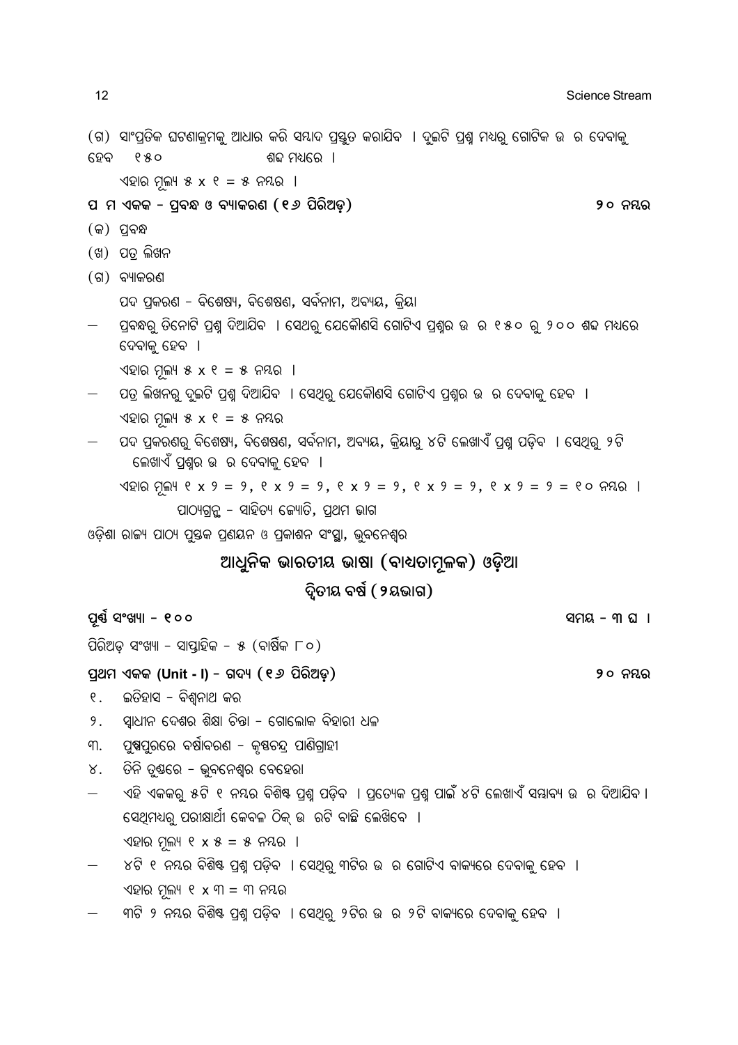(ଗ) ସାଂପ୍ରତିକ ଘଟଣାକ୍ରମକୁ ଆଧାର କରି ସମ୍ବାଦ ପ୍ରସ୍ତୁତ କରାଯିବ । ଦୁଇଟି ପ୍ରଶ୍ନ ମଧ୍ୟରୁ ଗୋଟିକ ଉ ର ଦେବାକୁ ହେବ ୧୫୦ ଶବ୍ଦ ମଧ୍ୟରେ ।

ଏହାର ମୂଲ୍ୟ ୫ x ୧ = ୫ ନମ୍ବର ।

**ପ ମ ଏକକ - ପ୍ରବନ୍ଧ ଓ ବ୍ୟାକରଣ (୧୬ ପିରିଅଡ଼)** **୨୦ ନମ୍ବର**

(କ) ପ୍ରବନ୍ଧ

(ଖ) ପତ୍ର ଲିଖନ

(ଗ) ବ୍ୟାକରଣ

ପଦ ପ୍ରକରଣ - ବିଶେଷ୍ୟ, ବିଶେଷଣ, ସର୍ବନାମ, ଅବ୍ୟୟ, କ୍ରିୟା

- ପ୍ରବନ୍ଧରୁ ତିନୋଟି ପ୍ରଶ୍ନ ଦିଆଯିବ । ସେଥିରୁ ଯେକୌଣସି ଗୋଟିଏ ପ୍ରଶ୍ନର ଉ ର ୧୫୦ ରୁ ୨୦୦ ଶବ୍ଦ ମଧ୍ୟରେ ଦେବାକୁ ହେବ ।

  ଏହାର ମୂଲ୍ୟ ୫ x ୧ = ୫ ନମ୍ବର ।

- ପତ୍ର ଲିଖନରୁ ଦୁଇଟି ପ୍ରଶ୍ନ ଦିଆଯିବ । ସେଥିରୁ ଯେକୌଣସି ଗୋଟିଏ ପ୍ରଶ୍ନର ଉ ର ଦେବାକୁ ହେବ ।

  ଏହାର ମୂଲ୍ୟ ୫ x ୧ = ୫ ନମ୍ବର

- ପଦ ପ୍ରକରଣରୁ ବିଶେଷ୍ୟ, ବିଶେଷଣ, ସର୍ବନାମ, ଅବ୍ୟୟ, କ୍ରିୟାରୁ ୪ଟି ଲେଖାଏଁ ପ୍ରଶ୍ନ ପଡ଼ିବ । ସେଥିରୁ ୨ଟି ଲେଖାଏଁ ପ୍ରଶ୍ନର ଉ ର ଦେବାକୁ ହେବ ।

  ଏହାର ମୂଲ୍ୟ ୧ x ୨ = ୨, ୧ x ୨ = ୨, ୧ x ୨ = ୨, ୧ x ୨ = ୨, ୧ x ୨ = ୨ = ୧୦ ନମ୍ବର ।

ପାଠ୍ୟଗ୍ରନ୍ଥ - ସାହିତ୍ୟ ଜ୍ୟୋତି, ପ୍ରଥମ ଭାଗ

ଓଡ଼ିଶା ରାଜ୍ୟ ପାଠ୍ୟ ପୁସ୍ତକ ପ୍ରଣୟନ ଓ ପ୍ରକାଶନ ସଂସ୍ଥା, ଭୁବନେଶ୍ୱର

## ଆଧୁନିକ ଭାରତୀୟ ଭାଷା (ବାଧ୍ୟତାମୂଳକ) ଓଡ଼ିଆ

### ଦ୍ୱିତୀୟ ବର୍ଷ (୨ୟଭାଗ)

**ପୂର୍ଣ୍ଣ ସଂଖ୍ୟା - ୧୦୦** **ସମୟ - ୩ ଘ ।**

ପିରିଅଡ଼ ସଂଖ୍ୟା - ସାପ୍ତାହିକ - ୫ (ବାର୍ଷିକ ୮୦)

**ପ୍ରଥମ ଏକକ (Unit - I) - ଗଦ୍ୟ (୧୬ ପିରିଅଡ଼)** **୨୦ ନମ୍ବର**

୧. ଇତିହାସ - ବିଶ୍ୱନାଥ କର

୨. ସ୍ୱାଧୀନ ଦେଶର ଶିକ୍ଷା ଚିନ୍ତା - ଗୋଲୋକ ବିହାରୀ ଧଳ

୩. ପୁଷ୍ପପୁରରେ ବର୍ଷାବରଣ - କୃଷ୍ଣଚନ୍ଦ୍ର ପାଣିଗ୍ରାହୀ

୪. ତିନି ତୁଣ୍ଡରେ - ଭୁବନେଶ୍ୱର ବେହେରା

- ଏହି ଏକକରୁ ୫ଟି ୧ ନମ୍ବର ବିଶିଷ୍ଟ ପ୍ରଶ୍ନ ପଡ଼ିବ । ପ୍ରତ୍ୟେକ ପ୍ରଶ୍ନ ପାଇଁ ୪ଟି ଲେଖାଏଁ ସମ୍ଭାବ୍ୟ ଉ ର ଦିଆଯିବ । ସେଥିମଧ୍ୟରୁ ପରୀକ୍ଷାର୍ଥୀ କେବଳ ଠିକ୍ ଉ ରଟି ବାଛି ଲେଖିବେ ।

  ଏହାର ମୂଲ୍ୟ ୧ x ୫ = ୫ ନମ୍ବର ।

- ୪ଟି ୧ ନମ୍ବର ବିଶିଷ୍ଟ ପ୍ରଶ୍ନ ପଡ଼ିବ । ସେଥିରୁ ୩ଟିର ଉ ର ଗୋଟିଏ ବାକ୍ୟରେ ଦେବାକୁ ହେବ ।

  ଏହାର ମୂଲ୍ୟ ୧ x ୩ = ୩ ନମ୍ବର

- ୩ଟି ୨ ନମ୍ବର ବିଶିଷ୍ଟ ପ୍ରଶ୍ନ ପଡ଼ିବ । ସେଥିରୁ ୨ଟିର ଉ ର ୨ଟି ବାକ୍ୟରେ ଦେବାକୁ ହେବ ।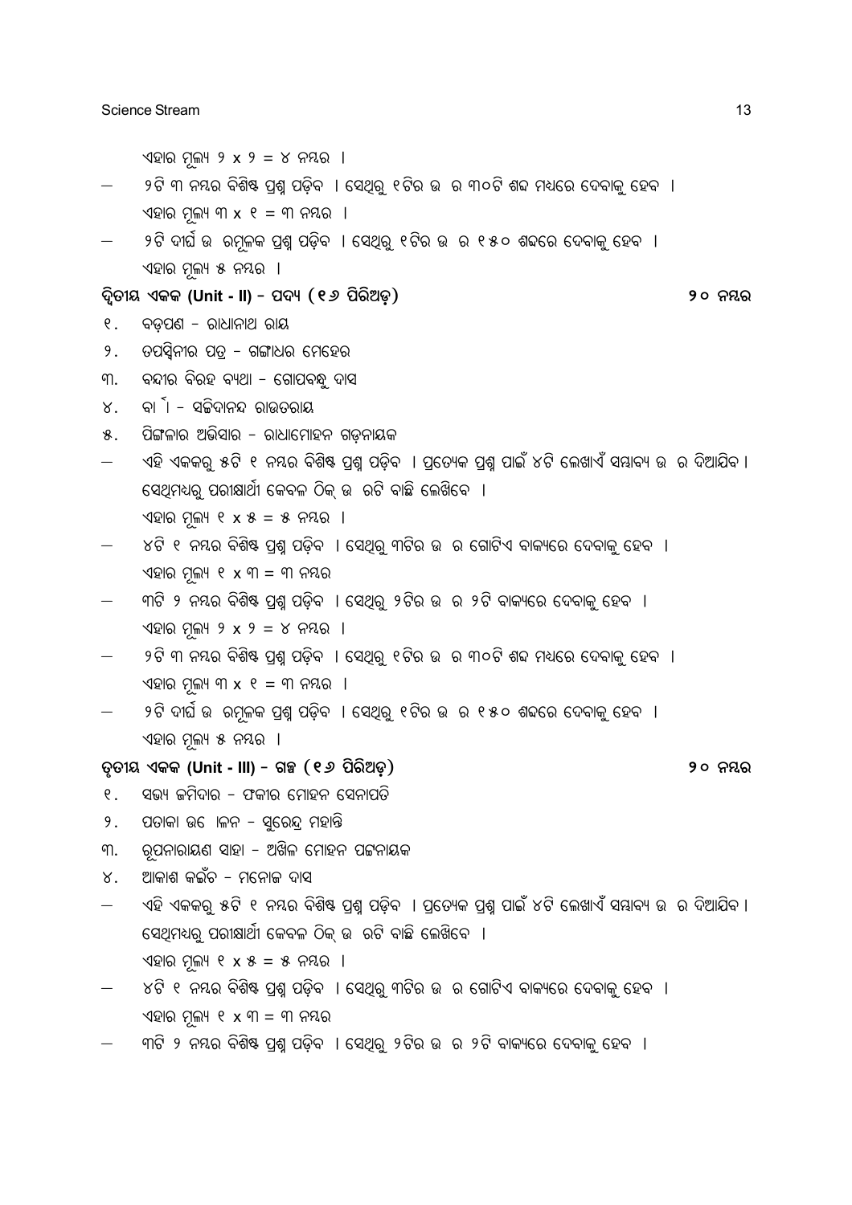ଏହାର ମୂଲ୍ୟ ୨ x ୨ = ୪ ନମ୍ବର ।

– ୨ଟି ୩ ନମ୍ବର ବିଶିଷ୍ଟ ପ୍ରଶ୍ନ ପଡ଼ିବ । ସେଥିରୁ ୧ଟିର ଉ ର ୩୦ଟି ଶବ୍ଦ ମଧ୍ୟରେ ଦେବାକୁ ହେବ ।
  ଏହାର ମୂଲ୍ୟ ୩ x ୧ = ୩ ନମ୍ବର ।

– ୨ଟି ଦୀର୍ଘ ଉ ରମୂଳକ ପ୍ରଶ୍ନ ପଡ଼ିବ । ସେଥିରୁ ୧ଟିର ଉ ର ୧୫୦ ଶବ୍ଦରେ ଦେବାକୁ ହେବ ।
  ଏହାର ମୂଲ୍ୟ ୫ ନମ୍ବର ।

### ଦ୍ୱିତୀୟ ଏକକ (Unit - II) – ପଦ୍ୟ (୧୬ ପିରିଅଡ଼) — ୨୦ ନମ୍ବର

୧. ବଡ଼ପଣ – ରାଧାନାଥ ରାୟ
୨. ତପସ୍ୱିନୀର ପତ୍ର – ଗଙ୍ଗାଧର ମେହେର
୩. ବନ୍ଦୀର ବିରହ ବ୍ୟଥା – ଗୋପବନ୍ଧୁ ଦାସ
୪. ବା ା – ସଚ୍ଚିଦାନନ୍ଦ ରାଉତରାୟ
୫. ପିଙ୍ଗଳାର ଅଭିସାର – ରାଧାମୋହନ ଗଡ଼ନାୟକ

– ଏହି ଏକକରୁ ୫ଟି ୧ ନମ୍ବର ବିଶିଷ୍ଟ ପ୍ରଶ୍ନ ପଡ଼ିବ । ପ୍ରତ୍ୟେକ ପ୍ରଶ୍ନ ପାଇଁ ୪ଟି ଲେଖାଏଁ ସମ୍ଭାବ୍ୟ ଉ ର ଦିଆଯିବ । ସେଥିମଧ୍ୟରୁ ପରୀକ୍ଷାର୍ଥୀ କେବଳ ଠିକ୍ ଉ ରଟି ବାଛି ଲେଖିବେ ।
  ଏହାର ମୂଲ୍ୟ ୧ x ୫ = ୫ ନମ୍ବର ।

– ୪ଟି ୧ ନମ୍ବର ବିଶିଷ୍ଟ ପ୍ରଶ୍ନ ପଡ଼ିବ । ସେଥିରୁ ୩ଟିର ଉ ର ଗୋଟିଏ ବାକ୍ୟରେ ଦେବାକୁ ହେବ ।
  ଏହାର ମୂଲ୍ୟ ୧ x ୩ = ୩ ନମ୍ବର

– ୩ଟି ୨ ନମ୍ବର ବିଶିଷ୍ଟ ପ୍ରଶ୍ନ ପଡ଼ିବ । ସେଥିରୁ ୨ଟିର ଉ ର ୨ଟି ବାକ୍ୟରେ ଦେବାକୁ ହେବ ।
  ଏହାର ମୂଲ୍ୟ ୨ x ୨ = ୪ ନମ୍ବର ।

– ୨ଟି ୩ ନମ୍ବର ବିଶିଷ୍ଟ ପ୍ରଶ୍ନ ପଡ଼ିବ । ସେଥିରୁ ୧ଟିର ଉ ର ୩୦ଟି ଶବ୍ଦ ମଧ୍ୟରେ ଦେବାକୁ ହେବ ।
  ଏହାର ମୂଲ୍ୟ ୩ x ୧ = ୩ ନମ୍ବର ।

– ୨ଟି ଦୀର୍ଘ ଉ ରମୂଳକ ପ୍ରଶ୍ନ ପଡ଼ିବ । ସେଥିରୁ ୧ଟିର ଉ ର ୧୫୦ ଶବ୍ଦରେ ଦେବାକୁ ହେବ ।
  ଏହାର ମୂଲ୍ୟ ୫ ନମ୍ବର ।

### ତୃତୀୟ ଏକକ (Unit - III) – ଗଳ୍ପ (୧୬ ପିରିଅଡ଼) — ୨୦ ନମ୍ବର

୧. ସଭ୍ୟ ଜମିଦାର – ଫକୀର ମୋହନ ସେନାପତି
୨. ପତାକା ଉ ୋଳନ – ସୁରେନ୍ଦ୍ର ମହାନ୍ତି
୩. ରୂପନାରାୟଣ ସାହା – ଅଖିଳ ମୋହନ ପଟ୍ଟନାୟକ
୪. ଆକାଶ କଇଁଚ – ମନୋଜ ଦାସ

– ଏହି ଏକକରୁ ୫ଟି ୧ ନମ୍ବର ବିଶିଷ୍ଟ ପ୍ରଶ୍ନ ପଡ଼ିବ । ପ୍ରତ୍ୟେକ ପ୍ରଶ୍ନ ପାଇଁ ୪ଟି ଲେଖାଏଁ ସମ୍ଭାବ୍ୟ ଉ ର ଦିଆଯିବ । ସେଥିମଧ୍ୟରୁ ପରୀକ୍ଷାର୍ଥୀ କେବଳ ଠିକ୍ ଉ ରଟି ବାଛି ଲେଖିବେ ।
  ଏହାର ମୂଲ୍ୟ ୧ x ୫ = ୫ ନମ୍ବର ।

– ୪ଟି ୧ ନମ୍ବର ବିଶିଷ୍ଟ ପ୍ରଶ୍ନ ପଡ଼ିବ । ସେଥିରୁ ୩ଟିର ଉ ର ଗୋଟିଏ ବାକ୍ୟରେ ଦେବାକୁ ହେବ ।
  ଏହାର ମୂଲ୍ୟ ୧ x ୩ = ୩ ନମ୍ବର

– ୩ଟି ୨ ନମ୍ବର ବିଶିଷ୍ଟ ପ୍ରଶ୍ନ ପଡ଼ିବ । ସେଥିରୁ ୨ଟିର ଉ ର ୨ଟି ବାକ୍ୟରେ ଦେବାକୁ ହେବ ।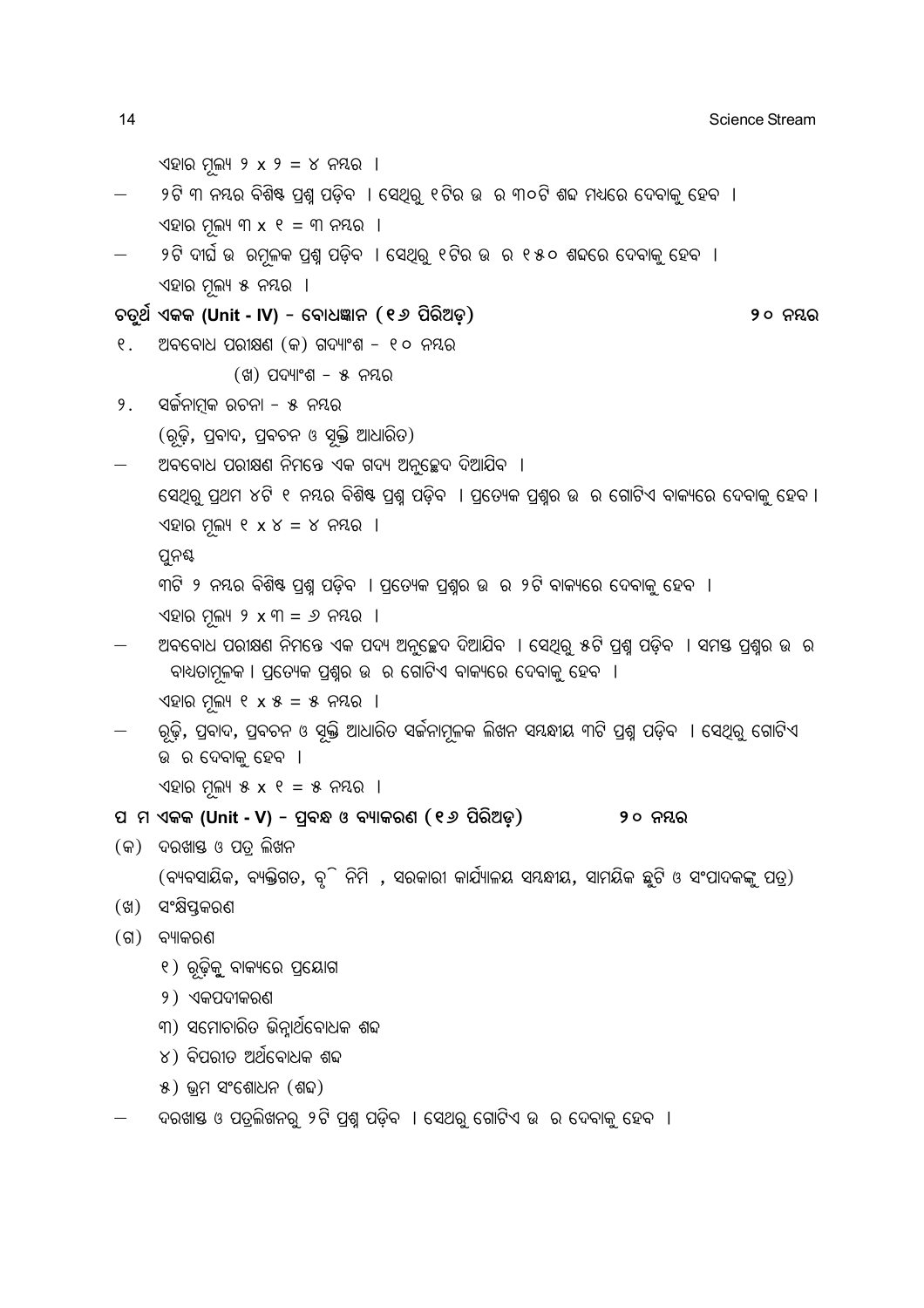ଏହାର ମୂଲ୍ୟ ୨ x ୨ = ୪ ନମ୍ବର ।

– ୨ଟି ୩ ନମ୍ବର ବିଶିଷ୍ଟ ପ୍ରଶ୍ନ ପଡ଼ିବ । ସେଥିରୁ ୧ଟିର ଉ ର ୩୦ଟି ଶବ୍ଦ ମଧ୍ୟରେ ଦେବାକୁ ହେବ ।

ଏହାର ମୂଲ୍ୟ ୩ x ୧ = ୩ ନମ୍ବର ।

– ୨ଟି ଦୀର୍ଘ ଉ ରମୂଳକ ପ୍ରଶ୍ନ ପଡ଼ିବ । ସେଥିରୁ ୧ଟିର ଉ ର ୧୫୦ ଶବ୍ଦରେ ଦେବାକୁ ହେବ ।

ଏହାର ମୂଲ୍ୟ ୫ ନମ୍ବର ।

**ଚତୁର୍ଥ ଏକକ (Unit - IV) – ବୋଧଜ୍ଞାନ (୧୬ ପିରିଅଡ଼)** **୨୦ ନମ୍ବର**

୧. ଅବବୋଧ ପରୀକ୍ଷଣ (କ) ଗଦ୍ୟାଂଶ – ୧୦ ନମ୍ବର

(ଖ) ପଦ୍ୟାଂଶ – ୫ ନମ୍ବର

୨. ସର୍ଜନାତ୍ମକ ରଚନା – ୫ ନମ୍ବର

(ରୂଢ଼ି, ପ୍ରବାଦ, ପ୍ରବଚନ ଓ ସୂକ୍ତି ଆଧାରିତ)

– ଅବବୋଧ ପରୀକ୍ଷଣ ନିମନ୍ତେ ଏକ ଗଦ୍ୟ ଅନୁଚ୍ଛେଦ ଦିଆଯିବ ।

ସେଥିରୁ ପ୍ରଥମ ୪ଟି ୧ ନମ୍ବର ବିଶିଷ୍ଟ ପ୍ରଶ୍ନ ପଡ଼ିବ । ପ୍ରତ୍ୟେକ ପ୍ରଶ୍ନର ଉ ର ଗୋଟିଏ ବାକ୍ୟରେ ଦେବାକୁ ହେବ ।

ଏହାର ମୂଲ୍ୟ ୧ x ୪ = ୪ ନମ୍ବର ।

ପୁନଶ୍ଚ

୩ଟି ୨ ନମ୍ବର ବିଶିଷ୍ଟ ପ୍ରଶ୍ନ ପଡ଼ିବ । ପ୍ରତ୍ୟେକ ପ୍ରଶ୍ନର ଉ ର ୨ଟି ବାକ୍ୟରେ ଦେବାକୁ ହେବ ।

ଏହାର ମୂଲ୍ୟ ୨ x ୩ = ୬ ନମ୍ବର ।

– ଅବବୋଧ ପରୀକ୍ଷଣ ନିମନ୍ତେ ଏକ ପଦ୍ୟ ଅନୁଚ୍ଛେଦ ଦିଆଯିବ । ସେଥିରୁ ୫ଟି ପ୍ରଶ୍ନ ପଡ଼ିବ । ସମସ୍ତ ପ୍ରଶ୍ନର ଉ ର ବାଧ୍ୟତାମୂଳକ । ପ୍ରତ୍ୟେକ ପ୍ରଶ୍ନର ଉ ର ଗୋଟିଏ ବାକ୍ୟରେ ଦେବାକୁ ହେବ ।

ଏହାର ମୂଲ୍ୟ ୧ x ୫ = ୫ ନମ୍ବର ।

– ରୂଢ଼ି, ପ୍ରବାଦ, ପ୍ରବଚନ ଓ ସୂକ୍ତି ଆଧାରିତ ସର୍ଜନାମୂଳକ ଲିଖନ ସମ୍ବନ୍ଧୀୟ ୩ଟି ପ୍ରଶ୍ନ ପଡ଼ିବ । ସେଥିରୁ ଗୋଟିଏ ଉ ର ଦେବାକୁ ହେବ ।

ଏହାର ମୂଲ୍ୟ ୫ x ୧ = ୫ ନମ୍ବର ।

**ପ ମ ଏକକ (Unit - V) – ପ୍ରବନ୍ଧ ଓ ବ୍ୟାକରଣ (୧୬ ପିରିଅଡ଼)** **୨୦ ନମ୍ବର**

(କ) ଦରଖାସ୍ତ ଓ ପତ୍ର ଲିଖନ

(ବ୍ୟବସାୟିକ, ବ୍ୟକ୍ତିଗତ, ବୃ ି ନିମି , ସରକାରୀ କାର୍ଯ୍ୟାଳୟ ସମ୍ବନ୍ଧୀୟ, ସାମୟିକ ଛୁଟି ଓ ସଂପାଦକଙ୍କୁ ପତ୍ର)

(ଖ) ସଂକ୍ଷିପ୍ତକରଣ

(ଗ) ବ୍ୟାକରଣ

୧) ରୂଢ଼ିକୁ ବାକ୍ୟରେ ପ୍ରୟୋଗ

୨) ଏକପଦୀକରଣ

୩) ସମୋଚାରିତ ଭିନ୍ନାର୍ଥବୋଧକ ଶବ୍ଦ

୪) ବିପରୀତ ଅର୍ଥବୋଧକ ଶବ୍ଦ

୫) ଭ୍ରମ ସଂଶୋଧନ (ଶବ୍ଦ)

– ଦରଖାସ୍ତ ଓ ପତ୍ରଲିଖନରୁ ୨ଟି ପ୍ରଶ୍ନ ପଡ଼ିବ । ସେଥିରୁ ଗୋଟିଏ ଉ ର ଦେବାକୁ ହେବ ।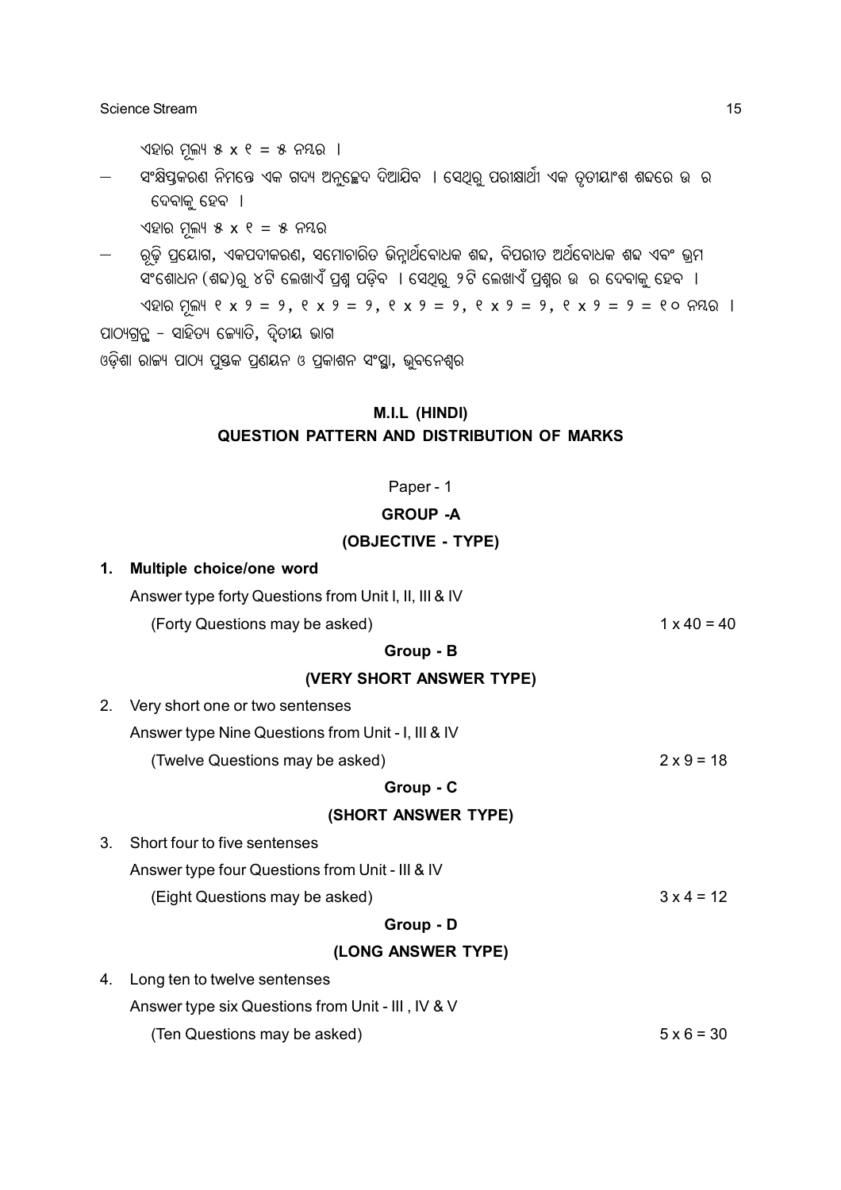ଏହାର ମୂଲ୍ୟ ୫ x ୧ = ୫ ନମ୍ବର ।

— ସଂକ୍ଷିପ୍ତକରଣ ନିମନ୍ତେ ଏକ ଗଦ୍ୟ ଅନୁଚ୍ଛେଦ ଦିଆଯିବ । ସେଥିରୁ ପରୀକ୍ଷାର୍ଥୀ ଏକ ତୃତୀୟାଂଶ ଶବ୍ଦରେ ଉ ର ଦେବାକୁ ହେବ ।

ଏହାର ମୂଲ୍ୟ ୫ x ୧ = ୫ ନମ୍ବର

— ରୂଢ଼ି ପ୍ରୟୋଗ, ଏକପଦୀକରଣ, ସମୋଚାରିତ ଭିନ୍ନାର୍ଥବୋଧକ ଶବ୍ଦ, ବିପରୀତ ଅର୍ଥବୋଧକ ଶବ୍ଦ ଏବଂ ଭ୍ରମ ସଂଶୋଧନ (ଶବ୍ଦ)ରୁ ୪ଟି ଲେଖାଏଁ ପ୍ରଶ୍ନ ପଡ଼ିବ । ସେଥିରୁ ୨ଟି ଲେଖାଏଁ ପ୍ରଶ୍ନର ଉ ର ଦେବାକୁ ହେବ ।

ଏହାର ମୂଲ୍ୟ ୧ x ୨ = ୨, ୧ x ୨ = ୨, ୧ x ୨ = ୨, ୧ x ୨ = ୨, ୧ x ୨ = ୨ = ୧୦ ନମ୍ବର ।

ପାଠ୍ୟଗ୍ରନ୍ଥ - ସାହିତ୍ୟ ଜ୍ୟୋତି, ଦ୍ୱିତୀୟ ଭାଗ

ଓଡ଼ିଶା ରାଜ୍ୟ ପାଠ୍ୟ ପୁସ୍ତକ ପ୍ରଣୟନ ଓ ପ୍ରକାଶନ ସଂସ୍ଥା, ଭୁବନେଶ୍ୱର

## M.I.L (HINDI)
## QUESTION PATTERN AND DISTRIBUTION OF MARKS

Paper - 1

### GROUP -A
### (OBJECTIVE - TYPE)

**1. Multiple choice/one word**

Answer type forty Questions from Unit I, II, III & IV

(Forty Questions may be asked) 1 x 40 = 40

### Group - B
### (VERY SHORT ANSWER TYPE)

2. Very short one or two sentenses

Answer type Nine Questions from Unit - I, III & IV

(Twelve Questions may be asked) 2 x 9 = 18

### Group - C
### (SHORT ANSWER TYPE)

3. Short four to five sentenses

Answer type four Questions from Unit - III & IV

(Eight Questions may be asked) 3 x 4 = 12

### Group - D
### (LONG ANSWER TYPE)

4. Long ten to twelve sentenses

Answer type six Questions from Unit - III , IV & V

(Ten Questions may be asked) 5 x 6 = 30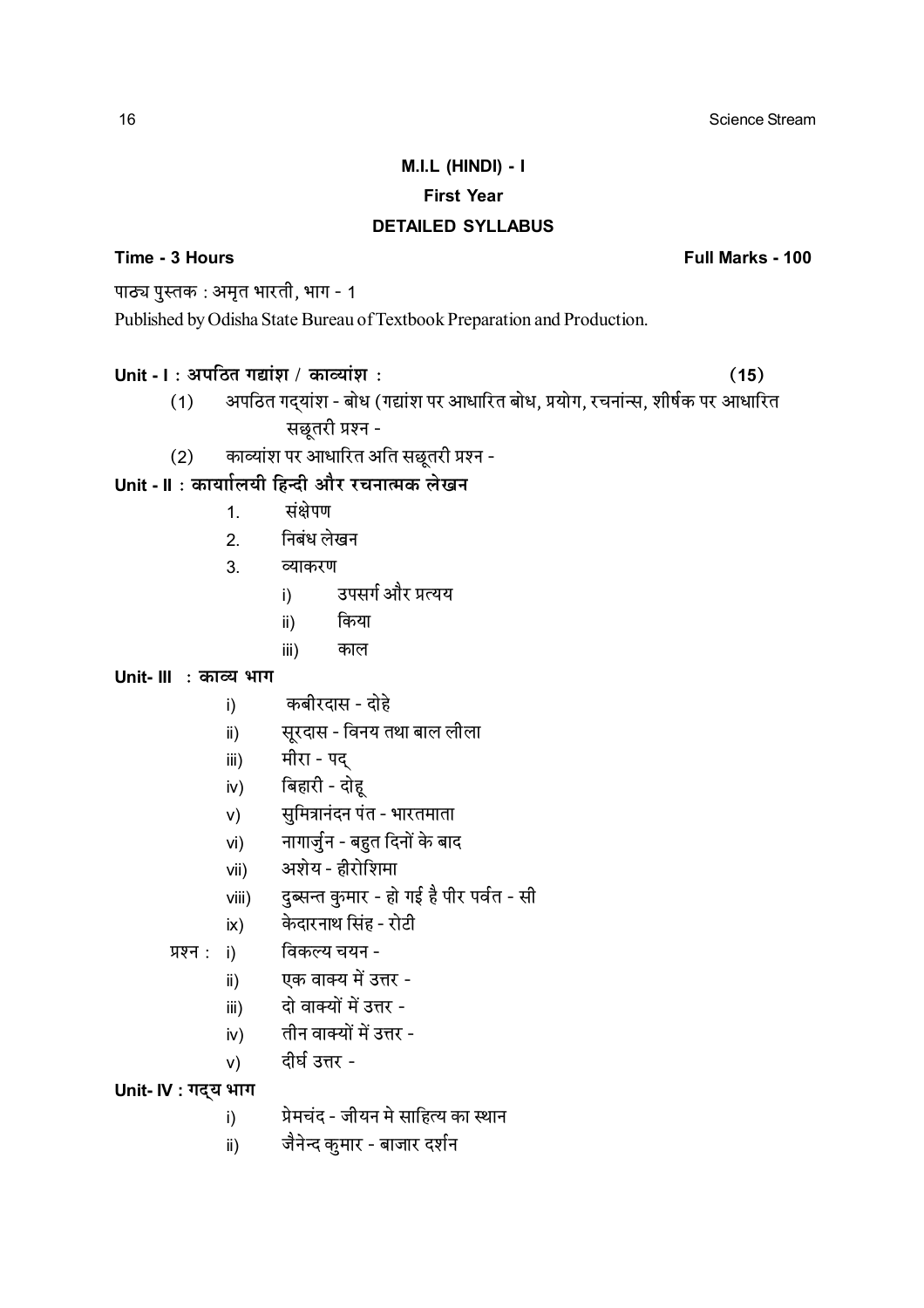## M.I.L (HINDI) - I

### First Year

### DETAILED SYLLABUS

**Time - 3 Hours** **Full Marks - 100**

पाठ्य पुस्तक : अमृत भारती, भाग - 1

Published by Odisha State Bureau of Textbook Preparation and Production.

**Unit - I : अपठित गद्यांश / काव्यांश :** **(15)**

(1) अपठित गद्यांश - बोध (गद्यांश पर आधारित बोध, प्रयोग, रचनांन्स, शीर्षक पर आधारित सछूतरी प्रश्न -

(2) काव्यांश पर आधारित अति सछूतरी प्रश्न -

**Unit - II : कार्यालयी हिन्दी और रचनात्मक लेखन**

1. संक्षेपण
2. निबंध लेखन
3. व्याकरण
   - i) उपसर्ग और प्रत्यय
   - ii) किया
   - iii) काल

**Unit- III : काव्य भाग**

- i) कबीरदास - दोहे
- ii) सूरदास - विनय तथा बाल लीला
- iii) मीरा - पद्
- iv) बिहारी - दोहू
- v) सुमित्रानंदन पंत - भारतमाता
- vi) नागार्जुन - बहुत दिनों के बाद
- vii) अशेय - हीरोशिमा
- viii) दुब्सन्त कुमार - हो गई है पीर पर्वत - सी
- ix) केदारनाथ सिंह - रोटी

प्रश्न :
- i) विकल्य चयन -
- ii) एक वाक्य में उत्तर -
- iii) दो वाक्यों में उत्तर -
- iv) तीन वाक्यों में उत्तर -
- v) दीर्घ उत्तर -

**Unit- IV : गद्य भाग**

- i) प्रेमचंद - जीयन मे साहित्य का स्थान
- ii) जैनेन्द कुमार - बाजार दर्शन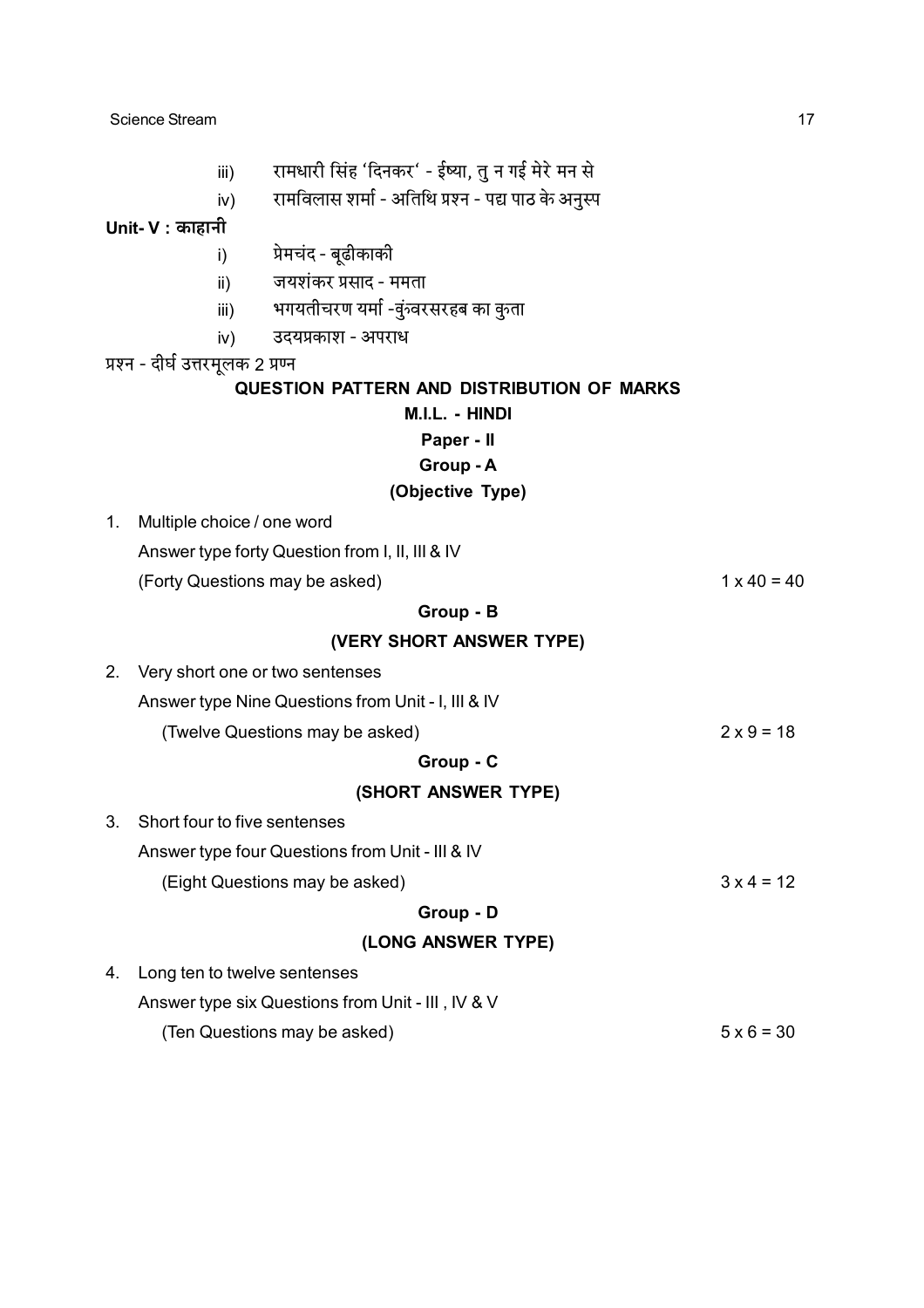iii) रामधारी सिंह 'दिनकर' - ईष्या, तु न गई मेरे मन से

iv) रामविलास शर्मा - अतिथि प्रश्न - पद्य पाठ के अनुस्प

**Unit- V : काहानी**

i) प्रेमचंद - बूढीकाकी

ii) जयशंकर प्रसाद - ममता

iii) भगयतीचरण यर्मा -वुंवरसरहब का कुता

iv) उदयप्रकाश - अपराध

प्रश्न - दीर्घ उत्तरमूलक 2 प्रष्न

**QUESTION PATTERN AND DISTRIBUTION OF MARKS**

**M.I.L. - HINDI**

**Paper - II**

**Group - A**

**(Objective Type)**

1. Multiple choice / one word

   Answer type forty Question from I, II, III & IV

   (Forty Questions may be asked) $1 \times 40 = 40$

**Group - B**

**(VERY SHORT ANSWER TYPE)**

2. Very short one or two sentenses

   Answer type Nine Questions from Unit - I, III & IV

   (Twelve Questions may be asked) $2 \times 9 = 18$

**Group - C**

**(SHORT ANSWER TYPE)**

3. Short four to five sentenses

   Answer type four Questions from Unit - III & IV

   (Eight Questions may be asked) $3 \times 4 = 12$

**Group - D**

**(LONG ANSWER TYPE)**

4. Long ten to twelve sentenses

   Answer type six Questions from Unit - III , IV & V

   (Ten Questions may be asked) $5 \times 6 = 30$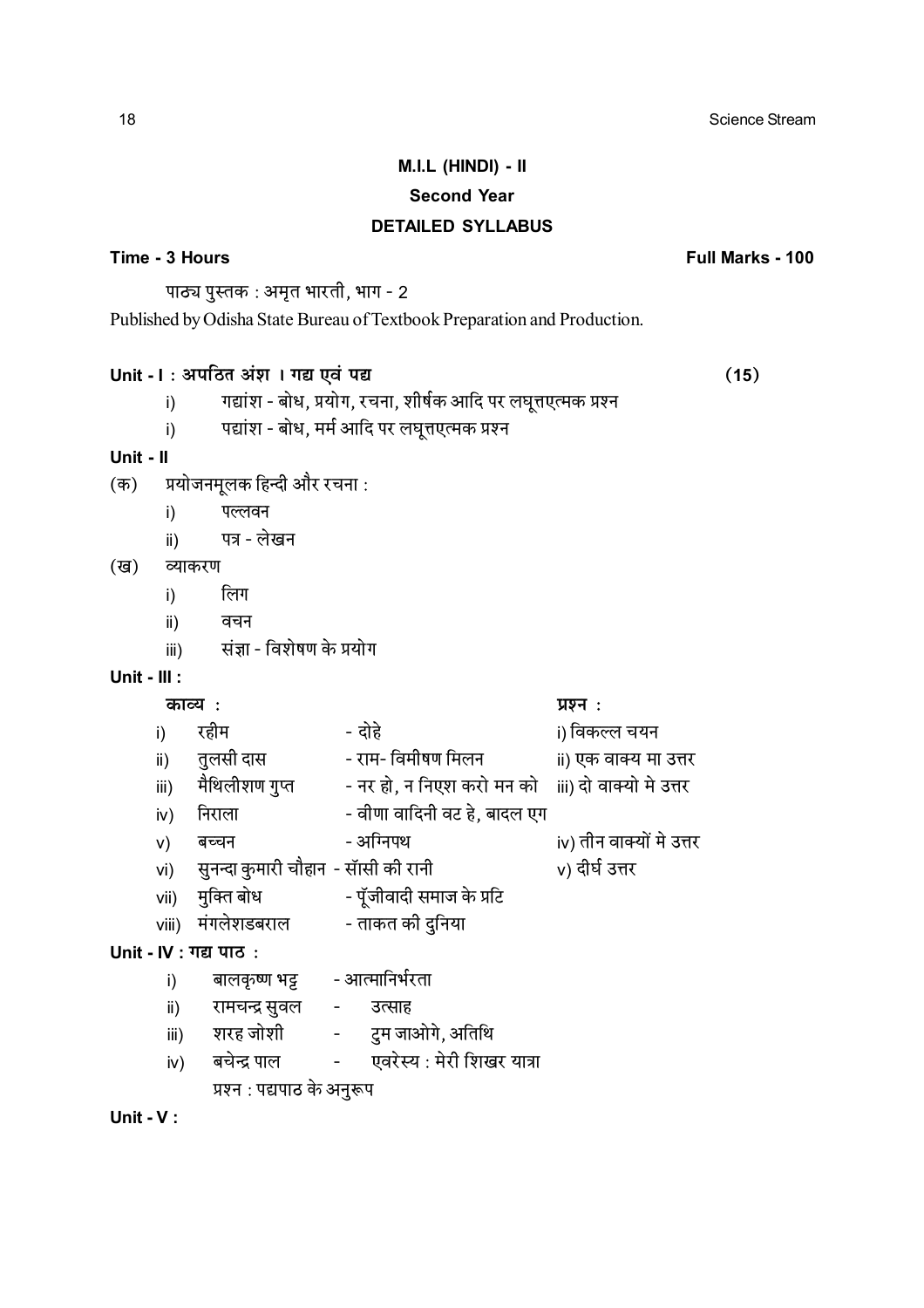## M.I.L (HINDI) - II

### Second Year

### DETAILED SYLLABUS

**Time - 3 Hours** **Full Marks - 100**

पाठ्य पुस्तक : अमृत भारती, भाग - 2

Published by Odisha State Bureau of Textbook Preparation and Production.

**Unit - I : अपठित अंश । गद्य एवं पद्य** **(15)**

i) गद्यांश - बोध, प्रयोग, रचना, शीर्षक आदि पर लघूत्तएत्मक प्रश्न

i) पद्यांश - बोध, मर्म आदि पर लघूत्तएत्मक प्रश्न

**Unit - II**

(क) प्रयोजनमूलक हिन्दी और रचना :

i) पल्लवन

ii) पत्र - लेखन

(ख) व्याकरण

i) लिग

ii) वचन

iii) संज्ञा - विशेषण के प्रयोग

**Unit - III :**

| **काव्य :** | | **प्रश्न :** |
|---|---|---|
| i) रहीम | - दोहे | i) विकल्ल चयन |
| ii) तुलसी दास | - राम- विमीषण मिलन | ii) एक वाक्य मा उत्तर |
| iii) मैथिलीशण गुप्त | - नर हो, न निएश करो मन को | iii) दो वाक्यो मे उत्तर |
| iv) निराला | - वीणा वादिनी वट हे, बादल एग | |
| v) बच्चन | - अग्निपथ | iv) तीन वाक्यों मे उत्तर |
| vi) सुनन्दा कुमारी चौहान | - सॉसी की रानी | v) दीर्घ उत्तर |
| vii) मुक्ति बोध | - पूँजीवादी समाज के प्रटि | |
| viii) मंगलेशडबराल | - ताकत की दुनिया | |

**Unit - IV : गद्य पाठ :**

i) बालकृष्ण भट्ट - आत्मानिर्भरता

ii) रामचन्द्र सुवल - उत्साह

iii) शरह जोशी - टुम जाओगे, अतिथि

iv) बचेन्द्र पाल - एवरेस्य : मेरी शिखर यात्रा

प्रश्न : पद्यपाठ के अनुरूप

**Unit - V :**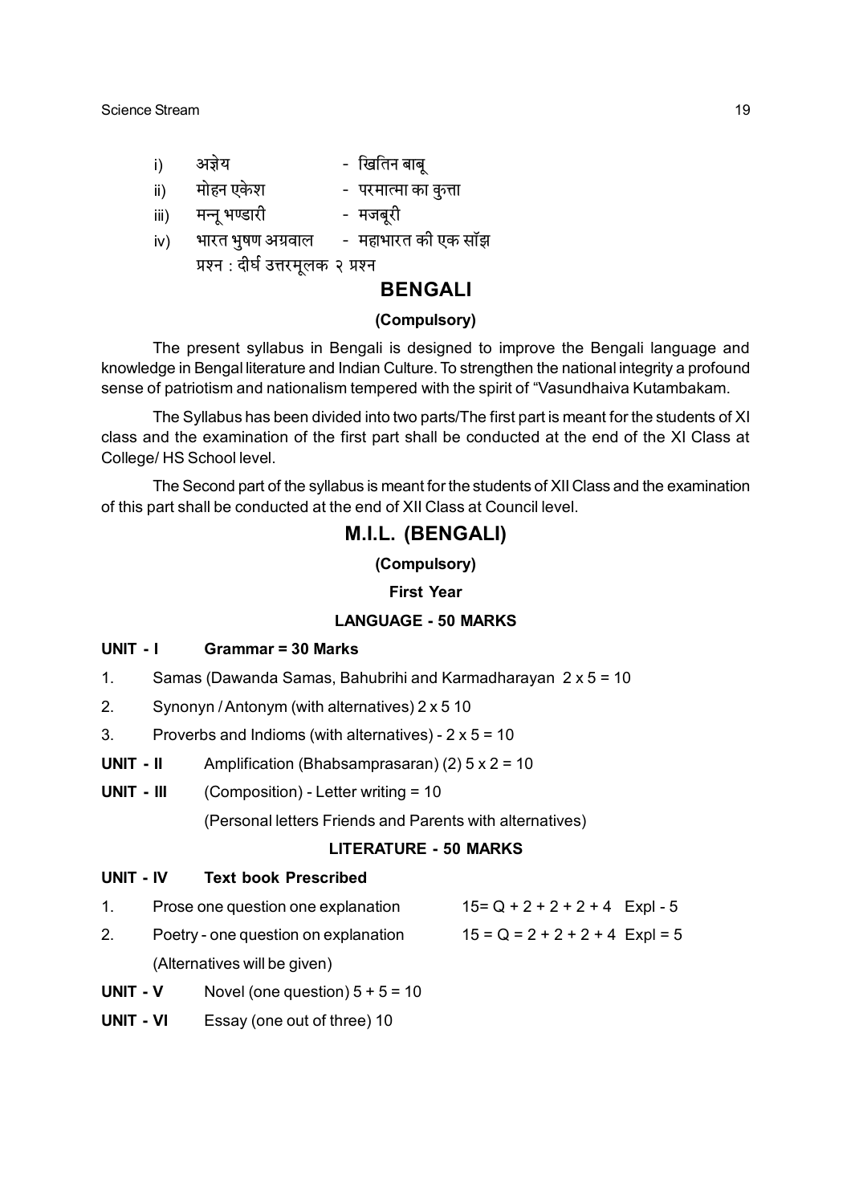i) अज्ञेय - खितिन बाबू

ii) मोहन एकेश - परमात्मा का कुत्ता

iii) मन्नू भण्डारी - मजबूरी

iv) भारत भुषण अग्रवाल - महाभारत की एक साँझ

प्रश्न : दीर्घ उत्तरमूलक २ प्रश्न

## BENGALI

### (Compulsory)

The present syllabus in Bengali is designed to improve the Bengali language and knowledge in Bengal literature and Indian Culture. To strengthen the national integrity a profound sense of patriotism and nationalism tempered with the spirit of "Vasundhaiva Kutambakam.

The Syllabus has been divided into two parts/The first part is meant for the students of XI class and the examination of the first part shall be conducted at the end of the XI Class at College/ HS School level.

The Second part of the syllabus is meant for the students of XII Class and the examination of this part shall be conducted at the end of XII Class at Council level.

## M.I.L. (BENGALI)

### (Compulsory)

### First Year

### LANGUAGE - 50 MARKS

**UNIT - I** **Grammar = 30 Marks**

1. Samas (Dawanda Samas, Bahubrihi and Karmadharayan 2 x 5 = 10
2. Synonyn / Antonym (with alternatives) 2 x 5 10
3. Proverbs and Indioms (with alternatives) - 2 x 5 = 10

**UNIT - II** Amplification (Bhabsamprasaran) (2) 5 x 2 = 10

**UNIT - III** (Composition) - Letter writing = 10

(Personal letters Friends and Parents with alternatives)

### LITERATURE - 50 MARKS

**UNIT - IV** **Text book Prescribed**

1. Prose one question one explanation 15= Q + 2 + 2 + 2 + 4 Expl - 5
2. Poetry - one question on explanation 15 = Q = 2 + 2 + 2 + 4 Expl = 5

(Alternatives will be given)

**UNIT - V** Novel (one question) 5 + 5 = 10

**UNIT - VI** Essay (one out of three) 10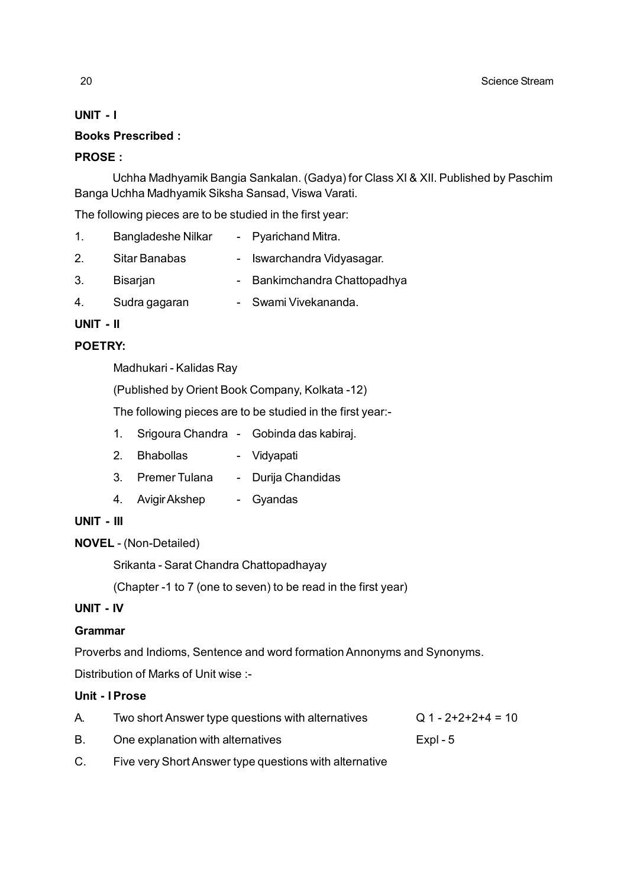**UNIT - I**

**Books Prescribed :**

**PROSE :**

Uchha Madhyamik Bangia Sankalan. (Gadya) for Class XI & XII. Published by Paschim Banga Uchha Madhyamik Siksha Sansad, Viswa Varati.

The following pieces are to be studied in the first year:

1. Bangladeshe Nilkar - Pyarichand Mitra.
2. Sitar Banabas - Iswarchandra Vidyasagar.
3. Bisarjan - Bankimchandra Chattopadhya
4. Sudra gagaran - Swami Vivekananda.

**UNIT - II**

**POETRY:**

Madhukari - Kalidas Ray

(Published by Orient Book Company, Kolkata -12)

The following pieces are to be studied in the first year:-

1. Srigoura Chandra - Gobinda das kabiraj.
2. Bhabollas - Vidyapati
3. Premer Tulana - Durija Chandidas
4. Avigir Akshep - Gyandas

**UNIT - III**

**NOVEL** - (Non-Detailed)

Srikanta - Sarat Chandra Chattopadhayay

(Chapter -1 to 7 (one to seven) to be read in the first year)

**UNIT - IV**

**Grammar**

Proverbs and Indioms, Sentence and word formation Annonyms and Synonyms.

Distribution of Marks of Unit wise :-

**Unit - I Prose**

| | | |
|---|---|---|
| A. | Two short Answer type questions with alternatives | Q 1 - 2+2+2+4 = 10 |
| B. | One explanation with alternatives | Expl - 5 |
| C. | Five very Short Answer type questions with alternative | |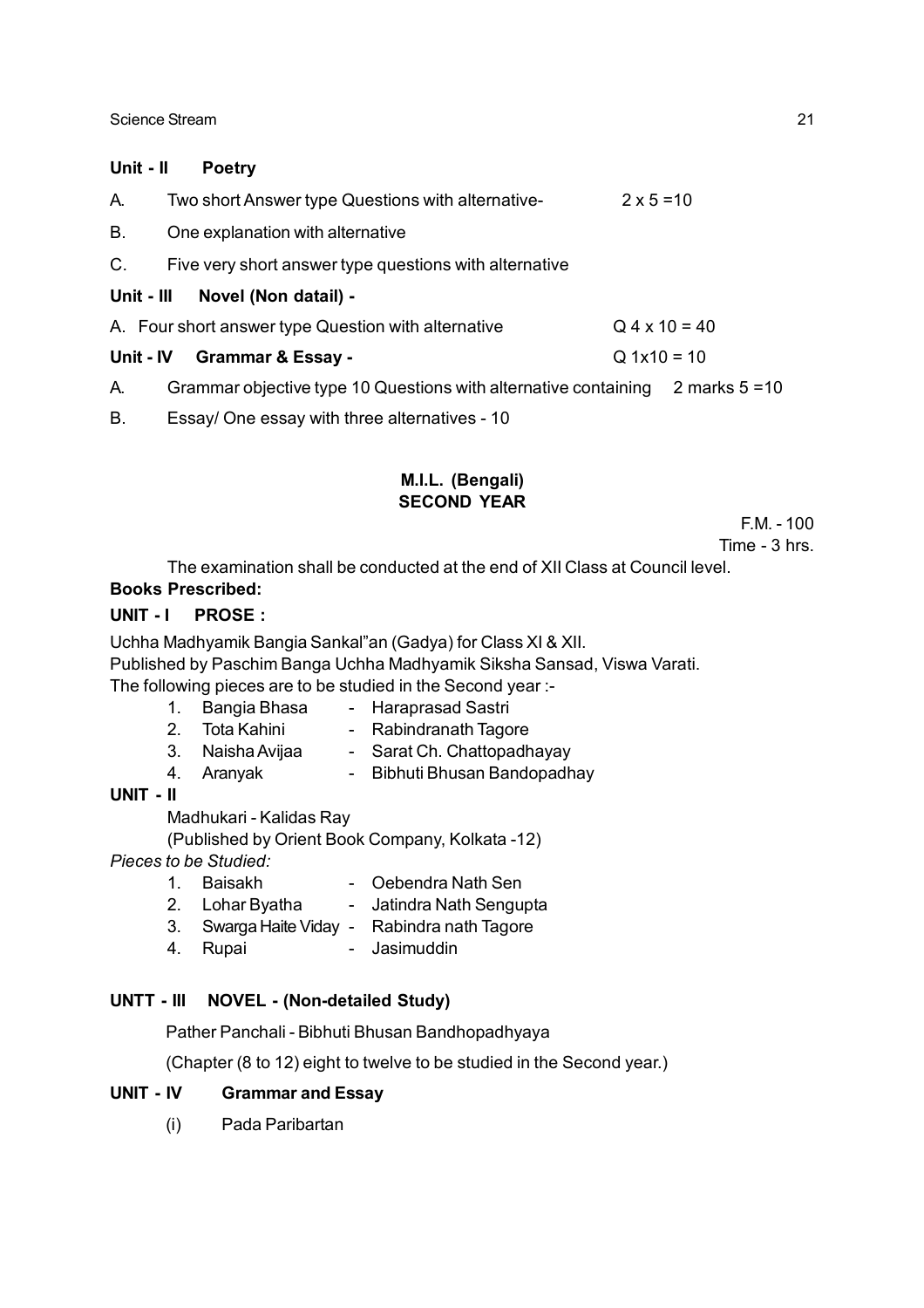**Unit - II Poetry**

A. Two short Answer type Questions with alternative- 2 x 5 =10

B. One explanation with alternative

C. Five very short answer type questions with alternative

**Unit - III Novel (Non datail) -**

A. Four short answer type Question with alternative Q 4 x 10 = 40

**Unit - IV Grammar & Essay -** Q 1x10 = 10

A. Grammar objective type 10 Questions with alternative containing 2 marks 5 =10

B. Essay/ One essay with three alternatives - 10

## M.I.L. (Bengali)
## SECOND YEAR

F.M. - 100
Time - 3 hrs.

The examination shall be conducted at the end of XII Class at Council level.

**Books Prescribed:**

**UNIT - I PROSE :**

Uchha Madhyamik Bangia Sankal"an (Gadya) for Class XI & XII.
Published by Paschim Banga Uchha Madhyamik Siksha Sansad, Viswa Varati.
The following pieces are to be studied in the Second year :-

1. Bangia Bhasa - Haraprasad Sastri
2. Tota Kahini - Rabindranath Tagore
3. Naisha Avijaa - Sarat Ch. Chattopadhayay
4. Aranyak - Bibhuti Bhusan Bandopadhay

**UNIT - II**

Madhukari - Kalidas Ray
(Published by Orient Book Company, Kolkata -12)

*Pieces to be Studied:*

1. Baisakh - Oebendra Nath Sen
2. Lohar Byatha - Jatindra Nath Sengupta
3. Swarga Haite Viday - Rabindra nath Tagore
4. Rupai - Jasimuddin

**UNTT - III NOVEL - (Non-detailed Study)**

Pather Panchali - Bibhuti Bhusan Bandhopadhyaya

(Chapter (8 to 12) eight to twelve to be studied in the Second year.)

**UNIT - IV Grammar and Essay**

(i) Pada Paribartan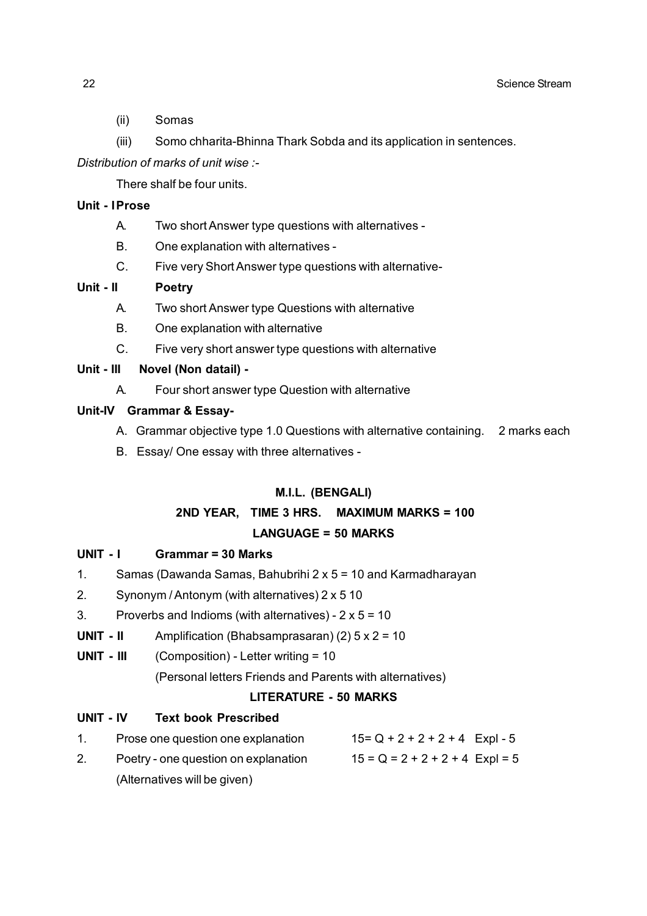(ii) Somas

(iii) Somo chharita-Bhinna Thark Sobda and its application in sentences.

*Distribution of marks of unit wise :-*

There shalf be four units.

**Unit - I Prose**

A. Two short Answer type questions with alternatives -

B. One explanation with alternatives -

C. Five very Short Answer type questions with alternative-

**Unit - II Poetry**

A. Two short Answer type Questions with alternative

B. One explanation with alternative

C. Five very short answer type questions with alternative

**Unit - III Novel (Non datail) -**

A. Four short answer type Question with alternative

**Unit-IV Grammar & Essay-**

A. Grammar objective type 1.0 Questions with alternative containing. 2 marks each

B. Essay/ One essay with three alternatives -

## M.I.L. (BENGALI)

### 2ND YEAR, TIME 3 HRS. MAXIMUM MARKS = 100

### LANGUAGE = 50 MARKS

**UNIT - I Grammar = 30 Marks**

1. Samas (Dawanda Samas, Bahubrihi 2 x 5 = 10 and Karmadharayan
2. Synonym / Antonym (with alternatives) 2 x 5 10
3. Proverbs and Indioms (with alternatives) - 2 x 5 = 10

**UNIT - II** Amplification (Bhabsamprasaran) (2) 5 x 2 = 10

**UNIT - III** (Composition) - Letter writing = 10

(Personal letters Friends and Parents with alternatives)

### LITERATURE - 50 MARKS

**UNIT - IV Text book Prescribed**

1. Prose one question one explanation 15= Q + 2 + 2 + 2 + 4 Expl - 5
2. Poetry - one question on explanation 15 = Q = 2 + 2 + 2 + 4 Expl = 5

(Alternatives will be given)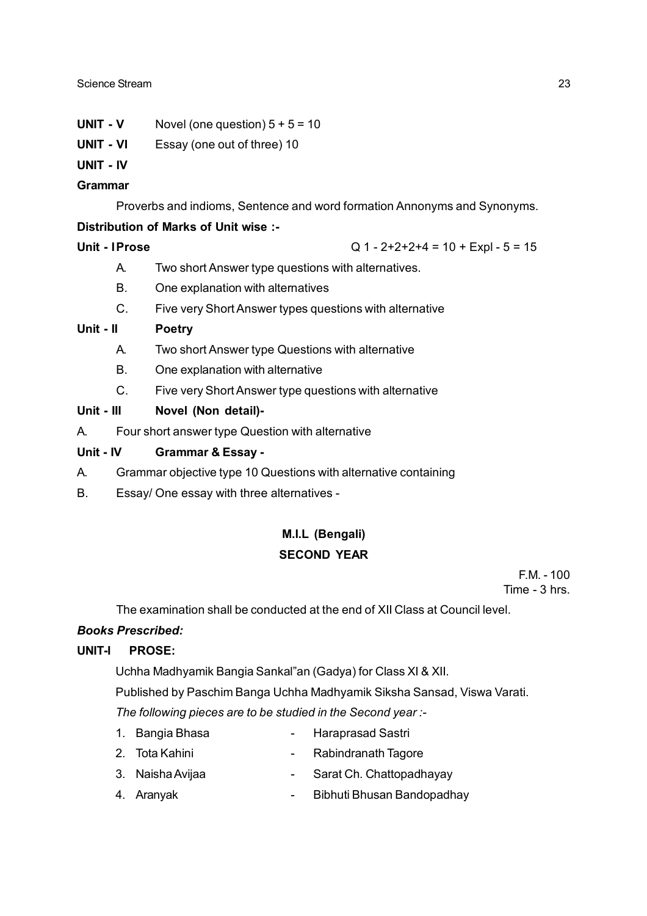**UNIT - V** Novel (one question) 5 + 5 = 10

**UNIT - VI** Essay (one out of three) 10

**UNIT - IV**

**Grammar**

Proverbs and indioms, Sentence and word formation Annonyms and Synonyms.

**Distribution of Marks of Unit wise :-**

**Unit - I Prose** Q 1 - 2+2+2+4 = 10 + Expl - 5 = 15

A. Two short Answer type questions with alternatives.

B. One explanation with alternatives

C. Five very Short Answer types questions with alternative

**Unit - II Poetry**

A. Two short Answer type Questions with alternative

B. One explanation with alternative

C. Five very Short Answer type questions with alternative

**Unit - III Novel (Non detail)-**

A. Four short answer type Question with alternative

**Unit - IV Grammar & Essay -**

A. Grammar objective type 10 Questions with alternative containing

B. Essay/ One essay with three alternatives -

## M.I.L (Bengali)

## SECOND YEAR

F.M. - 100
Time - 3 hrs.

The examination shall be conducted at the end of XII Class at Council level.

***Books Prescribed:***

**UNIT-I PROSE:**

Uchha Madhyamik Bangia Sankal"an (Gadya) for Class XI & XII.

Published by Paschim Banga Uchha Madhyamik Siksha Sansad, Viswa Varati.

*The following pieces are to be studied in the Second year :-*

1. Bangia Bhasa - Haraprasad Sastri
2. Tota Kahini - Rabindranath Tagore
3. Naisha Avijaa - Sarat Ch. Chattopadhayay
4. Aranyak - Bibhuti Bhusan Bandopadhay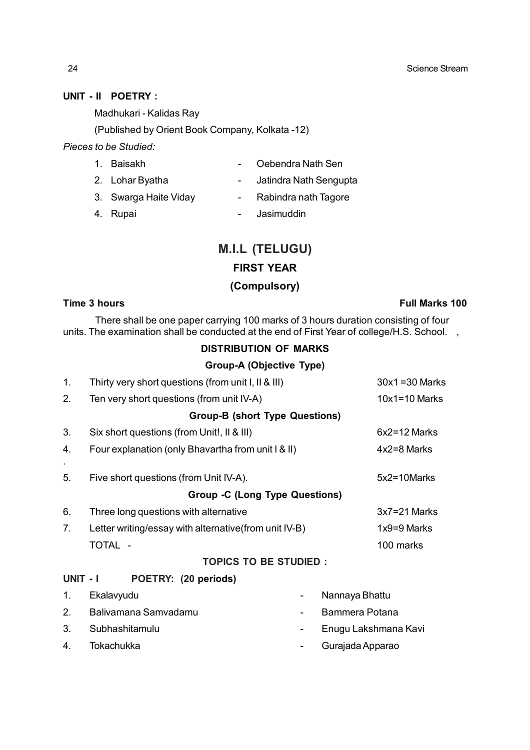**UNIT - II POETRY :**

Madhukari - Kalidas Ray

(Published by Orient Book Company, Kolkata -12)

*Pieces to be Studied:*

1. Baisakh - Oebendra Nath Sen
2. Lohar Byatha - Jatindra Nath Sengupta
3. Swarga Haite Viday - Rabindra nath Tagore
4. Rupai - Jasimuddin

## M.I.L (TELUGU)

### FIRST YEAR

### (Compulsory)

**Time 3 hours** **Full Marks 100**

There shall be one paper carrying 100 marks of 3 hours duration consisting of four units. The examination shall be conducted at the end of First Year of college/H.S. School. ,

### DISTRIBUTION OF MARKS

| | | |
|---|---|---|
| | **Group-A (Objective Type)** | |
| 1. | Thirty very short questions (from unit I, II & III) | 30x1 =30 Marks |
| 2. | Ten very short questions (from unit IV-A) | 10x1=10 Marks |
| | **Group-B (short Type Questions)** | |
| 3. | Six short questions (from Unit!, II & III) | 6x2=12 Marks |
| 4. | Four explanation (only Bhavartha from unit I & II) | 4x2=8 Marks |
| 5. | Five short questions (from Unit IV-A). | 5x2=10Marks |
| | **Group -C (Long Type Questions)** | |
| 6. | Three long questions with alternative | 3x7=21 Marks |
| 7. | Letter writing/essay with alternative(from unit IV-B) | 1x9=9 Marks |
| | TOTAL - | 100 marks |

### TOPICS TO BE STUDIED :

**UNIT - I POETRY: (20 periods)**

1. Ekalavyudu - Nannaya Bhattu
2. Balivamana Samvadamu - Bammera Potana
3. Subhashitamulu - Enugu Lakshmana Kavi
4. Tokachukka - Gurajada Apparao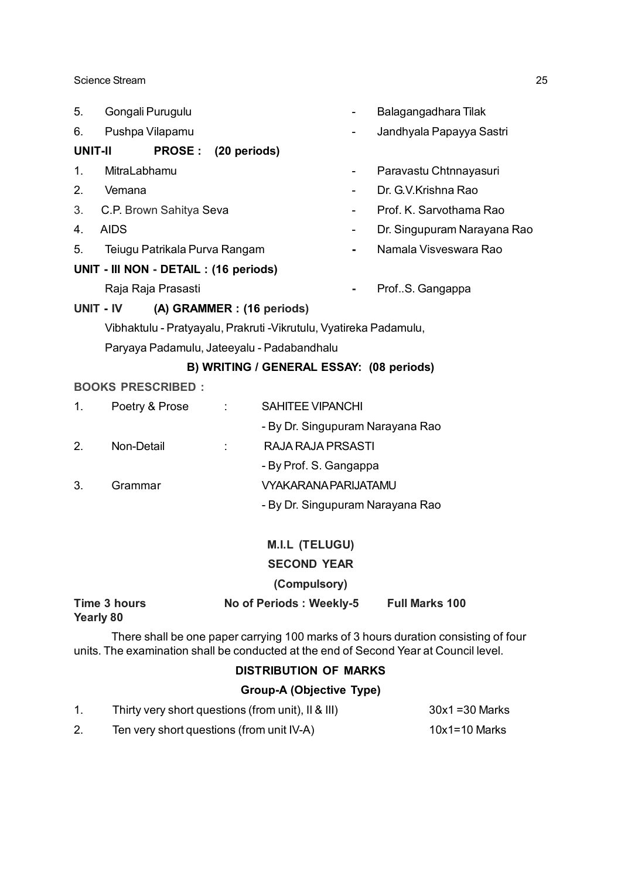5. Gongali Purugulu - Balagangadhara Tilak
6. Pushpa Vilapamu - Jandhyala Papayya Sastri

**UNIT-II PROSE : (20 periods)**

1. MitraLabhamu - Paravastu Chtnnayasuri
2. Vemana - Dr. G.V.Krishna Rao
3. C.P. Brown Sahitya Seva - Prof. K. Sarvothama Rao
4. AIDS - Dr. Singupuram Narayana Rao
5. Teiugu Patrikala Purva Rangam - Namala Visveswara Rao

**UNIT - III NON - DETAIL : (16 periods)**

Raja Raja Prasasti - Prof..S. Gangappa

**UNIT - IV (A) GRAMMER : (16 periods)**

Vibhaktulu - Pratyayalu, Prakruti -Vikrutulu, Vyatireka Padamulu, Paryaya Padamulu, Jateeyalu - Padabandhalu

**B) WRITING / GENERAL ESSAY: (08 periods)**

**BOOKS PRESCRIBED :**

1. Poetry & Prose : SAHITEE VIPANCHI
   - By Dr. Singupuram Narayana Rao
2. Non-Detail : RAJA RAJA PRSASTI
   - By Prof. S. Gangappa
3. Grammar VYAKARANA PARIJATAMU
   - By Dr. Singupuram Narayana Rao

## M.I.L (TELUGU)

## SECOND YEAR

### (Compulsory)

**Time 3 hours** **No of Periods : Weekly-5** **Full Marks 100**
**Yearly 80**

There shall be one paper carrying 100 marks of 3 hours duration consisting of four units. The examination shall be conducted at the end of Second Year at Council level.

### DISTRIBUTION OF MARKS

#### Group-A (Objective Type)

1. Thirty very short questions (from unit), II & III) 30x1 =30 Marks
2. Ten very short questions (from unit IV-A) 10x1=10 Marks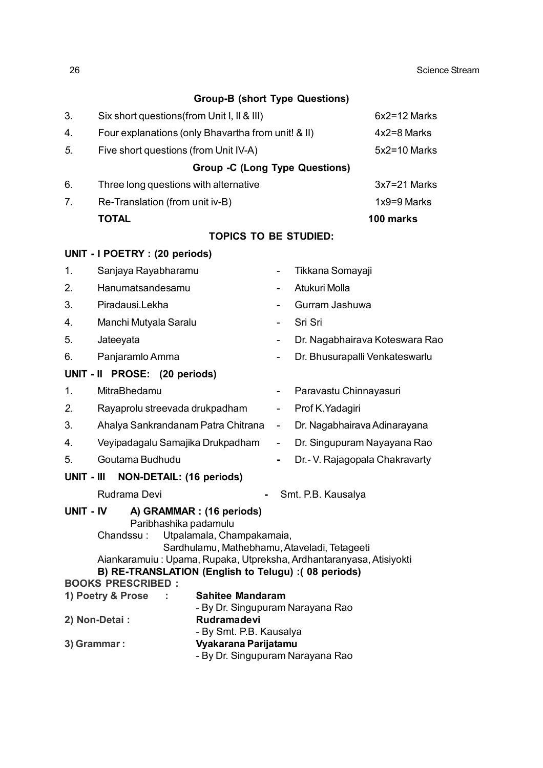### Group-B (short Type Questions)

| | | |
|---|---|---|
| 3. | Six short questions(from Unit I, II & III) | 6x2=12 Marks |
| 4. | Four explanations (only Bhavartha from unit! & II) | 4x2=8 Marks |
| *5.* | Five short questions (from Unit IV-A) | 5x2=10 Marks |

### Group -C (Long Type Questions)

| | | |
|---|---|---|
| 6. | Three long questions with alternative | 3x7=21 Marks |
| 7. | Re-Translation (from unit iv-B) | 1x9=9 Marks |
| | **TOTAL** | **100 marks** |

### TOPICS TO BE STUDIED:

**UNIT - I POETRY : (20 periods)**

1. Sanjaya Rayabharamu - Tikkana Somayaji
2. Hanumatsandesamu - Atukuri Molla
3. Piradausi.Lekha - Gurram Jashuwa
4. Manchi Mutyala Saralu - Sri Sri
5. Jateeyata - Dr. Nagabhairava Koteswara Rao
6. Panjaramlo Amma - Dr. Bhusurapalli Venkateswarlu

**UNIT - II PROSE: (20 periods)**

1. MitraBhedamu - Paravastu Chinnayasuri
2. Rayaprolu streevada drukpadham - Prof K.Yadagiri
3. Ahalya Sankrandanam Patra Chitrana - Dr. Nagabhairava Adinarayana
4. Veyipadagalu Samajika Drukpadham - Dr. Singupuram Nayayana Rao
5. Goutama Budhudu - Dr.- V. Rajagopala Chakravarty

**UNIT - III NON-DETAIL: (16 periods)**

Rudrama Devi - Smt. P.B. Kausalya

**UNIT - IV A) GRAMMAR : (16 periods)**

Paribhashika padamulu

Chandssu : Utpalamala, Champakamaia,
Sardhulamu, Mathebhamu, Ataveladi, Tetageeti

Aiankaramuiu : Upama, Rupaka, Utpreksha, Ardhantaranyasa, Atisiyokti

**B) RE-TRANSLATION (English to Telugu) :( 08 periods)**

**BOOKS PRESCRIBED :**

**1) Poetry & Prose :** **Sahitee Mandaram**
- By Dr. Singupuram Narayana Rao

**2) Non-Detai :** **Rudramadevi**
- By Smt. P.B. Kausalya

**3) Grammar :** **Vyakarana Parijatamu**
- By Dr. Singupuram Narayana Rao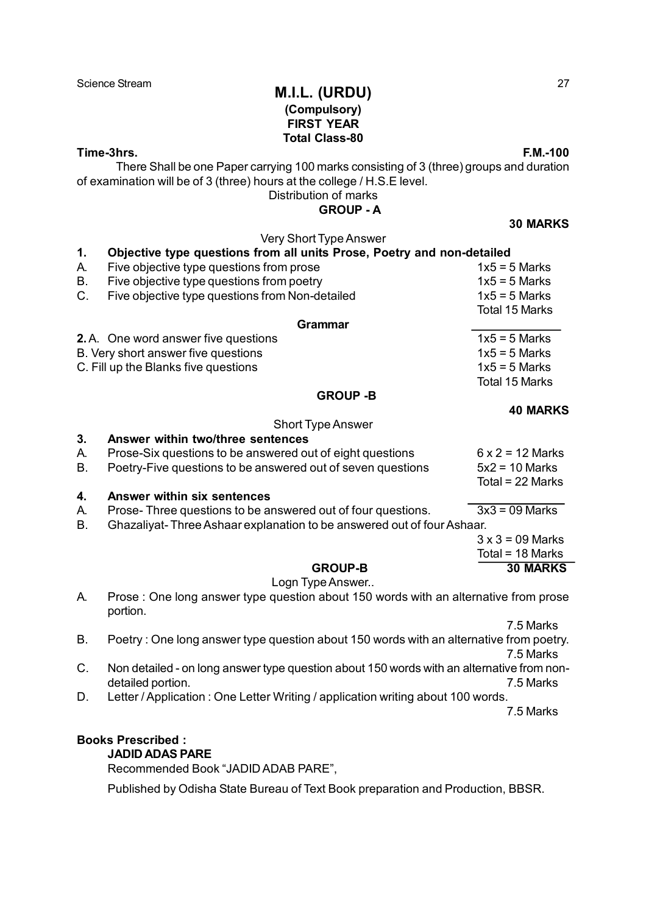# M.I.L. (URDU)

**(Compulsory)**

**FIRST YEAR**

**Total Class-80**

**Time-3hrs.** **F.M.-100**

There Shall be one Paper carrying 100 marks consisting of 3 (three) groups and duration of examination will be of 3 (three) hours at the college / H.S.E level.

Distribution of marks

## GROUP - A

**30 MARKS**

Very Short Type Answer

**1. Objective type questions from all units Prose, Poetry and non-detailed**

A. Five objective type questions from prose — 1x5 = 5 Marks

B. Five objective type questions from poetry — 1x5 = 5 Marks

C. Five objective type questions from Non-detailed — 1x5 = 5 Marks

Total 15 Marks

**Grammar**

**2.** A. One word answer five questions — 1x5 = 5 Marks

B. Very short answer five questions — 1x5 = 5 Marks

C. Fill up the Blanks five questions — 1x5 = 5 Marks

Total 15 Marks

## GROUP -B

**40 MARKS**

Short Type Answer

**3. Answer within two/three sentences**

A. Prose-Six questions to be answered out of eight questions — 6 x 2 = 12 Marks

B. Poetry-Five questions to be answered out of seven questions — 5x2 = 10 Marks

Total = 22 Marks

**4. Answer within six sentences**

A. Prose- Three questions to be answered out of four questions. — 3x3 = 09 Marks

B. Ghazaliyat- Three Ashaar explanation to be answered out of four Ashaar.

3 x 3 = 09 Marks

Total = 18 Marks

## GROUP-B

**30 MARKS**

Logn Type Answer..

A. Prose : One long answer type question about 150 words with an alternative from prose portion.

7.5 Marks

B. Poetry : One long answer type question about 150 words with an alternative from poetry.

7.5 Marks

C. Non detailed - on long answer type question about 150 words with an alternative from non-detailed portion. — 7.5 Marks

D. Letter / Application : One Letter Writing / application writing about 100 words.

7.5 Marks

**Books Prescribed :**

**JADID ADAS PARE**

Recommended Book "JADID ADAB PARE",

Published by Odisha State Bureau of Text Book preparation and Production, BBSR.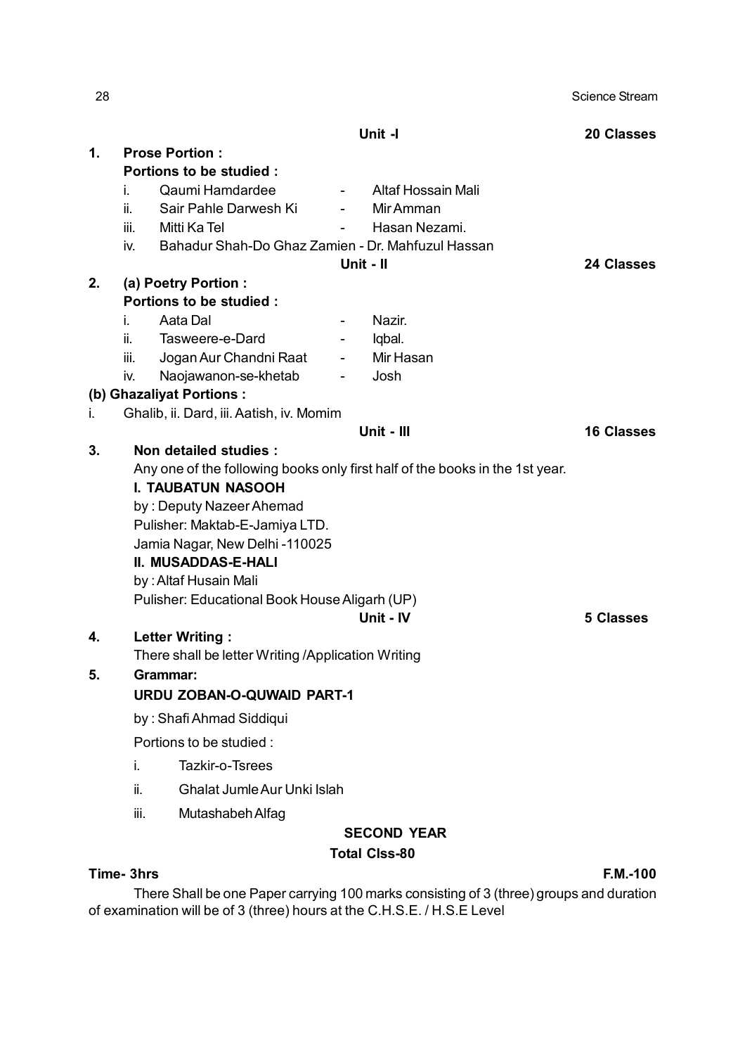**Unit -I** **20 Classes**

**1. Prose Portion :**

**Portions to be studied :**

i. Qaumi Hamdardee - Altaf Hossain Mali

ii. Sair Pahle Darwesh Ki - Mir Amman

iii. Mitti Ka Tel - Hasan Nezami.

iv. Bahadur Shah-Do Ghaz Zamien - Dr. Mahfuzul Hassan

**Unit - II** **24 Classes**

**2. (a) Poetry Portion :**

**Portions to be studied :**

i. Aata Dal - Nazir.

ii. Tasweere-e-Dard - Iqbal.

iii. Jogan Aur Chandni Raat - Mir Hasan

iv. Naojawanon-se-khetab - Josh

**(b) Ghazaliyat Portions :**

i. Ghalib, ii. Dard, iii. Aatish, iv. Momim

**Unit - III** **16 Classes**

**3. Non detailed studies :**

Any one of the following books only first half of the books in the 1st year.

**I. TAUBATUN NASOOH**

by : Deputy Nazeer Ahemad

Pulisher: Maktab-E-Jamiya LTD.

Jamia Nagar, New Delhi -110025

**II. MUSADDAS-E-HALI**

by : Altaf Husain Mali

Pulisher: Educational Book House Aligarh (UP)

**Unit - IV** **5 Classes**

**4. Letter Writing :**

There shall be letter Writing /Application Writing

**5. Grammar:**

**URDU ZOBAN-O-QUWAID PART-1**

by : Shafi Ahmad Siddiqui

Portions to be studied :

i. Tazkir-o-Tsrees

ii. Ghalat Jumle Aur Unki Islah

iii. Mutashabeh Alfag

**SECOND YEAR**

**Total Clss-80**

**Time- 3hrs** **F.M.-100**

There Shall be one Paper carrying 100 marks consisting of 3 (three) groups and duration of examination will be of 3 (three) hours at the C.H.S.E. / H.S.E Level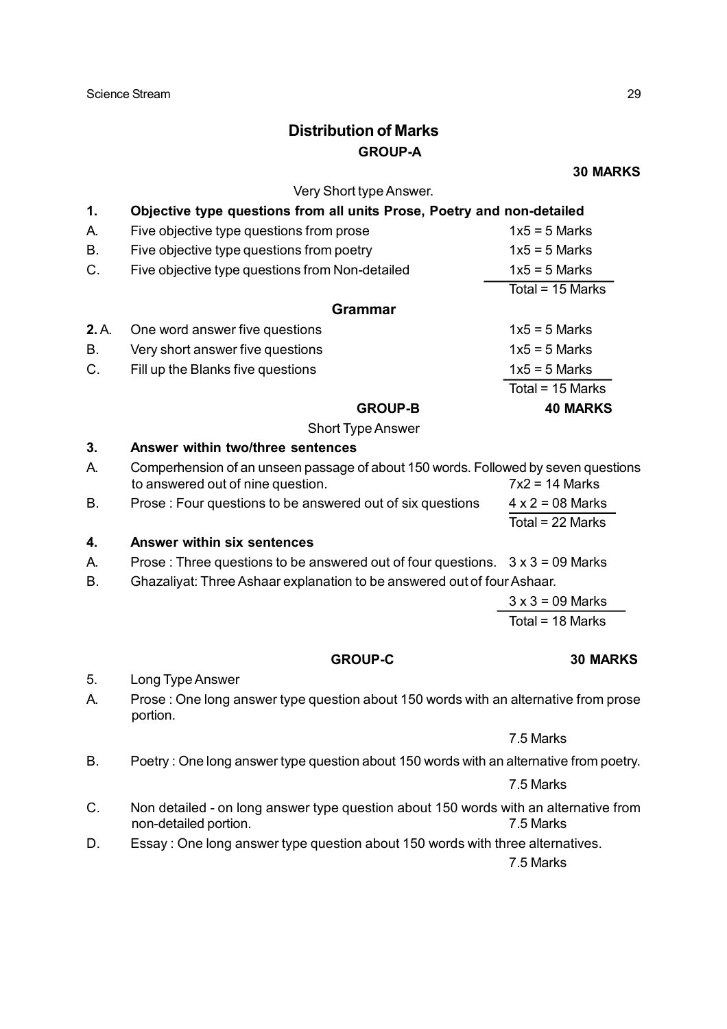## Distribution of Marks

### GROUP-A

**30 MARKS**

Very Short type Answer.

**1. Objective type questions from all units Prose, Poetry and non-detailed**

A. Five objective type questions from prose — 1x5 = 5 Marks

B. Five objective type questions from poetry — 1x5 = 5 Marks

C. Five objective type questions from Non-detailed — 1x5 = 5 Marks

Total = 15 Marks

**Grammar**

**2.** A. One word answer five questions — 1x5 = 5 Marks

B. Very short answer five questions — 1x5 = 5 Marks

C. Fill up the Blanks five questions — 1x5 = 5 Marks

Total = 15 Marks

### GROUP-B

**40 MARKS**

Short Type Answer

**3. Answer within two/three sentences**

A. Comperhension of an unseen passage of about 150 words. Followed by seven questions to answered out of nine question. — 7x2 = 14 Marks

B. Prose : Four questions to be answered out of six questions — 4 x 2 = 08 Marks

Total = 22 Marks

**4. Answer within six sentences**

A. Prose : Three questions to be answered out of four questions. — 3 x 3 = 09 Marks

B. Ghazaliyat: Three Ashaar explanation to be answered out of four Ashaar. — 3 x 3 = 09 Marks

Total = 18 Marks

### GROUP-C

**30 MARKS**

5. Long Type Answer

A. Prose : One long answer type question about 150 words with an alternative from prose portion. — 7.5 Marks

B. Poetry : One long answer type question about 150 words with an alternative from poetry. — 7.5 Marks

C. Non detailed - on long answer type question about 150 words with an alternative from non-detailed portion. — 7.5 Marks

D. Essay : One long answer type question about 150 words with three alternatives. — 7.5 Marks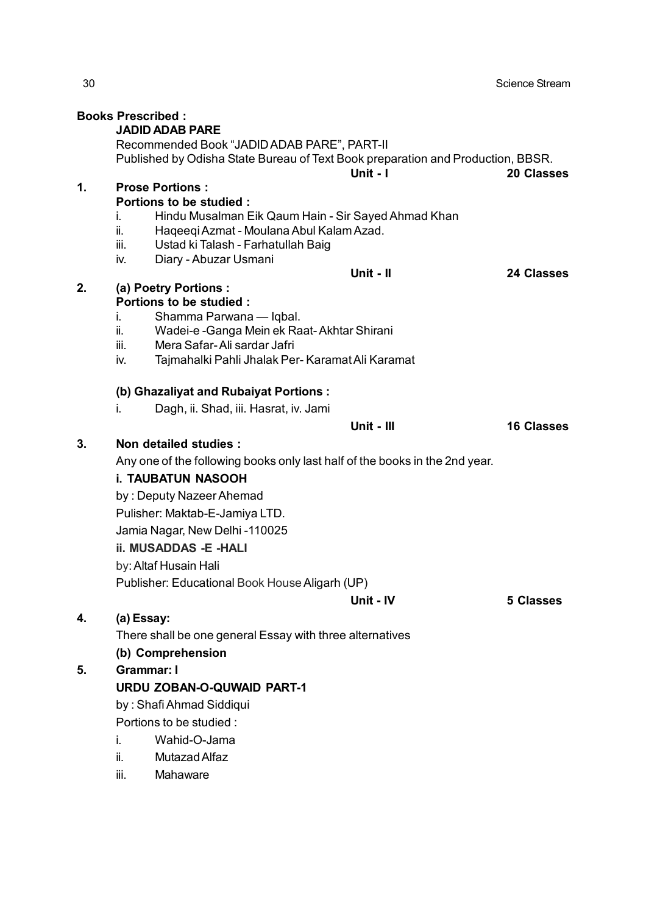**Books Prescribed :**

**JADID ADAB PARE**

Recommended Book "JADID ADAB PARE", PART-II

Published by Odisha State Bureau of Text Book preparation and Production, BBSR.

**Unit - I** **20 Classes**

**1. Prose Portions :**

**Portions to be studied :**

- i. Hindu Musalman Eik Qaum Hain - Sir Sayed Ahmad Khan
- ii. Haqeeqi Azmat - Moulana Abul Kalam Azad.
- iii. Ustad ki Talash - Farhatullah Baig
- iv. Diary - Abuzar Usmani

**Unit - II** **24 Classes**

**2. (a) Poetry Portions :**

**Portions to be studied :**

- i. Shamma Parwana — Iqbal.
- ii. Wadei-e -Ganga Mein ek Raat- Akhtar Shirani
- iii. Mera Safar- Ali sardar Jafri
- iv. Tajmahalki Pahli Jhalak Per- Karamat Ali Karamat

**(b) Ghazaliyat and Rubaiyat Portions :**

i. Dagh, ii. Shad, iii. Hasrat, iv. Jami

**Unit - III** **16 Classes**

**3. Non detailed studies :**

Any one of the following books only last half of the books in the 2nd year.

**i. TAUBATUN NASOOH**

by : Deputy Nazeer Ahemad

Pulisher: Maktab-E-Jamiya LTD.

Jamia Nagar, New Delhi -110025

**ii. MUSADDAS -E -HALI**

by: Altaf Husain Hali

Publisher: Educational Book House Aligarh (UP)

**Unit - IV** **5 Classes**

**4. (a) Essay:**

There shall be one general Essay with three alternatives

**(b) Comprehension**

**5. Grammar: I**

**URDU ZOBAN-O-QUWAID PART-1**

by : Shafi Ahmad Siddiqui

Portions to be studied :

- i. Wahid-O-Jama
- ii. Mutazad Alfaz
- iii. Mahaware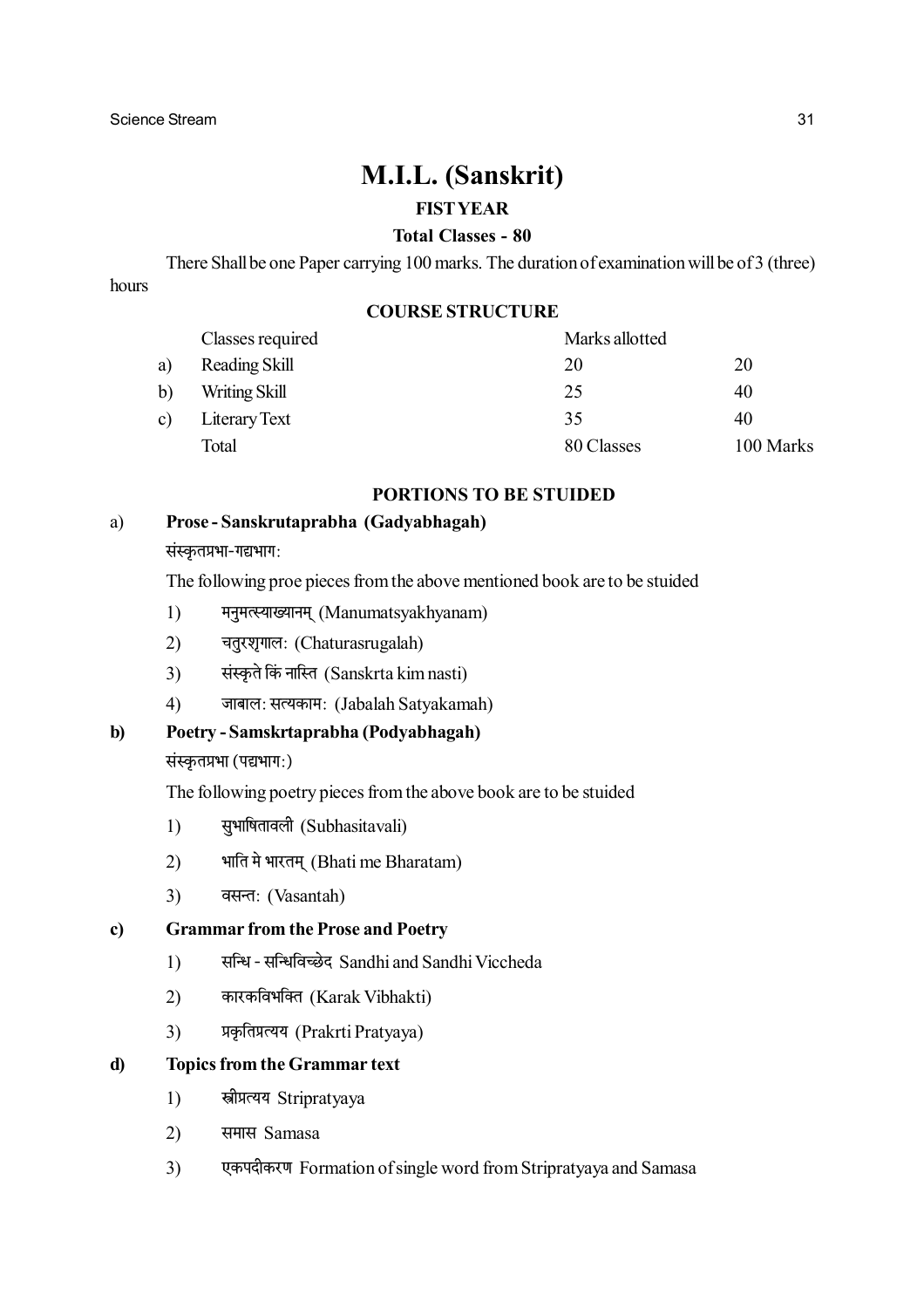# M.I.L. (Sanskrit)

**FIST YEAR**

**Total Classes - 80**

There Shall be one Paper carrying 100 marks. The duration of examination will be of 3 (three) hours

**COURSE STRUCTURE**

| | Classes required | Marks allotted | |
|---|---|---|---|
| a) | Reading Skill | 20 | 20 |
| b) | Writing Skill | 25 | 40 |
| c) | Literary Text | 35 | 40 |
| | Total | 80 Classes | 100 Marks |

**PORTIONS TO BE STUIDED**

**a) Prose - Sanskrutaprabha (Gadyabhagah)**

संस्कृतप्रभा-गद्यभाग:

The following proe pieces from the above mentioned book are to be stuided

1) मनुमत्स्याख्यानम् (Manumatsyakhyanam)
2) चतुरशृगाल: (Chaturasrugalah)
3) संस्कृते किं नास्ति (Sanskrta kim nasti)
4) जाबाल: सत्यकाम: (Jabalah Satyakamah)

**b) Poetry - Samskrtaprabha (Podyabhagah)**

संस्कृतप्रभा (पद्यभाग:)

The following poetry pieces from the above book are to be stuided

1) सुभाषितावली (Subhasitavali)
2) भाति मे भारतम् (Bhati me Bharatam)
3) वसन्त: (Vasantah)

**c) Grammar from the Prose and Poetry**

1) सन्धि - सन्धिविच्छेद Sandhi and Sandhi Viccheda
2) कारकविभक्ति (Karak Vibhakti)
3) प्रकृतिप्रत्यय (Prakrti Pratyaya)

**d) Topics from the Grammar text**

1) स्त्रीप्रत्यय Stripratyaya
2) समास Samasa
3) एकपदीकरण Formation of single word from Stripratyaya and Samasa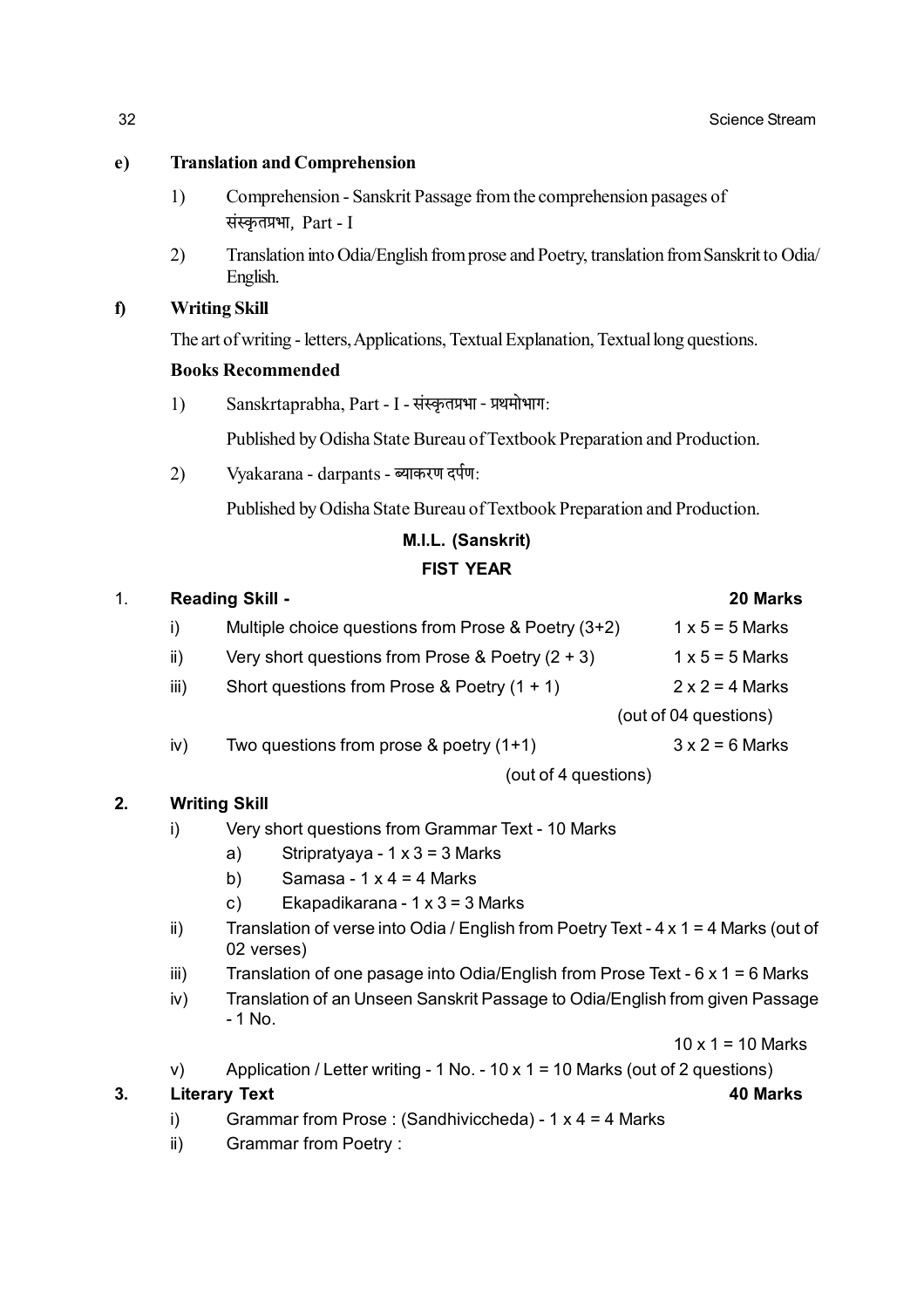**e) Translation and Comprehension**

1) Comprehension - Sanskrit Passage from the comprehension pasages of संस्कृतप्रभा, Part - I

2) Translation into Odia/English from prose and Poetry, translation from Sanskrit to Odia/ English.

**f) Writing Skill**

The art of writing - letters, Applications, Textual Explanation, Textual long questions.

**Books Recommended**

1) Sanskrtaprabha, Part - I - संस्कृतप्रभा - प्रथमोभाग:

Published by Odisha State Bureau of Textbook Preparation and Production.

2) Vyakarana - darpants - ब्याकरण दर्पण:

Published by Odisha State Bureau of Textbook Preparation and Production.

## M.I.L. (Sanskrit)

## FIST YEAR

**1. Reading Skill - 20 Marks**

i) Multiple choice questions from Prose & Poetry (3+2) — 1 x 5 = 5 Marks

ii) Very short questions from Prose & Poetry (2 + 3) — 1 x 5 = 5 Marks

iii) Short questions from Prose & Poetry (1 + 1) — 2 x 2 = 4 Marks (out of 04 questions)

iv) Two questions from prose & poetry (1+1) — 3 x 2 = 6 Marks (out of 4 questions)

**2. Writing Skill**

i) Very short questions from Grammar Text - 10 Marks

   a) Stripratyaya - 1 x 3 = 3 Marks

   b) Samasa - 1 x 4 = 4 Marks

   c) Ekapadikarana - 1 x 3 = 3 Marks

ii) Translation of verse into Odia / English from Poetry Text - 4 x 1 = 4 Marks (out of 02 verses)

iii) Translation of one pasage into Odia/English from Prose Text - 6 x 1 = 6 Marks

iv) Translation of an Unseen Sanskrit Passage to Odia/English from given Passage - 1 No.

10 x 1 = 10 Marks

v) Application / Letter writing - 1 No. - 10 x 1 = 10 Marks (out of 2 questions)

**3. Literary Text 40 Marks**

i) Grammar from Prose : (Sandhiviccheda) - 1 x 4 = 4 Marks

ii) Grammar from Poetry :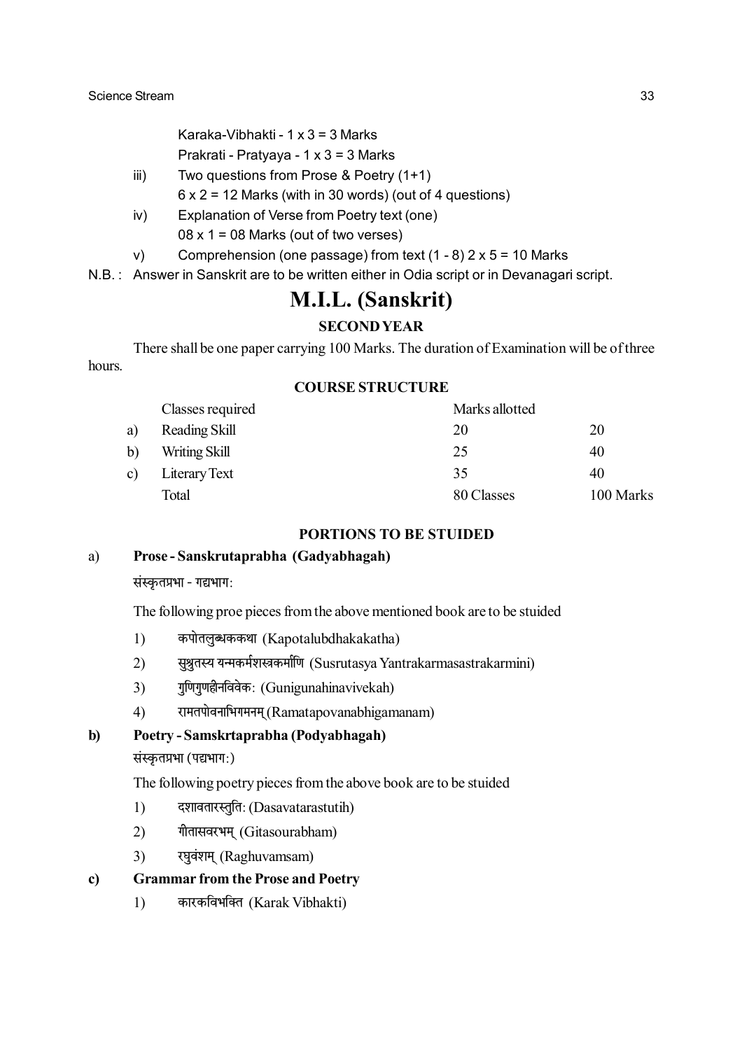Karaka-Vibhakti - 1 x 3 = 3 Marks

Prakrati - Pratyaya - 1 x 3 = 3 Marks

iii) Two questions from Prose & Poetry (1+1)

6 x 2 = 12 Marks (with in 30 words) (out of 4 questions)

iv) Explanation of Verse from Poetry text (one)

08 x 1 = 08 Marks (out of two verses)

v) Comprehension (one passage) from text (1 - 8) 2 x 5 = 10 Marks

N.B. : Answer in Sanskrit are to be written either in Odia script or in Devanagari script.

# M.I.L. (Sanskrit)

## SECOND YEAR

There shall be one paper carrying 100 Marks. The duration of Examination will be of three hours.

### COURSE STRUCTURE

| | Classes required | Marks allotted | |
|---|---|---|---|
| a) | Reading Skill | 20 | 20 |
| b) | Writing Skill | 25 | 40 |
| c) | Literary Text | 35 | 40 |
| | Total | 80 Classes | 100 Marks |

### PORTIONS TO BE STUIDED

**a) Prose - Sanskrutaprabha (Gadyabhagah)**

संस्कृतप्रभा - गद्यभाग:

The following proe pieces from the above mentioned book are to be stuided

1) कपोतलुब्धककथा (Kapotalubdhakakatha)
2) सुश्रुतस्य यन्मकर्मशस्त्रकर्माणि (Susrutasya Yantrakarmasastrakarmini)
3) गुणिगुणहीनविवेक: (Gunigunahinavivekah)
4) रामतपोवनाभिगमनम् (Ramatapovanabhigamanam)

**b) Poetry - Samskrtaprabha (Podyabhagah)**

संस्कृतप्रभा (पद्यभाग:)

The following poetry pieces from the above book are to be stuided

1) दशावतारस्तुति: (Dasavatarastutih)
2) गीतासवरभम् (Gitasourabham)
3) रघुवंशम् (Raghuvamsam)

**c) Grammar from the Prose and Poetry**

1) कारकविभक्ति (Karak Vibhakti)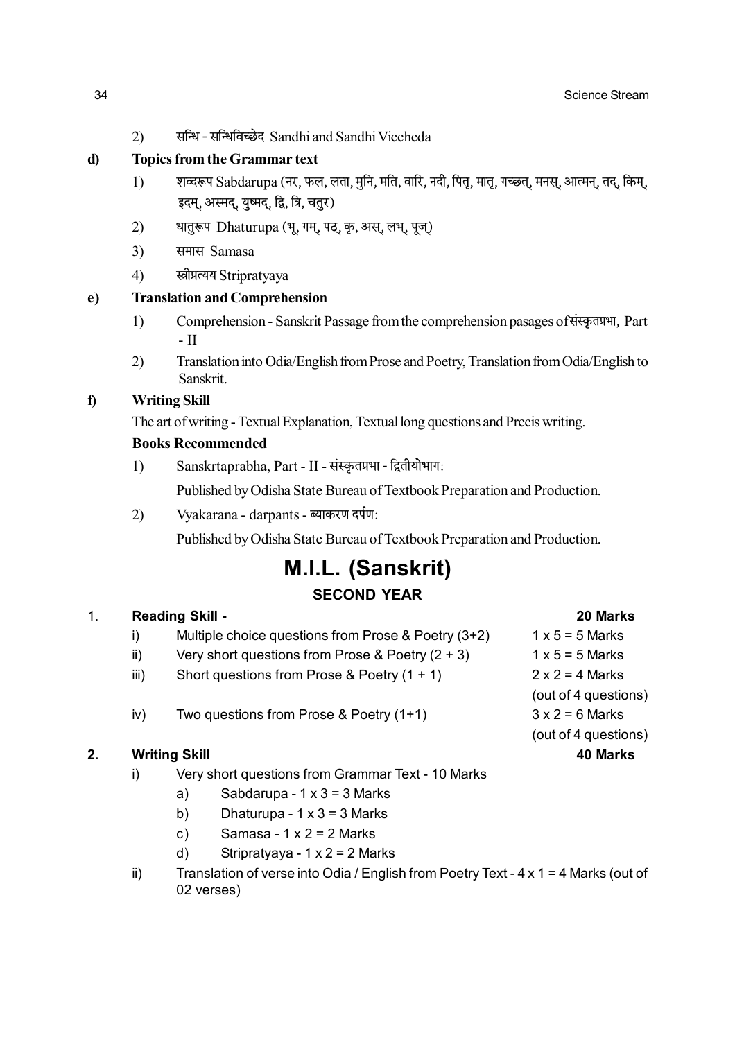2) सन्धि - सन्धिविच्छेद Sandhi and Sandhi Viccheda

**d) Topics from the Grammar text**

1) शव्दरूप Sabdarupa (नर, फल, लता, मुनि, मति, वारि, नदी, पितृ, मातृ, गच्छत्, मनस्, आत्मन्, तद्, किम्, इदम्, अस्मद्, युष्मद्, द्वि, त्रि, चतुर)
2) धातुरूप Dhaturupa (भू, गम्, पठ्, कृ, अस्, लभ्, पूज्)
3) समास Samasa
4) स्त्रीप्रत्यय Stripratyaya

**e) Translation and Comprehension**

1) Comprehension - Sanskrit Passage from the comprehension pasages of संस्कृतप्रभा, Part - II
2) Translation into Odia/English from Prose and Poetry, Translation from Odia/English to Sanskrit.

**f) Writing Skill**

The art of writing - Textual Explanation, Textual long questions and Precis writing.

**Books Recommended**

1) Sanskrtaprabha, Part - II - संस्कृतप्रभा - द्वितीयोभाग:

   Published by Odisha State Bureau of Textbook Preparation and Production.

2) Vyakarana - darpants - ब्याकरण दर्पण:

   Published by Odisha State Bureau of Textbook Preparation and Production.

# M.I.L. (Sanskrit)

## SECOND YEAR

**1. Reading Skill - 20 Marks**

i) Multiple choice questions from Prose & Poetry (3+2) — 1 x 5 = 5 Marks

ii) Very short questions from Prose & Poetry (2 + 3) — 1 x 5 = 5 Marks

iii) Short questions from Prose & Poetry (1 + 1) — 2 x 2 = 4 Marks (out of 4 questions)

iv) Two questions from Prose & Poetry (1+1) — 3 x 2 = 6 Marks (out of 4 questions)

**2. Writing Skill 40 Marks**

i) Very short questions from Grammar Text - 10 Marks
   a) Sabdarupa - 1 x 3 = 3 Marks
   b) Dhaturupa - 1 x 3 = 3 Marks
   c) Samasa - 1 x 2 = 2 Marks
   d) Stripratyaya - 1 x 2 = 2 Marks

ii) Translation of verse into Odia / English from Poetry Text - 4 x 1 = 4 Marks (out of 02 verses)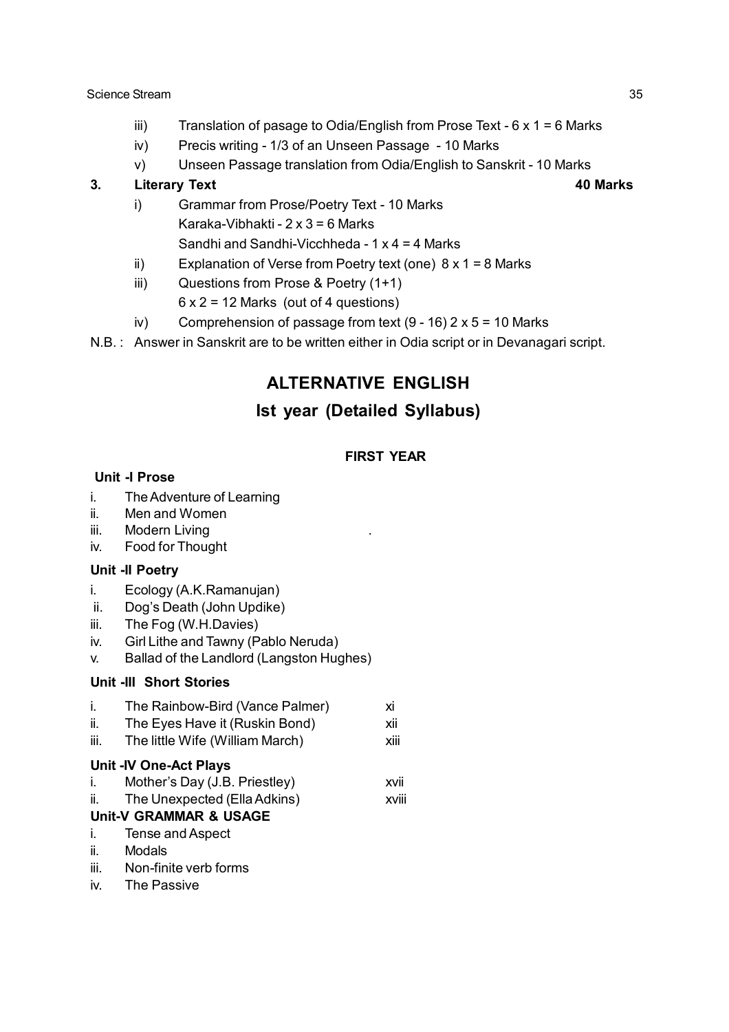iii) Translation of pasage to Odia/English from Prose Text - 6 x 1 = 6 Marks

iv) Precis writing - 1/3 of an Unseen Passage - 10 Marks

v) Unseen Passage translation from Odia/English to Sanskrit - 10 Marks

**3. Literary Text** **40 Marks**

i) Grammar from Prose/Poetry Text - 10 Marks
   Karaka-Vibhakti - 2 x 3 = 6 Marks
   Sandhi and Sandhi-Vicchheda - 1 x 4 = 4 Marks

ii) Explanation of Verse from Poetry text (one) 8 x 1 = 8 Marks

iii) Questions from Prose & Poetry (1+1)
   6 x 2 = 12 Marks (out of 4 questions)

iv) Comprehension of passage from text (9 - 16) 2 x 5 = 10 Marks

N.B. : Answer in Sanskrit are to be written either in Odia script or in Devanagari script.

## ALTERNATIVE ENGLISH

## Ist year (Detailed Syllabus)

### FIRST YEAR

**Unit -I Prose**

i. The Adventure of Learning
ii. Men and Women
iii. Modern Living .
iv. Food for Thought

**Unit -II Poetry**

i. Ecology (A.K.Ramanujan)
ii. Dog's Death (John Updike)
iii. The Fog (W.H.Davies)
iv. Girl Lithe and Tawny (Pablo Neruda)
v. Ballad of the Landlord (Langston Hughes)

**Unit -III Short Stories**

i. The Rainbow-Bird (Vance Palmer) xi
ii. The Eyes Have it (Ruskin Bond) xii
iii. The little Wife (William March) xiii

**Unit -IV One-Act Plays**

i. Mother's Day (J.B. Priestley) xvii
ii. The Unexpected (Ella Adkins) xviii

**Unit-V GRAMMAR & USAGE**

i. Tense and Aspect
ii. Modals
iii. Non-finite verb forms
iv. The Passive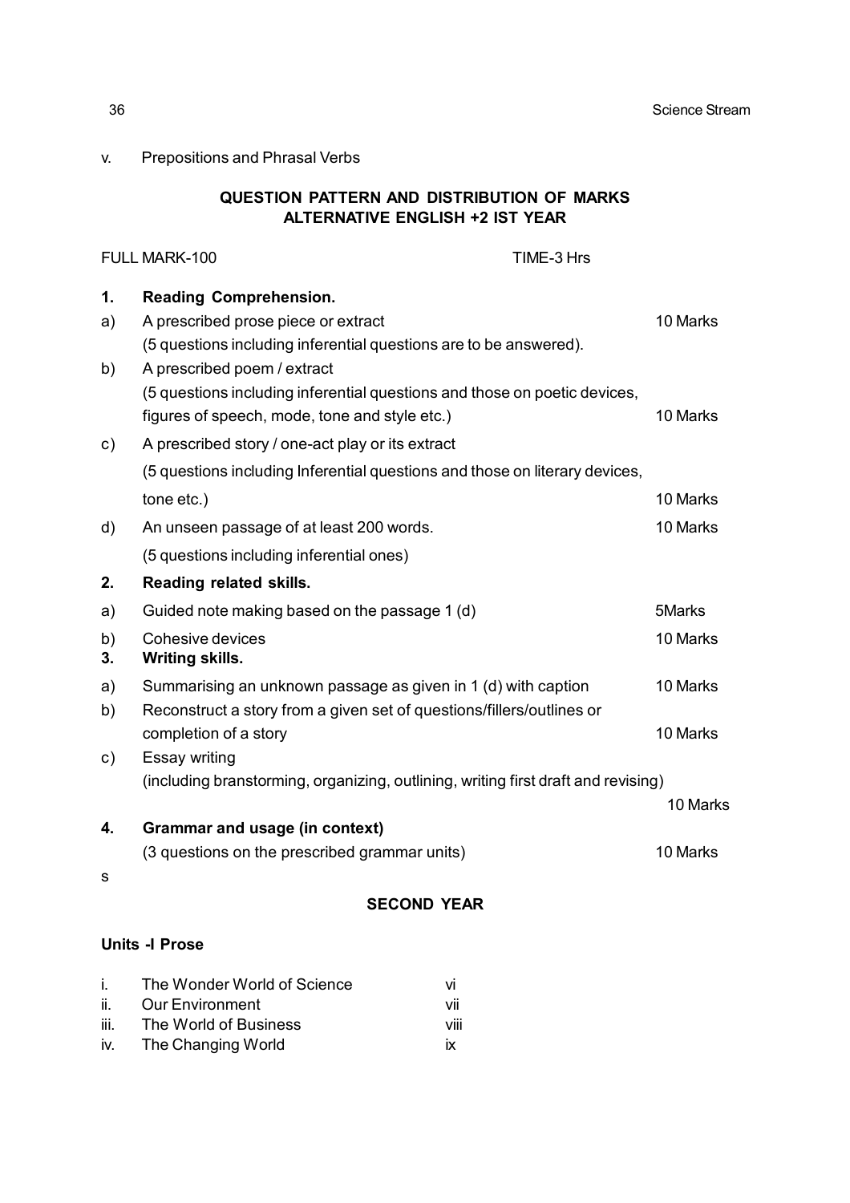v. Prepositions and Phrasal Verbs

## QUESTION PATTERN AND DISTRIBUTION OF MARKS
## ALTERNATIVE ENGLISH +2 IST YEAR

FULL MARK-100 TIME-3 Hrs

**1. Reading Comprehension.**

a) A prescribed prose piece or extract — 10 Marks
(5 questions including inferential questions are to be answered).

b) A prescribed poem / extract
(5 questions including inferential questions and those on poetic devices, figures of speech, mode, tone and style etc.) — 10 Marks

c) A prescribed story / one-act play or its extract
(5 questions including Inferential questions and those on literary devices, tone etc.) — 10 Marks

d) An unseen passage of at least 200 words. — 10 Marks
(5 questions including inferential ones)

**2. Reading related skills.**

a) Guided note making based on the passage 1 (d) — 5Marks

b) Cohesive devices — 10 Marks

**3. Writing skills.**

a) Summarising an unknown passage as given in 1 (d) with caption — 10 Marks

b) Reconstruct a story from a given set of questions/fillers/outlines or completion of a story — 10 Marks

c) Essay writing
(including branstorming, organizing, outlining, writing first draft and revising) — 10 Marks

**4. Grammar and usage (in context)**

(3 questions on the prescribed grammar units) — 10 Marks

s

## SECOND YEAR

**Units -I Prose**

i. The Wonder World of Science — vi
ii. Our Environment — vii
iii. The World of Business — viii
iv. The Changing World — ix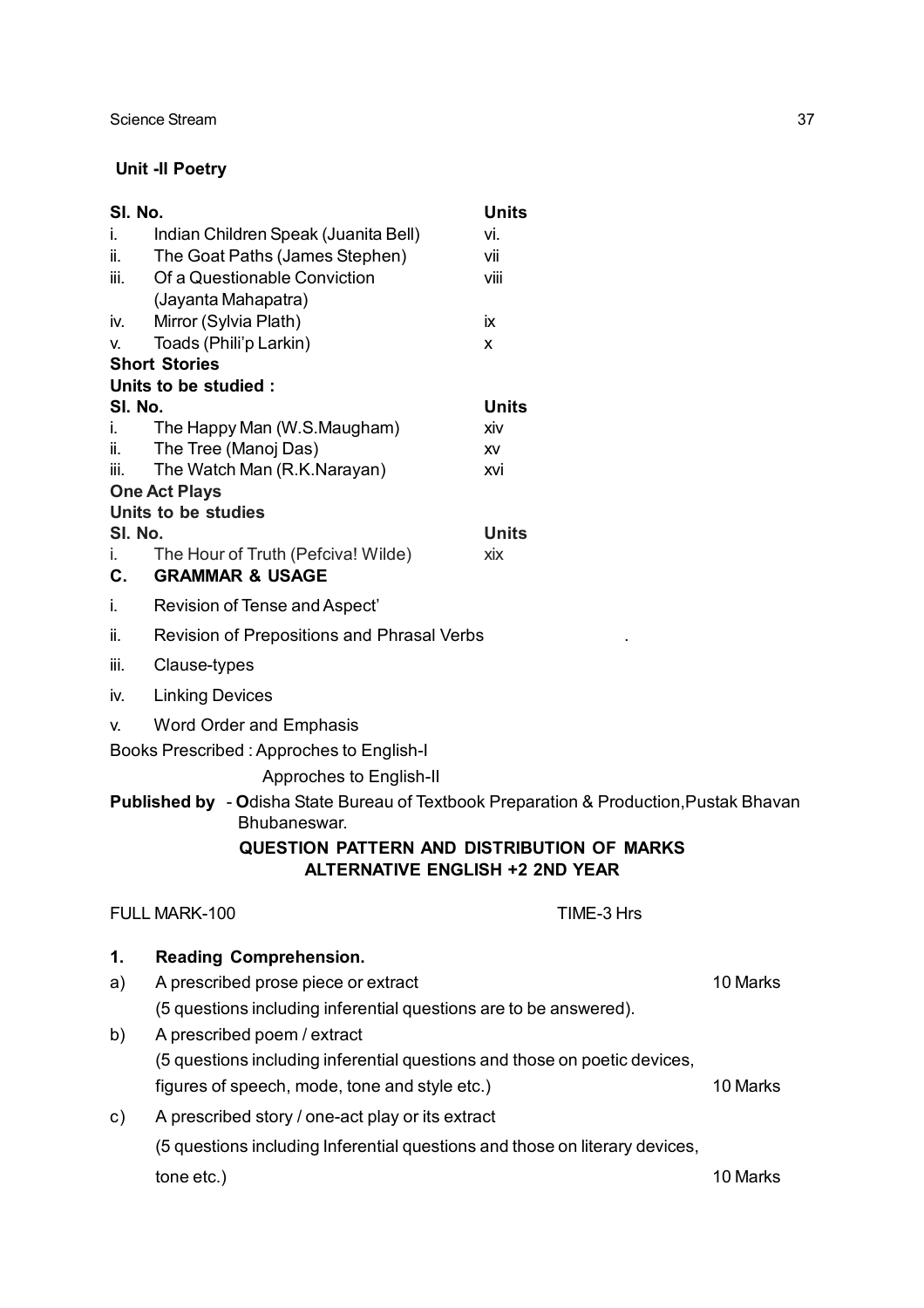## Unit -II Poetry

| Sl. No. | | Units |
|---|---|---|
| i. | Indian Children Speak (Juanita Bell) | vi. |
| ii. | The Goat Paths (James Stephen) | vii |
| iii. | Of a Questionable Conviction (Jayanta Mahapatra) | viii |
| iv. | Mirror (Sylvia Plath) | ix |
| v. | Toads (Phili'p Larkin) | x |

**Short Stories**

**Units to be studied :**

| Sl. No. | | Units |
|---|---|---|
| i. | The Happy Man (W.S.Maugham) | xiv |
| ii. | The Tree (Manoj Das) | xv |
| iii. | The Watch Man (R.K.Narayan) | xvi |

**One Act Plays**

**Units to be studies**

| Sl. No. | | Units |
|---|---|---|
| i. | The Hour of Truth (Pefciva! Wilde) | xix |

**C. GRAMMAR & USAGE**

i. Revision of Tense and Aspect'

ii. Revision of Prepositions and Phrasal Verbs .

iii. Clause-types

iv. Linking Devices

v. Word Order and Emphasis

Books Prescribed : Approches to English-I

Approches to English-II

**Published by** - **O**disha State Bureau of Textbook Preparation & Production,Pustak Bhavan Bhubaneswar.

### QUESTION PATTERN AND DISTRIBUTION OF MARKS
### ALTERNATIVE ENGLISH +2 2ND YEAR

FULL MARK-100 TIME-3 Hrs

**1. Reading Comprehension.**

a) A prescribed prose piece or extract — 10 Marks
(5 questions including inferential questions are to be answered).

b) A prescribed poem / extract
(5 questions including inferential questions and those on poetic devices, figures of speech, mode, tone and style etc.) — 10 Marks

c) A prescribed story / one-act play or its extract
(5 questions including Inferential questions and those on literary devices, tone etc.) — 10 Marks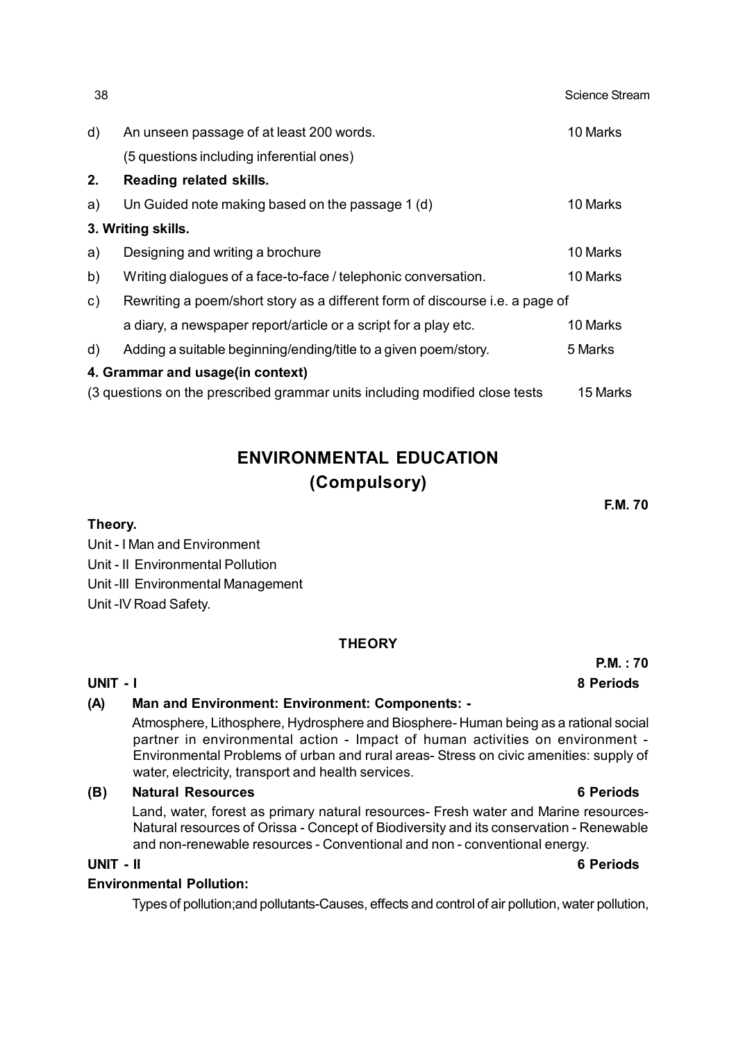d) An unseen passage of at least 200 words. 10 Marks
(5 questions including inferential ones)

**2. Reading related skills.**

a) Un Guided note making based on the passage 1 (d) 10 Marks

**3. Writing skills.**

a) Designing and writing a brochure 10 Marks

b) Writing dialogues of a face-to-face / telephonic conversation. 10 Marks

c) Rewriting a poem/short story as a different form of discourse i.e. a page of a diary, a newspaper report/article or a script for a play etc. 10 Marks

d) Adding a suitable beginning/ending/title to a given poem/story. 5 Marks

**4. Grammar and usage(in context)**

(3 questions on the prescribed grammar units including modified close tests 15 Marks

# ENVIRONMENTAL EDUCATION
## (Compulsory)

**F.M. 70**

**Theory.**

Unit - I Man and Environment
Unit - II Environmental Pollution
Unit -III Environmental Management
Unit -IV Road Safety.

### THEORY

**P.M. : 70**

**UNIT - I** **8 Periods**

**(A) Man and Environment: Environment: Components: -**

Atmosphere, Lithosphere, Hydrosphere and Biosphere- Human being as a rational social partner in environmental action - Impact of human activities on environment - Environmental Problems of urban and rural areas- Stress on civic amenities: supply of water, electricity, transport and health services.

**(B) Natural Resources** **6 Periods**

Land, water, forest as primary natural resources- Fresh water and Marine resources- Natural resources of Orissa - Concept of Biodiversity and its conservation - Renewable and non-renewable resources - Conventional and non - conventional energy.

**UNIT - II** **6 Periods**

**Environmental Pollution:**

Types of pollution;and pollutants-Causes, effects and control of air pollution, water pollution,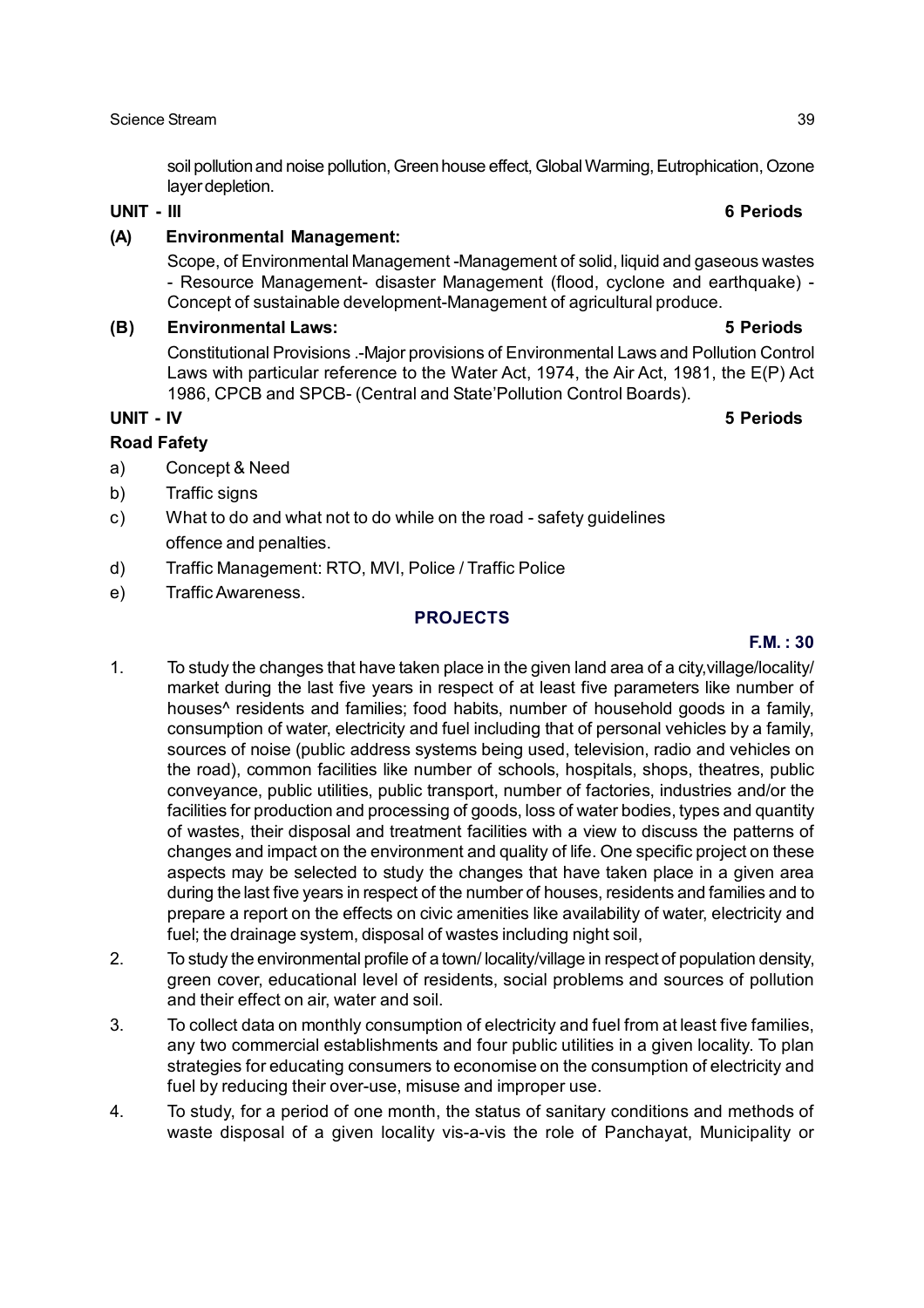soil pollution and noise pollution, Green house effect, Global Warming, Eutrophication, Ozone layer depletion.

**UNIT - III** **6 Periods**

**(A) Environmental Management:**

Scope, of Environmental Management -Management of solid, liquid and gaseous wastes - Resource Management- disaster Management (flood, cyclone and earthquake) - Concept of sustainable development-Management of agricultural produce.

**(B) Environmental Laws:** **5 Periods**

Constitutional Provisions .-Major provisions of Environmental Laws and Pollution Control Laws with particular reference to the Water Act, 1974, the Air Act, 1981, the E(P) Act 1986, CPCB and SPCB- (Central and State'Pollution Control Boards).

**UNIT - IV** **5 Periods**

**Road Fafety**

a) Concept & Need
b) Traffic signs
c) What to do and what not to do while on the road - safety guidelines offence and penalties.
d) Traffic Management: RTO, MVI, Police / Traffic Police
e) Traffic Awareness.

## PROJECTS

**F.M. : 30**

1. To study the changes that have taken place in the given land area of a city,village/locality/ market during the last five years in respect of at least five parameters like number of houses^ residents and families; food habits, number of household goods in a family, consumption of water, electricity and fuel including that of personal vehicles by a family, sources of noise (public address systems being used, television, radio and vehicles on the road), common facilities like number of schools, hospitals, shops, theatres, public conveyance, public utilities, public transport, number of factories, industries and/or the facilities for production and processing of goods, loss of water bodies, types and quantity of wastes, their disposal and treatment facilities with a view to discuss the patterns of changes and impact on the environment and quality of life. One specific project on these aspects may be selected to study the changes that have taken place in a given area during the last five years in respect of the number of houses, residents and families and to prepare a report on the effects on civic amenities like availability of water, electricity and fuel; the drainage system, disposal of wastes including night soil,
2. To study the environmental profile of a town/ locality/village in respect of population density, green cover, educational level of residents, social problems and sources of pollution and their effect on air, water and soil.
3. To collect data on monthly consumption of electricity and fuel from at least five families, any two commercial establishments and four public utilities in a given locality. To plan strategies for educating consumers to economise on the consumption of electricity and fuel by reducing their over-use, misuse and improper use.
4. To study, for a period of one month, the status of sanitary conditions and methods of waste disposal of a given locality vis-a-vis the role of Panchayat, Municipality or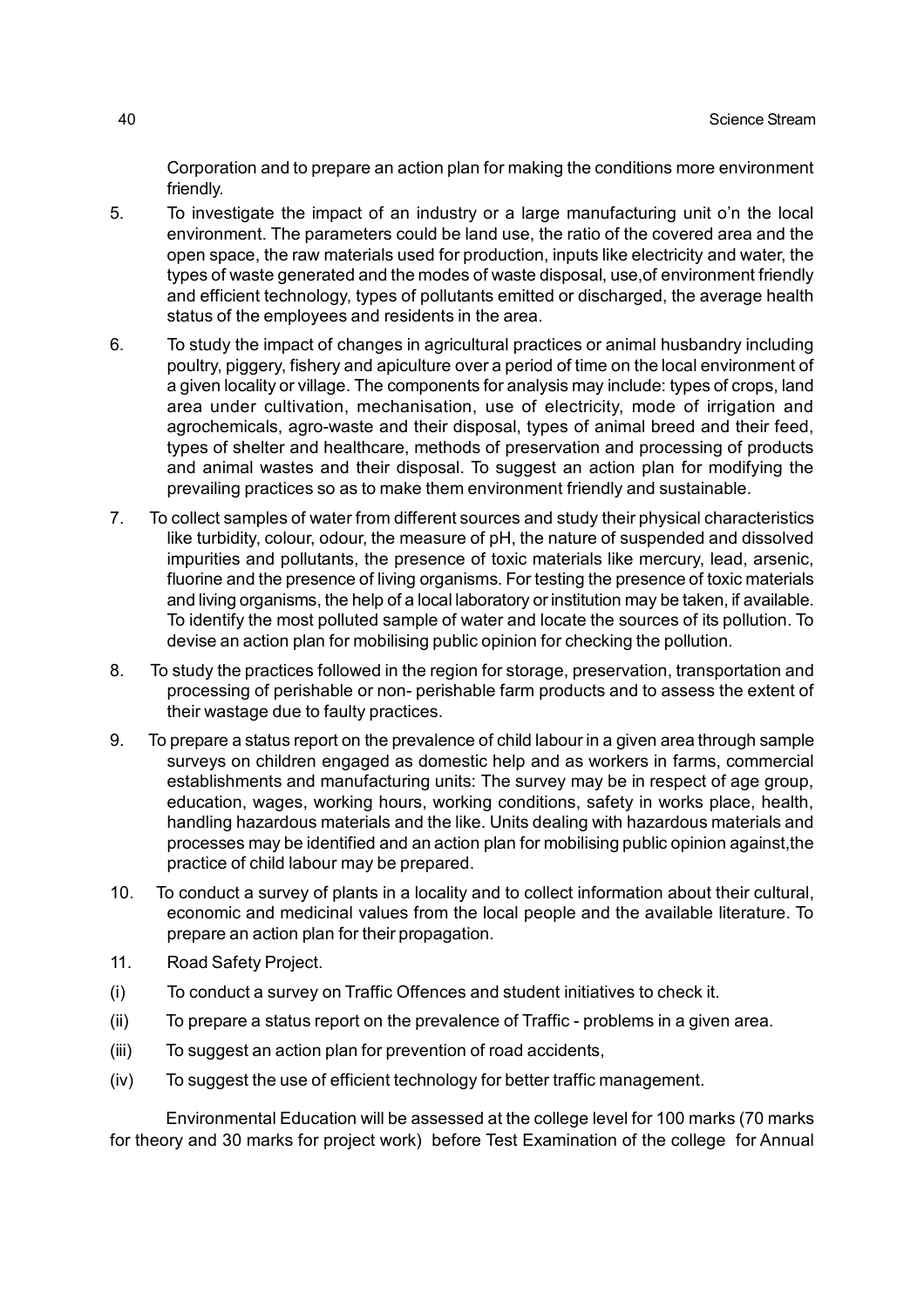Corporation and to prepare an action plan for making the conditions more environment friendly.

5. To investigate the impact of an industry or a large manufacturing unit o'n the local environment. The parameters could be land use, the ratio of the covered area and the open space, the raw materials used for production, inputs like electricity and water, the types of waste generated and the modes of waste disposal, use,of environment friendly and efficient technology, types of pollutants emitted or discharged, the average health status of the employees and residents in the area.

6. To study the impact of changes in agricultural practices or animal husbandry including poultry, piggery, fishery and apiculture over a period of time on the local environment of a given locality or village. The components for analysis may include: types of crops, land area under cultivation, mechanisation, use of electricity, mode of irrigation and agrochemicals, agro-waste and their disposal, types of animal breed and their feed, types of shelter and healthcare, methods of preservation and processing of products and animal wastes and their disposal. To suggest an action plan for modifying the prevailing practices so as to make them environment friendly and sustainable.

7. To collect samples of water from different sources and study their physical characteristics like turbidity, colour, odour, the measure of pH, the nature of suspended and dissolved impurities and pollutants, the presence of toxic materials like mercury, lead, arsenic, fluorine and the presence of living organisms. For testing the presence of toxic materials and living organisms, the help of a local laboratory or institution may be taken, if available. To identify the most polluted sample of water and locate the sources of its pollution. To devise an action plan for mobilising public opinion for checking the pollution.

8. To study the practices followed in the region for storage, preservation, transportation and processing of perishable or non- perishable farm products and to assess the extent of their wastage due to faulty practices.

9. To prepare a status report on the prevalence of child labour in a given area through sample surveys on children engaged as domestic help and as workers in farms, commercial establishments and manufacturing units: The survey may be in respect of age group, education, wages, working hours, working conditions, safety in works place, health, handling hazardous materials and the like. Units dealing with hazardous materials and processes may be identified and an action plan for mobilising public opinion against,the practice of child labour may be prepared.

10. To conduct a survey of plants in a locality and to collect information about their cultural, economic and medicinal values from the local people and the available literature. To prepare an action plan for their propagation.

11. Road Safety Project.

(i) To conduct a survey on Traffic Offences and student initiatives to check it.

(ii) To prepare a status report on the prevalence of Traffic - problems in a given area.

(iii) To suggest an action plan for prevention of road accidents,

(iv) To suggest the use of efficient technology for better traffic management.

Environmental Education will be assessed at the college level for 100 marks (70 marks for theory and 30 marks for project work) before Test Examination of the college for Annual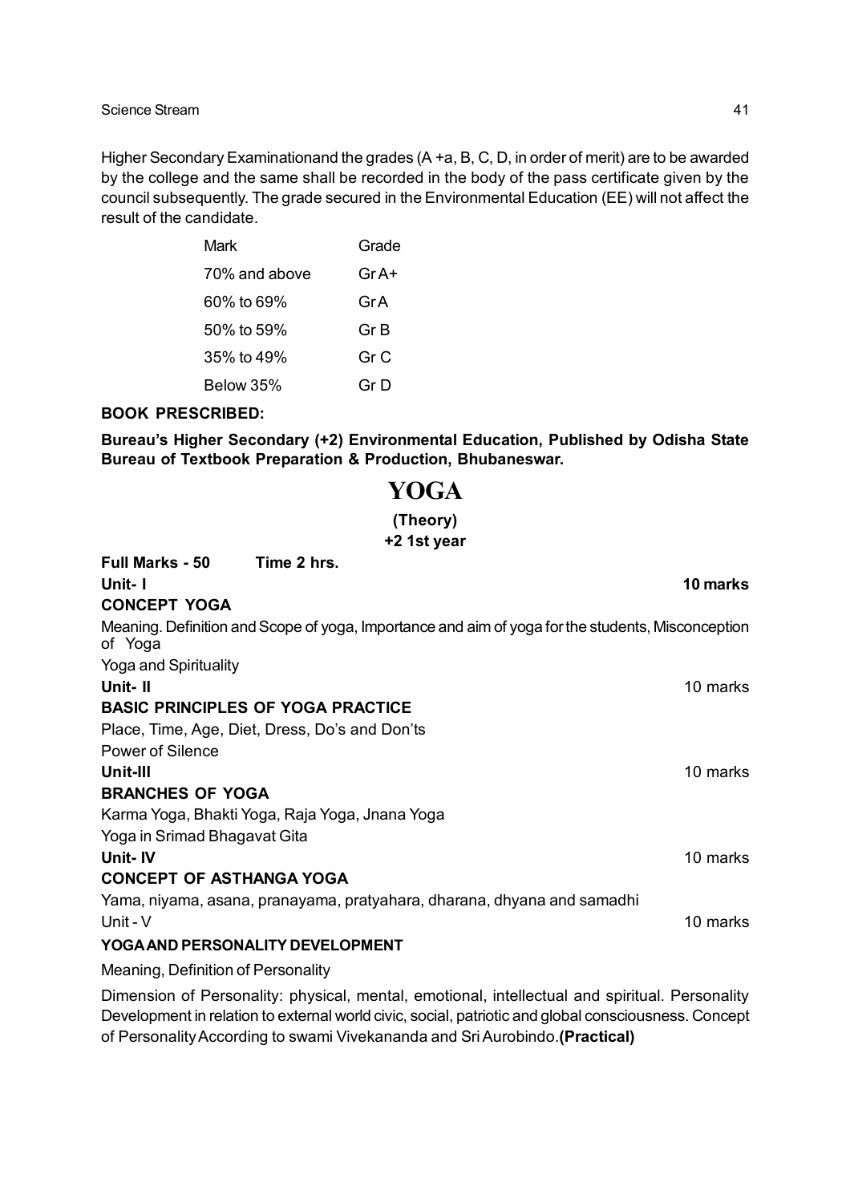Higher Secondary Examinationand the grades (A +a, B, C, D, in order of merit) are to be awarded by the college and the same shall be recorded in the body of the pass certificate given by the council subsequently. The grade secured in the Environmental Education (EE) will not affect the result of the candidate.

| Mark | Grade |
|---|---|
| 70% and above | Gr A+ |
| 60% to 69% | Gr A |
| 50% to 59% | Gr B |
| 35% to 49% | Gr C |
| Below 35% | Gr D |

**BOOK PRESCRIBED:**

**Bureau's Higher Secondary (+2) Environmental Education, Published by Odisha State Bureau of Textbook Preparation & Production, Bhubaneswar.**

# YOGA

**(Theory)**

**+2 1st year**

**Full Marks - 50** **Time 2 hrs.**

**Unit- I** **10 marks**

**CONCEPT YOGA**

Meaning. Definition and Scope of yoga, Importance and aim of yoga for the students, Misconception of Yoga

Yoga and Spirituality

**Unit- II** 10 marks

**BASIC PRINCIPLES OF YOGA PRACTICE**

Place, Time, Age, Diet, Dress, Do's and Don'ts

Power of Silence

**Unit-III** 10 marks

**BRANCHES OF YOGA**

Karma Yoga, Bhakti Yoga, Raja Yoga, Jnana Yoga

Yoga in Srimad Bhagavat Gita

**Unit- IV** 10 marks

**CONCEPT OF ASTHANGA YOGA**

Yama, niyama, asana, pranayama, pratyahara, dharana, dhyana and samadhi

Unit - V 10 marks

**YOGA AND PERSONALITY DEVELOPMENT**

Meaning, Definition of Personality

Dimension of Personality: physical, mental, emotional, intellectual and spiritual. Personality Development in relation to external world civic, social, patriotic and global consciousness. Concept of Personality According to swami Vivekananda and Sri Aurobindo.**(Practical)**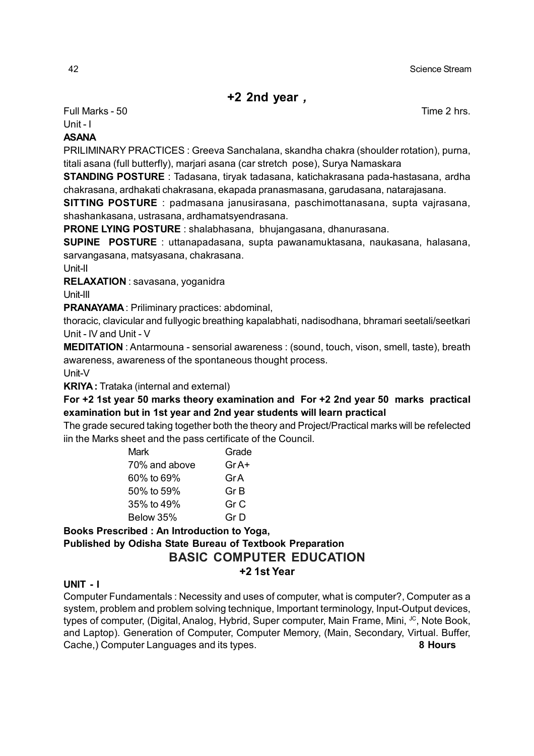## +2 2nd year ,

Full Marks - 50 Time 2 hrs.

Unit - I

**ASANA**

PRILIMINARY PRACTICES : Greeva Sanchalana, skandha chakra (shoulder rotation), purna, titali asana (full butterfly), marjari asana (car stretch pose), Surya Namaskara

**STANDING POSTURE** : Tadasana, tiryak tadasana, katichakrasana pada-hastasana, ardha chakrasana, ardhakati chakrasana, ekapada pranasmasana, garudasana, natarajasana.

**SITTING POSTURE** : padmasana janusirasana, paschimottanasana, supta vajrasana, shashankasana, ustrasana, ardhamatsyendrasana.

**PRONE LYING POSTURE** : shalabhasana, bhujangasana, dhanurasana.

**SUPINE POSTURE** : uttanapadasana, supta pawanamuktasana, naukasana, halasana, sarvangasana, matsyasana, chakrasana.

Unit-II

**RELAXATION** : savasana, yoganidra

Unit-III

**PRANAYAMA** : Priliminary practices: abdominal,

thoracic, clavicular and fullyogic breathing kapalabhati, nadisodhana, bhramari seetali/seetkari

Unit - IV and Unit - V

**MEDITATION** : Antarmouna - sensorial awareness : (sound, touch, vison, smell, taste), breath awareness, awareness of the spontaneous thought process.

Unit-V

**KRIYA :** Trataka (internal and external)

**For +2 1st year 50 marks theory examination and For +2 2nd year 50 marks practical examination but in 1st year and 2nd year students will learn practical**

The grade secured taking together both the theory and Project/Practical marks will be refelected iin the Marks sheet and the pass certificate of the Council.

| Mark | Grade |
|---|---|
| 70% and above | Gr A+ |
| 60% to 69% | Gr A |
| 50% to 59% | Gr B |
| 35% to 49% | Gr C |
| Below 35% | Gr D |

**Books Prescribed : An Introduction to Yoga,**

**Published by Odisha State Bureau of Textbook Preparation**

## BASIC COMPUTER EDUCATION

### +2 1st Year

**UNIT - I**

Computer Fundamentals : Necessity and uses of computer, what is computer?, Computer as a system, problem and problem solving technique, Important terminology, Input-Output devices, types of computer, (Digital, Analog, Hybrid, Super computer, Main Frame, Mini, JC, Note Book, and Laptop). Generation of Computer, Computer Memory, (Main, Secondary, Virtual. Buffer, Cache,) Computer Languages and its types. **8 Hours**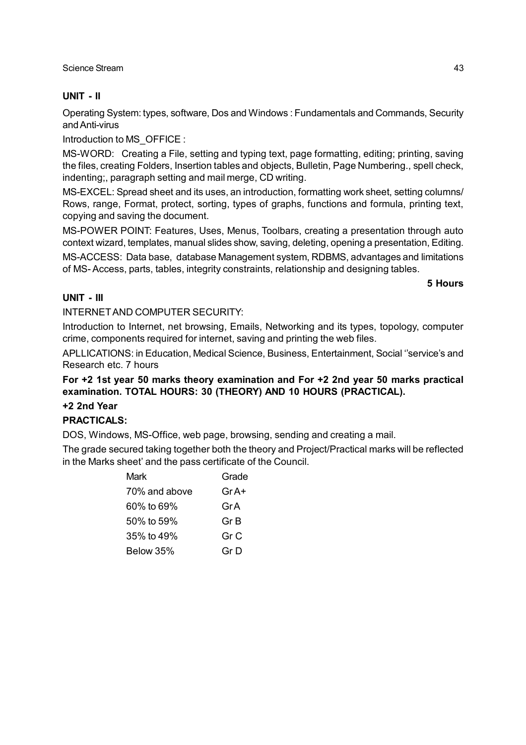**UNIT - II**

Operating System: types, software, Dos and Windows : Fundamentals and Commands, Security and Anti-virus

Introduction to MS_OFFICE :

MS-WORD: Creating a File, setting and typing text, page formatting, editing; printing, saving the files, creating Folders, Insertion tables and objects, Bulletin, Page Numbering., spell check, indenting;, paragraph setting and mail merge, CD writing.

MS-EXCEL: Spread sheet and its uses, an introduction, formatting work sheet, setting columns/ Rows, range, Format, protect, sorting, types of graphs, functions and formula, printing text, copying and saving the document.

MS-POWER POINT: Features, Uses, Menus, Toolbars, creating a presentation through auto context wizard, templates, manual slides show, saving, deleting, opening a presentation, Editing.

MS-ACCESS: Data base, database Management system, RDBMS, advantages and limitations of MS- Access, parts, tables, integrity constraints, relationship and designing tables.

**5 Hours**

**UNIT - III**

INTERNET AND COMPUTER SECURITY:

Introduction to Internet, net browsing, Emails, Networking and its types, topology, computer crime, components required for internet, saving and printing the web files.

APLLICATIONS: in Education, Medical Science, Business, Entertainment, Social ''service's and Research etc. 7 hours

**For +2 1st year 50 marks theory examination and For +2 2nd year 50 marks practical examination. TOTAL HOURS: 30 (THEORY) AND 10 HOURS (PRACTICAL).**

**+2 2nd Year**

**PRACTICALS:**

DOS, Windows, MS-Office, web page, browsing, sending and creating a mail.

The grade secured taking together both the theory and Project/Practical marks will be reflected in the Marks sheet' and the pass certificate of the Council.

| Mark | Grade |
|---|---|
| 70% and above | Gr A+ |
| 60% to 69% | Gr A |
| 50% to 59% | Gr B |
| 35% to 49% | Gr C |
| Below 35% | Gr D |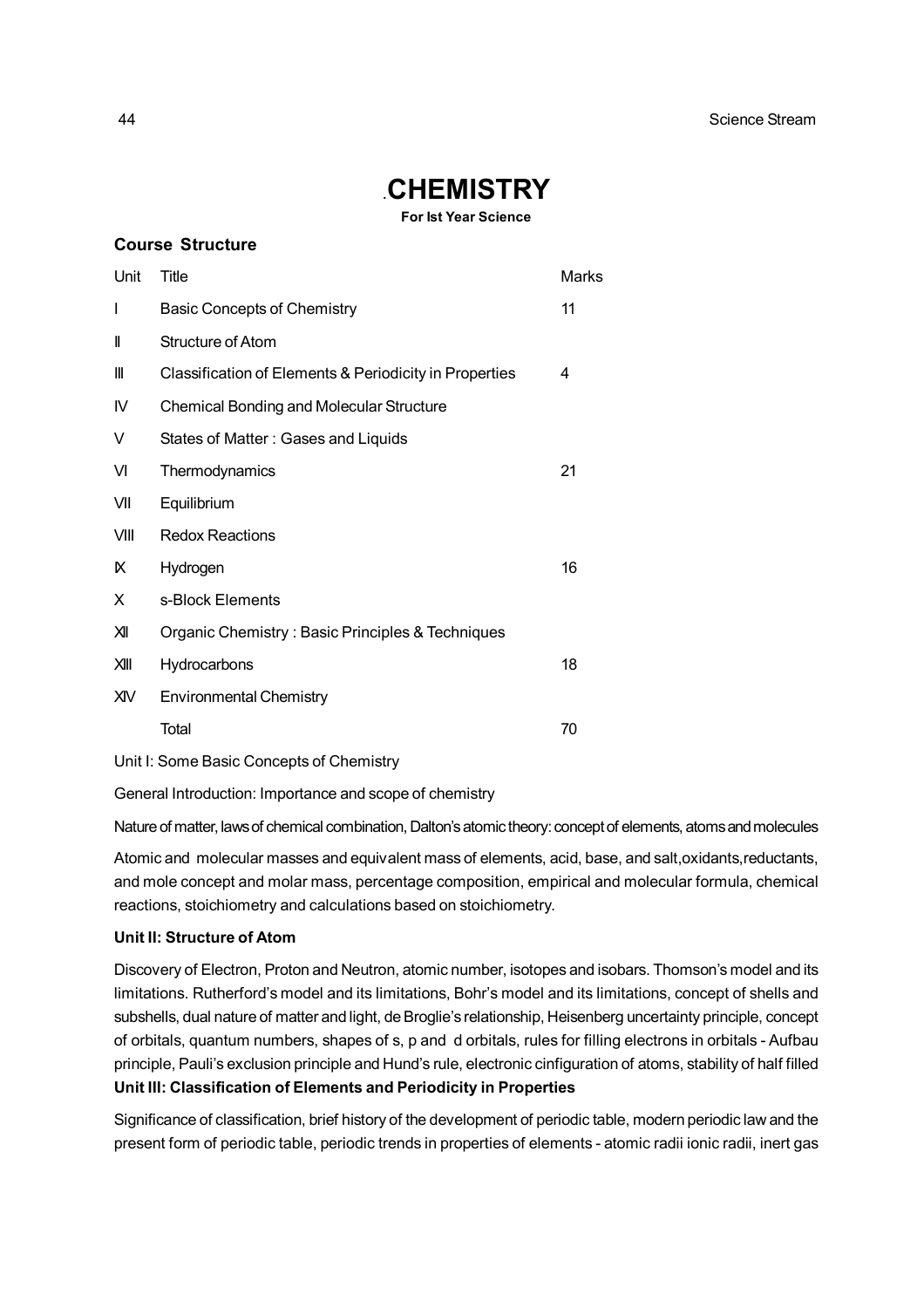# CHEMISTRY

**For Ist Year Science**

## Course Structure

| Unit | Title | Marks |
|---|---|---|
| I | Basic Concepts of Chemistry | 11 |
| II | Structure of Atom | |
| III | Classification of Elements & Periodicity in Properties | 4 |
| IV | Chemical Bonding and Molecular Structure | |
| V | States of Matter : Gases and Liquids | |
| VI | Thermodynamics | 21 |
| VII | Equilibrium | |
| VIII | Redox Reactions | |
| IX | Hydrogen | 16 |
| X | s-Block Elements | |
| XII | Organic Chemistry : Basic Principles & Techniques | |
| XIII | Hydrocarbons | 18 |
| XIV | Environmental Chemistry | |
| | Total | 70 |

Unit I: Some Basic Concepts of Chemistry

General Introduction: Importance and scope of chemistry

Nature of matter, laws of chemical combination, Dalton's atomic theory: concept of elements, atoms and molecules

Atomic and molecular masses and equivalent mass of elements, acid, base, and salt,oxidants,reductants, and mole concept and molar mass, percentage composition, empirical and molecular formula, chemical reactions, stoichiometry and calculations based on stoichiometry.

**Unit II: Structure of Atom**

Discovery of Electron, Proton and Neutron, atomic number, isotopes and isobars. Thomson's model and its limitations. Rutherford's model and its limitations, Bohr's model and its limitations, concept of shells and subshells, dual nature of matter and light, de Broglie's relationship, Heisenberg uncertainty principle, concept of orbitals, quantum numbers, shapes of s, p and d orbitals, rules for filling electrons in orbitals - Aufbau principle, Pauli's exclusion principle and Hund's rule, electronic cinfiguration of atoms, stability of half filled

**Unit III: Classification of Elements and Periodicity in Properties**

Significance of classification, brief history of the development of periodic table, modern periodic law and the present form of periodic table, periodic trends in properties of elements - atomic radii ionic radii, inert gas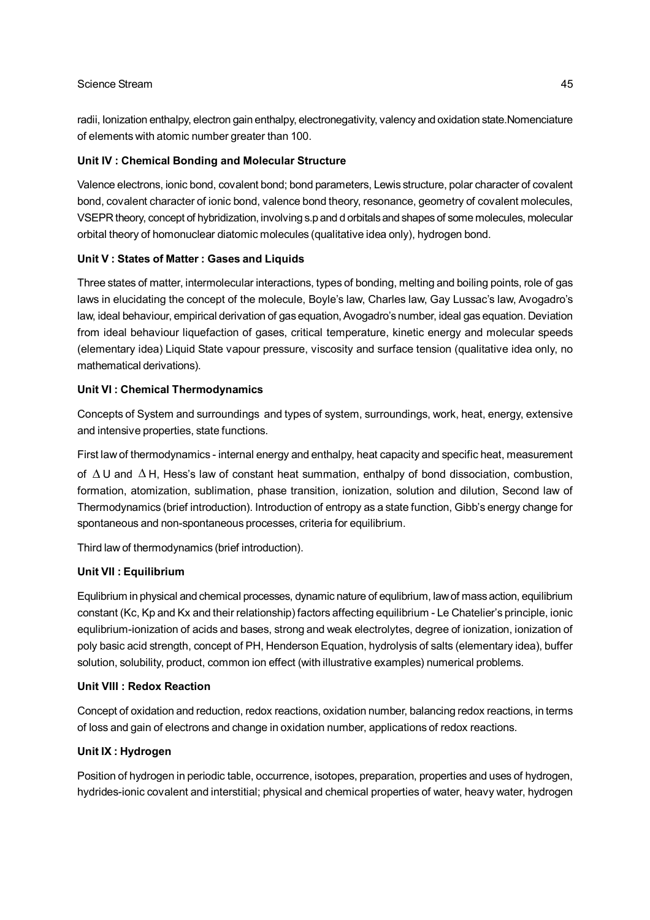radii, Ionization enthalpy, electron gain enthalpy, electronegativity, valency and oxidation state.Nomenciature of elements with atomic number greater than 100.

**Unit IV : Chemical Bonding and Molecular Structure**

Valence electrons, ionic bond, covalent bond; bond parameters, Lewis structure, polar character of covalent bond, covalent character of ionic bond, valence bond theory, resonance, geometry of covalent molecules, VSEPR theory, concept of hybridization, involving s.p and d orbitals and shapes of some molecules, molecular orbital theory of homonuclear diatomic molecules (qualitative idea only), hydrogen bond.

**Unit V : States of Matter : Gases and Liquids**

Three states of matter, intermolecular interactions, types of bonding, melting and boiling points, role of gas laws in elucidating the concept of the molecule, Boyle's law, Charles law, Gay Lussac's law, Avogadro's law, ideal behaviour, empirical derivation of gas equation, Avogadro's number, ideal gas equation. Deviation from ideal behaviour liquefaction of gases, critical temperature, kinetic energy and molecular speeds (elementary idea) Liquid State vapour pressure, viscosity and surface tension (qualitative idea only, no mathematical derivations).

**Unit VI : Chemical Thermodynamics**

Concepts of System and surroundings and types of system, surroundings, work, heat, energy, extensive and intensive properties, state functions.

First law of thermodynamics - internal energy and enthalpy, heat capacity and specific heat, measurement of $\Delta U$ and $\Delta H$, Hess's law of constant heat summation, enthalpy of bond dissociation, combustion, formation, atomization, sublimation, phase transition, ionization, solution and dilution, Second law of Thermodynamics (brief introduction). Introduction of entropy as a state function, Gibb's energy change for spontaneous and non-spontaneous processes, criteria for equilibrium.

Third law of thermodynamics (brief introduction).

**Unit VII : Equilibrium**

Equlibrium in physical and chemical processes, dynamic nature of equlibrium, law of mass action, equilibrium constant (Kc, Kp and Kx and their relationship) factors affecting equilibrium - Le Chatelier's principle, ionic equlibrium-ionization of acids and bases, strong and weak electrolytes, degree of ionization, ionization of poly basic acid strength, concept of PH, Henderson Equation, hydrolysis of salts (elementary idea), buffer solution, solubility, product, common ion effect (with illustrative examples) numerical problems.

**Unit VIII : Redox Reaction**

Concept of oxidation and reduction, redox reactions, oxidation number, balancing redox reactions, in terms of loss and gain of electrons and change in oxidation number, applications of redox reactions.

**Unit IX : Hydrogen**

Position of hydrogen in periodic table, occurrence, isotopes, preparation, properties and uses of hydrogen, hydrides-ionic covalent and interstitial; physical and chemical properties of water, heavy water, hydrogen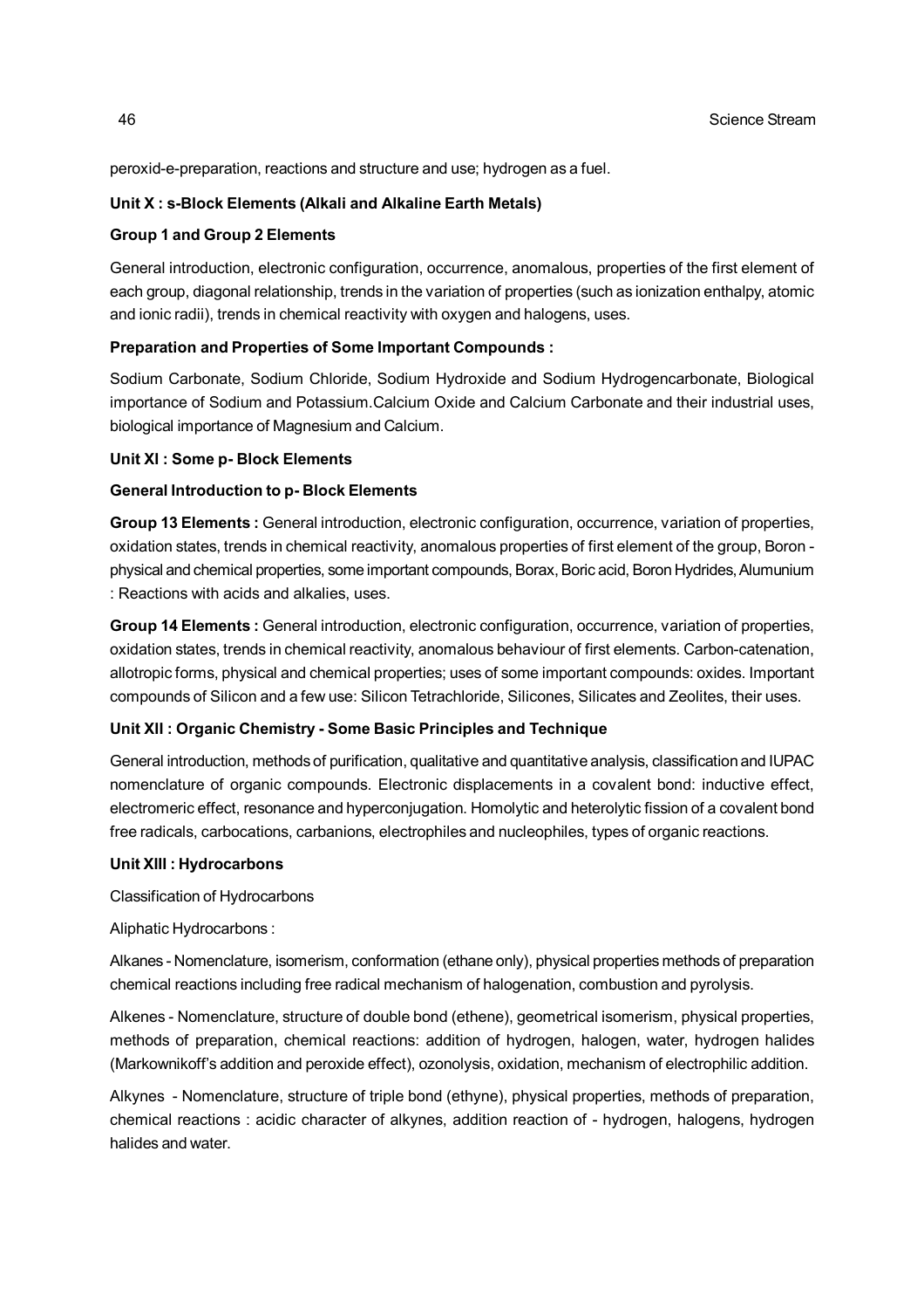peroxid-e-preparation, reactions and structure and use; hydrogen as a fuel.

**Unit X : s-Block Elements (Alkali and Alkaline Earth Metals)**

**Group 1 and Group 2 Elements**

General introduction, electronic configuration, occurrence, anomalous, properties of the first element of each group, diagonal relationship, trends in the variation of properties (such as ionization enthalpy, atomic and ionic radii), trends in chemical reactivity with oxygen and halogens, uses.

**Preparation and Properties of Some Important Compounds :**

Sodium Carbonate, Sodium Chloride, Sodium Hydroxide and Sodium Hydrogencarbonate, Biological importance of Sodium and Potassium.Calcium Oxide and Calcium Carbonate and their industrial uses, biological importance of Magnesium and Calcium.

**Unit XI : Some p- Block Elements**

**General Introduction to p- Block Elements**

**Group 13 Elements :** General introduction, electronic configuration, occurrence, variation of properties, oxidation states, trends in chemical reactivity, anomalous properties of first element of the group, Boron - physical and chemical properties, some important compounds, Borax, Boric acid, Boron Hydrides, Alumunium : Reactions with acids and alkalies, uses.

**Group 14 Elements :** General introduction, electronic configuration, occurrence, variation of properties, oxidation states, trends in chemical reactivity, anomalous behaviour of first elements. Carbon-catenation, allotropic forms, physical and chemical properties; uses of some important compounds: oxides. Important compounds of Silicon and a few use: Silicon Tetrachloride, Silicones, Silicates and Zeolites, their uses.

**Unit XII : Organic Chemistry - Some Basic Principles and Technique**

General introduction, methods of purification, qualitative and quantitative analysis, classification and IUPAC nomenclature of organic compounds. Electronic displacements in a covalent bond: inductive effect, electromeric effect, resonance and hyperconjugation. Homolytic and heterolytic fission of a covalent bond free radicals, carbocations, carbanions, electrophiles and nucleophiles, types of organic reactions.

**Unit XIII : Hydrocarbons**

Classification of Hydrocarbons

Aliphatic Hydrocarbons :

Alkanes - Nomenclature, isomerism, conformation (ethane only), physical properties methods of preparation chemical reactions including free radical mechanism of halogenation, combustion and pyrolysis.

Alkenes - Nomenclature, structure of double bond (ethene), geometrical isomerism, physical properties, methods of preparation, chemical reactions: addition of hydrogen, halogen, water, hydrogen halides (Markownikoff's addition and peroxide effect), ozonolysis, oxidation, mechanism of electrophilic addition.

Alkynes - Nomenclature, structure of triple bond (ethyne), physical properties, methods of preparation, chemical reactions : acidic character of alkynes, addition reaction of - hydrogen, halogens, hydrogen halides and water.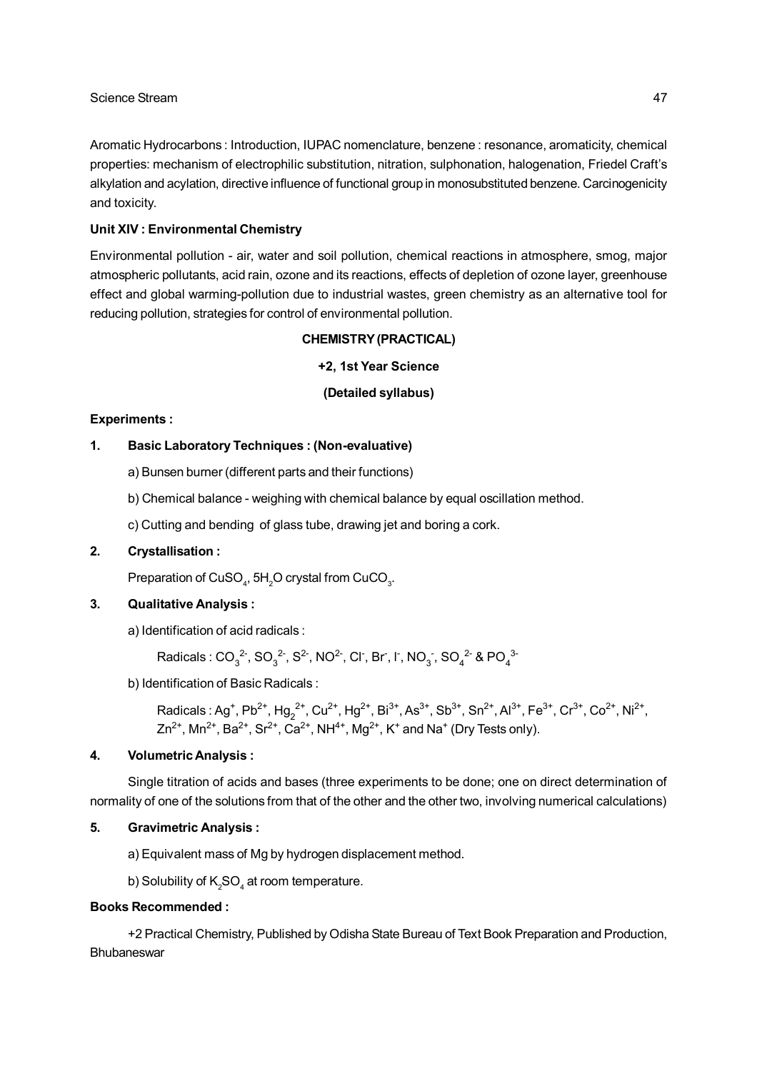Aromatic Hydrocarbons : Introduction, IUPAC nomenclature, benzene : resonance, aromaticity, chemical properties: mechanism of electrophilic substitution, nitration, sulphonation, halogenation, Friedel Craft's alkylation and acylation, directive influence of functional group in monosubstituted benzene. Carcinogenicity and toxicity.

**Unit XIV : Environmental Chemistry**

Environmental pollution - air, water and soil pollution, chemical reactions in atmosphere, smog, major atmospheric pollutants, acid rain, ozone and its reactions, effects of depletion of ozone layer, greenhouse effect and global warming-pollution due to industrial wastes, green chemistry as an alternative tool for reducing pollution, strategies for control of environmental pollution.

**CHEMISTRY (PRACTICAL)**

**+2, 1st Year Science**

**(Detailed syllabus)**

**Experiments :**

**1. Basic Laboratory Techniques : (Non-evaluative)**

a) Bunsen burner (different parts and their functions)

b) Chemical balance - weighing with chemical balance by equal oscillation method.

c) Cutting and bending of glass tube, drawing jet and boring a cork.

**2. Crystallisation :**

Preparation of $CuSO_4, 5H_2O$ crystal from $CuCO_3$.

**3. Qualitative Analysis :**

a) Identification of acid radicals :

Radicals : $CO_3^{2-}$, $SO_3^{2-}$, $S^{2-}$, $NO^{2-}$, $Cl^-$, $Br^-$, $I^-$, $NO_3^-$, $SO_4^{2-}$ & $PO_4^{3-}$

b) Identification of Basic Radicals :

Radicals : $Ag^+$, $Pb^{2+}$, $Hg_2^{2+}$, $Cu^{2+}$, $Hg^{2+}$, $Bi^{3+}$, $As^{3+}$, $Sb^{3+}$, $Sn^{2+}$, $Al^{3+}$, $Fe^{3+}$, $Cr^{3+}$, $Co^{2+}$, $Ni^{2+}$, $Zn^{2+}$, $Mn^{2+}$, $Ba^{2+}$, $Sr^{2+}$, $Ca^{2+}$, $NH^{4+}$, $Mg^{2+}$, $K^+$ and $Na^+$ (Dry Tests only).

**4. Volumetric Analysis :**

Single titration of acids and bases (three experiments to be done; one on direct determination of normality of one of the solutions from that of the other and the other two, involving numerical calculations)

**5. Gravimetric Analysis :**

a) Equivalent mass of Mg by hydrogen displacement method.

b) Solubility of $K_2SO_4$ at room temperature.

**Books Recommended :**

+2 Practical Chemistry, Published by Odisha State Bureau of Text Book Preparation and Production, Bhubaneswar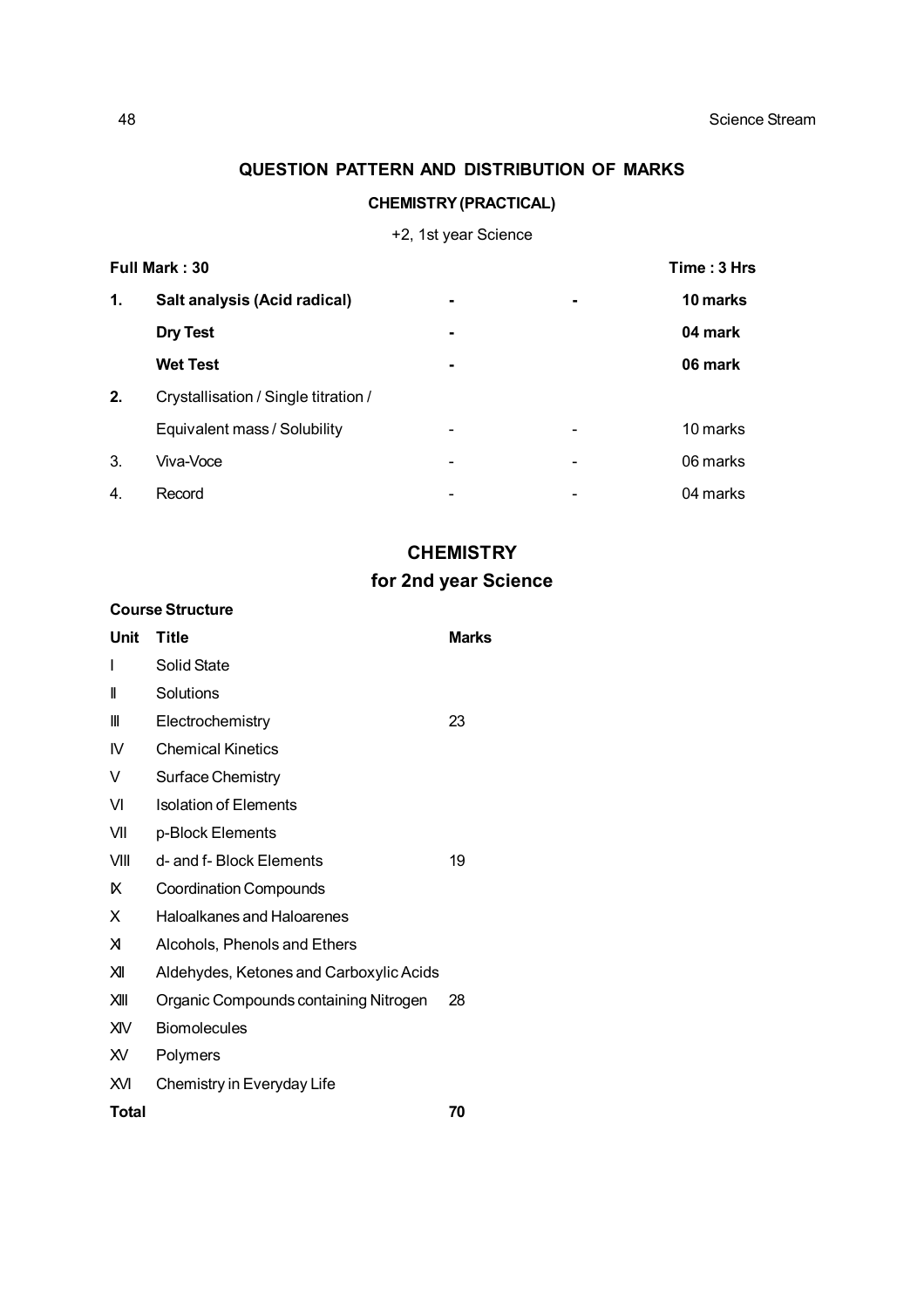## QUESTION PATTERN AND DISTRIBUTION OF MARKS

### CHEMISTRY (PRACTICAL)

+2, 1st year Science

**Full Mark : 30** **Time : 3 Hrs**

| | | | | |
|---|---|---|---|---|
| **1.** | **Salt analysis (Acid radical)** | **-** | **-** | **10 marks** |
| | **Dry Test** | **-** | | **04 mark** |
| | **Wet Test** | **-** | | **06 mark** |
| **2.** | Crystallisation / Single titration / Equivalent mass / Solubility | - | - | 10 marks |
| 3. | Viva-Voce | - | - | 06 marks |
| 4. | Record | - | - | 04 marks |

## CHEMISTRY
## for 2nd year Science

**Course Structure**

| Unit | Title | Marks |
|---|---|---|
| I | Solid State | |
| II | Solutions | |
| III | Electrochemistry | 23 |
| IV | Chemical Kinetics | |
| V | Surface Chemistry | |
| VI | Isolation of Elements | |
| VII | p-Block Elements | |
| VIII | d- and f- Block Elements | 19 |
| IX | Coordination Compounds | |
| X | Haloalkanes and Haloarenes | |
| XI | Alcohols, Phenols and Ethers | |
| XII | Aldehydes, Ketones and Carboxylic Acids | |
| XIII | Organic Compounds containing Nitrogen | 28 |
| XIV | Biomolecules | |
| XV | Polymers | |
| XVI | Chemistry in Everyday Life | |
| **Total** | | **70** |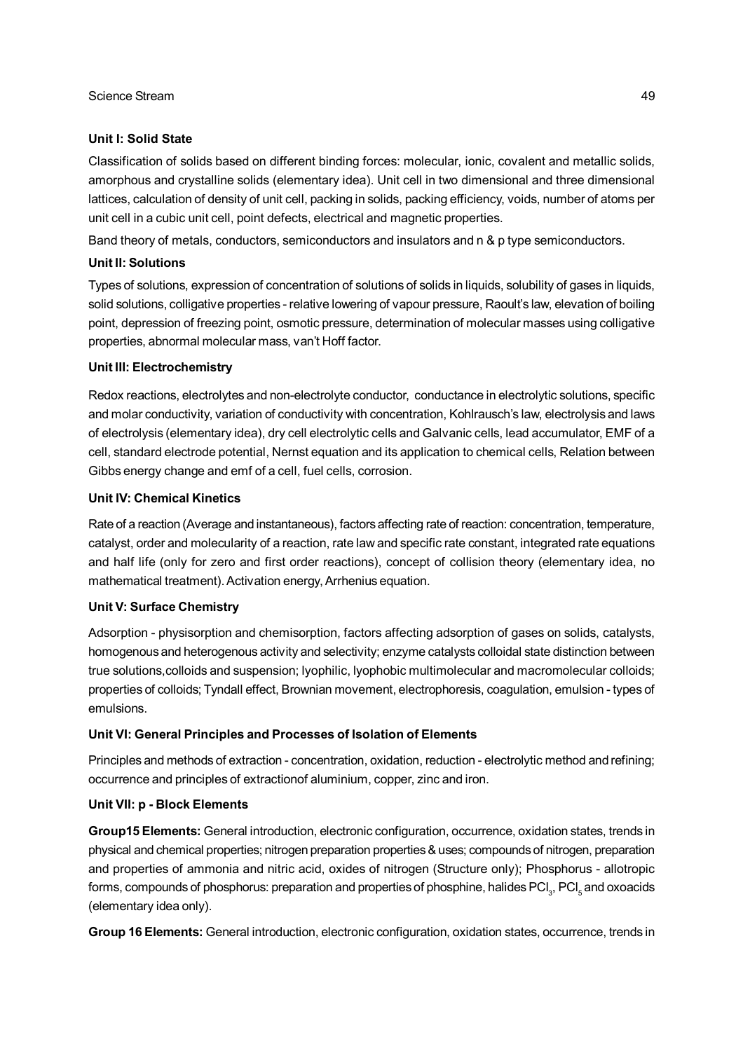**Unit I: Solid State**

Classification of solids based on different binding forces: molecular, ionic, covalent and metallic solids, amorphous and crystalline solids (elementary idea). Unit cell in two dimensional and three dimensional lattices, calculation of density of unit cell, packing in solids, packing efficiency, voids, number of atoms per unit cell in a cubic unit cell, point defects, electrical and magnetic properties.

Band theory of metals, conductors, semiconductors and insulators and n & p type semiconductors.

**Unit II: Solutions**

Types of solutions, expression of concentration of solutions of solids in liquids, solubility of gases in liquids, solid solutions, colligative properties - relative lowering of vapour pressure, Raoult's law, elevation of boiling point, depression of freezing point, osmotic pressure, determination of molecular masses using colligative properties, abnormal molecular mass, van't Hoff factor.

**Unit III: Electrochemistry**

Redox reactions, electrolytes and non-electrolyte conductor, conductance in electrolytic solutions, specific and molar conductivity, variation of conductivity with concentration, Kohlrausch's law, electrolysis and laws of electrolysis (elementary idea), dry cell electrolytic cells and Galvanic cells, lead accumulator, EMF of a cell, standard electrode potential, Nernst equation and its application to chemical cells, Relation between Gibbs energy change and emf of a cell, fuel cells, corrosion.

**Unit IV: Chemical Kinetics**

Rate of a reaction (Average and instantaneous), factors affecting rate of reaction: concentration, temperature, catalyst, order and molecularity of a reaction, rate law and specific rate constant, integrated rate equations and half life (only for zero and first order reactions), concept of collision theory (elementary idea, no mathematical treatment). Activation energy, Arrhenius equation.

**Unit V: Surface Chemistry**

Adsorption - physisorption and chemisorption, factors affecting adsorption of gases on solids, catalysts, homogenous and heterogenous activity and selectivity; enzyme catalysts colloidal state distinction between true solutions,colloids and suspension; lyophilic, lyophobic multimolecular and macromolecular colloids; properties of colloids; Tyndall effect, Brownian movement, electrophoresis, coagulation, emulsion - types of emulsions.

**Unit VI: General Principles and Processes of Isolation of Elements**

Principles and methods of extraction - concentration, oxidation, reduction - electrolytic method and refining; occurrence and principles of extractionof aluminium, copper, zinc and iron.

**Unit VII: p - Block Elements**

**Group15 Elements:** General introduction, electronic configuration, occurrence, oxidation states, trends in physical and chemical properties; nitrogen preparation properties & uses; compounds of nitrogen, preparation and properties of ammonia and nitric acid, oxides of nitrogen (Structure only); Phosphorus - allotropic forms, compounds of phosphorus: preparation and properties of phosphine, halides $PCl_3$, $PCl_5$ and oxoacids (elementary idea only).

**Group 16 Elements:** General introduction, electronic configuration, oxidation states, occurrence, trends in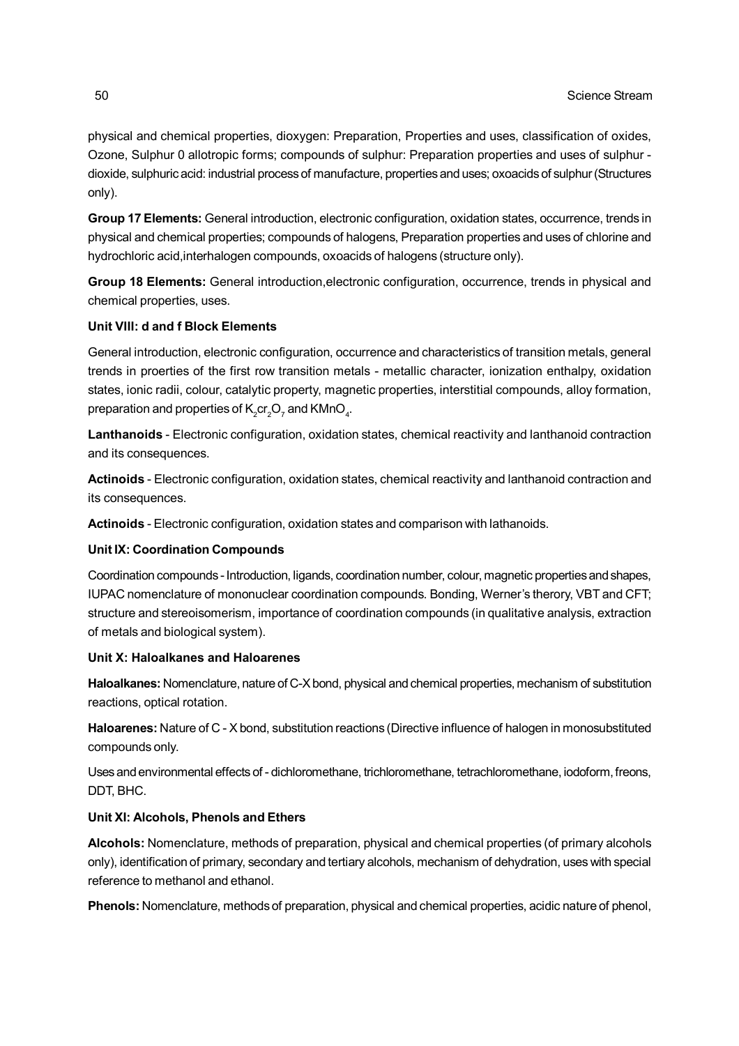physical and chemical properties, dioxygen: Preparation, Properties and uses, classification of oxides, Ozone, Sulphur 0 allotropic forms; compounds of sulphur: Preparation properties and uses of sulphur - dioxide, sulphuric acid: industrial process of manufacture, properties and uses; oxoacids of sulphur (Structures only).

**Group 17 Elements:** General introduction, electronic configuration, oxidation states, occurrence, trends in physical and chemical properties; compounds of halogens, Preparation properties and uses of chlorine and hydrochloric acid,interhalogen compounds, oxoacids of halogens (structure only).

**Group 18 Elements:** General introduction,electronic configuration, occurrence, trends in physical and chemical properties, uses.

**Unit VIII: d and f Block Elements**

General introduction, electronic configuration, occurrence and characteristics of transition metals, general trends in proerties of the first row transition metals - metallic character, ionization enthalpy, oxidation states, ionic radii, colour, catalytic property, magnetic properties, interstitial compounds, alloy formation, preparation and properties of $K_2cr_2O_7$ and $KMnO_4$.

**Lanthanoids** - Electronic configuration, oxidation states, chemical reactivity and lanthanoid contraction and its consequences.

**Actinoids** - Electronic configuration, oxidation states, chemical reactivity and lanthanoid contraction and its consequences.

**Actinoids** - Electronic configuration, oxidation states and comparison with lathanoids.

**Unit IX: Coordination Compounds**

Coordination compounds - Introduction, ligands, coordination number, colour, magnetic properties and shapes, IUPAC nomenclature of mononuclear coordination compounds. Bonding, Werner's therory, VBT and CFT; structure and stereoisomerism, importance of coordination compounds (in qualitative analysis, extraction of metals and biological system).

**Unit X: Haloalkanes and Haloarenes**

**Haloalkanes:** Nomenclature, nature of C-X bond, physical and chemical properties, mechanism of substitution reactions, optical rotation.

**Haloarenes:** Nature of C - X bond, substitution reactions (Directive influence of halogen in monosubstituted compounds only.

Uses and environmental effects of - dichloromethane, trichloromethane, tetrachloromethane, iodoform, freons, DDT, BHC.

**Unit XI: Alcohols, Phenols and Ethers**

**Alcohols:** Nomenclature, methods of preparation, physical and chemical properties (of primary alcohols only), identification of primary, secondary and tertiary alcohols, mechanism of dehydration, uses with special reference to methanol and ethanol.

**Phenols:** Nomenclature, methods of preparation, physical and chemical properties, acidic nature of phenol,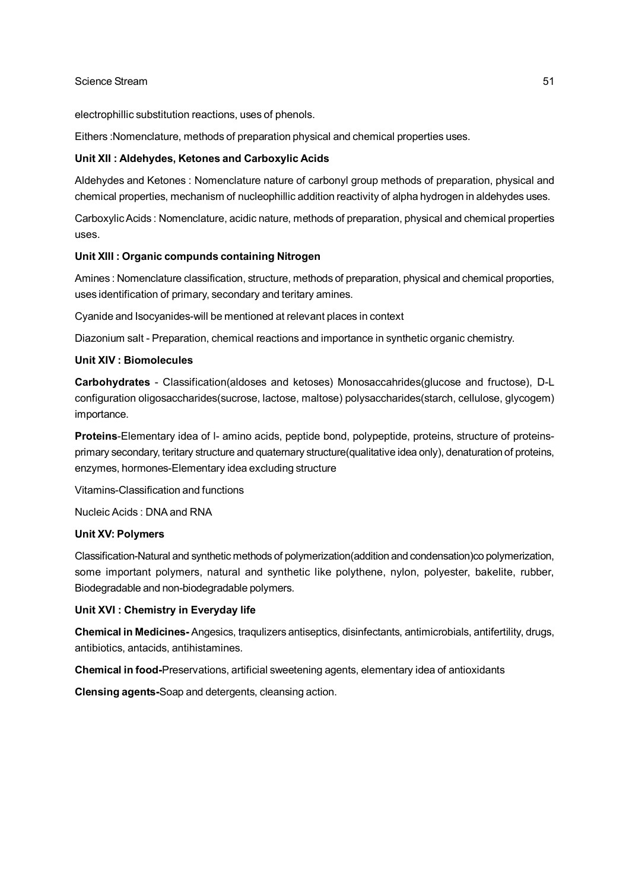electrophillic substitution reactions, uses of phenols.

Eithers :Nomenclature, methods of preparation physical and chemical properties uses.

**Unit XII : Aldehydes, Ketones and Carboxylic Acids**

Aldehydes and Ketones : Nomenclature nature of carbonyl group methods of preparation, physical and chemical properties, mechanism of nucleophillic addition reactivity of alpha hydrogen in aldehydes uses.

Carboxylic Acids : Nomenclature, acidic nature, methods of preparation, physical and chemical properties uses.

**Unit XIII : Organic compunds containing Nitrogen**

Amines : Nomenclature classification, structure, methods of preparation, physical and chemical proporties, uses identification of primary, secondary and teritary amines.

Cyanide and Isocyanides-will be mentioned at relevant places in context

Diazonium salt - Preparation, chemical reactions and importance in synthetic organic chemistry.

**Unit XIV : Biomolecules**

**Carbohydrates** - Classification(aldoses and ketoses) Monosaccahrides(glucose and fructose), D-L configuration oligosaccharides(sucrose, lactose, maltose) polysaccharides(starch, cellulose, glycogem) importance.

**Proteins**-Elementary idea of l- amino acids, peptide bond, polypeptide, proteins, structure of proteins-primary secondary, teritary structure and quaternary structure(qualitative idea only), denaturation of proteins, enzymes, hormones-Elementary idea excluding structure

Vitamins-Classification and functions

Nucleic Acids : DNA and RNA

**Unit XV: Polymers**

Classification-Natural and synthetic methods of polymerization(addition and condensation)co polymerization, some important polymers, natural and synthetic like polythene, nylon, polyester, bakelite, rubber, Biodegradable and non-biodegradable polymers.

**Unit XVI : Chemistry in Everyday life**

**Chemical in Medicines-** Angesics, traqulizers antiseptics, disinfectants, antimicrobials, antifertility, drugs, antibiotics, antacids, antihistamines.

**Chemical in food-**Preservations, artificial sweetening agents, elementary idea of antioxidants

**Clensing agents-**Soap and detergents, cleansing action.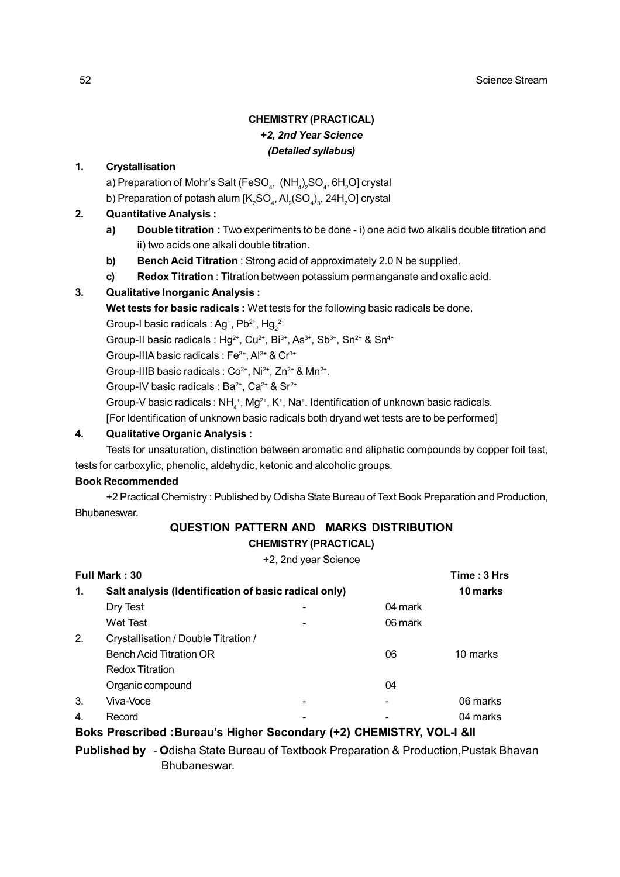## CHEMISTRY (PRACTICAL)

***+2, 2nd Year Science***

***(Detailed syllabus)***

**1. Crystallisation**

a) Preparation of Mohr's Salt ($FeSO_4$, $(NH_4)_2SO_4$, $6H_2O$] crystal

b) Preparation of potash alum [$K_2SO_4$, $Al_2(SO_4)_3$, $24H_2O$] crystal

**2. Quantitative Analysis :**

**a) Double titration :** Two experiments to be done - i) one acid two alkalis double titration and ii) two acids one alkali double titration.

**b) Bench Acid Titration** : Strong acid of approximately 2.0 N be supplied.

**c) Redox Titration** : Titration between potassium permanganate and oxalic acid.

**3. Qualitative Inorganic Analysis :**

**Wet tests for basic radicals :** Wet tests for the following basic radicals be done.

Group-I basic radicals : $Ag^+$, $Pb^{2+}$, $Hg_2^{2+}$

Group-II basic radicals : $Hg^{2+}$, $Cu^{2+}$, $Bi^{3+}$, $As^{3+}$, $Sb^{3+}$, $Sn^{2+}$ & $Sn^{4+}$

Group-IIIA basic radicals : $Fe^{3+}$, $Al^{3+}$ & $Cr^{3+}$

Group-IIIB basic radicals : $Co^{2+}$, $Ni^{2+}$, $Zn^{2+}$ & $Mn^{2+}$.

Group-IV basic radicals : $Ba^{2+}$, $Ca^{2+}$ & $Sr^{2+}$

Group-V basic radicals : $NH_4^+$, $Mg^{2+}$, $K^+$, $Na^+$. Identification of unknown basic radicals.

[For Identification of unknown basic radicals both dryand wet tests are to be performed]

**4. Qualitative Organic Analysis :**

Tests for unsaturation, distinction between aromatic and aliphatic compounds by copper foil test, tests for carboxylic, phenolic, aldehydic, ketonic and alcoholic groups.

**Book Recommended**

+2 Practical Chemistry : Published by Odisha State Bureau of Text Book Preparation and Production, Bhubaneswar.

## QUESTION PATTERN AND MARKS DISTRIBUTION

**CHEMISTRY (PRACTICAL)**

+2, 2nd year Science

**Full Mark : 30** **Time : 3 Hrs**

| | | | | |
|---|---|---|---|---|
| **1.** | **Salt analysis (Identification of basic radical only)** | | | **10 marks** |
| | Dry Test | - | 04 mark | |
| | Wet Test | - | 06 mark | |
| 2. | Crystallisation / Double Titration / Bench Acid Titration OR Redox Titration | | 06 | 10 marks |
| | Organic compound | | 04 | |
| 3. | Viva-Voce | - | - | 06 marks |
| 4. | Record | - | - | 04 marks |

**Boks Prescribed :Bureau's Higher Secondary (+2) CHEMISTRY, VOL-I &II**

**Published by** - **O**disha State Bureau of Textbook Preparation & Production,Pustak Bhavan Bhubaneswar.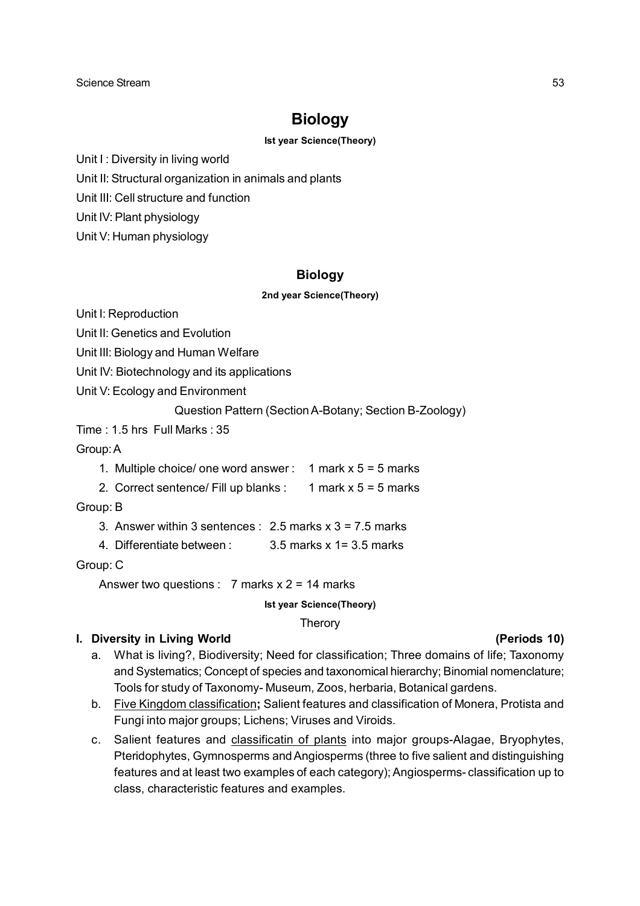# Biology

**Ist year Science(Theory)**

Unit I : Diversity in living world

Unit II: Structural organization in animals and plants

Unit III: Cell structure and function

Unit IV: Plant physiology

Unit V: Human physiology

## Biology

**2nd year Science(Theory)**

Unit I: Reproduction

Unit II: Genetics and Evolution

Unit III: Biology and Human Welfare

Unit IV: Biotechnology and its applications

Unit V: Ecology and Environment

Question Pattern (Section A-Botany; Section B-Zoology)

Time : 1.5 hrs Full Marks : 35

Group: A

1. Multiple choice/ one word answer : 1 mark x 5 = 5 marks
2. Correct sentence/ Fill up blanks : 1 mark x 5 = 5 marks

Group: B

3. Answer within 3 sentences : 2.5 marks x 3 = 7.5 marks
4. Differentiate between : 3.5 marks x 1= 3.5 marks

Group: C

Answer two questions : 7 marks x 2 = 14 marks

**Ist year Science(Theory)**

Therory

**I. Diversity in Living World (Periods 10)**

a. What is living?, Biodiversity; Need for classification; Three domains of life; Taxonomy and Systematics; Concept of species and taxonomical hierarchy; Binomial nomenclature; Tools for study of Taxonomy- Museum, Zoos, herbaria, Botanical gardens.

b. Five Kingdom classification**;** Salient features and classification of Monera, Protista and Fungi into major groups; Lichens; Viruses and Viroids.

c. Salient features and classificatin of plants into major groups-Alagae, Bryophytes, Pteridophytes, Gymnosperms and Angiosperms (three to five salient and distinguishing features and at least two examples of each category); Angiosperms- classification up to class, characteristic features and examples.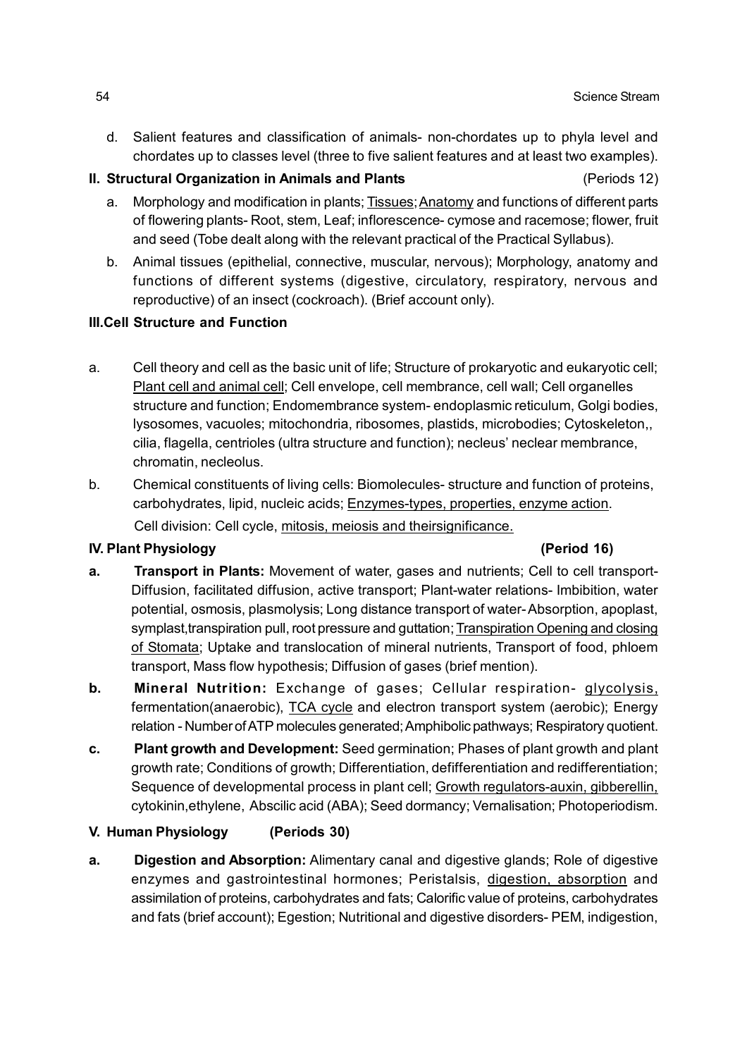d. Salient features and classification of animals- non-chordates up to phyla level and chordates up to classes level (three to five salient features and at least two examples).

**II. Structural Organization in Animals and Plants** (Periods 12)

a. Morphology and modification in plants; Tissues; Anatomy and functions of different parts of flowering plants- Root, stem, Leaf; inflorescence- cymose and racemose; flower, fruit and seed (Tobe dealt along with the relevant practical of the Practical Syllabus).

b. Animal tissues (epithelial, connective, muscular, nervous); Morphology, anatomy and functions of different systems (digestive, circulatory, respiratory, nervous and reproductive) of an insect (cockroach). (Brief account only).

**III.Cell Structure and Function**

a. Cell theory and cell as the basic unit of life; Structure of prokaryotic and eukaryotic cell; Plant cell and animal cell; Cell envelope, cell membrance, cell wall; Cell organelles structure and function; Endomembrance system- endoplasmic reticulum, Golgi bodies, lysosomes, vacuoles; mitochondria, ribosomes, plastids, microbodies; Cytoskeleton,, cilia, flagella, centrioles (ultra structure and function); necleus' neclear membrance, chromatin, necleolus.

b. Chemical constituents of living cells: Biomolecules- structure and function of proteins, carbohydrates, lipid, nucleic acids; Enzymes-types, properties, enzyme action.

Cell division: Cell cycle, mitosis, meiosis and theirsignificance.

**IV. Plant Physiology** **(Period 16)**

**a. Transport in Plants:** Movement of water, gases and nutrients; Cell to cell transport- Diffusion, facilitated diffusion, active transport; Plant-water relations- Imbibition, water potential, osmosis, plasmolysis; Long distance transport of water- Absorption, apoplast, symplast,transpiration pull, root pressure and guttation; Transpiration Opening and closing of Stomata; Uptake and translocation of mineral nutrients, Transport of food, phloem transport, Mass flow hypothesis; Diffusion of gases (brief mention).

**b. Mineral Nutrition:** Exchange of gases; Cellular respiration- glycolysis, fermentation(anaerobic), TCA cycle and electron transport system (aerobic); Energy relation - Number of ATP molecules generated; Amphibolic pathways; Respiratory quotient.

**c. Plant growth and Development:** Seed germination; Phases of plant growth and plant growth rate; Conditions of growth; Differentiation, defifferentiation and redifferentiation; Sequence of developmental process in plant cell; Growth regulators-auxin, gibberellin, cytokinin,ethylene, Abscilic acid (ABA); Seed dormancy; Vernalisation; Photoperiodism.

**V. Human Physiology** **(Periods 30)**

**a. Digestion and Absorption:** Alimentary canal and digestive glands; Role of digestive enzymes and gastrointestinal hormones; Peristalsis, digestion, absorption and assimilation of proteins, carbohydrates and fats; Calorific value of proteins, carbohydrates and fats (brief account); Egestion; Nutritional and digestive disorders- PEM, indigestion,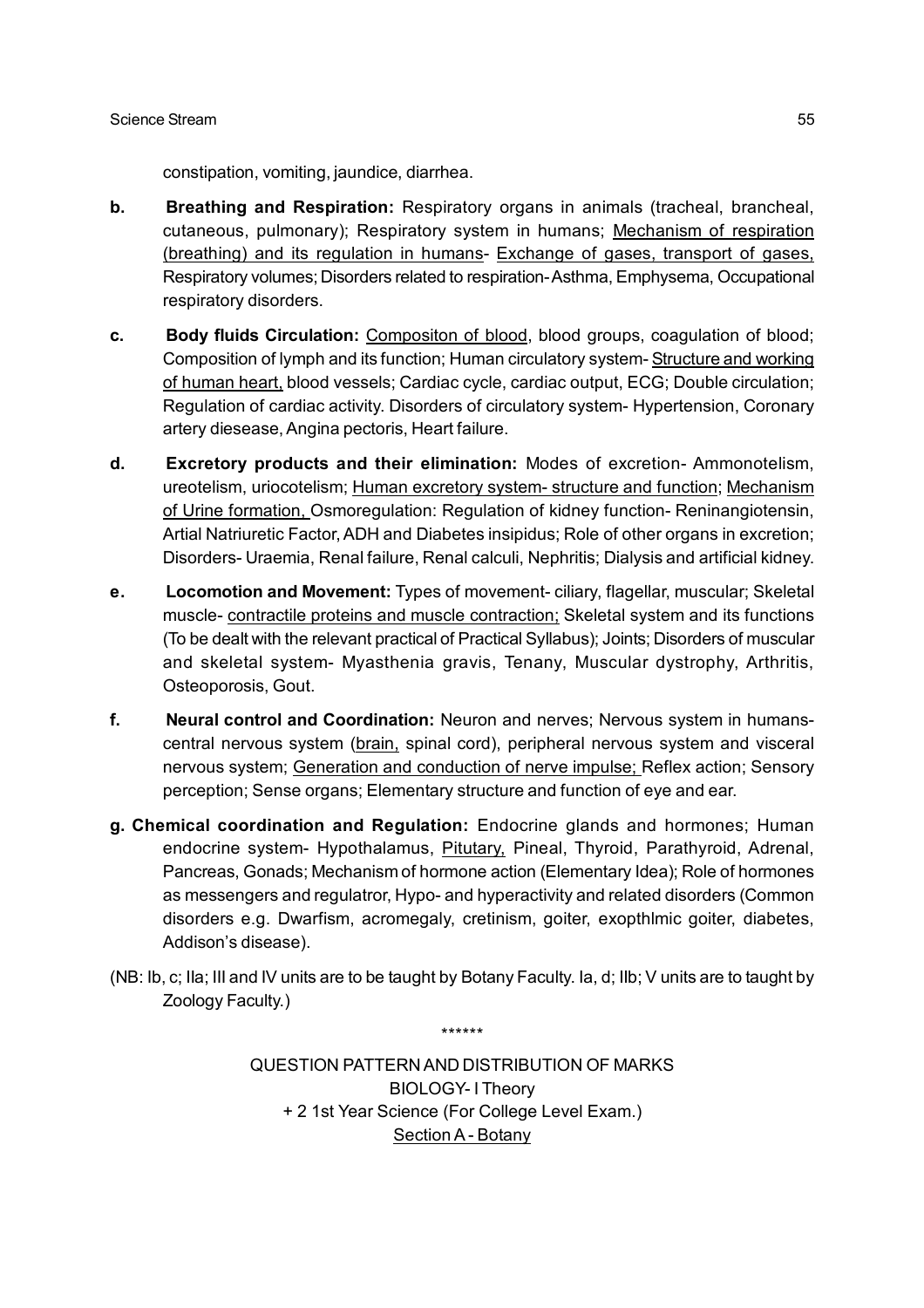constipation, vomiting, jaundice, diarrhea.

**b. Breathing and Respiration:** Respiratory organs in animals (tracheal, brancheal, cutaneous, pulmonary); Respiratory system in humans; <u>Mechanism of respiration (breathing) and its regulation in humans</u>- <u>Exchange of gases, transport of gases,</u> Respiratory volumes; Disorders related to respiration- Asthma, Emphysema, Occupational respiratory disorders.

**c. Body fluids Circulation:** <u>Compositon of blood</u>, blood groups, coagulation of blood; Composition of lymph and its function; Human circulatory system- <u>Structure and working of human heart,</u> blood vessels; Cardiac cycle, cardiac output, ECG; Double circulation; Regulation of cardiac activity. Disorders of circulatory system- Hypertension, Coronary artery diesease, Angina pectoris, Heart failure.

**d. Excretory products and their elimination:** Modes of excretion- Ammonotelism, ureotelism, uriocotelism; <u>Human excretory system- structure and function</u>; <u>Mechanism of Urine formation,</u> Osmoregulation: Regulation of kidney function- Reninangiotensin, Artial Natriuretic Factor, ADH and Diabetes insipidus; Role of other organs in excretion; Disorders- Uraemia, Renal failure, Renal calculi, Nephritis; Dialysis and artificial kidney.

**e. Locomotion and Movement:** Types of movement- ciliary, flagellar, muscular; Skeletal muscle- <u>contractile proteins and muscle contraction;</u> Skeletal system and its functions (To be dealt with the relevant practical of Practical Syllabus); Joints; Disorders of muscular and skeletal system- Myasthenia gravis, Tenany, Muscular dystrophy, Arthritis, Osteoporosis, Gout.

**f. Neural control and Coordination:** Neuron and nerves; Nervous system in humans- central nervous system (<u>brain,</u> spinal cord), peripheral nervous system and visceral nervous system; <u>Generation and conduction of nerve impulse;</u> Reflex action; Sensory perception; Sense organs; Elementary structure and function of eye and ear.

**g. Chemical coordination and Regulation:** Endocrine glands and hormones; Human endocrine system- Hypothalamus, <u>Pitutary,</u> Pineal, Thyroid, Parathyroid, Adrenal, Pancreas, Gonads; Mechanism of hormone action (Elementary Idea); Role of hormones as messengers and regulatror, Hypo- and hyperactivity and related disorders (Common disorders e.g. Dwarfism, acromegaly, cretinism, goiter, exopthlmic goiter, diabetes, Addison's disease).

(NB: Ib, c; IIa; III and IV units are to be taught by Botany Faculty. Ia, d; IIb; V units are to taught by Zoology Faculty.)

******

QUESTION PATTERN AND DISTRIBUTION OF MARKS

BIOLOGY- I Theory

+ 2 1st Year Science (For College Level Exam.)

<u>Section A - Botany</u>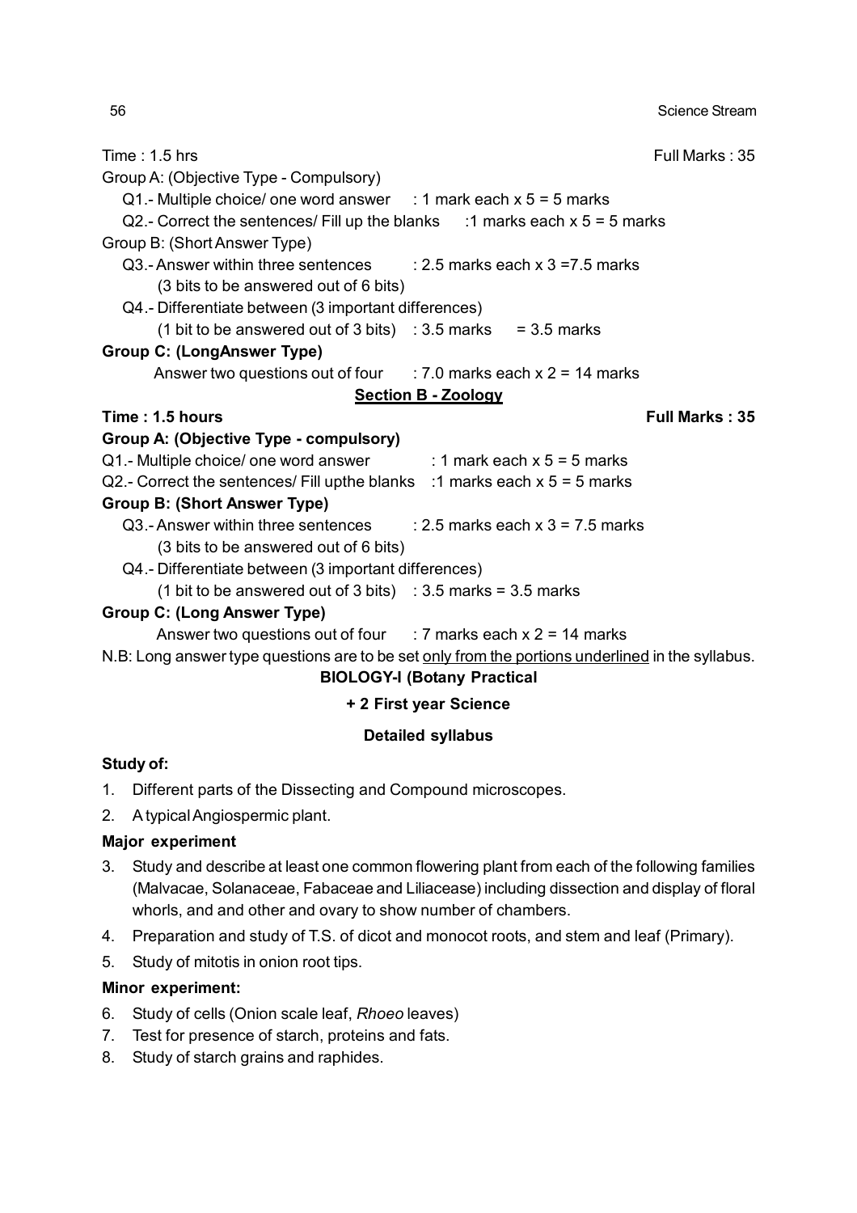Time : 1.5 hrs — Full Marks : 35

Group A: (Objective Type - Compulsory)

Q1.- Multiple choice/ one word answer : 1 mark each x 5 = 5 marks

Q2.- Correct the sentences/ Fill up the blanks :1 marks each x 5 = 5 marks

Group B: (Short Answer Type)

Q3.- Answer within three sentences : 2.5 marks each x 3 =7.5 marks
(3 bits to be answered out of 6 bits)

Q4.- Differentiate between (3 important differences)
(1 bit to be answered out of 3 bits) : 3.5 marks = 3.5 marks

**Group C: (LongAnswer Type)**

Answer two questions out of four : 7.0 marks each x 2 = 14 marks

## Section B - Zoology

**Time : 1.5 hours** — **Full Marks : 35**

**Group A: (Objective Type - compulsory)**

Q1.- Multiple choice/ one word answer : 1 mark each x 5 = 5 marks

Q2.- Correct the sentences/ Fill upthe blanks :1 marks each x 5 = 5 marks

**Group B: (Short Answer Type)**

Q3.- Answer within three sentences : 2.5 marks each x 3 = 7.5 marks
(3 bits to be answered out of 6 bits)

Q4.- Differentiate between (3 important differences)
(1 bit to be answered out of 3 bits) : 3.5 marks = 3.5 marks

**Group C: (Long Answer Type)**

Answer two questions out of four : 7 marks each x 2 = 14 marks

N.B: Long answer type questions are to be set only from the portions underlined in the syllabus.

## BIOLOGY-I (Botany Practical

### + 2 First year Science

### Detailed syllabus

**Study of:**

1. Different parts of the Dissecting and Compound microscopes.
2. A typical Angiospermic plant.

**Major experiment**

3. Study and describe at least one common flowering plant from each of the following families (Malvacae, Solanaceae, Fabaceae and Liliacease) including dissection and display of floral whorls, and and other and ovary to show number of chambers.
4. Preparation and study of T.S. of dicot and monocot roots, and stem and leaf (Primary).
5. Study of mitotis in onion root tips.

**Minor experiment:**

6. Study of cells (Onion scale leaf, *Rhoeo* leaves)
7. Test for presence of starch, proteins and fats.
8. Study of starch grains and raphides.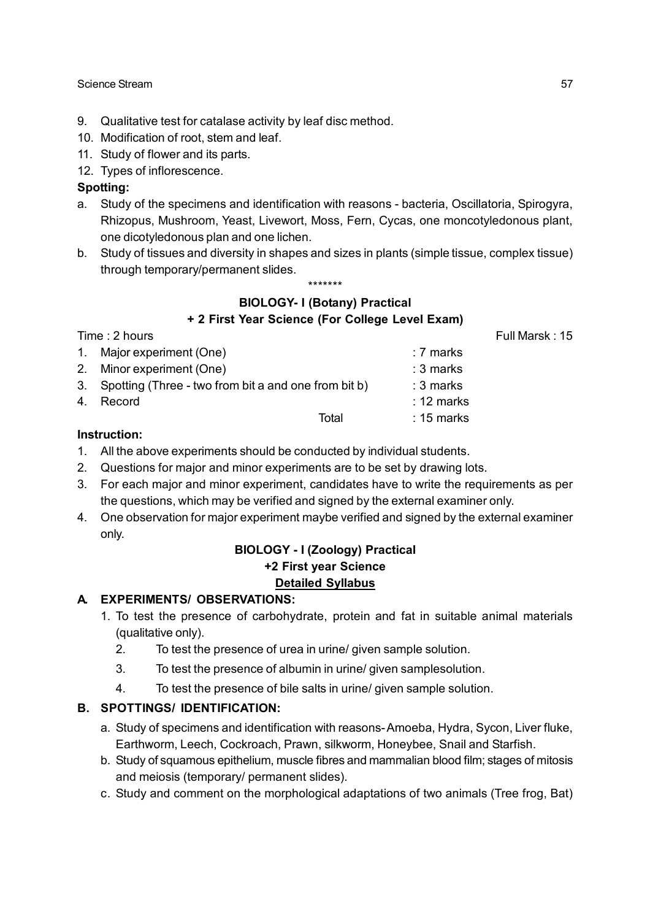9. Qualitative test for catalase activity by leaf disc method.
10. Modification of root, stem and leaf.
11. Study of flower and its parts.
12. Types of inflorescence.

**Spotting:**

a. Study of the specimens and identification with reasons - bacteria, Oscillatoria, Spirogyra, Rhizopus, Mushroom, Yeast, Livewort, Moss, Fern, Cycas, one moncotyledonous plant, one dicotyledonous plan and one lichen.
b. Study of tissues and diversity in shapes and sizes in plants (simple tissue, complex tissue) through temporary/permanent slides.

*******

### BIOLOGY- I (Botany) Practical
### + 2 First Year Science (For College Level Exam)

Time : 2 hours Full Marsk : 15

| | | |
|---|---|---|
| 1. | Major experiment (One) | : 7 marks |
| 2. | Minor experiment (One) | : 3 marks |
| 3. | Spotting (Three - two from bit a and one from bit b) | : 3 marks |
| 4. | Record | : 12 marks |
| | Total | : 15 marks |

**Instruction:**

1. All the above experiments should be conducted by individual students.
2. Questions for major and minor experiments are to be set by drawing lots.
3. For each major and minor experiment, candidates have to write the requirements as per the questions, which may be verified and signed by the external examiner only.
4. One observation for major experiment maybe verified and signed by the external examiner only.

### BIOLOGY - I (Zoology) Practical
### +2 First year Science
### <u>Detailed Syllabus</u>

**A. EXPERIMENTS/ OBSERVATIONS:**

1. To test the presence of carbohydrate, protein and fat in suitable animal materials (qualitative only).
2. To test the presence of urea in urine/ given sample solution.
3. To test the presence of albumin in urine/ given samplesolution.
4. To test the presence of bile salts in urine/ given sample solution.

**B. SPOTTINGS/ IDENTIFICATION:**

a. Study of specimens and identification with reasons- Amoeba, Hydra, Sycon, Liver fluke, Earthworm, Leech, Cockroach, Prawn, silkworm, Honeybee, Snail and Starfish.
b. Study of squamous epithelium, muscle fibres and mammalian blood film; stages of mitosis and meiosis (temporary/ permanent slides).
c. Study and comment on the morphological adaptations of two animals (Tree frog, Bat)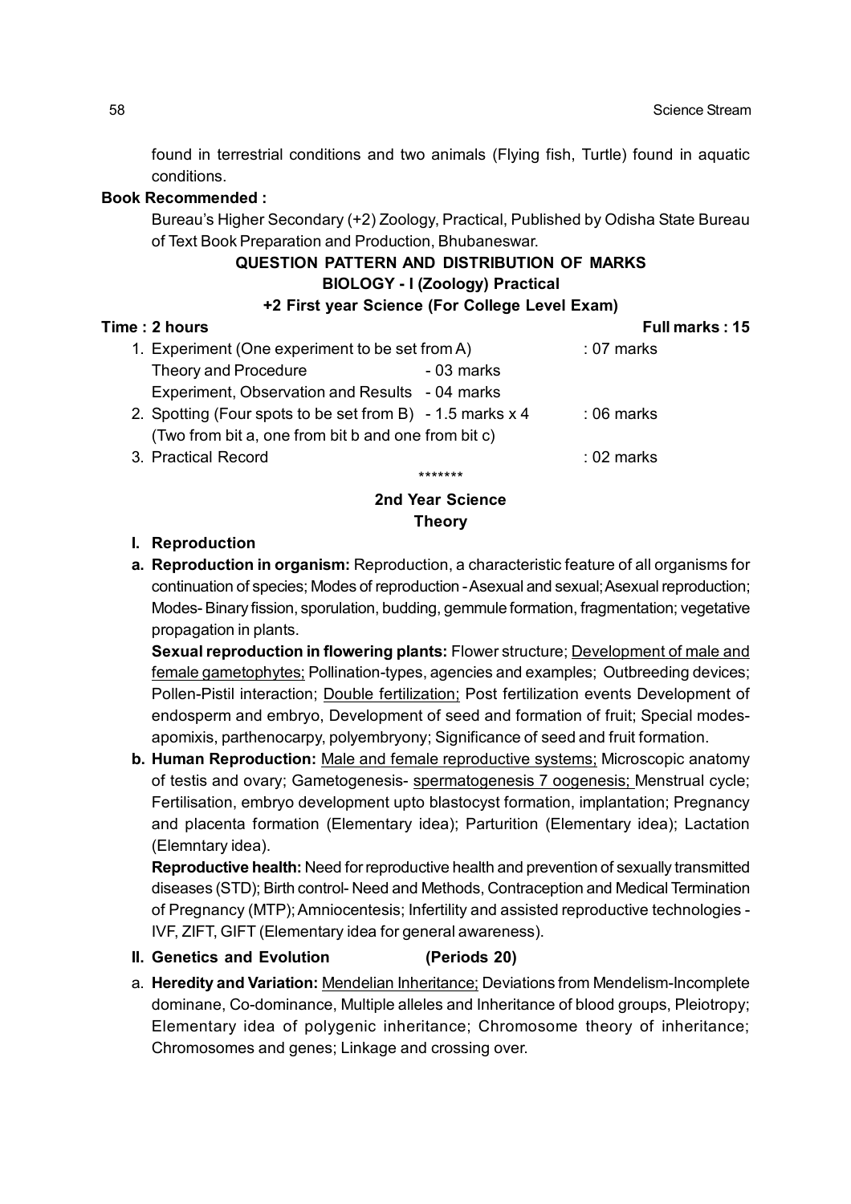found in terrestrial conditions and two animals (Flying fish, Turtle) found in aquatic conditions.

**Book Recommended :**

Bureau's Higher Secondary (+2) Zoology, Practical, Published by Odisha State Bureau of Text Book Preparation and Production, Bhubaneswar.

**QUESTION PATTERN AND DISTRIBUTION OF MARKS**

**BIOLOGY - I (Zoology) Practical**

**+2 First year Science (For College Level Exam)**

**Time : 2 hours** **Full marks : 15**

1. Experiment (One experiment to be set from A) : 07 marks
   Theory and Procedure - 03 marks
   Experiment, Observation and Results - 04 marks
2. Spotting (Four spots to be set from B) - 1.5 marks x 4 : 06 marks
   (Two from bit a, one from bit b and one from bit c)
3. Practical Record : 02 marks

*******

**2nd Year Science**

**Theory**

**I. Reproduction**

**a. Reproduction in organism:** Reproduction, a characteristic feature of all organisms for continuation of species; Modes of reproduction - Asexual and sexual; Asexual reproduction; Modes- Binary fission, sporulation, budding, gemmule formation, fragmentation; vegetative propagation in plants.

**Sexual reproduction in flowering plants:** Flower structure; <u>Development of male and female gametophytes;</u> Pollination-types, agencies and examples; Outbreeding devices; Pollen-Pistil interaction; <u>Double fertilization;</u> Post fertilization events Development of endosperm and embryo, Development of seed and formation of fruit; Special modes- apomixis, parthenocarpy, polyembryony; Significance of seed and fruit formation.

**b. Human Reproduction:** <u>Male and female reproductive systems;</u> Microscopic anatomy of testis and ovary; Gametogenesis- <u>spermatogenesis 7 oogenesis;</u> Menstrual cycle; Fertilisation, embryo development upto blastocyst formation, implantation; Pregnancy and placenta formation (Elementary idea); Parturition (Elementary idea); Lactation (Elemntary idea).

**Reproductive health:** Need for reproductive health and prevention of sexually transmitted diseases (STD); Birth control- Need and Methods, Contraception and Medical Termination of Pregnancy (MTP); Amniocentesis; Infertility and assisted reproductive technologies - IVF, ZIFT, GIFT (Elementary idea for general awareness).

**II. Genetics and Evolution (Periods 20)**

a. **Heredity and Variation:** <u>Mendelian Inheritance;</u> Deviations from Mendelism-Incomplete dominane, Co-dominance, Multiple alleles and Inheritance of blood groups, Pleiotropy; Elementary idea of polygenic inheritance; Chromosome theory of inheritance; Chromosomes and genes; Linkage and crossing over.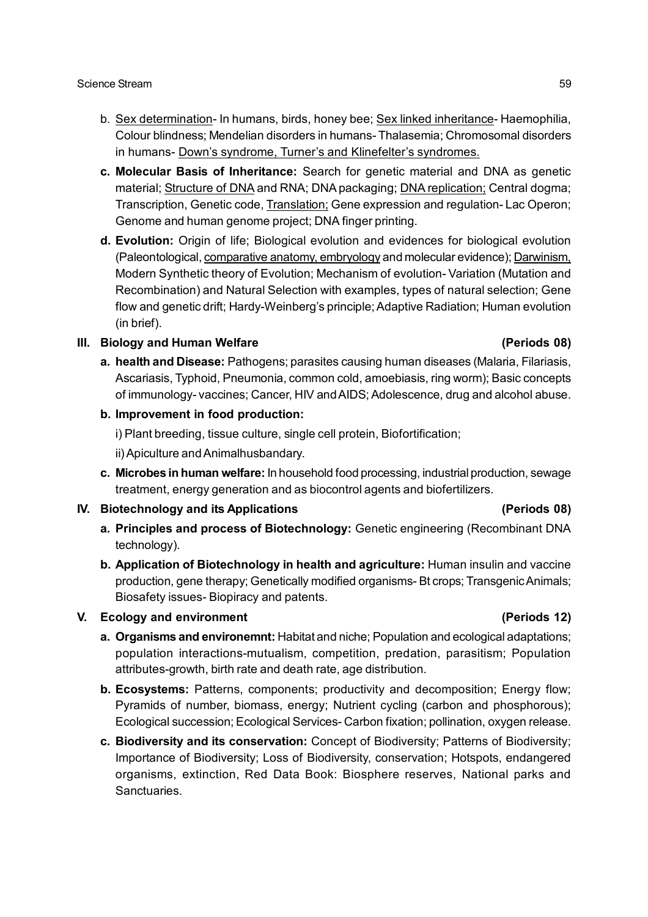b. <u>Sex determination</u>- In humans, birds, honey bee; <u>Sex linked inheritance</u>- Haemophilia, Colour blindness; Mendelian disorders in humans- Thalasemia; Chromosomal disorders in humans- <u>Down's syndrome, Turner's and Klinefelter's syndromes.</u>

**c. Molecular Basis of Inheritance:** Search for genetic material and DNA as genetic material; <u>Structure of DNA</u> and RNA; DNA packaging; <u>DNA replication;</u> Central dogma; Transcription, Genetic code, <u>Translation;</u> Gene expression and regulation- Lac Operon; Genome and human genome project; DNA finger printing.

**d. Evolution:** Origin of life; Biological evolution and evidences for biological evolution (Paleontological, <u>comparative anatomy, embryology</u> and molecular evidence); <u>Darwinism,</u> Modern Synthetic theory of Evolution; Mechanism of evolution- Variation (Mutation and Recombination) and Natural Selection with examples, types of natural selection; Gene flow and genetic drift; Hardy-Weinberg's principle; Adaptive Radiation; Human evolution (in brief).

## III. Biology and Human Welfare (Periods 08)

**a. health and Disease:** Pathogens; parasites causing human diseases (Malaria, Filariasis, Ascariasis, Typhoid, Pneumonia, common cold, amoebiasis, ring worm); Basic concepts of immunology- vaccines; Cancer, HIV and AIDS; Adolescence, drug and alcohol abuse.

**b. Improvement in food production:**

i) Plant breeding, tissue culture, single cell protein, Biofortification;

ii) Apiculture and Animalhusbandary.

**c. Microbes in human welfare:** In household food processing, industrial production, sewage treatment, energy generation and as biocontrol agents and biofertilizers.

## IV. Biotechnology and its Applications (Periods 08)

**a. Principles and process of Biotechnology:** Genetic engineering (Recombinant DNA technology).

**b. Application of Biotechnology in health and agriculture:** Human insulin and vaccine production, gene therapy; Genetically modified organisms- Bt crops; Transgenic Animals; Biosafety issues- Biopiracy and patents.

## V. Ecology and environment (Periods 12)

**a. Organisms and environemnt:** Habitat and niche; Population and ecological adaptations; population interactions-mutualism, competition, predation, parasitism; Population attributes-growth, birth rate and death rate, age distribution.

**b. Ecosystems:** Patterns, components; productivity and decomposition; Energy flow; Pyramids of number, biomass, energy; Nutrient cycling (carbon and phosphorous); Ecological succession; Ecological Services- Carbon fixation; pollination, oxygen release.

**c. Biodiversity and its conservation:** Concept of Biodiversity; Patterns of Biodiversity; Importance of Biodiversity; Loss of Biodiversity, conservation; Hotspots, endangered organisms, extinction, Red Data Book: Biosphere reserves, National parks and Sanctuaries.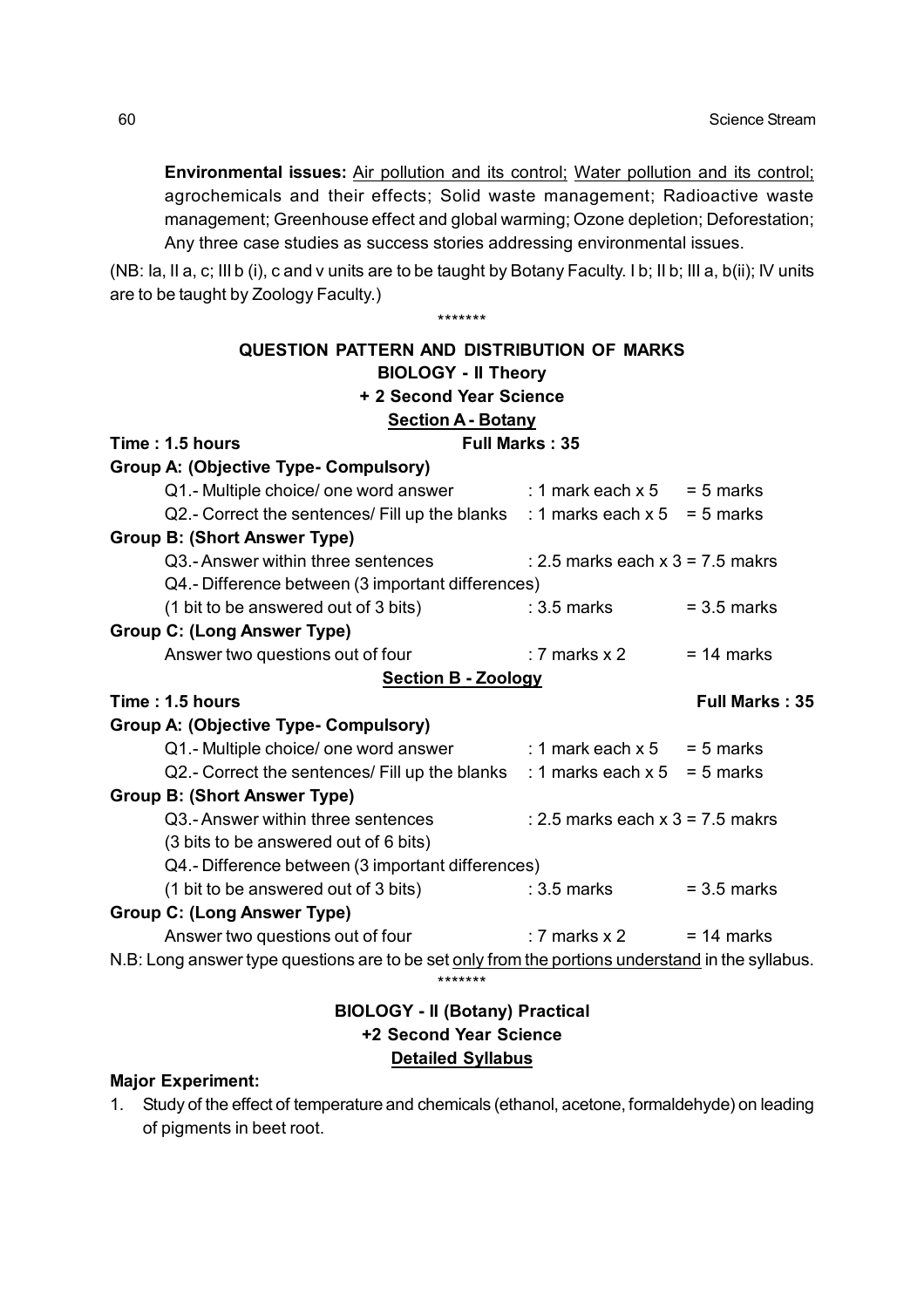**Environmental issues:** Air pollution and its control; Water pollution and its control; agrochemicals and their effects; Solid waste management; Radioactive waste management; Greenhouse effect and global warming; Ozone depletion; Deforestation; Any three case studies as success stories addressing environmental issues.

(NB: Ia, II a, c; III b (i), c and v units are to be taught by Botany Faculty. I b; II b; III a, b(ii); IV units are to be taught by Zoology Faculty.)

\*\*\*\*\*\*\*

## QUESTION PATTERN AND DISTRIBUTION OF MARKS

### BIOLOGY - II Theory

### + 2 Second Year Science

### Section A - Botany

**Time : 1.5 hours** **Full Marks : 35**

**Group A: (Objective Type- Compulsory)**

| | | |
|---|---|---|
| Q1.- Multiple choice/ one word answer | : 1 mark each x 5 | = 5 marks |
| Q2.- Correct the sentences/ Fill up the blanks | : 1 marks each x 5 | = 5 marks |

**Group B: (Short Answer Type)**

| | | |
|---|---|---|
| Q3.- Answer within three sentences | : 2.5 marks each x 3 = 7.5 makrs | |
| Q4.- Difference between (3 important differences) | | |
| (1 bit to be answered out of 3 bits) | : 3.5 marks | = 3.5 marks |

**Group C: (Long Answer Type)**

| | | |
|---|---|---|
| Answer two questions out of four | : 7 marks x 2 | = 14 marks |

### Section B - Zoology

**Time : 1.5 hours** **Full Marks : 35**

**Group A: (Objective Type- Compulsory)**

| | | |
|---|---|---|
| Q1.- Multiple choice/ one word answer | : 1 mark each x 5 | = 5 marks |
| Q2.- Correct the sentences/ Fill up the blanks | : 1 marks each x 5 | = 5 marks |

**Group B: (Short Answer Type)**

| | | |
|---|---|---|
| Q3.- Answer within three sentences | : 2.5 marks each x 3 = 7.5 makrs | |
| (3 bits to be answered out of 6 bits) | | |
| Q4.- Difference between (3 important differences) | | |
| (1 bit to be answered out of 3 bits) | : 3.5 marks | = 3.5 marks |

**Group C: (Long Answer Type)**

| | | |
|---|---|---|
| Answer two questions out of four | : 7 marks x 2 | = 14 marks |

N.B: Long answer type questions are to be set only from the portions understand in the syllabus.

\*\*\*\*\*\*\*

## BIOLOGY - II (Botany) Practical

### +2 Second Year Science

### Detailed Syllabus

**Major Experiment:**

1. Study of the effect of temperature and chemicals (ethanol, acetone, formaldehyde) on leading of pigments in beet root.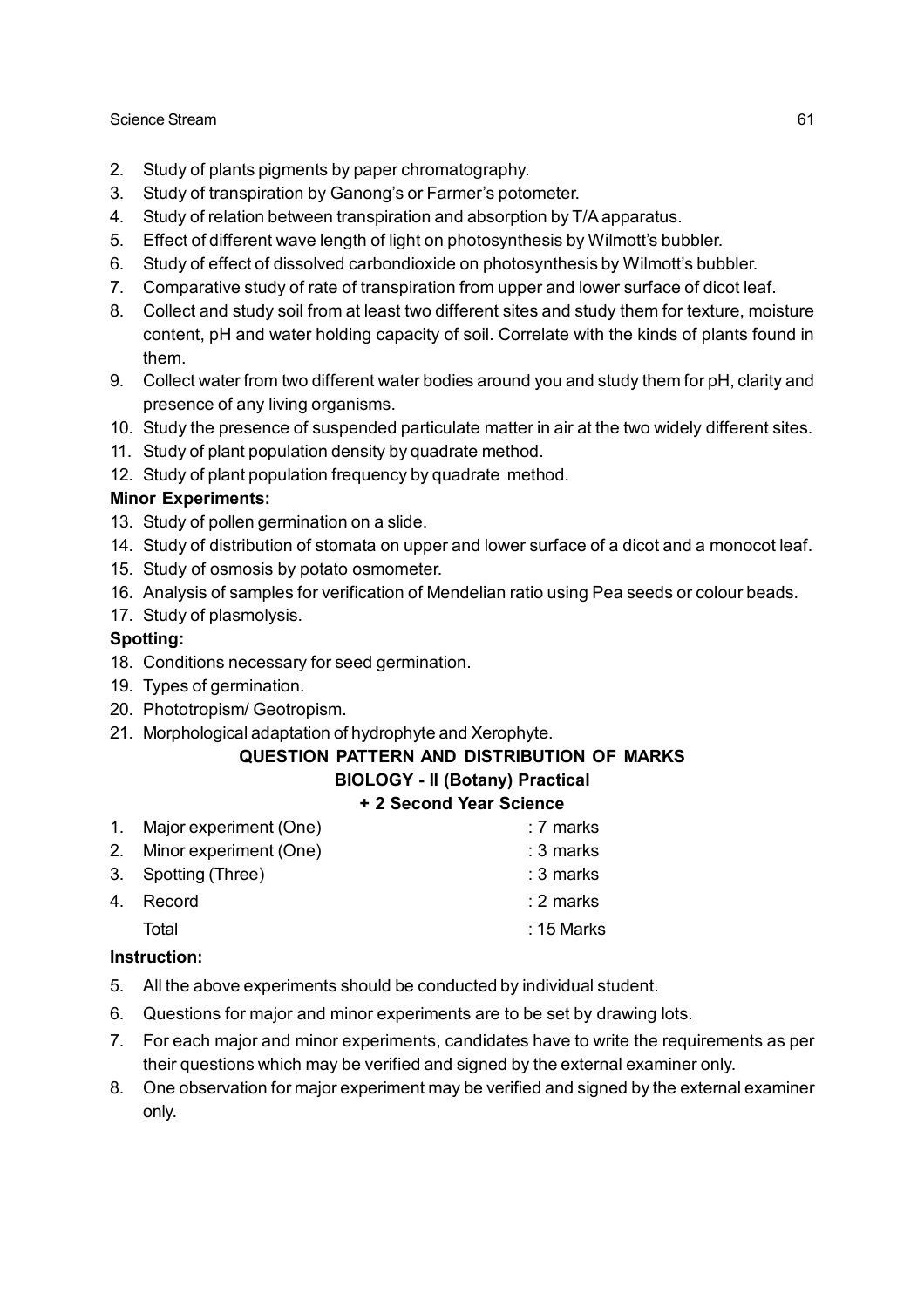2. Study of plants pigments by paper chromatography.
3. Study of transpiration by Ganong's or Farmer's potometer.
4. Study of relation between transpiration and absorption by T/A apparatus.
5. Effect of different wave length of light on photosynthesis by Wilmott's bubbler.
6. Study of effect of dissolved carbondioxide on photosynthesis by Wilmott's bubbler.
7. Comparative study of rate of transpiration from upper and lower surface of dicot leaf.
8. Collect and study soil from at least two different sites and study them for texture, moisture content, pH and water holding capacity of soil. Correlate with the kinds of plants found in them.
9. Collect water from two different water bodies around you and study them for pH, clarity and presence of any living organisms.
10. Study the presence of suspended particulate matter in air at the two widely different sites.
11. Study of plant population density by quadrate method.
12. Study of plant population frequency by quadrate method.

**Minor Experiments:**

13. Study of pollen germination on a slide.
14. Study of distribution of stomata on upper and lower surface of a dicot and a monocot leaf.
15. Study of osmosis by potato osmometer.
16. Analysis of samples for verification of Mendelian ratio using Pea seeds or colour beads.
17. Study of plasmolysis.

**Spotting:**

18. Conditions necessary for seed germination.
19. Types of germination.
20. Phototropism/ Geotropism.
21. Morphological adaptation of hydrophyte and Xerophyte.

**QUESTION PATTERN AND DISTRIBUTION OF MARKS**

**BIOLOGY - II (Botany) Practical**

**+ 2 Second Year Science**

| | | |
|---|---|---|
| 1. | Major experiment (One) | : 7 marks |
| 2. | Minor experiment (One) | : 3 marks |
| 3. | Spotting (Three) | : 3 marks |
| 4. | Record | : 2 marks |
| | Total | : 15 Marks |

**Instruction:**

5. All the above experiments should be conducted by individual student.
6. Questions for major and minor experiments are to be set by drawing lots.
7. For each major and minor experiments, candidates have to write the requirements as per their questions which may be verified and signed by the external examiner only.
8. One observation for major experiment may be verified and signed by the external examiner only.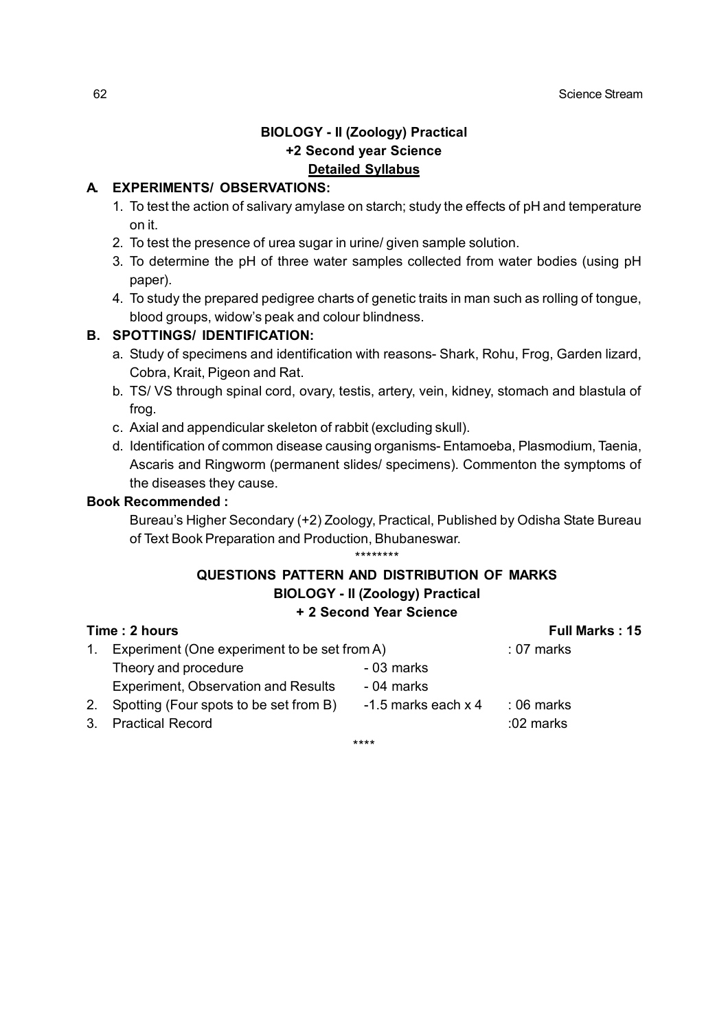## BIOLOGY - II (Zoology) Practical
## +2 Second year Science
## Detailed Syllabus

### A. EXPERIMENTS/ OBSERVATIONS:

1. To test the action of salivary amylase on starch; study the effects of pH and temperature on it.
2. To test the presence of urea sugar in urine/ given sample solution.
3. To determine the pH of three water samples collected from water bodies (using pH paper).
4. To study the prepared pedigree charts of genetic traits in man such as rolling of tongue, blood groups, widow's peak and colour blindness.

### B. SPOTTINGS/ IDENTIFICATION:

a. Study of specimens and identification with reasons- Shark, Rohu, Frog, Garden lizard, Cobra, Krait, Pigeon and Rat.

b. TS/ VS through spinal cord, ovary, testis, artery, vein, kidney, stomach and blastula of frog.

c. Axial and appendicular skeleton of rabbit (excluding skull).

d. Identification of common disease causing organisms- Entamoeba, Plasmodium, Taenia, Ascaris and Ringworm (permanent slides/ specimens). Commenton the symptoms of the diseases they cause.

**Book Recommended :**

Bureau's Higher Secondary (+2) Zoology, Practical, Published by Odisha State Bureau of Text Book Preparation and Production, Bhubaneswar.

\*\*\*\*\*\*\*\*

## QUESTIONS PATTERN AND DISTRIBUTION OF MARKS
## BIOLOGY - II (Zoology) Practical
## + 2 Second Year Science

**Time : 2 hours** **Full Marks : 15**

| | | | |
|---|---|---|---|
| 1. | Experiment (One experiment to be set from A) | | : 07 marks |
| | Theory and procedure | - 03 marks | |
| | Experiment, Observation and Results | - 04 marks | |
| 2. | Spotting (Four spots to be set from B) | -1.5 marks each x 4 | : 06 marks |
| 3. | Practical Record | | :02 marks |

\*\*\*\*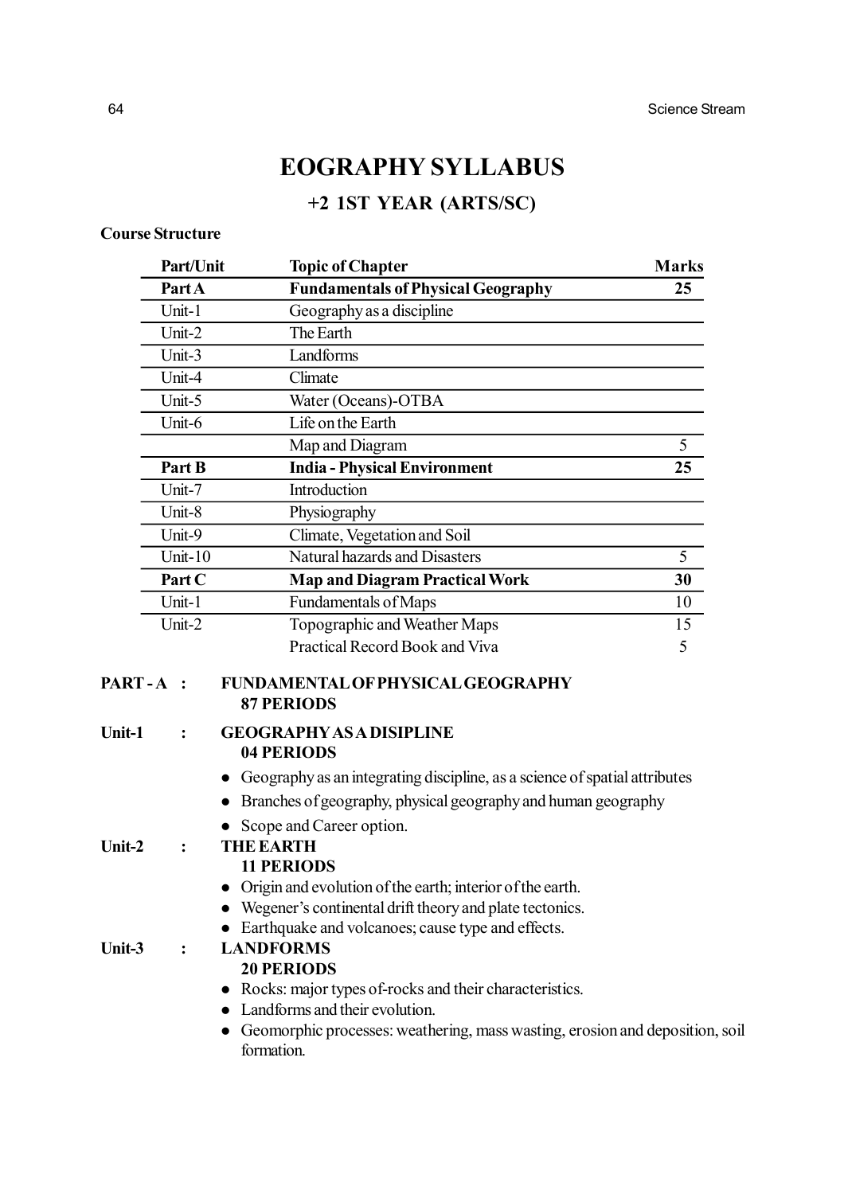# EOGRAPHY SYLLABUS

## +2 1ST YEAR (ARTS/SC)

**Course Structure**

| Part/Unit | Topic of Chapter | Marks |
|---|---|---|
| **Part A** | **Fundamentals of Physical Geography** | **25** |
| Unit-1 | Geography as a discipline | |
| Unit-2 | The Earth | |
| Unit-3 | Landforms | |
| Unit-4 | Climate | |
| Unit-5 | Water (Oceans)-OTBA | |
| Unit-6 | Life on the Earth | |
| | Map and Diagram | 5 |
| **Part B** | **India - Physical Environment** | **25** |
| Unit-7 | Introduction | |
| Unit-8 | Physiography | |
| Unit-9 | Climate, Vegetation and Soil | |
| Unit-10 | Natural hazards and Disasters | 5 |
| **Part C** | **Map and Diagram Practical Work** | **30** |
| Unit-1 | Fundamentals of Maps | 10 |
| Unit-2 | Topographic and Weather Maps | 15 |
| | Practical Record Book and Viva | 5 |

**PART - A : FUNDAMENTAL OF PHYSICAL GEOGRAPHY**
**87 PERIODS**

**Unit-1 : GEOGRAPHY AS A DISIPLINE**
**04 PERIODS**

- Geography as an integrating discipline, as a science of spatial attributes
- Branches of geography, physical geography and human geography
- Scope and Career option.

**Unit-2 : THE EARTH**
**11 PERIODS**

- Origin and evolution of the earth; interior of the earth.
- Wegener's continental drift theory and plate tectonics.
- Earthquake and volcanoes; cause type and effects.

**Unit-3 : LANDFORMS**
**20 PERIODS**

- Rocks: major types of-rocks and their characteristics.
- Landforms and their evolution.
- Geomorphic processes: weathering, mass wasting, erosion and deposition, soil formation.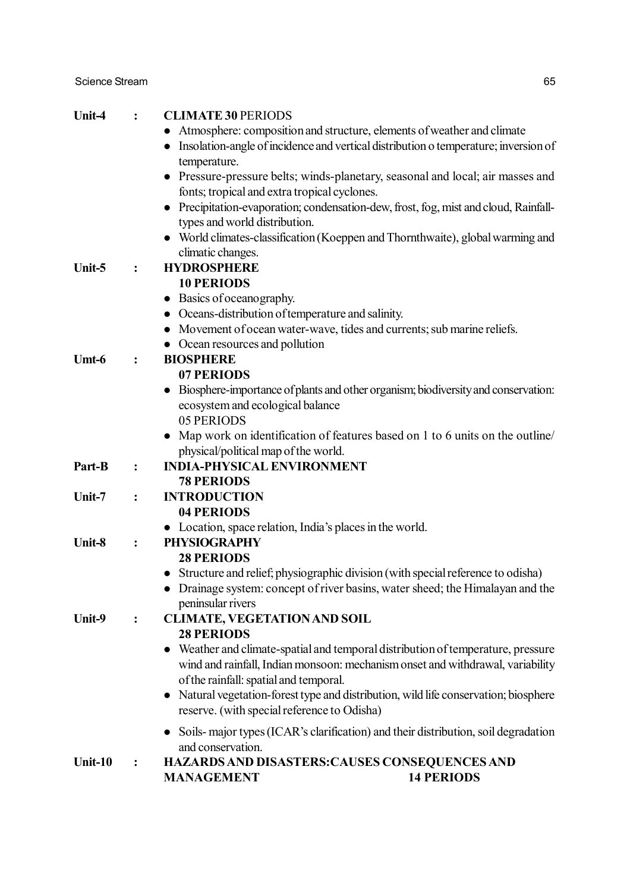**Unit-4 : CLIMATE 30** PERIODS

- Atmosphere: composition and structure, elements of weather and climate
- Insolation-angle of incidence and vertical distribution o temperature; inversion of temperature.
- Pressure-pressure belts; winds-planetary, seasonal and local; air masses and fonts; tropical and extra tropical cyclones.
- Precipitation-evaporation; condensation-dew, frost, fog, mist and cloud, Rainfall-types and world distribution.
- World climates-classification (Koeppen and Thornthwaite), global warming and climatic changes.

**Unit-5 : HYDROSPHERE**

**10 PERIODS**

- Basics of oceanography.
- Oceans-distribution of temperature and salinity.
- Movement of ocean water-wave, tides and currents; sub marine reliefs.
- Ocean resources and pollution

**Umt-6 : BIOSPHERE**

**07 PERIODS**

- Biosphere-importance of plants and other organism; biodiversity and conservation: ecosystem and ecological balance
  05 PERIODS
- Map work on identification of features based on 1 to 6 units on the outline/ physical/political map of the world.

**Part-B : INDIA-PHYSICAL ENVIRONMENT**

**78 PERIODS**

**Unit-7 : INTRODUCTION**

**04 PERIODS**

- Location, space relation, India's places in the world.

**Unit-8 : PHYSIOGRAPHY**

**28 PERIODS**

- Structure and relief; physiographic division (with special reference to odisha)
- Drainage system: concept of river basins, water sheed; the Himalayan and the peninsular rivers

**Unit-9 : CLIMATE, VEGETATION AND SOIL**

**28 PERIODS**

- Weather and climate-spatial and temporal distribution of temperature, pressure wind and rainfall, Indian monsoon: mechanism onset and withdrawal, variability of the rainfall: spatial and temporal.
- Natural vegetation-forest type and distribution, wild life conservation; biosphere reserve. (with special reference to Odisha)
- Soils- major types (ICAR's clarification) and their distribution, soil degradation and conservation.

**Unit-10 : HAZARDS AND DISASTERS:CAUSES CONSEQUENCES AND MANAGEMENT 14 PERIODS**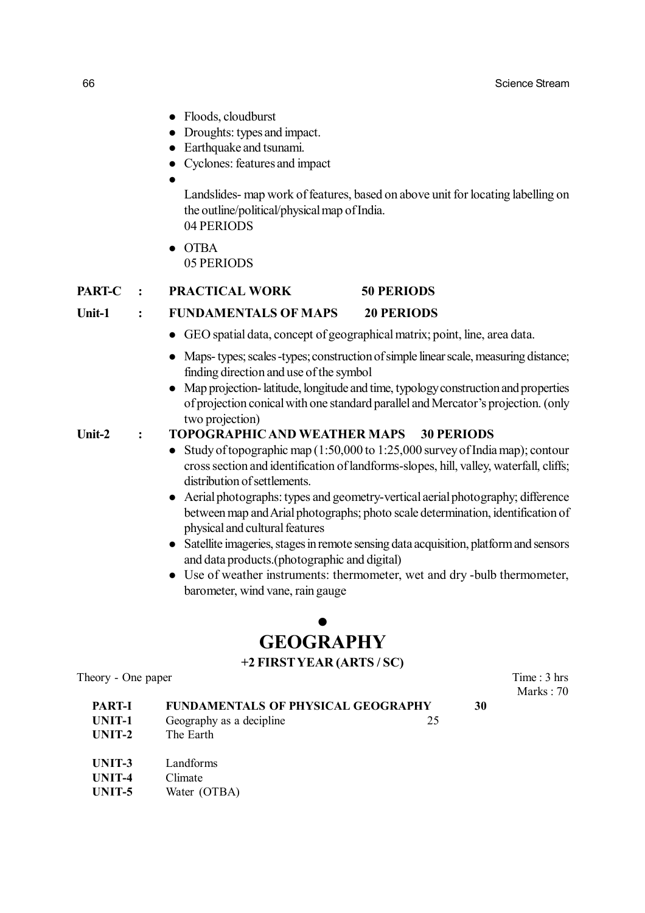- Floods, cloudburst
- Droughts: types and impact.
- Earthquake and tsunami.
- Cyclones: features and impact
- 

  Landslides- map work of features, based on above unit for locating labelling on the outline/political/physical map of India.
  04 PERIODS
- OTBA
  05 PERIODS

**PART-C : PRACTICAL WORK 50 PERIODS**

**Unit-1 : FUNDAMENTALS OF MAPS 20 PERIODS**

- GEO spatial data, concept of geographical matrix; point, line, area data.
- Maps- types; scales -types; construction of simple linear scale, measuring distance; finding direction and use of the symbol
- Map projection- latitude, longitude and time, typology construction and properties of projection conical with one standard parallel and Mercator's projection. (only two projection)

**Unit-2 : TOPOGRAPHIC AND WEATHER MAPS 30 PERIODS**

- Study of topographic map (1:50,000 to 1:25,000 survey of India map); contour cross section and identification of landforms-slopes, hill, valley, waterfall, cliffs; distribution of settlements.
- Aerial photographs: types and geometry-vertical aerial photography; difference between map and Arial photographs; photo scale determination, identification of physical and cultural features
- Satellite imageries, stages in remote sensing data acquisition, platform and sensors and data products.(photographic and digital)
- Use of weather instruments: thermometer, wet and dry -bulb thermometer, barometer, wind vane, rain gauge

# GEOGRAPHY

### +2 FIRST YEAR (ARTS / SC)

Theory - One paper

Time : 3 hrs
Marks : 70

| | | | |
|---|---|---|---|
| **PART-I** | **FUNDAMENTALS OF PHYSICAL GEOGRAPHY** | | **30** |
| **UNIT-1** | Geography as a decipline | 25 | |
| **UNIT-2** | The Earth | | |
| **UNIT-3** | Landforms | | |
| **UNIT-4** | Climate | | |
| **UNIT-5** | Water (OTBA) | | |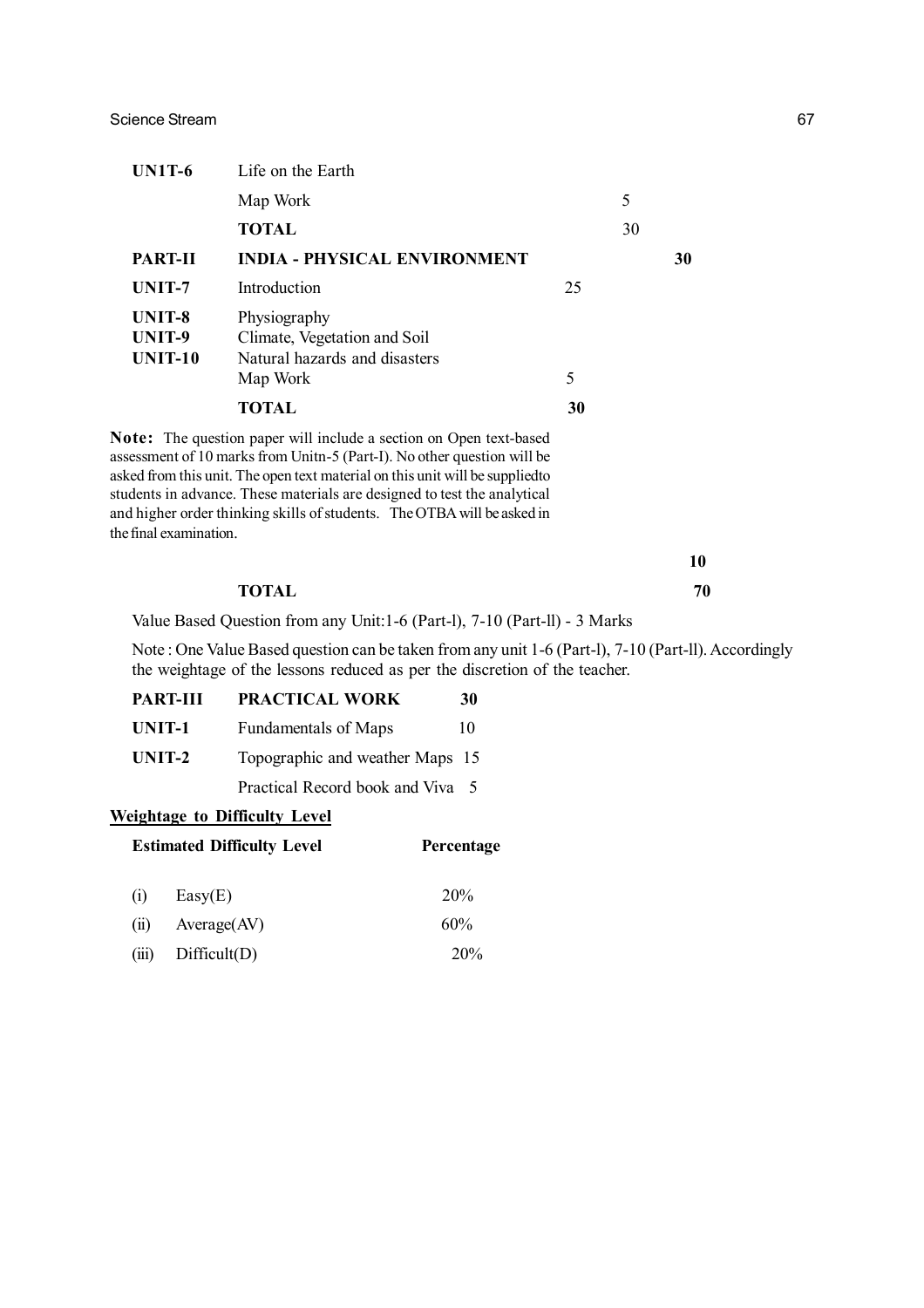| | | | | |
|---|---|---|---|---|
| **UN1T-6** | Life on the Earth | | | |
| | Map Work | | 5 | |
| | **TOTAL** | | 30 | |
| **PART-II** | **INDIA - PHYSICAL ENVIRONMENT** | | | **30** |
| **UNIT-7** | Introduction | 25 | | |
| **UNIT-8** | Physiography | | | |
| **UNIT-9** | Climate, Vegetation and Soil | | | |
| **UNIT-10** | Natural hazards and disasters | | | |
| | Map Work | 5 | | |
| | **TOTAL** | **30** | | |

**Note:** The question paper will include a section on Open text-based assessment of 10 marks from Unitn-5 (Part-I). No other question will be asked from this unit. The open text material on this unit will be suppliedto students in advance. These materials are designed to test the analytical and higher order thinking skills of students. The OTBA will be asked in the final examination.

| | |
|---|---|
| | **10** |
| **TOTAL** | **70** |

Value Based Question from any Unit:1-6 (Part-l), 7-10 (Part-ll) - 3 Marks

Note : One Value Based question can be taken from any unit 1-6 (Part-l), 7-10 (Part-ll). Accordingly the weightage of the lessons reduced as per the discretion of the teacher.

| | | |
|---|---|---|
| **PART-III** | **PRACTICAL WORK** | **30** |
| **UNIT-1** | Fundamentals of Maps | 10 |
| **UNIT-2** | Topographic and weather Maps | 15 |
| | Practical Record book and Viva | 5 |

**Weightage to Difficulty Level**

| **Estimated Difficulty Level** | **Percentage** |
|---|---|
| (i) Easy(E) | 20% |
| (ii) Average(AV) | 60% |
| (iii) Difficult(D) | 20% |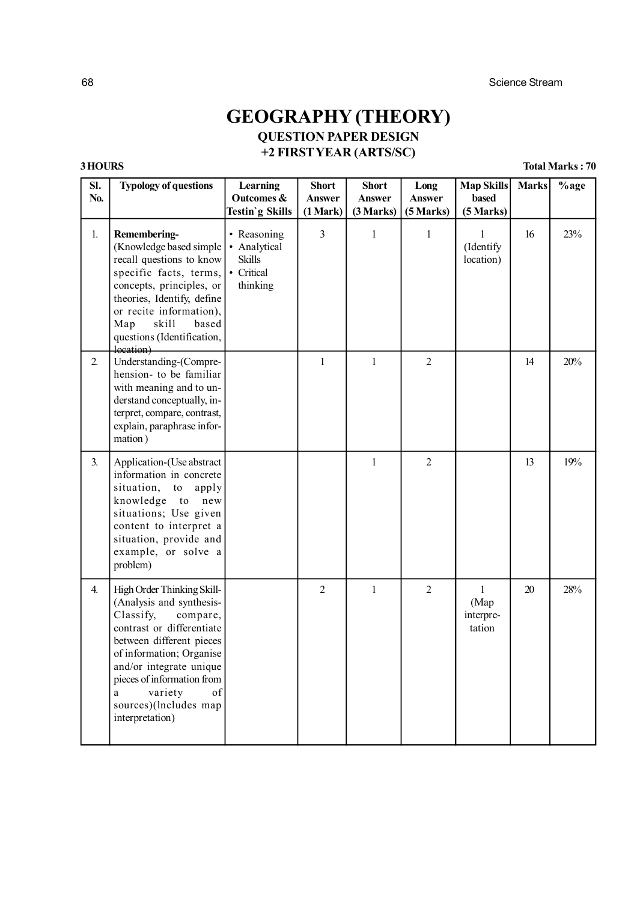# GEOGRAPHY (THEORY)

## QUESTION PAPER DESIGN

## +2 FIRST YEAR (ARTS/SC)

**3 HOURS** **Total Marks : 70**

| Sl. No. | Typology of questions | Learning Outcomes & Testin`g Skills | Short Answer (1 Mark) | Short Answer (3 Marks) | Long Answer (5 Marks) | Map Skills based (5 Marks) | Marks | %age |
|---|---|---|---|---|---|---|---|---|
| 1. | **Remembering-** (Knowledge based simple recall questions to know specific facts, terms, concepts, principles, or theories, Identify, define or recite information), Map skill based questions (Identification, location) | • Reasoning • Analytical Skills • Critical thinking | 3 | 1 | 1 | 1 (Identify location) | 16 | 23% |
| 2. | Understanding-(Comprehension- to be familiar with meaning and to understand conceptually, interpret, compare, contrast, explain, paraphrase information ) | | 1 | 1 | 2 | | 14 | 20% |
| 3. | Application-(Use abstract information in concrete situation, to apply knowledge to new situations; Use given content to interpret a situation, provide and example, or solve a problem) | | | 1 | 2 | | 13 | 19% |
| 4. | High Order Thinking Skill-(Analysis and synthesis-Classify, compare, contrast or differentiate between different pieces of information; Organise and/or integrate unique pieces of information from a variety of sources)(Includes map interpretation) | | 2 | 1 | 2 | 1 (Map interpretation | 20 | 28% |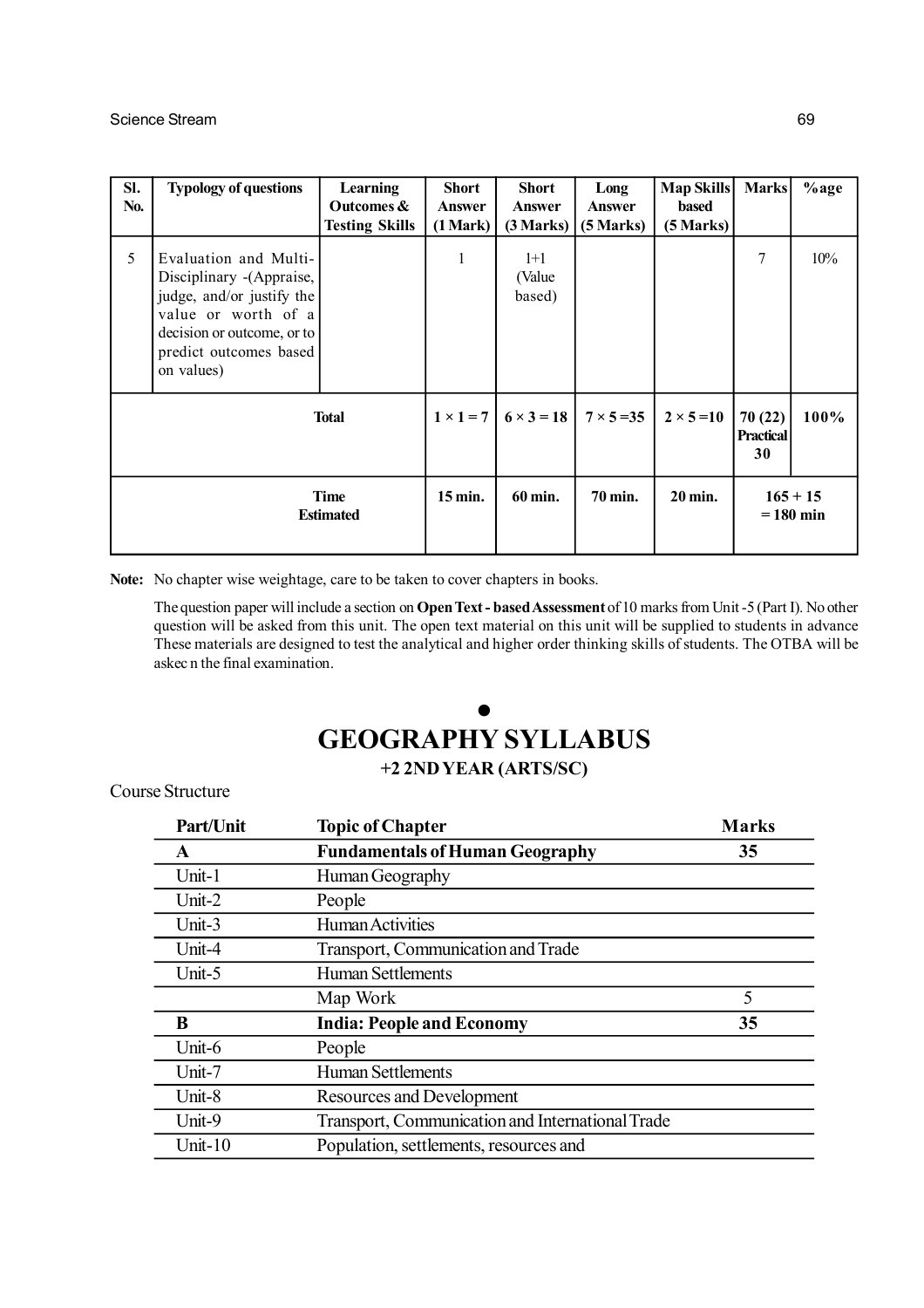| Sl. No. | Typology of questions | Learning Outcomes & Testing Skills | Short Answer (1 Mark) | Short Answer (3 Marks) | Long Answer (5 Marks) | Map Skills based (5 Marks) | Marks | %age |
|---|---|---|---|---|---|---|---|---|
| 5 | Evaluation and Multi-Disciplinary -(Appraise, judge, and/or justify the value or worth of a decision or outcome, or to predict outcomes based on values) | | 1 | 1+1 (Value based) | | | 7 | 10% |
| | Total | | 1 × 1 = 7 | 6 × 3 = 18 | 7 × 5 =35 | 2 × 5 =10 | 70 (22) Practical 30 | 100% |
| | Time Estimated | | 15 min. | 60 min. | 70 min. | 20 min. | 165 + 15 = 180 min | |

**Note:** No chapter wise weightage, care to be taken to cover chapters in books.

The question paper will include a section on **Open Text - based Assessment** of 10 marks from Unit -5 (Part I). No other question will be asked from this unit. The open text material on this unit will be supplied to students in advance These materials are designed to test the analytical and higher order thinking skills of students. The OTBA will be askec n the final examination.

●

# GEOGRAPHY SYLLABUS

**+2 2ND YEAR (ARTS/SC)**

Course Structure

| Part/Unit | Topic of Chapter | Marks |
|---|---|---|
| **A** | **Fundamentals of Human Geography** | **35** |
| Unit-1 | Human Geography | |
| Unit-2 | People | |
| Unit-3 | Human Activities | |
| Unit-4 | Transport, Communication and Trade | |
| Unit-5 | Human Settlements | |
| | Map Work | 5 |
| **B** | **India: People and Economy** | **35** |
| Unit-6 | People | |
| Unit-7 | Human Settlements | |
| Unit-8 | Resources and Development | |
| Unit-9 | Transport, Communication and International Trade | |
| Unit-10 | Population, settlements, resources and | |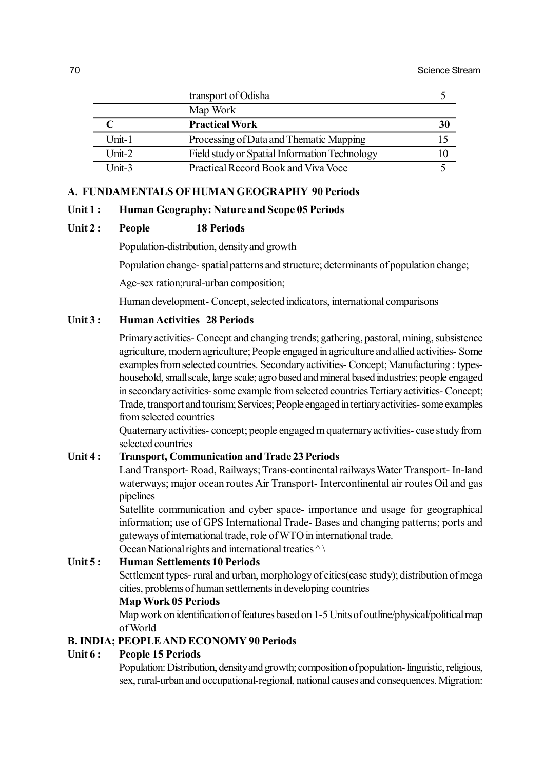|  | transport of Odisha | 5 |
|---|---|---|
|  | Map Work |  |
| **C** | **Practical Work** | **30** |
| Unit-1 | Processing of Data and Thematic Mapping | 15 |
| Unit-2 | Field study or Spatial Information Technology | 10 |
| Unit-3 | Practical Record Book and Viva Voce | 5 |

**A. FUNDAMENTALS OF HUMAN GEOGRAPHY 90 Periods**

**Unit 1 : Human Geography: Nature and Scope 05 Periods**

**Unit 2 : People 18 Periods**

Population-distribution, density and growth

Population change- spatial patterns and structure; determinants of population change;

Age-sex ration;rural-urban composition;

Human development- Concept, selected indicators, international comparisons

**Unit 3 : Human Activities 28 Periods**

Primary activities- Concept and changing trends; gathering, pastoral, mining, subsistence agriculture, modern agriculture; People engaged in agriculture and allied activities- Some examples from selected countries. Secondary activities- Concept; Manufacturing : types- household, small scale, large scale; agro based and mineral based industries; people engaged in secondary activities- some example from selected countries Tertiary activities- Concept; Trade, transport and tourism; Services; People engaged in tertiary activities- some examples from selected countries

Quaternary activities- concept; people engaged m quaternary activities- case study from selected countries

**Unit 4 : Transport, Communication and Trade 23 Periods**

Land Transport- Road, Railways; Trans-continental railways Water Transport- In-land waterways; major ocean routes Air Transport- Intercontinental air routes Oil and gas pipelines

Satellite communication and cyber space- importance and usage for geographical information; use of GPS International Trade- Bases and changing patterns; ports and gateways of international trade, role of WTO in international trade.

Ocean National rights and international treaties ^ \

**Unit 5 : Human Settlements 10 Periods**

Settlement types- rural and urban, morphology of cities(case study); distribution of mega cities, problems of human settlements in developing countries

**Map Work 05 Periods**

Map work on identification of features based on 1-5 Units of outline/physical/political map of World

**B. INDIA; PEOPLE AND ECONOMY 90 Periods**

**Unit 6 : People 15 Periods**

Population: Distribution, density and growth; composition of population- linguistic, religious, sex, rural-urban and occupational-regional, national causes and consequences. Migration: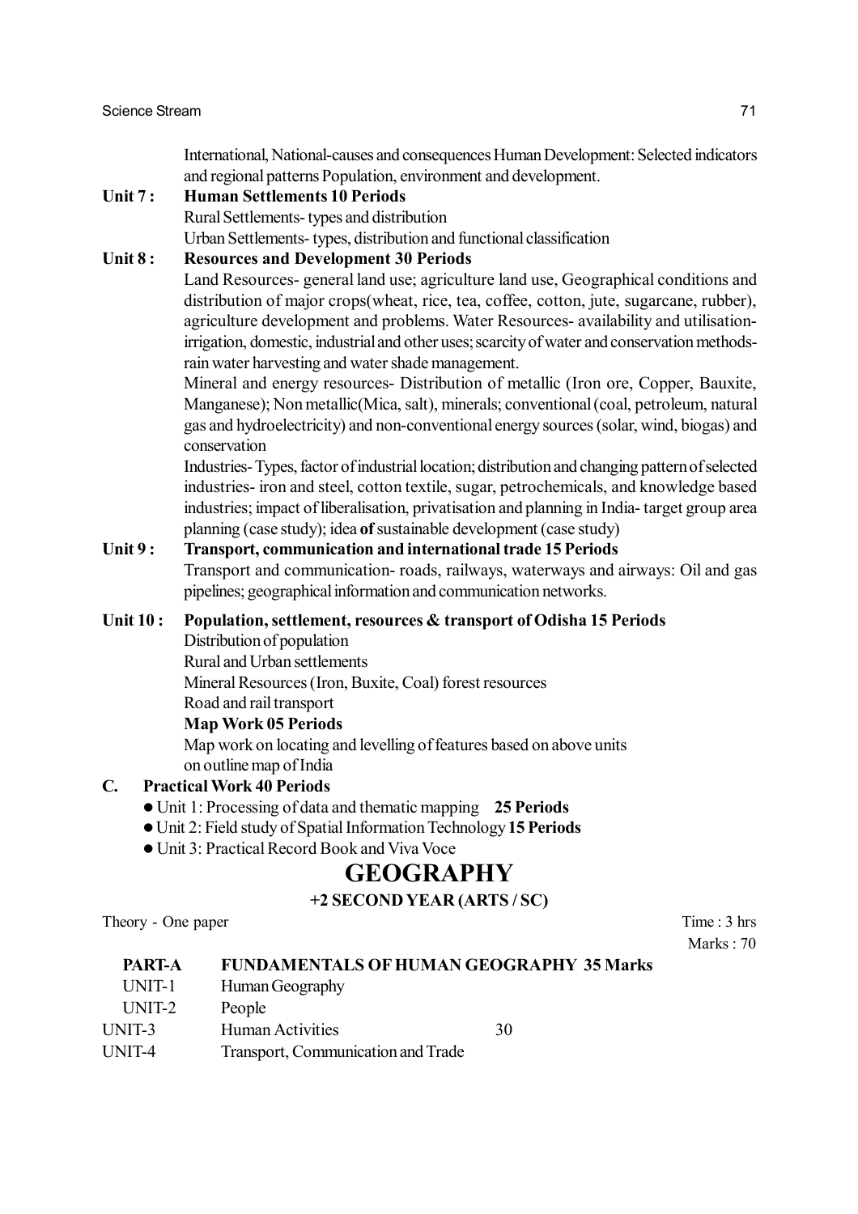International, National-causes and consequences Human Development: Selected indicators and regional patterns Population, environment and development.

**Unit 7 : Human Settlements 10 Periods**

Rural Settlements- types and distribution

Urban Settlements- types, distribution and functional classification

**Unit 8 : Resources and Development 30 Periods**

Land Resources- general land use; agriculture land use, Geographical conditions and distribution of major crops(wheat, rice, tea, coffee, cotton, jute, sugarcane, rubber), agriculture development and problems. Water Resources- availability and utilisation-irrigation, domestic, industrial and other uses; scarcity of water and conservation methods-rain water harvesting and water shade management.

Mineral and energy resources- Distribution of metallic (Iron ore, Copper, Bauxite, Manganese); Non metallic(Mica, salt), minerals; conventional (coal, petroleum, natural gas and hydroelectricity) and non-conventional energy sources (solar, wind, biogas) and conservation

Industries- Types, factor of industrial location; distribution and changing pattern of selected industries- iron and steel, cotton textile, sugar, petrochemicals, and knowledge based industries; impact of liberalisation, privatisation and planning in India- target group area planning (case study); idea **of** sustainable development (case study)

**Unit 9 : Transport, communication and international trade 15 Periods**

Transport and communication- roads, railways, waterways and airways: Oil and gas pipelines; geographical information and communication networks.

**Unit 10 : Population, settlement, resources & transport of Odisha 15 Periods**

Distribution of population

Rural and Urban settlements

Mineral Resources (Iron, Buxite, Coal) forest resources

Road and rail transport

**Map Work 05 Periods**

Map work on locating and levelling of features based on above units on outline map of India

**C. Practical Work 40 Periods**

- Unit 1: Processing of data and thematic mapping **25 Periods**
- Unit 2: Field study of Spatial Information Technology **15 Periods**
- Unit 3: Practical Record Book and Viva Voce

# GEOGRAPHY

**+2 SECOND YEAR (ARTS / SC)**

Theory - One paper

Time : 3 hrs

Marks : 70

| **PART-A** | **FUNDAMENTALS OF HUMAN GEOGRAPHY 35 Marks** | |
|---|---|---|
| UNIT-1 | Human Geography | |
| UNIT-2 | People | |
| UNIT-3 | Human Activities | 30 |
| UNIT-4 | Transport, Communication and Trade | |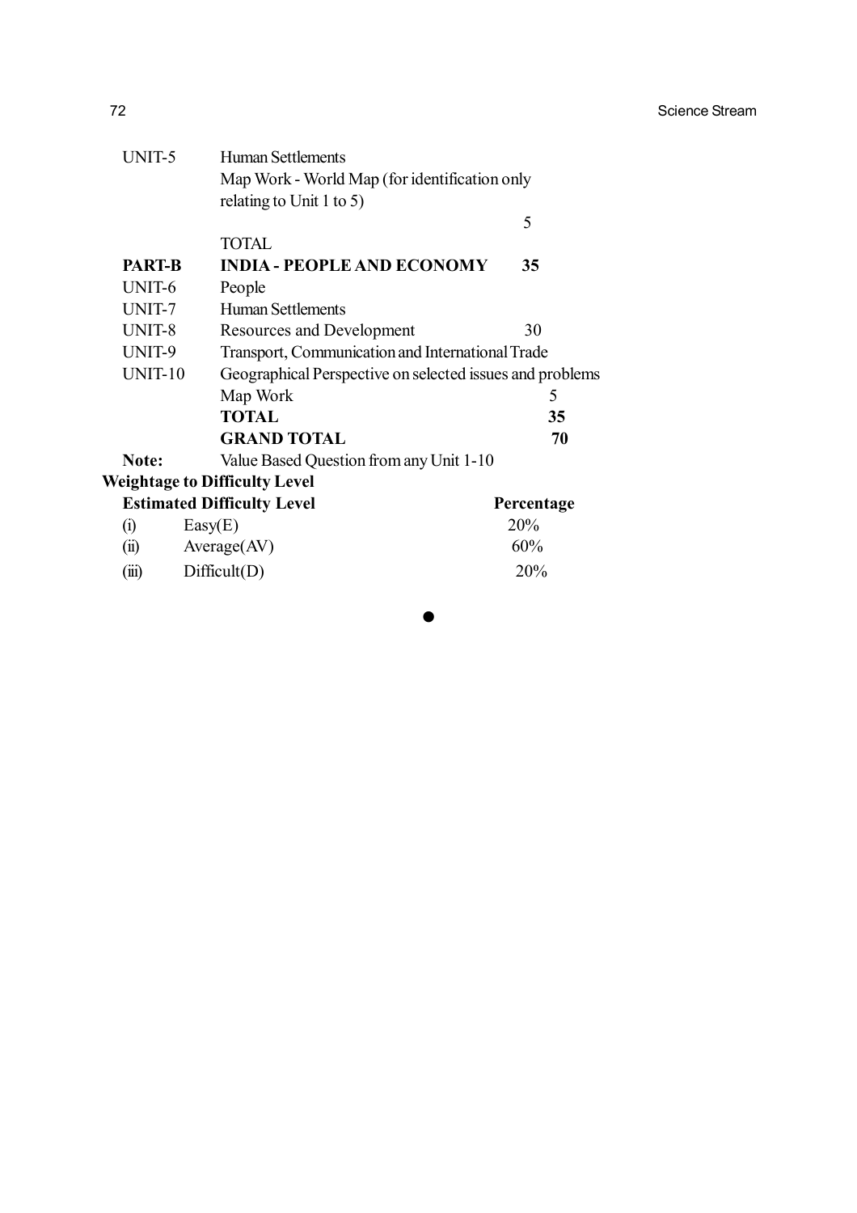| | | |
|---|---|---|
| UNIT-5 | Human Settlements | |
| | Map Work - World Map (for identification only relating to Unit 1 to 5) | |
| | | 5 |
| | TOTAL | |
| **PART-B** | **INDIA - PEOPLE AND ECONOMY** | **35** |
| UNIT-6 | People | |
| UNIT-7 | Human Settlements | |
| UNIT-8 | Resources and Development | 30 |
| UNIT-9 | Transport, Communication and International Trade | |
| UNIT-10 | Geographical Perspective on selected issues and problems | |
| | Map Work | 5 |
| | **TOTAL** | **35** |
| | **GRAND TOTAL** | **70** |

**Note:** Value Based Question from any Unit 1-10

**Weightage to Difficulty Level**

| | **Estimated Difficulty Level** | **Percentage** |
|---|---|---|
| (i) | Easy(E) | 20% |
| (ii) | Average(AV) | 60% |
| (iii) | Difficult(D) | 20% |

●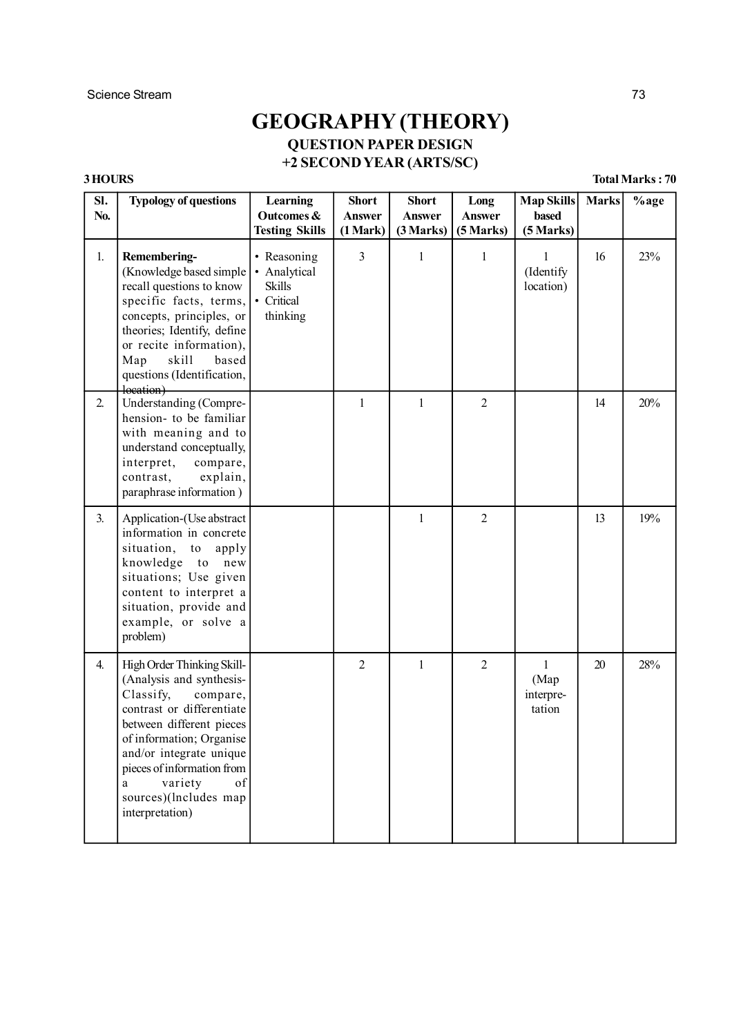# GEOGRAPHY (THEORY)

## QUESTION PAPER DESIGN

## +2 SECOND YEAR (ARTS/SC)

**3 HOURS** **Total Marks : 70**

| Sl. No. | Typology of questions | Learning Outcomes & Testing Skills | Short Answer (1 Mark) | Short Answer (3 Marks) | Long Answer (5 Marks) | Map Skills based (5 Marks) | Marks | %age |
|---|---|---|---|---|---|---|---|---|
| 1. | **Remembering-** (Knowledge based simple recall questions to know specific facts, terms, concepts, principles, or theories; Identify, define or recite information), Map skill based questions (Identification, location) | • Reasoning • Analytical Skills • Critical thinking | 3 | 1 | 1 | 1 (Identify location) | 16 | 23% |
| 2. | Understanding (Compre-hension- to be familiar with meaning and to understand conceptually, interpret, compare, contrast, explain, paraphrase information ) | | 1 | 1 | 2 | | 14 | 20% |
| 3. | Application-(Use abstract information in concrete situation, to apply knowledge to new situations; Use given content to interpret a situation, provide and example, or solve a problem) | | | 1 | 2 | | 13 | 19% |
| 4. | High Order Thinking Skill- (Analysis and synthesis- Classify, compare, contrast or differentiate between different pieces of information; Organise and/or integrate unique pieces of information from a variety of sources)(lncludes map interpretation) | | 2 | 1 | 2 | 1 (Map interpre-tation | 20 | 28% |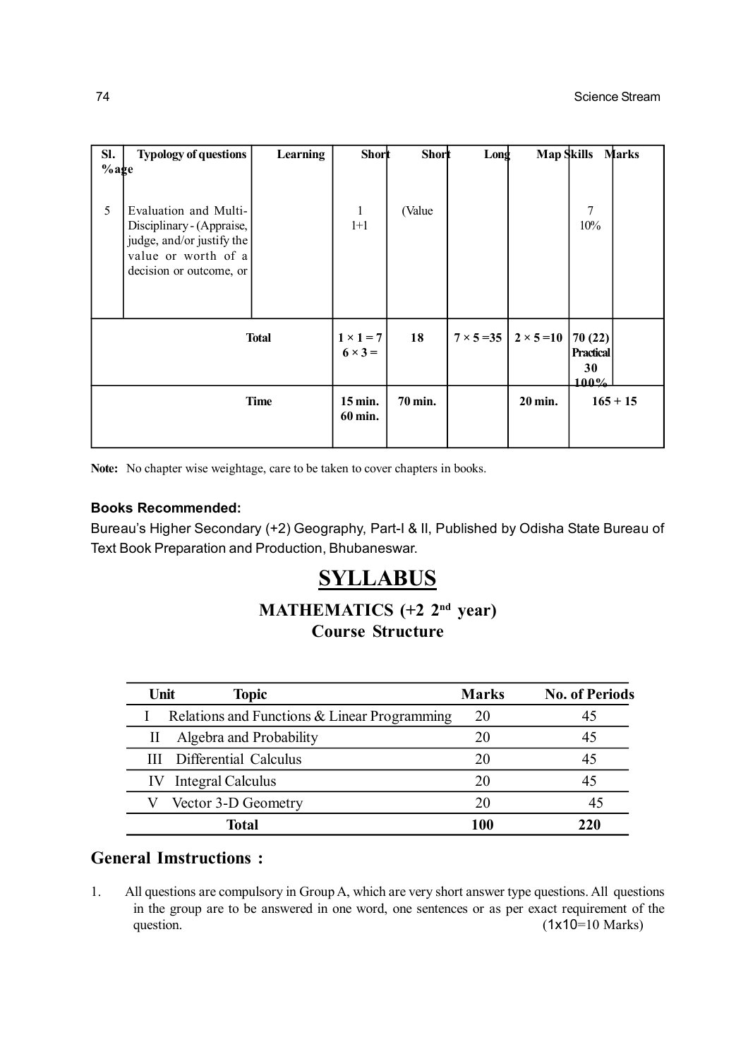| Sl. %age | Typology of questions | Learning | Short | Short | Long | Map Skills | Marks |
|---|---|---|---|---|---|---|---|
| 5 | Evaluation and Multi-Disciplinary - (Appraise, judge, and/or justify the value or worth of a decision or outcome, or | | 1<br>1+1 | (Value | | | 7<br>10% |
| Total | | | 1 × 1 = 7<br>6 × 3 = | 18 | 7 × 5 =35 | 2 × 5 =10 | 70 (22)<br>Practical<br>30<br>100% |
| Time | | | 15 min.<br>60 min. | 70 min. | | 20 min. | 165 + 15 |

**Note:** No chapter wise weightage, care to be taken to cover chapters in books.

**Books Recommended:**

Bureau's Higher Secondary (+2) Geography, Part-I & II, Published by Odisha State Bureau of Text Book Preparation and Production, Bhubaneswar.

# SYLLABUS

## MATHEMATICS (+2 2nd year)

## Course Structure

| Unit | Topic | Marks | No. of Periods |
|---|---|---|---|
| I | Relations and Functions & Linear Programming | 20 | 45 |
| II | Algebra and Probability | 20 | 45 |
| III | Differential Calculus | 20 | 45 |
| IV | Integral Calculus | 20 | 45 |
| V | Vector 3-D Geometry | 20 | 45 |
| | **Total** | **100** | **220** |

## General Imstructions :

1. All questions are compulsory in Group A, which are very short answer type questions. All questions in the group are to be answered in one word, one sentences or as per exact requirement of the question. (1x10=10 Marks)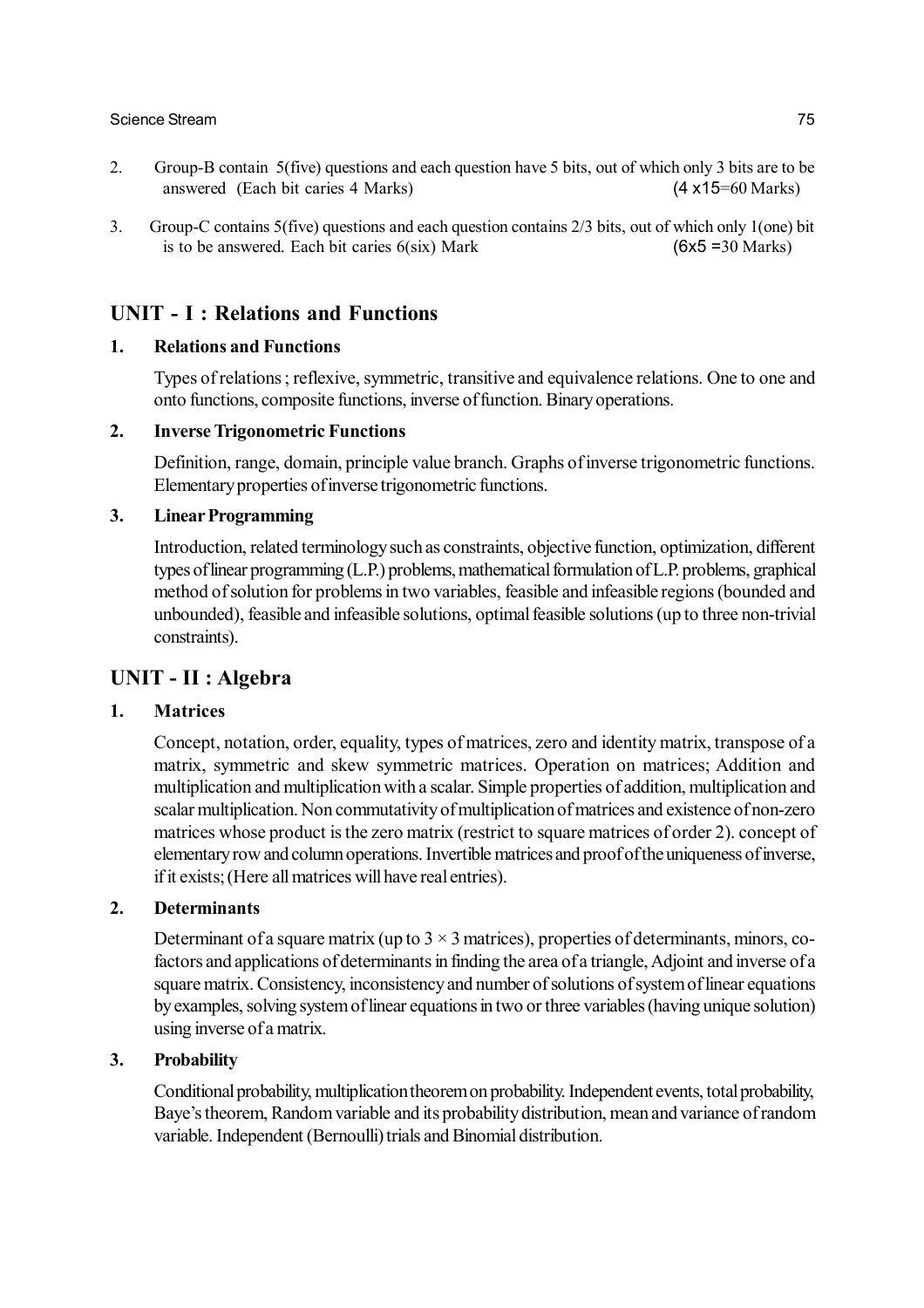2. Group-B contain 5(five) questions and each question have 5 bits, out of which only 3 bits are to be answered (Each bit caries 4 Marks) (4 x15=60 Marks)

3. Group-C contains 5(five) questions and each question contains 2/3 bits, out of which only 1(one) bit is to be answered. Each bit caries 6(six) Mark (6x5 =30 Marks)

## UNIT - I : Relations and Functions

### 1. Relations and Functions

Types of relations ; reflexive, symmetric, transitive and equivalence relations. One to one and onto functions, composite functions, inverse of function. Binary operations.

### 2. Inverse Trigonometric Functions

Definition, range, domain, principle value branch. Graphs of inverse trigonometric functions. Elementary properties of inverse trigonometric functions.

### 3. Linear Programming

Introduction, related terminology such as constraints, objective function, optimization, different types of linear programming (L.P.) problems, mathematical formulation of L.P. problems, graphical method of solution for problems in two variables, feasible and infeasible regions (bounded and unbounded), feasible and infeasible solutions, optimal feasible solutions (up to three non-trivial constraints).

## UNIT - II : Algebra

### 1. Matrices

Concept, notation, order, equality, types of matrices, zero and identity matrix, transpose of a matrix, symmetric and skew symmetric matrices. Operation on matrices; Addition and multiplication and multiplication with a scalar. Simple properties of addition, multiplication and scalar multiplication. Non commutativity of multiplication of matrices and existence of non-zero matrices whose product is the zero matrix (restrict to square matrices of order 2). concept of elementary row and column operations. Invertible matrices and proof of the uniqueness of inverse, if it exists; (Here all matrices will have real entries).

### 2. Determinants

Determinant of a square matrix (up to $3 \times 3$ matrices), properties of determinants, minors, co-factors and applications of determinants in finding the area of a triangle, Adjoint and inverse of a square matrix. Consistency, inconsistency and number of solutions of system of linear equations by examples, solving system of linear equations in two or three variables (having unique solution) using inverse of a matrix.

### 3. Probability

Conditional probability, multiplication theorem on probability. Independent events, total probability, Baye's theorem, Random variable and its probability distribution, mean and variance of random variable. Independent (Bernoulli) trials and Binomial distribution.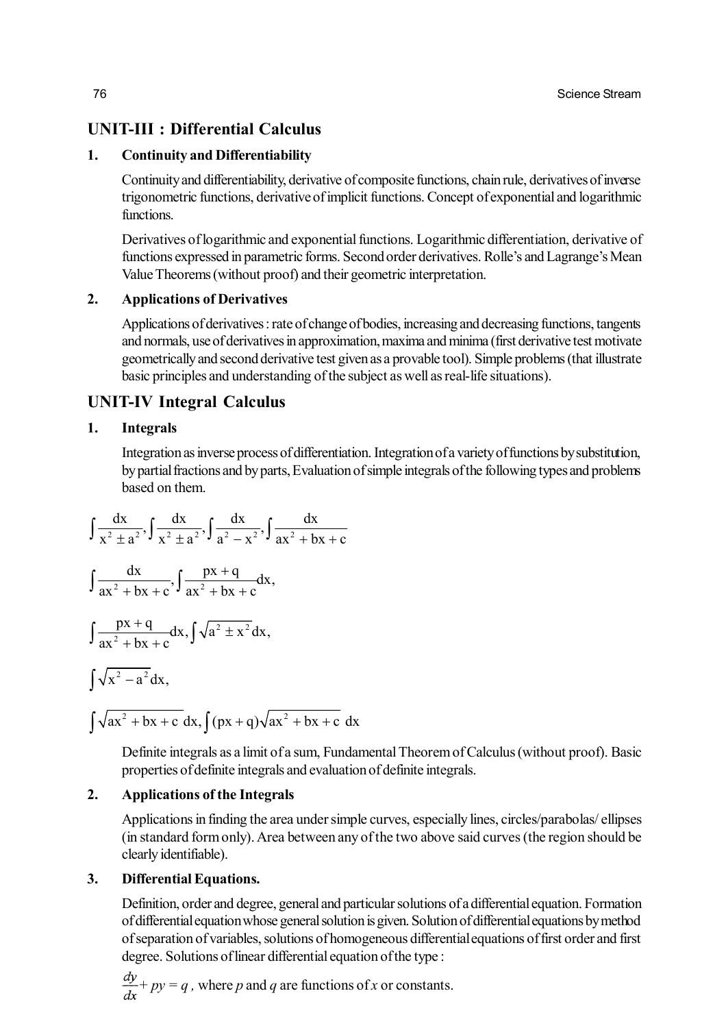## UNIT-III : Differential Calculus

### 1. Continuity and Differentiability

Continuity and differentiability, derivative of composite functions, chain rule, derivatives of inverse trigonometric functions, derivative of implicit functions. Concept of exponential and logarithmic functions.

Derivatives of logarithmic and exponential functions. Logarithmic differentiation, derivative of functions expressed in parametric forms. Second order derivatives. Rolle's and Lagrange's Mean Value Theorems (without proof) and their geometric interpretation.

### 2. Applications of Derivatives

Applications of derivatives : rate of change of bodies, increasing and decreasing functions, tangents and normals, use of derivatives in approximation, maxima and minima (first derivative test motivate geometrically and second derivative test given as a provable tool). Simple problems (that illustrate basic principles and understanding of the subject as well as real-life situations).

## UNIT-IV Integral Calculus

### 1. Integrals

Integration as inverse process of differentiation. Integration of a variety of functions by substitution, by partial fractions and by parts, Evaluation of simple integrals of the following types and problems based on them.

$$\int \frac{dx}{x^2 \pm a^2}, \int \frac{dx}{x^2 \pm a^2}, \int \frac{dx}{a^2 - x^2}, \int \frac{dx}{ax^2 + bx + c}$$

$$\int \frac{dx}{ax^2 + bx + c}, \int \frac{px + q}{ax^2 + bx + c} dx,$$

$$\int \frac{px + q}{ax^2 + bx + c} dx, \int \sqrt{a^2 \pm x^2} dx,$$

$$\int \sqrt{x^2 - a^2} dx,$$

$$\int \sqrt{ax^2 + bx + c}\, dx, \int (px + q)\sqrt{ax^2 + bx + c}\, dx$$

Definite integrals as a limit of a sum, Fundamental Theorem of Calculus (without proof). Basic properties of definite integrals and evaluation of definite integrals.

### 2. Applications of the Integrals

Applications in finding the area under simple curves, especially lines, circles/parabolas/ ellipses (in standard form only). Area between any of the two above said curves (the region should be clearly identifiable).

### 3. Differential Equations.

Definition, order and degree, general and particular solutions of a differential equation. Formation of differential equation whose general solution is given. Solution of differential equations by method of separation of variables, solutions of homogeneous differential equations of first order and first degree. Solutions of linear differential equation of the type :

$\frac{dy}{dx} + py = q$ , where $p$ and $q$ are functions of $x$ or constants.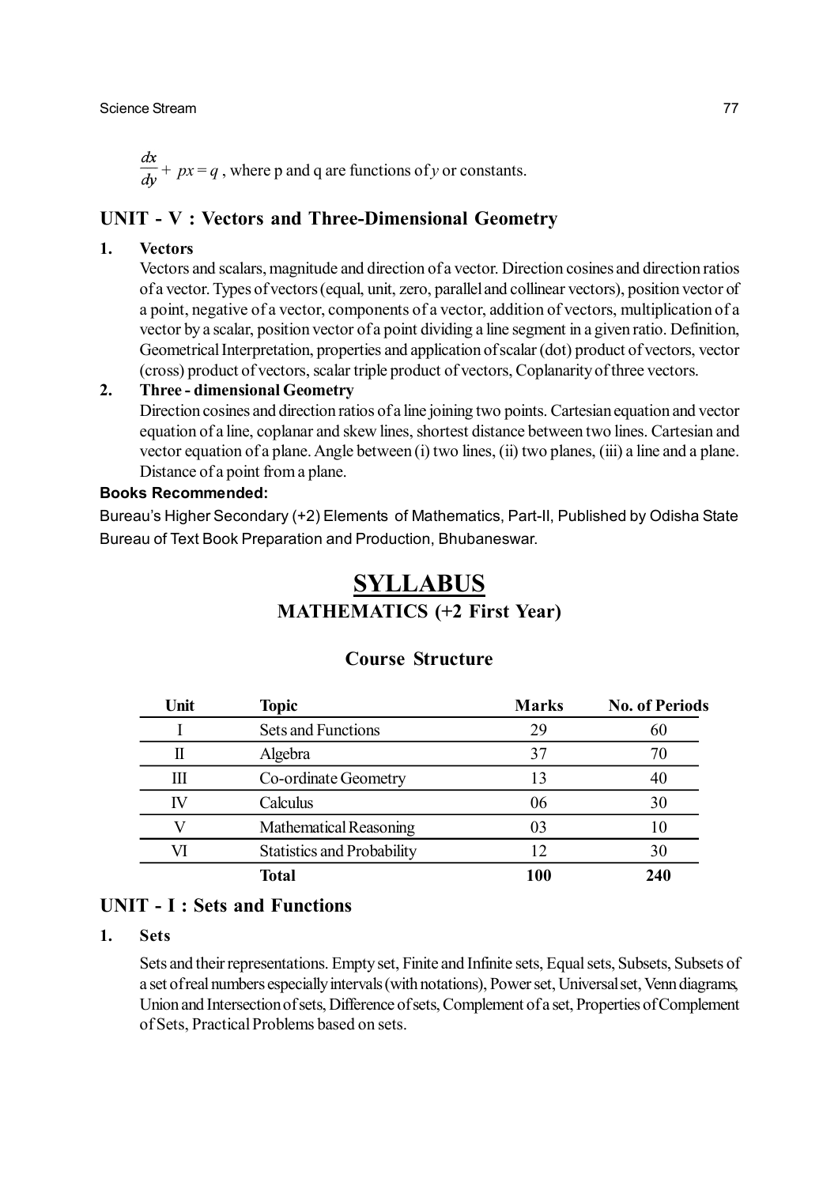$\frac{dx}{dy} + px = q$ , where p and q are functions of $y$ or constants.

## UNIT - V : Vectors and Three-Dimensional Geometry

**1. Vectors**

Vectors and scalars, magnitude and direction of a vector. Direction cosines and direction ratios of a vector. Types of vectors (equal, unit, zero, parallel and collinear vectors), position vector of a point, negative of a vector, components of a vector, addition of vectors, multiplication of a vector by a scalar, position vector of a point dividing a line segment in a given ratio. Definition, Geometrical Interpretation, properties and application of scalar (dot) product of vectors, vector (cross) product of vectors, scalar triple product of vectors, Coplanarity of three vectors.

**2. Three - dimensional Geometry**

Direction cosines and direction ratios of a line joining two points. Cartesian equation and vector equation of a line, coplanar and skew lines, shortest distance between two lines. Cartesian and vector equation of a plane. Angle between (i) two lines, (ii) two planes, (iii) a line and a plane. Distance of a point from a plane.

**Books Recommended:**

Bureau's Higher Secondary (+2) Elements of Mathematics, Part-II, Published by Odisha State Bureau of Text Book Preparation and Production, Bhubaneswar.

# SYLLABUS

## MATHEMATICS (+2 First Year)

### Course Structure

| Unit | Topic | Marks | No. of Periods |
|---|---|---|---|
| I | Sets and Functions | 29 | 60 |
| II | Algebra | 37 | 70 |
| III | Co-ordinate Geometry | 13 | 40 |
| IV | Calculus | 06 | 30 |
| V | Mathematical Reasoning | 03 | 10 |
| VI | Statistics and Probability | 12 | 30 |
| | **Total** | **100** | **240** |

## UNIT - I : Sets and Functions

**1. Sets**

Sets and their representations. Empty set, Finite and Infinite sets, Equal sets, Subsets, Subsets of a set of real numbers especially intervals (with notations), Power set, Universal set, Venn diagrams, Union and Intersection of sets, Difference of sets, Complement of a set, Properties of Complement of Sets, Practical Problems based on sets.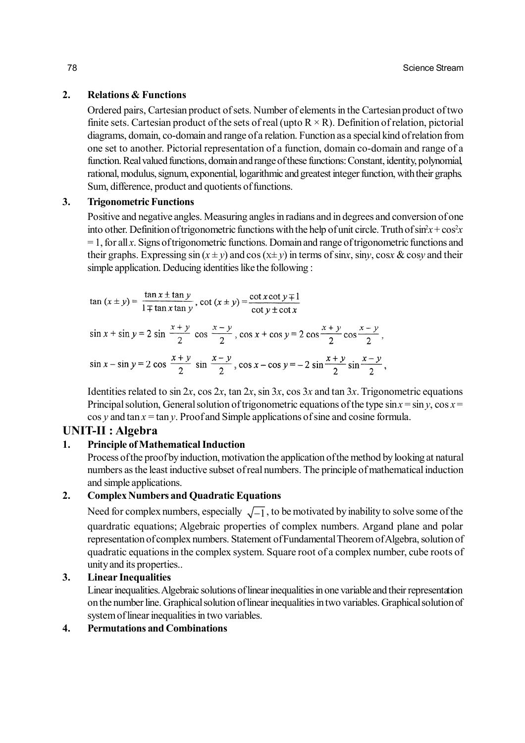**2. Relations & Functions**

Ordered pairs, Cartesian product of sets. Number of elements in the Cartesian product of two finite sets. Cartesian product of the sets of real (upto $R \times R$). Definition of relation, pictorial diagrams, domain, co-domain and range of a relation. Function as a special kind of relation from one set to another. Pictorial representation of a function, domain co-domain and range of a function. Real valued functions, domain and range of these functions: Constant, identity, polynomial, rational, modulus, signum, exponential, logarithmic and greatest integer function, with their graphs. Sum, difference, product and quotients of functions.

**3. Trigonometric Functions**

Positive and negative angles. Measuring angles in radians and in degrees and conversion of one into other. Definition of trigonometric functions with the help of unit circle. Truth of $\sin^2 x + \cos^2 x = 1$, for all $x$. Signs of trigonometric functions. Domain and range of trigonometric functions and their graphs. Expressing $\sin(x \pm y)$ and $\cos(x \pm y)$ in terms of $\sin x$, $\sin y$, $\cos x$ & $\cos y$ and their simple application. Deducing identities like the following :

$$\tan(x \pm y) = \frac{\tan x \pm \tan y}{1 \mp \tan x \tan y}, \quad \cot(x \pm y) = \frac{\cot x \cot y \mp 1}{\cot y \pm \cot x}$$

$$\sin x + \sin y = 2\sin\frac{x+y}{2}\cos\frac{x-y}{2}, \quad \cos x + \cos y = 2\cos\frac{x+y}{2}\cos\frac{x-y}{2},$$

$$\sin x - \sin y = 2\cos\frac{x+y}{2}\sin\frac{x-y}{2}, \quad \cos x - \cos y = -2\sin\frac{x+y}{2}\sin\frac{x-y}{2},$$

Identities related to $\sin 2x$, $\cos 2x$, $\tan 2x$, $\sin 3x$, $\cos 3x$ and $\tan 3x$. Trigonometric equations Principal solution, General solution of trigonometric equations of the type $\sin x = \sin y$, $\cos x = \cos y$ and $\tan x = \tan y$. Proof and Simple applications of sine and cosine formula.

## UNIT-II : Algebra

**1. Principle of Mathematical Induction**

Process of the proof by induction, motivation the application of the method by looking at natural numbers as the least inductive subset of real numbers. The principle of mathematical induction and simple applications.

**2. Complex Numbers and Quadratic Equations**

Need for complex numbers, especially $\sqrt{-1}$, to be motivated by inability to solve some of the quardratic equations; Algebraic properties of complex numbers. Argand plane and polar representation of complex numbers. Statement of Fundamental Theorem of Algebra, solution of quadratic equations in the complex system. Square root of a complex number, cube roots of unity and its properties..

**3. Linear Inequalities**

Linear inequalities. Algebraic solutions of linear inequalities in one variable and their representation on the number line. Graphical solution of linear inequalities in two variables. Graphical solution of system of linear inequalities in two variables.

**4. Permutations and Combinations**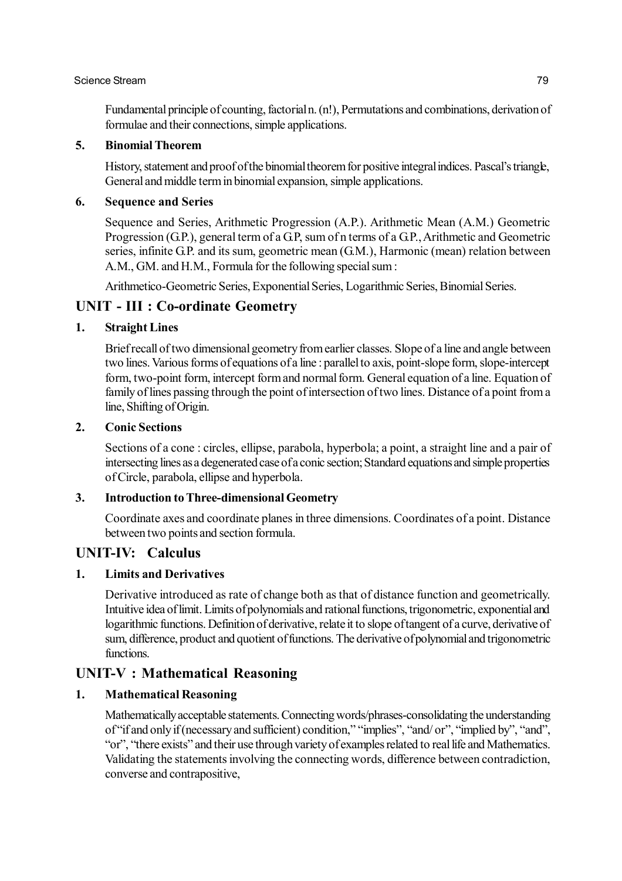Fundamental principle of counting, factorial n. (n!), Permutations and combinations, derivation of formulae and their connections, simple applications.

**5. Binomial Theorem**

History, statement and proof of the binomial theorem for positive integral indices. Pascal's triangle, General and middle term in binomial expansion, simple applications.

**6. Sequence and Series**

Sequence and Series, Arithmetic Progression (A.P.). Arithmetic Mean (A.M.) Geometric Progression (G.P.), general term of a G.P, sum of n terms of a G.P., Arithmetic and Geometric series, infinite G.P. and its sum, geometric mean (G.M.), Harmonic (mean) relation between A.M., GM. and H.M., Formula for the following special sum :

Arithmetico-Geometric Series, Exponential Series, Logarithmic Series, Binomial Series.

## UNIT - III : Co-ordinate Geometry

**1. Straight Lines**

Brief recall of two dimensional geometry from earlier classes. Slope of a line and angle between two lines. Various forms of equations of a line : parallel to axis, point-slope form, slope-intercept form, two-point form, intercept form and normal form. General equation of a line. Equation of family of lines passing through the point of intersection of two lines. Distance of a point from a line, Shifting of Origin.

**2. Conic Sections**

Sections of a cone : circles, ellipse, parabola, hyperbola; a point, a straight line and a pair of intersecting lines as a degenerated case of a conic section; Standard equations and simple properties of Circle, parabola, ellipse and hyperbola.

**3. Introduction to Three-dimensional Geometry**

Coordinate axes and coordinate planes in three dimensions. Coordinates of a point. Distance between two points and section formula.

## UNIT-IV: Calculus

**1. Limits and Derivatives**

Derivative introduced as rate of change both as that of distance function and geometrically. Intuitive idea of limit. Limits of polynomials and rational functions, trigonometric, exponential and logarithmic functions. Definition of derivative, relate it to slope of tangent of a curve, derivative of sum, difference, product and quotient of functions. The derivative of polynomial and trigonometric functions.

## UNIT-V : Mathematical Reasoning

**1. Mathematical Reasoning**

Mathematically acceptable statements. Connecting words/phrases-consolidating the understanding of "if and only if (necessary and sufficient) condition," "implies", "and/ or", "implied by", "and", "or", "there exists" and their use through variety of examples related to real life and Mathematics. Validating the statements involving the connecting words, difference between contradiction, converse and contrapositive,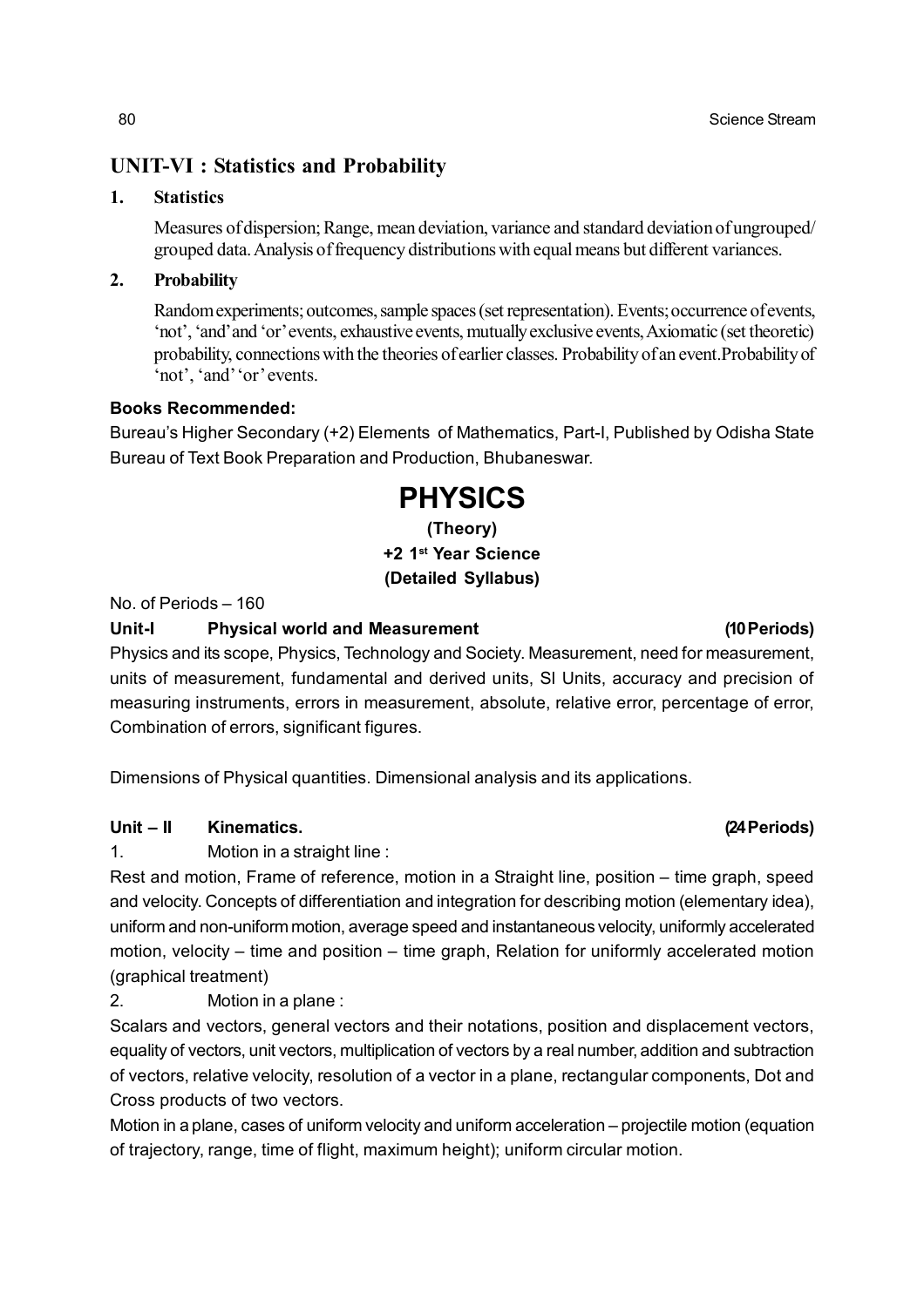## UNIT-VI : Statistics and Probability

### 1. Statistics

Measures of dispersion; Range, mean deviation, variance and standard deviation of ungrouped/ grouped data. Analysis of frequency distributions with equal means but different variances.

### 2. Probability

Random experiments; outcomes, sample spaces (set representation). Events; occurrence of events, 'not', 'and' and 'or' events, exhaustive events, mutually exclusive events, Axiomatic (set theoretic) probability, connections with the theories of earlier classes. Probability of an event. Probability of 'not', 'and' 'or' events.

**Books Recommended:**

Bureau's Higher Secondary (+2) Elements of Mathematics, Part-I, Published by Odisha State Bureau of Text Book Preparation and Production, Bhubaneswar.

# PHYSICS

**(Theory)**

**+2 1st Year Science**

**(Detailed Syllabus)**

No. of Periods – 160

### Unit-I Physical world and Measurement (10 Periods)

Physics and its scope, Physics, Technology and Society. Measurement, need for measurement, units of measurement, fundamental and derived units, SI Units, accuracy and precision of measuring instruments, errors in measurement, absolute, relative error, percentage of error, Combination of errors, significant figures.

Dimensions of Physical quantities. Dimensional analysis and its applications.

### Unit – II Kinematics. (24 Periods)

1. Motion in a straight line :

Rest and motion, Frame of reference, motion in a Straight line, position – time graph, speed and velocity. Concepts of differentiation and integration for describing motion (elementary idea), uniform and non-uniform motion, average speed and instantaneous velocity, uniformly accelerated motion, velocity – time and position – time graph, Relation for uniformly accelerated motion (graphical treatment)

2. Motion in a plane :

Scalars and vectors, general vectors and their notations, position and displacement vectors, equality of vectors, unit vectors, multiplication of vectors by a real number, addition and subtraction of vectors, relative velocity, resolution of a vector in a plane, rectangular components, Dot and Cross products of two vectors.

Motion in a plane, cases of uniform velocity and uniform acceleration – projectile motion (equation of trajectory, range, time of flight, maximum height); uniform circular motion.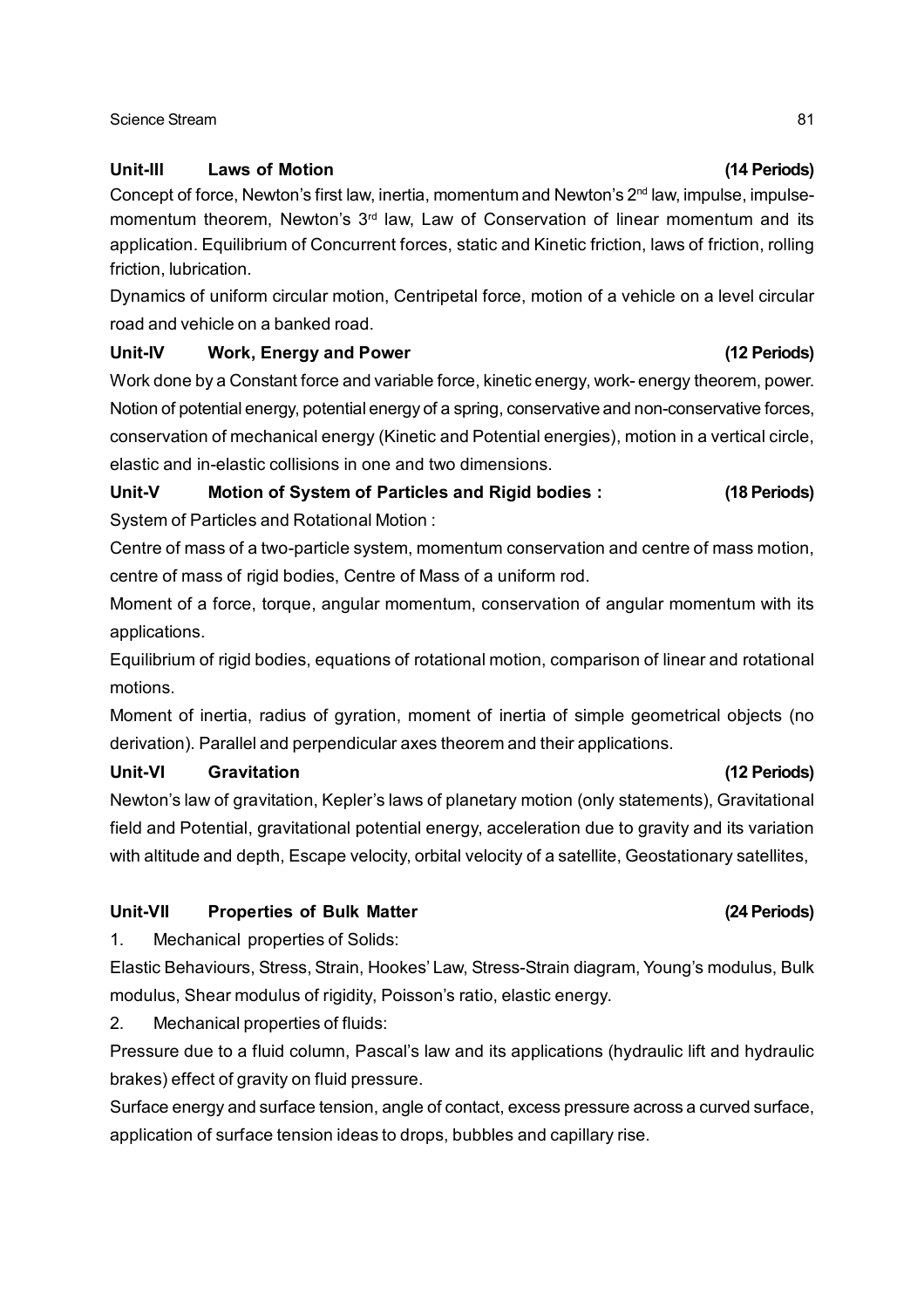### Unit-III Laws of Motion (14 Periods)

Concept of force, Newton's first law, inertia, momentum and Newton's $2^{nd}$ law, impulse, impulse-momentum theorem, Newton's $3^{rd}$ law, Law of Conservation of linear momentum and its application. Equilibrium of Concurrent forces, static and Kinetic friction, laws of friction, rolling friction, lubrication.

Dynamics of uniform circular motion, Centripetal force, motion of a vehicle on a level circular road and vehicle on a banked road.

### Unit-IV Work, Energy and Power (12 Periods)

Work done by a Constant force and variable force, kinetic energy, work- energy theorem, power. Notion of potential energy, potential energy of a spring, conservative and non-conservative forces, conservation of mechanical energy (Kinetic and Potential energies), motion in a vertical circle, elastic and in-elastic collisions in one and two dimensions.

### Unit-V Motion of System of Particles and Rigid bodies : (18 Periods)

System of Particles and Rotational Motion :

Centre of mass of a two-particle system, momentum conservation and centre of mass motion, centre of mass of rigid bodies, Centre of Mass of a uniform rod.

Moment of a force, torque, angular momentum, conservation of angular momentum with its applications.

Equilibrium of rigid bodies, equations of rotational motion, comparison of linear and rotational motions.

Moment of inertia, radius of gyration, moment of inertia of simple geometrical objects (no derivation). Parallel and perpendicular axes theorem and their applications.

### Unit-VI Gravitation (12 Periods)

Newton's law of gravitation, Kepler's laws of planetary motion (only statements), Gravitational field and Potential, gravitational potential energy, acceleration due to gravity and its variation with altitude and depth, Escape velocity, orbital velocity of a satellite, Geostationary satellites,

### Unit-VII Properties of Bulk Matter (24 Periods)

1. Mechanical properties of Solids:

Elastic Behaviours, Stress, Strain, Hookes' Law, Stress-Strain diagram, Young's modulus, Bulk modulus, Shear modulus of rigidity, Poisson's ratio, elastic energy.

2. Mechanical properties of fluids:

Pressure due to a fluid column, Pascal's law and its applications (hydraulic lift and hydraulic brakes) effect of gravity on fluid pressure.

Surface energy and surface tension, angle of contact, excess pressure across a curved surface, application of surface tension ideas to drops, bubbles and capillary rise.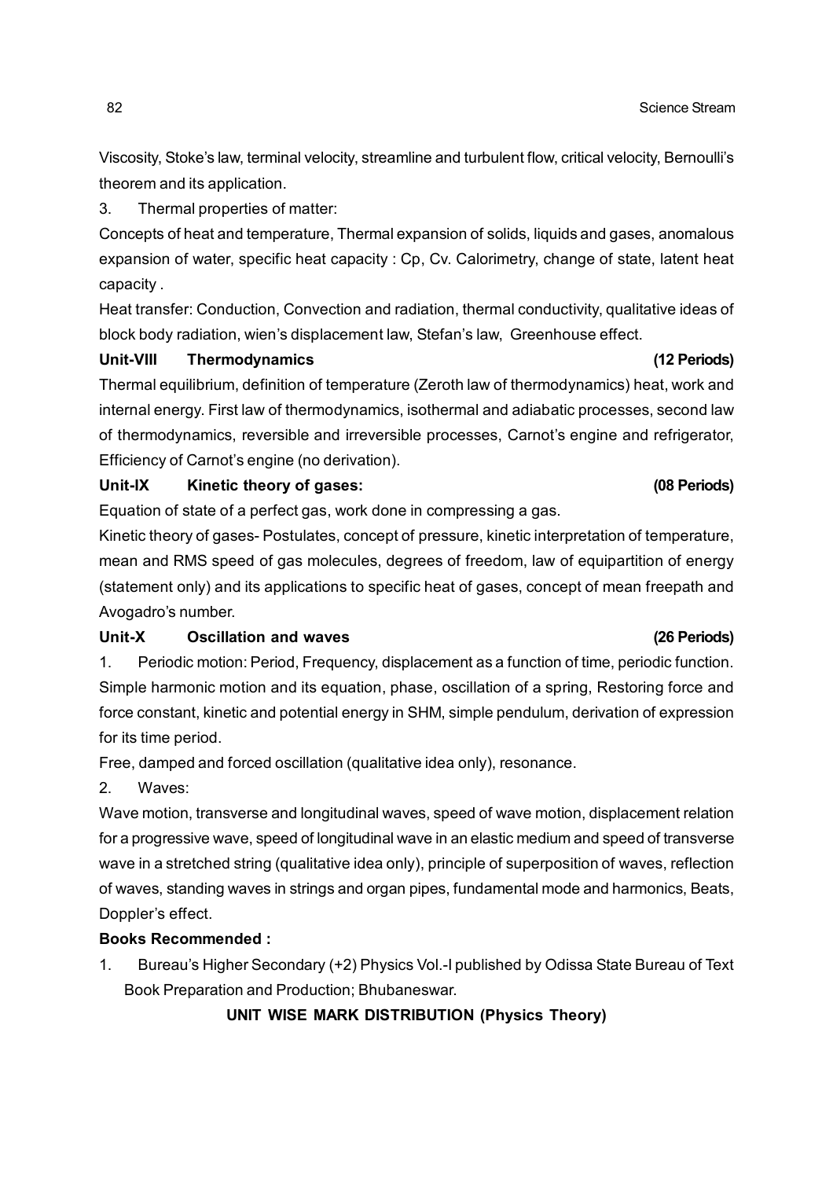Viscosity, Stoke's law, terminal velocity, streamline and turbulent flow, critical velocity, Bernoulli's theorem and its application.

3. Thermal properties of matter:

Concepts of heat and temperature, Thermal expansion of solids, liquids and gases, anomalous expansion of water, specific heat capacity : Cp, Cv. Calorimetry, change of state, latent heat capacity .

Heat transfer: Conduction, Convection and radiation, thermal conductivity, qualitative ideas of block body radiation, wien's displacement law, Stefan's law, Greenhouse effect.

**Unit-VIII Thermodynamics (12 Periods)**

Thermal equilibrium, definition of temperature (Zeroth law of thermodynamics) heat, work and internal energy. First law of thermodynamics, isothermal and adiabatic processes, second law of thermodynamics, reversible and irreversible processes, Carnot's engine and refrigerator, Efficiency of Carnot's engine (no derivation).

**Unit-IX Kinetic theory of gases: (08 Periods)**

Equation of state of a perfect gas, work done in compressing a gas.

Kinetic theory of gases- Postulates, concept of pressure, kinetic interpretation of temperature, mean and RMS speed of gas molecules, degrees of freedom, law of equipartition of energy (statement only) and its applications to specific heat of gases, concept of mean freepath and Avogadro's number.

**Unit-X Oscillation and waves (26 Periods)**

1. Periodic motion: Period, Frequency, displacement as a function of time, periodic function. Simple harmonic motion and its equation, phase, oscillation of a spring, Restoring force and force constant, kinetic and potential energy in SHM, simple pendulum, derivation of expression for its time period.

Free, damped and forced oscillation (qualitative idea only), resonance.

2. Waves:

Wave motion, transverse and longitudinal waves, speed of wave motion, displacement relation for a progressive wave, speed of longitudinal wave in an elastic medium and speed of transverse wave in a stretched string (qualitative idea only), principle of superposition of waves, reflection of waves, standing waves in strings and organ pipes, fundamental mode and harmonics, Beats, Doppler's effect.

**Books Recommended :**

1. Bureau's Higher Secondary (+2) Physics Vol.-I published by Odissa State Bureau of Text Book Preparation and Production; Bhubaneswar.

**UNIT WISE MARK DISTRIBUTION (Physics Theory)**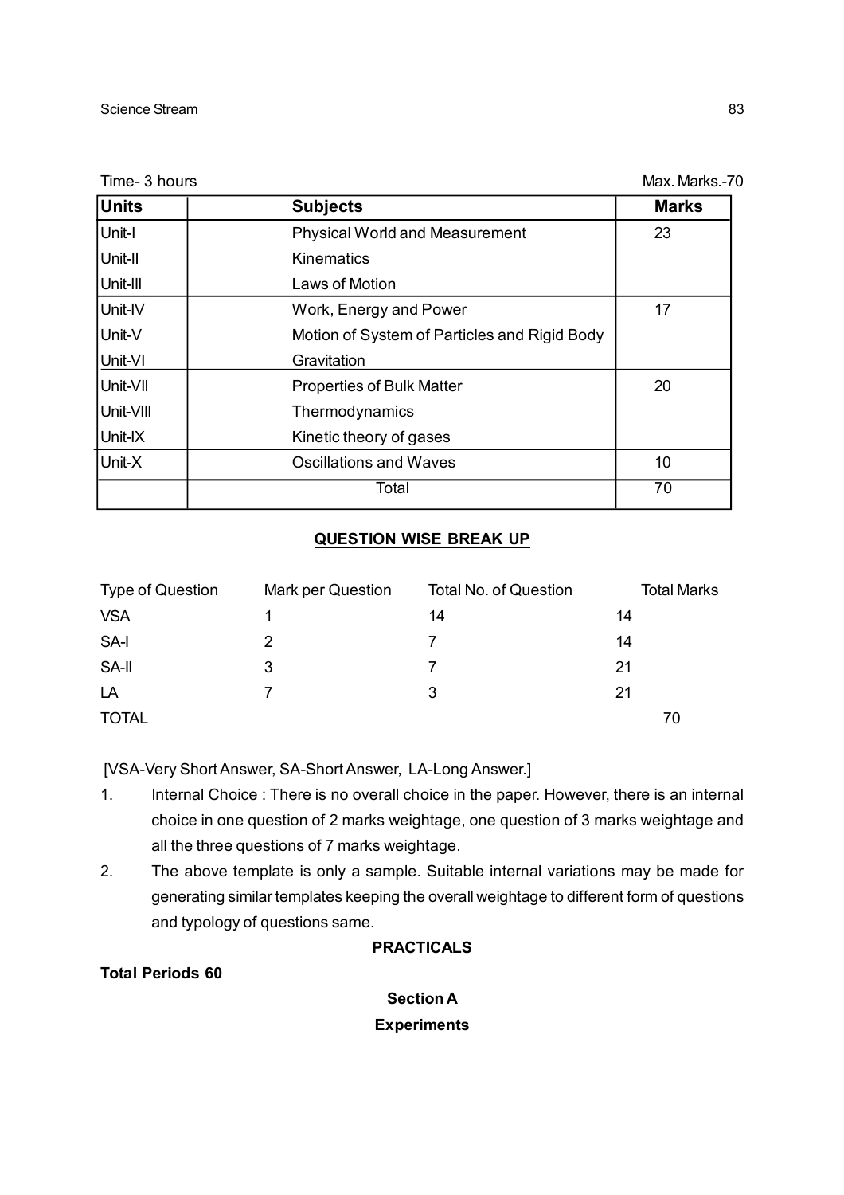Time- 3 hours Max. Marks.-70

| Units | Subjects | Marks |
|---|---|---|
| Unit-I | Physical World and Measurement | 23 |
| Unit-II | Kinematics | |
| Unit-III | Laws of Motion | |
| Unit-IV | Work, Energy and Power | 17 |
| Unit-V | Motion of System of Particles and Rigid Body | |
| Unit-VI | Gravitation | |
| Unit-VII | Properties of Bulk Matter | 20 |
| Unit-VIII | Thermodynamics | |
| Unit-IX | Kinetic theory of gases | |
| Unit-X | Oscillations and Waves | 10 |
| | Total | 70 |

## QUESTION WISE BREAK UP

| Type of Question | Mark per Question | Total No. of Question | Total Marks |
|---|---|---|---|
| VSA | 1 | 14 | 14 |
| SA-I | 2 | 7 | 14 |
| SA-II | 3 | 7 | 21 |
| LA | 7 | 3 | 21 |
| TOTAL | | | 70 |

[VSA-Very Short Answer, SA-Short Answer, LA-Long Answer.]

1. Internal Choice : There is no overall choice in the paper. However, there is an internal choice in one question of 2 marks weightage, one question of 3 marks weightage and all the three questions of 7 marks weightage.
2. The above template is only a sample. Suitable internal variations may be made for generating similar templates keeping the overall weightage to different form of questions and typology of questions same.

**PRACTICALS**

**Total Periods 60**

**Section A**

**Experiments**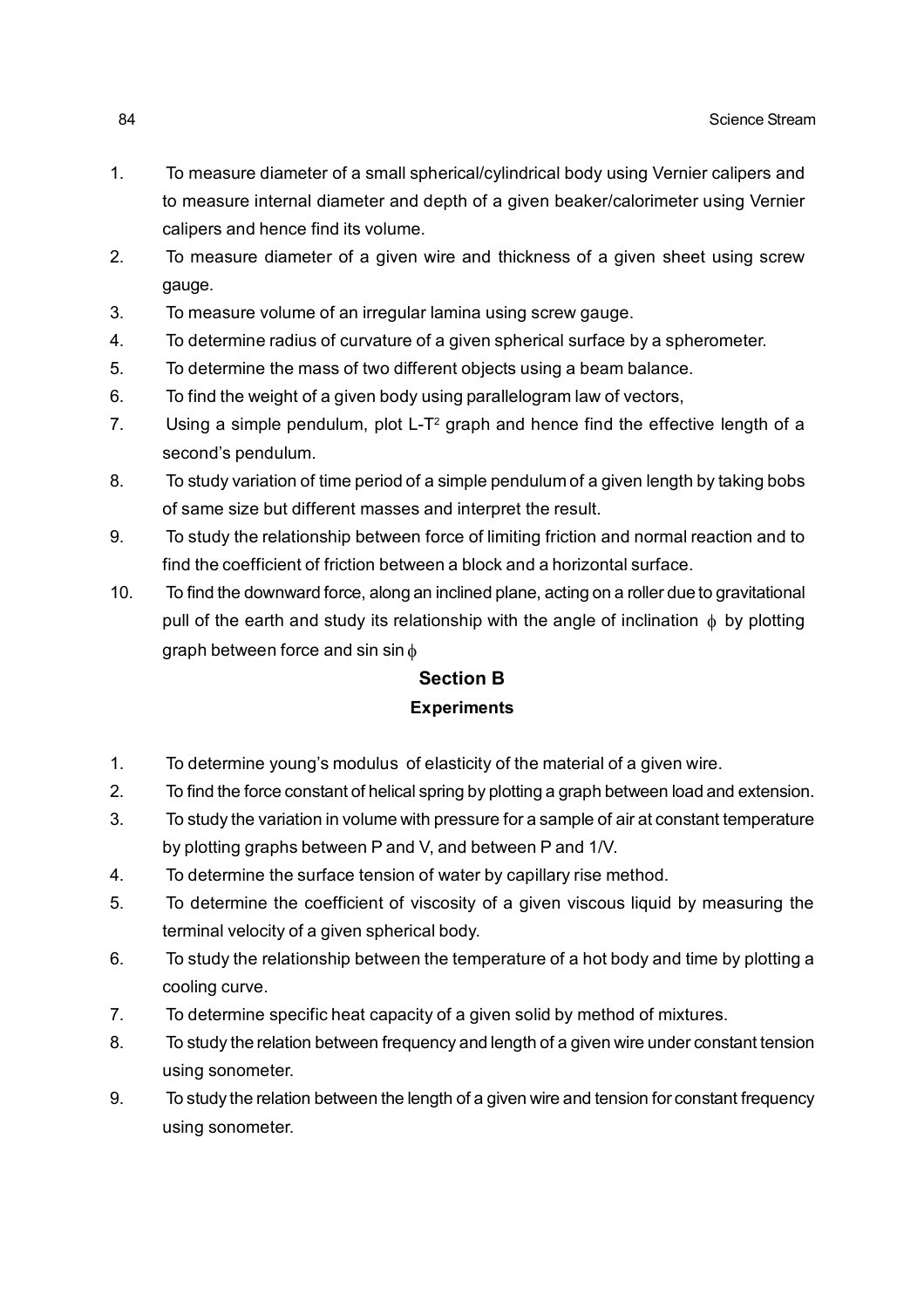1. To measure diameter of a small spherical/cylindrical body using Vernier calipers and to measure internal diameter and depth of a given beaker/calorimeter using Vernier calipers and hence find its volume.
2. To measure diameter of a given wire and thickness of a given sheet using screw gauge.
3. To measure volume of an irregular lamina using screw gauge.
4. To determine radius of curvature of a given spherical surface by a spherometer.
5. To determine the mass of two different objects using a beam balance.
6. To find the weight of a given body using parallelogram law of vectors,
7. Using a simple pendulum, plot L-$T^2$ graph and hence find the effective length of a second's pendulum.
8. To study variation of time period of a simple pendulum of a given length by taking bobs of same size but different masses and interpret the result.
9. To study the relationship between force of limiting friction and normal reaction and to find the coefficient of friction between a block and a horizontal surface.
10. To find the downward force, along an inclined plane, acting on a roller due to gravitational pull of the earth and study its relationship with the angle of inclination $\phi$ by plotting graph between force and sin sin $\phi$

## Section B

### Experiments

1. To determine young's modulus of elasticity of the material of a given wire.
2. To find the force constant of helical spring by plotting a graph between load and extension.
3. To study the variation in volume with pressure for a sample of air at constant temperature by plotting graphs between P and V, and between P and 1/V.
4. To determine the surface tension of water by capillary rise method.
5. To determine the coefficient of viscosity of a given viscous liquid by measuring the terminal velocity of a given spherical body.
6. To study the relationship between the temperature of a hot body and time by plotting a cooling curve.
7. To determine specific heat capacity of a given solid by method of mixtures.
8. To study the relation between frequency and length of a given wire under constant tension using sonometer.
9. To study the relation between the length of a given wire and tension for constant frequency using sonometer.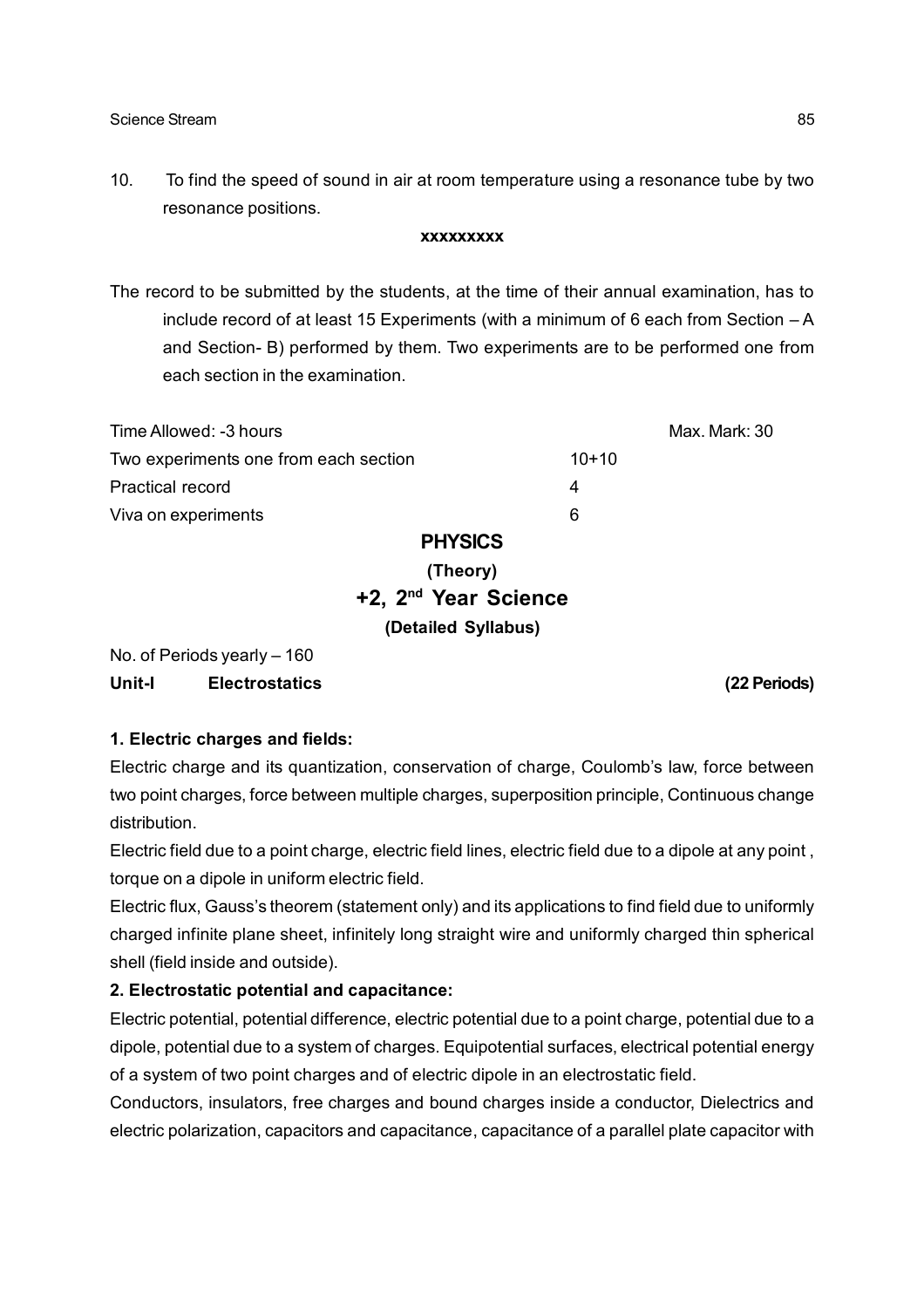10. To find the speed of sound in air at room temperature using a resonance tube by two resonance positions.

**xxxxxxxxx**

The record to be submitted by the students, at the time of their annual examination, has to include record of at least 15 Experiments (with a minimum of 6 each from Section – A and Section- B) performed by them. Two experiments are to be performed one from each section in the examination.

| Time Allowed: -3 hours | | Max. Mark: 30 |
|---|---|---|
| Two experiments one from each section | 10+10 | |
| Practical record | 4 | |
| Viva on experiments | 6 | |

# PHYSICS

## (Theory)

## +2, 2nd Year Science

### (Detailed Syllabus)

No. of Periods yearly – 160

**Unit-I Electrostatics (22 Periods)**

**1. Electric charges and fields:**

Electric charge and its quantization, conservation of charge, Coulomb's law, force between two point charges, force between multiple charges, superposition principle, Continuous change distribution.

Electric field due to a point charge, electric field lines, electric field due to a dipole at any point , torque on a dipole in uniform electric field.

Electric flux, Gauss's theorem (statement only) and its applications to find field due to uniformly charged infinite plane sheet, infinitely long straight wire and uniformly charged thin spherical shell (field inside and outside).

**2. Electrostatic potential and capacitance:**

Electric potential, potential difference, electric potential due to a point charge, potential due to a dipole, potential due to a system of charges. Equipotential surfaces, electrical potential energy of a system of two point charges and of electric dipole in an electrostatic field.

Conductors, insulators, free charges and bound charges inside a conductor, Dielectrics and electric polarization, capacitors and capacitance, capacitance of a parallel plate capacitor with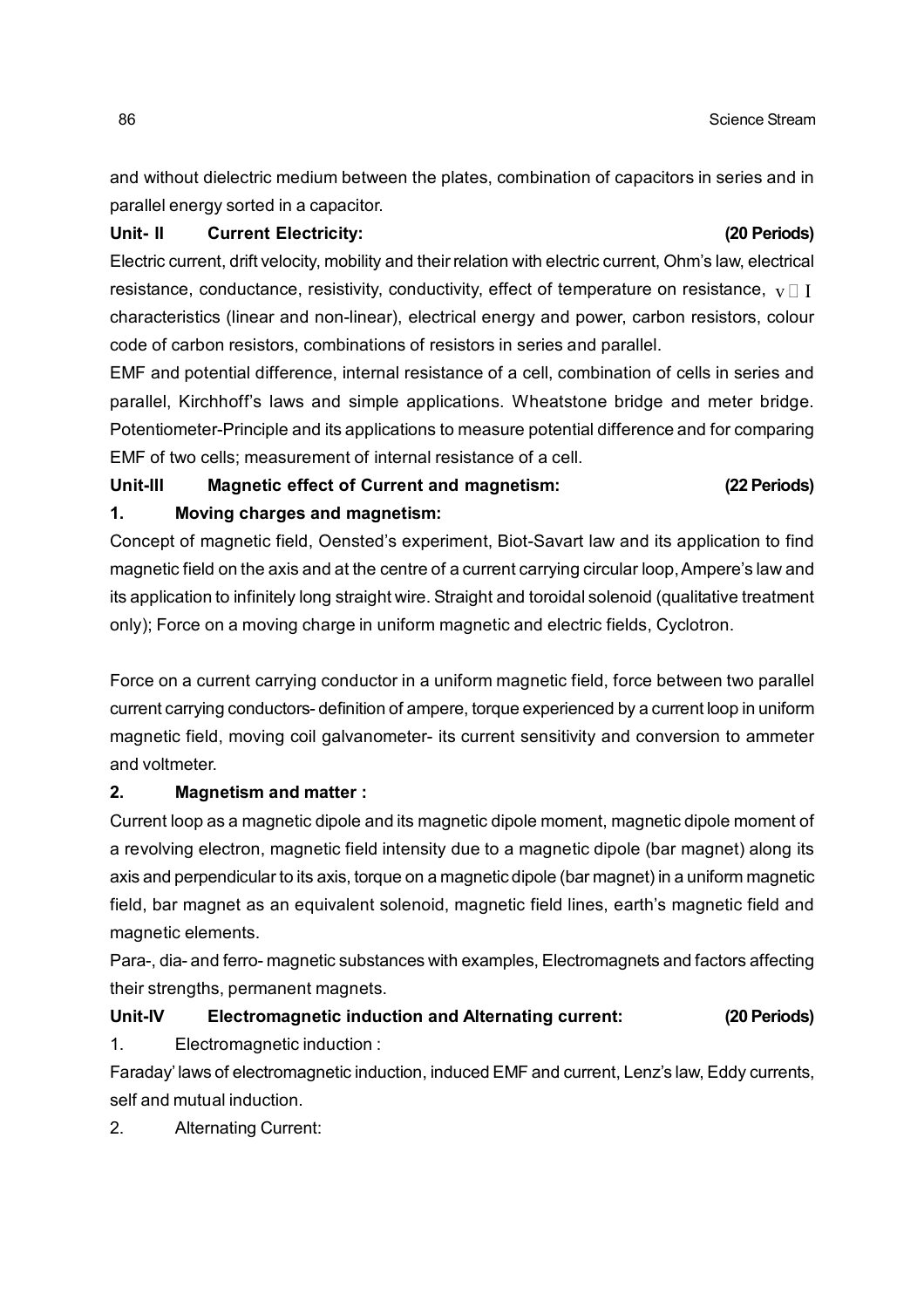and without dielectric medium between the plates, combination of capacitors in series and in parallel energy sorted in a capacitor.

**Unit- II Current Electricity: (20 Periods)**

Electric current, drift velocity, mobility and their relation with electric current, Ohm's law, electrical resistance, conductance, resistivity, conductivity, effect of temperature on resistance, $V - I$ characteristics (linear and non-linear), electrical energy and power, carbon resistors, colour code of carbon resistors, combinations of resistors in series and parallel.

EMF and potential difference, internal resistance of a cell, combination of cells in series and parallel, Kirchhoff's laws and simple applications. Wheatstone bridge and meter bridge. Potentiometer-Principle and its applications to measure potential difference and for comparing EMF of two cells; measurement of internal resistance of a cell.

**Unit-III Magnetic effect of Current and magnetism: (22 Periods)**

**1. Moving charges and magnetism:**

Concept of magnetic field, Oensted's experiment, Biot-Savart law and its application to find magnetic field on the axis and at the centre of a current carrying circular loop, Ampere's law and its application to infinitely long straight wire. Straight and toroidal solenoid (qualitative treatment only); Force on a moving charge in uniform magnetic and electric fields, Cyclotron.

Force on a current carrying conductor in a uniform magnetic field, force between two parallel current carrying conductors- definition of ampere, torque experienced by a current loop in uniform magnetic field, moving coil galvanometer- its current sensitivity and conversion to ammeter and voltmeter.

**2. Magnetism and matter :**

Current loop as a magnetic dipole and its magnetic dipole moment, magnetic dipole moment of a revolving electron, magnetic field intensity due to a magnetic dipole (bar magnet) along its axis and perpendicular to its axis, torque on a magnetic dipole (bar magnet) in a uniform magnetic field, bar magnet as an equivalent solenoid, magnetic field lines, earth's magnetic field and magnetic elements.

Para-, dia- and ferro- magnetic substances with examples, Electromagnets and factors affecting their strengths, permanent magnets.

**Unit-IV Electromagnetic induction and Alternating current: (20 Periods)**

1. Electromagnetic induction :

Faraday' laws of electromagnetic induction, induced EMF and current, Lenz's law, Eddy currents, self and mutual induction.

2. Alternating Current: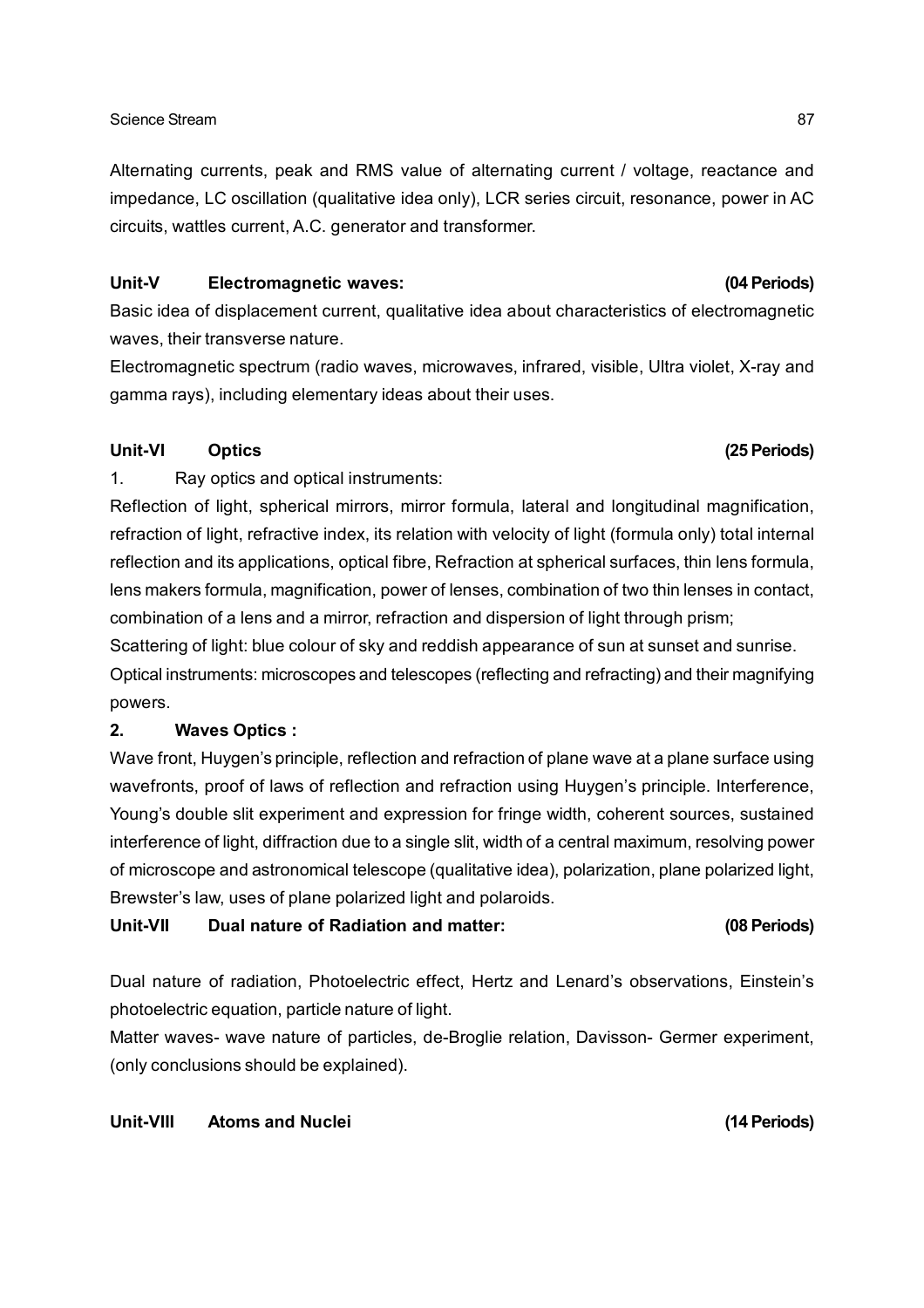Alternating currents, peak and RMS value of alternating current / voltage, reactance and impedance, LC oscillation (qualitative idea only), LCR series circuit, resonance, power in AC circuits, wattles current, A.C. generator and transformer.

**Unit-V Electromagnetic waves: (04 Periods)**

Basic idea of displacement current, qualitative idea about characteristics of electromagnetic waves, their transverse nature.

Electromagnetic spectrum (radio waves, microwaves, infrared, visible, Ultra violet, X-ray and gamma rays), including elementary ideas about their uses.

**Unit-VI Optics (25 Periods)**

1. Ray optics and optical instruments:

Reflection of light, spherical mirrors, mirror formula, lateral and longitudinal magnification, refraction of light, refractive index, its relation with velocity of light (formula only) total internal reflection and its applications, optical fibre, Refraction at spherical surfaces, thin lens formula, lens makers formula, magnification, power of lenses, combination of two thin lenses in contact, combination of a lens and a mirror, refraction and dispersion of light through prism;

Scattering of light: blue colour of sky and reddish appearance of sun at sunset and sunrise.

Optical instruments: microscopes and telescopes (reflecting and refracting) and their magnifying powers.

**2. Waves Optics :**

Wave front, Huygen's principle, reflection and refraction of plane wave at a plane surface using wavefronts, proof of laws of reflection and refraction using Huygen's principle. Interference, Young's double slit experiment and expression for fringe width, coherent sources, sustained interference of light, diffraction due to a single slit, width of a central maximum, resolving power of microscope and astronomical telescope (qualitative idea), polarization, plane polarized light, Brewster's law, uses of plane polarized light and polaroids.

**Unit-VII Dual nature of Radiation and matter: (08 Periods)**

Dual nature of radiation, Photoelectric effect, Hertz and Lenard's observations, Einstein's photoelectric equation, particle nature of light.

Matter waves- wave nature of particles, de-Broglie relation, Davisson- Germer experiment, (only conclusions should be explained).

**Unit-VIII Atoms and Nuclei (14 Periods)**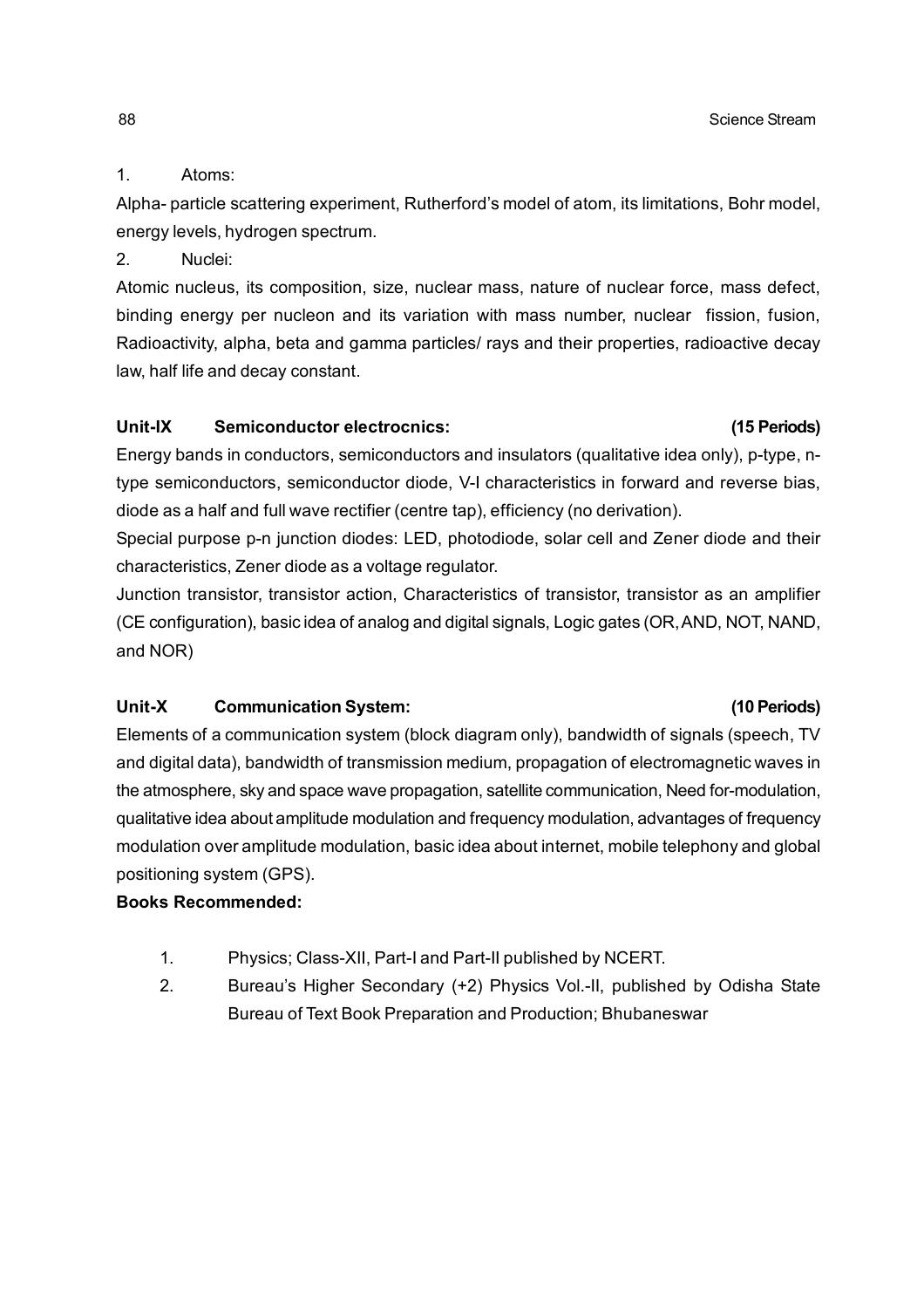1. Atoms:

Alpha- particle scattering experiment, Rutherford's model of atom, its limitations, Bohr model, energy levels, hydrogen spectrum.

2. Nuclei:

Atomic nucleus, its composition, size, nuclear mass, nature of nuclear force, mass defect, binding energy per nucleon and its variation with mass number, nuclear fission, fusion, Radioactivity, alpha, beta and gamma particles/ rays and their properties, radioactive decay law, half life and decay constant.

**Unit-IX Semiconductor electrocnics: (15 Periods)**

Energy bands in conductors, semiconductors and insulators (qualitative idea only), p-type, n-type semiconductors, semiconductor diode, V-I characteristics in forward and reverse bias, diode as a half and full wave rectifier (centre tap), efficiency (no derivation).

Special purpose p-n junction diodes: LED, photodiode, solar cell and Zener diode and their characteristics, Zener diode as a voltage regulator.

Junction transistor, transistor action, Characteristics of transistor, transistor as an amplifier (CE configuration), basic idea of analog and digital signals, Logic gates (OR, AND, NOT, NAND, and NOR)

**Unit-X Communication System: (10 Periods)**

Elements of a communication system (block diagram only), bandwidth of signals (speech, TV and digital data), bandwidth of transmission medium, propagation of electromagnetic waves in the atmosphere, sky and space wave propagation, satellite communication, Need for-modulation, qualitative idea about amplitude modulation and frequency modulation, advantages of frequency modulation over amplitude modulation, basic idea about internet, mobile telephony and global positioning system (GPS).

**Books Recommended:**

1. Physics; Class-XII, Part-I and Part-II published by NCERT.
2. Bureau's Higher Secondary (+2) Physics Vol.-II, published by Odisha State Bureau of Text Book Preparation and Production; Bhubaneswar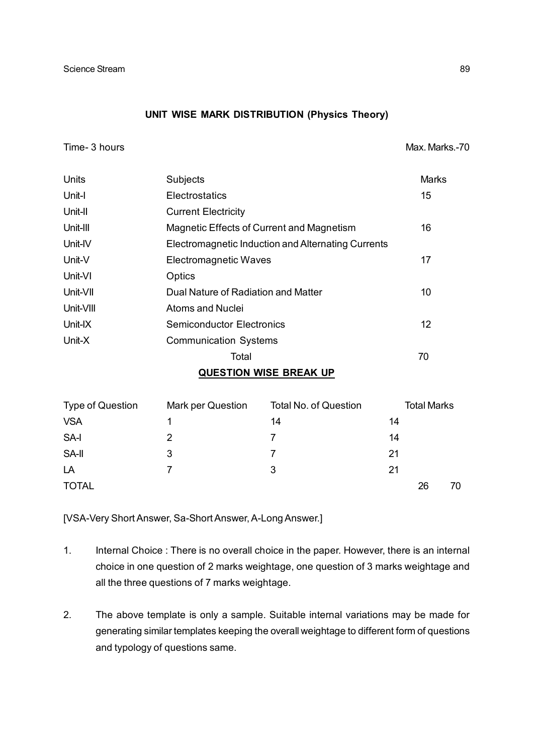## UNIT WISE MARK DISTRIBUTION (Physics Theory)

Time- 3 hours Max. Marks.-70

| Units | Subjects | Marks |
|---|---|---|
| Unit-I | Electrostatics | 15 |
| Unit-II | Current Electricity | |
| Unit-III | Magnetic Effects of Current and Magnetism | 16 |
| Unit-IV | Electromagnetic Induction and Alternating Currents | |
| Unit-V | Electromagnetic Waves | 17 |
| Unit-VI | Optics | |
| Unit-VII | Dual Nature of Radiation and Matter | 10 |
| Unit-VIII | Atoms and Nuclei | |
| Unit-IX | Semiconductor Electronics | 12 |
| Unit-X | Communication Systems | |
| | Total | 70 |

## QUESTION WISE BREAK UP

| Type of Question | Mark per Question | Total No. of Question | Total Marks |
|---|---|---|---|
| VSA | 1 | 14 | 14 |
| SA-I | 2 | 7 | 14 |
| SA-II | 3 | 7 | 21 |
| LA | 7 | 3 | 21 |
| TOTAL | | 26 | 70 |

[VSA-Very Short Answer, Sa-Short Answer, A-Long Answer.]

1. Internal Choice : There is no overall choice in the paper. However, there is an internal choice in one question of 2 marks weightage, one question of 3 marks weightage and all the three questions of 7 marks weightage.

2. The above template is only a sample. Suitable internal variations may be made for generating similar templates keeping the overall weightage to different form of questions and typology of questions same.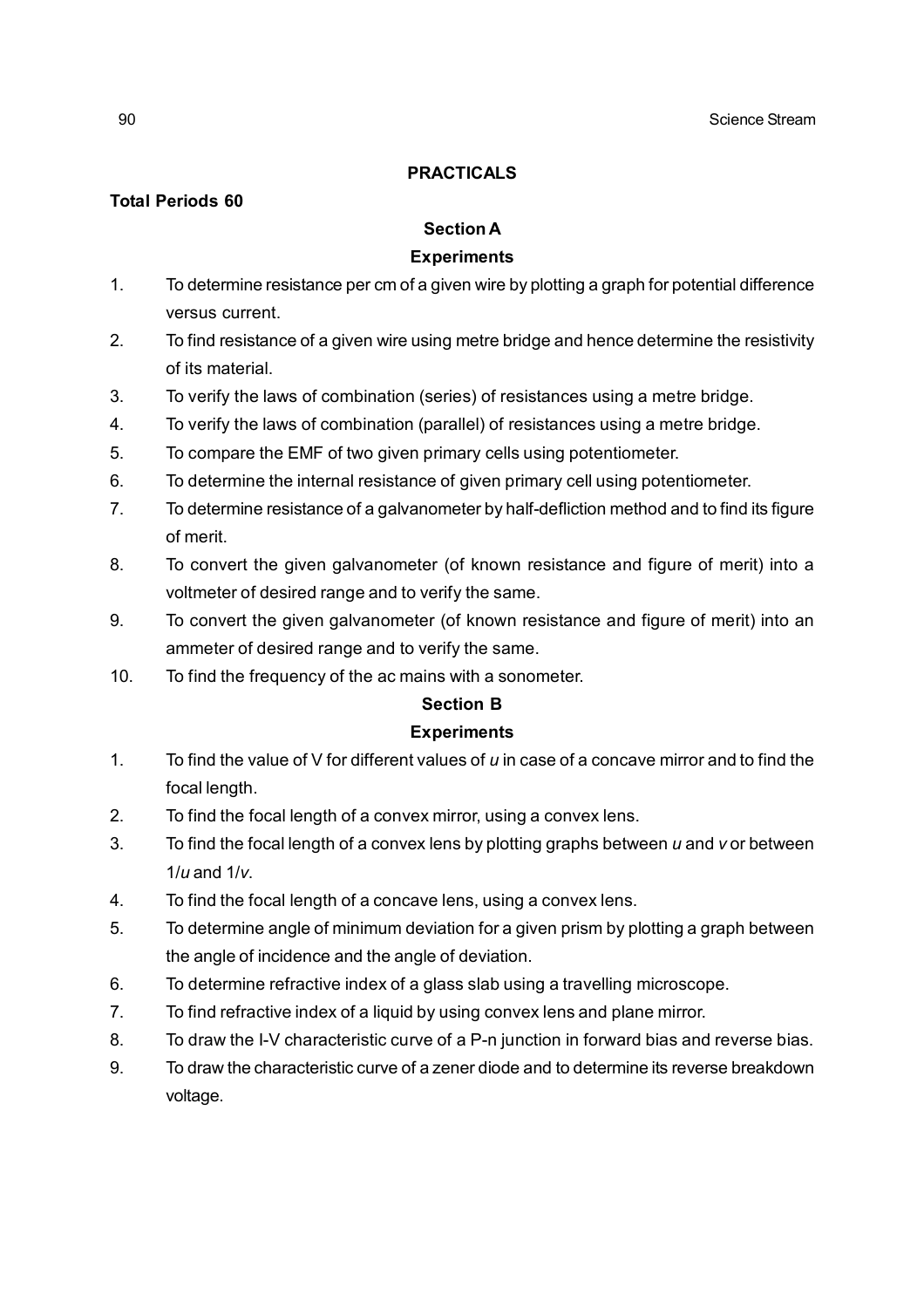## PRACTICALS

**Total Periods 60**

### Section A

### Experiments

1. To determine resistance per cm of a given wire by plotting a graph for potential difference versus current.
2. To find resistance of a given wire using metre bridge and hence determine the resistivity of its material.
3. To verify the laws of combination (series) of resistances using a metre bridge.
4. To verify the laws of combination (parallel) of resistances using a metre bridge.
5. To compare the EMF of two given primary cells using potentiometer.
6. To determine the internal resistance of given primary cell using potentiometer.
7. To determine resistance of a galvanometer by half-defliction method and to find its figure of merit.
8. To convert the given galvanometer (of known resistance and figure of merit) into a voltmeter of desired range and to verify the same.
9. To convert the given galvanometer (of known resistance and figure of merit) into an ammeter of desired range and to verify the same.
10. To find the frequency of the ac mains with a sonometer.

### Section B

### Experiments

1. To find the value of V for different values of *u* in case of a concave mirror and to find the focal length.
2. To find the focal length of a convex mirror, using a convex lens.
3. To find the focal length of a convex lens by plotting graphs between *u* and *v* or between $1/u$ and $1/v$.
4. To find the focal length of a concave lens, using a convex lens.
5. To determine angle of minimum deviation for a given prism by plotting a graph between the angle of incidence and the angle of deviation.
6. To determine refractive index of a glass slab using a travelling microscope.
7. To find refractive index of a liquid by using convex lens and plane mirror.
8. To draw the I-V characteristic curve of a P-n junction in forward bias and reverse bias.
9. To draw the characteristic curve of a zener diode and to determine its reverse breakdown voltage.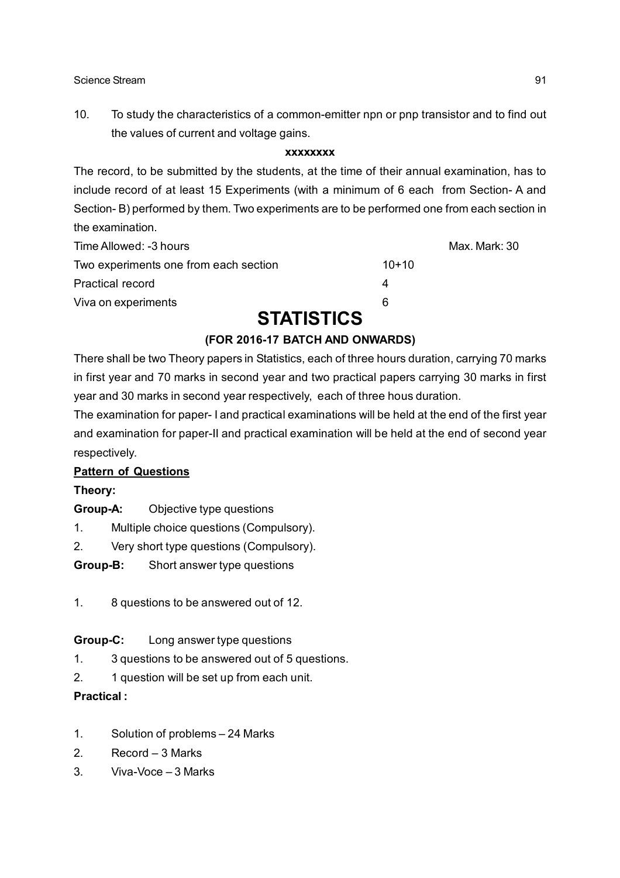10. To study the characteristics of a common-emitter npn or pnp transistor and to find out the values of current and voltage gains.

**xxxxxxxx**

The record, to be submitted by the students, at the time of their annual examination, has to include record of at least 15 Experiments (with a minimum of 6 each from Section- A and Section- B) performed by them. Two experiments are to be performed one from each section in the examination.

| Time Allowed: -3 hours | | Max. Mark: 30 |
|---|---|---|
| Two experiments one from each section | 10+10 | |
| Practical record | 4 | |
| Viva on experiments | 6 | |

# STATISTICS

### (FOR 2016-17 BATCH AND ONWARDS)

There shall be two Theory papers in Statistics, each of three hours duration, carrying 70 marks in first year and 70 marks in second year and two practical papers carrying 30 marks in first year and 30 marks in second year respectively, each of three hous duration.

The examination for paper- I and practical examinations will be held at the end of the first year and examination for paper-II and practical examination will be held at the end of second year respectively.

**Pattern of Questions**

**Theory:**

**Group-A:** Objective type questions

1. Multiple choice questions (Compulsory).
2. Very short type questions (Compulsory).

**Group-B:** Short answer type questions

1. 8 questions to be answered out of 12.

**Group-C:** Long answer type questions

1. 3 questions to be answered out of 5 questions.
2. 1 question will be set up from each unit.

**Practical :**

1. Solution of problems – 24 Marks
2. Record – 3 Marks
3. Viva-Voce – 3 Marks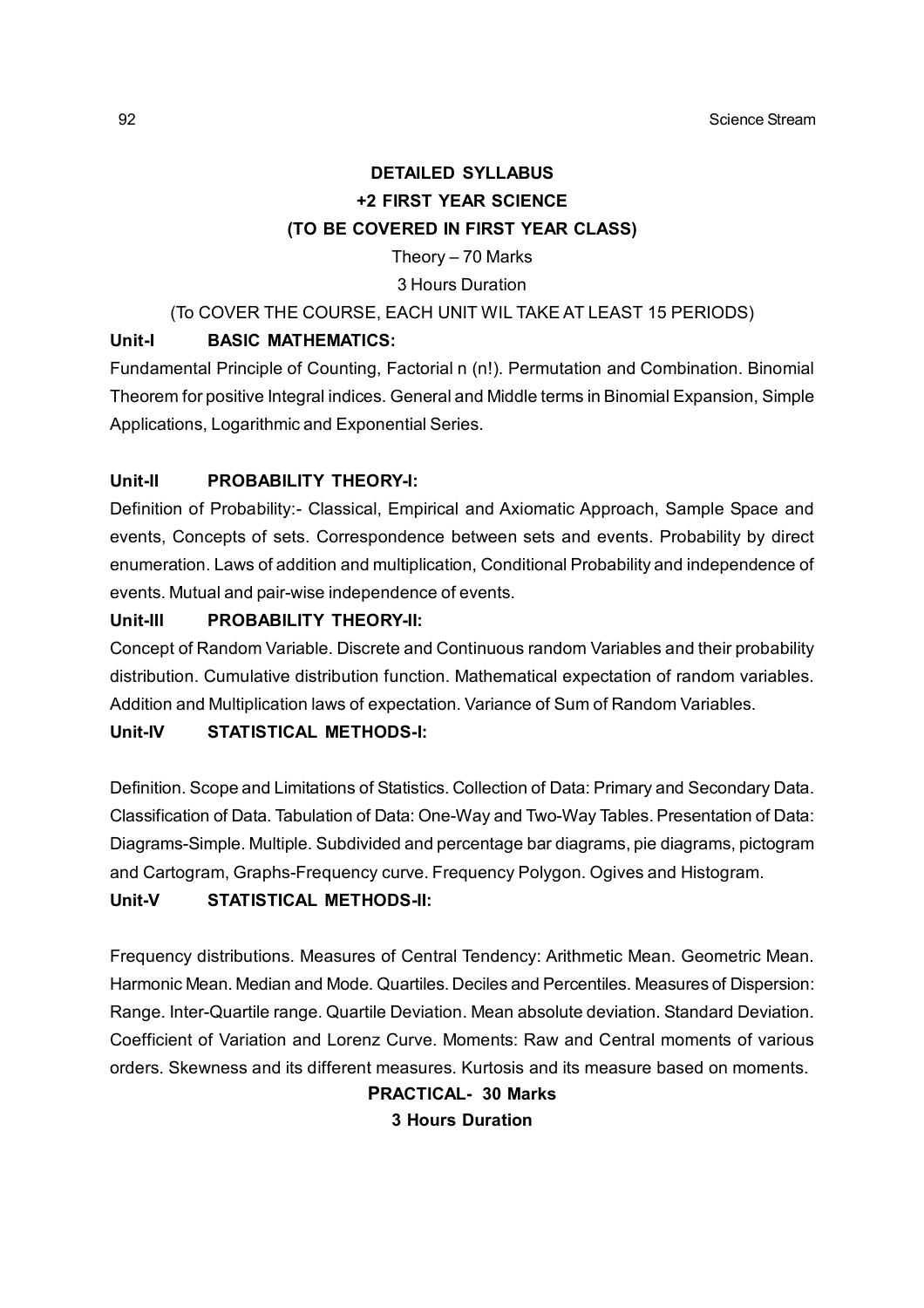## DETAILED SYLLABUS
## +2 FIRST YEAR SCIENCE
## (TO BE COVERED IN FIRST YEAR CLASS)

Theory – 70 Marks

3 Hours Duration

(To COVER THE COURSE, EACH UNIT WIL TAKE AT LEAST 15 PERIODS)

**Unit-I BASIC MATHEMATICS:**

Fundamental Principle of Counting, Factorial n (n!). Permutation and Combination. Binomial Theorem for positive Integral indices. General and Middle terms in Binomial Expansion, Simple Applications, Logarithmic and Exponential Series.

**Unit-II PROBABILITY THEORY-I:**

Definition of Probability:- Classical, Empirical and Axiomatic Approach, Sample Space and events, Concepts of sets. Correspondence between sets and events. Probability by direct enumeration. Laws of addition and multiplication, Conditional Probability and independence of events. Mutual and pair-wise independence of events.

**Unit-III PROBABILITY THEORY-II:**

Concept of Random Variable. Discrete and Continuous random Variables and their probability distribution. Cumulative distribution function. Mathematical expectation of random variables. Addition and Multiplication laws of expectation. Variance of Sum of Random Variables.

**Unit-IV STATISTICAL METHODS-I:**

Definition. Scope and Limitations of Statistics. Collection of Data: Primary and Secondary Data. Classification of Data. Tabulation of Data: One-Way and Two-Way Tables. Presentation of Data: Diagrams-Simple. Multiple. Subdivided and percentage bar diagrams, pie diagrams, pictogram and Cartogram, Graphs-Frequency curve. Frequency Polygon. Ogives and Histogram.

**Unit-V STATISTICAL METHODS-II:**

Frequency distributions. Measures of Central Tendency: Arithmetic Mean. Geometric Mean. Harmonic Mean. Median and Mode. Quartiles. Deciles and Percentiles. Measures of Dispersion: Range. Inter-Quartile range. Quartile Deviation. Mean absolute deviation. Standard Deviation. Coefficient of Variation and Lorenz Curve. Moments: Raw and Central moments of various orders. Skewness and its different measures. Kurtosis and its measure based on moments.

**PRACTICAL- 30 Marks**

**3 Hours Duration**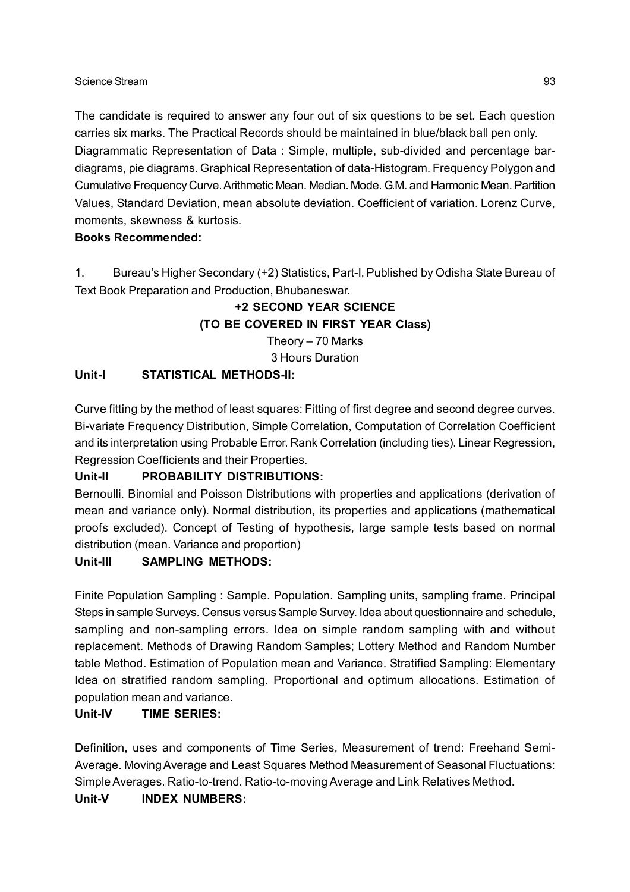The candidate is required to answer any four out of six questions to be set. Each question carries six marks. The Practical Records should be maintained in blue/black ball pen only.

Diagrammatic Representation of Data : Simple, multiple, sub-divided and percentage bar-diagrams, pie diagrams. Graphical Representation of data-Histogram. Frequency Polygon and Cumulative Frequency Curve. Arithmetic Mean. Median. Mode. G.M. and Harmonic Mean. Partition Values, Standard Deviation, mean absolute deviation. Coefficient of variation. Lorenz Curve, moments, skewness & kurtosis.

**Books Recommended:**

1. Bureau's Higher Secondary (+2) Statistics, Part-I, Published by Odisha State Bureau of Text Book Preparation and Production, Bhubaneswar.

**+2 SECOND YEAR SCIENCE**

**(TO BE COVERED IN FIRST YEAR Class)**

Theory – 70 Marks

3 Hours Duration

**Unit-I STATISTICAL METHODS-II:**

Curve fitting by the method of least squares: Fitting of first degree and second degree curves. Bi-variate Frequency Distribution, Simple Correlation, Computation of Correlation Coefficient and its interpretation using Probable Error. Rank Correlation (including ties). Linear Regression, Regression Coefficients and their Properties.

**Unit-II PROBABILITY DISTRIBUTIONS:**

Bernoulli. Binomial and Poisson Distributions with properties and applications (derivation of mean and variance only). Normal distribution, its properties and applications (mathematical proofs excluded). Concept of Testing of hypothesis, large sample tests based on normal distribution (mean. Variance and proportion)

**Unit-III SAMPLING METHODS:**

Finite Population Sampling : Sample. Population. Sampling units, sampling frame. Principal Steps in sample Surveys. Census versus Sample Survey. Idea about questionnaire and schedule, sampling and non-sampling errors. Idea on simple random sampling with and without replacement. Methods of Drawing Random Samples; Lottery Method and Random Number table Method. Estimation of Population mean and Variance. Stratified Sampling: Elementary Idea on stratified random sampling. Proportional and optimum allocations. Estimation of population mean and variance.

**Unit-IV TIME SERIES:**

Definition, uses and components of Time Series, Measurement of trend: Freehand Semi-Average. Moving Average and Least Squares Method Measurement of Seasonal Fluctuations: Simple Averages. Ratio-to-trend. Ratio-to-moving Average and Link Relatives Method.

**Unit-V INDEX NUMBERS:**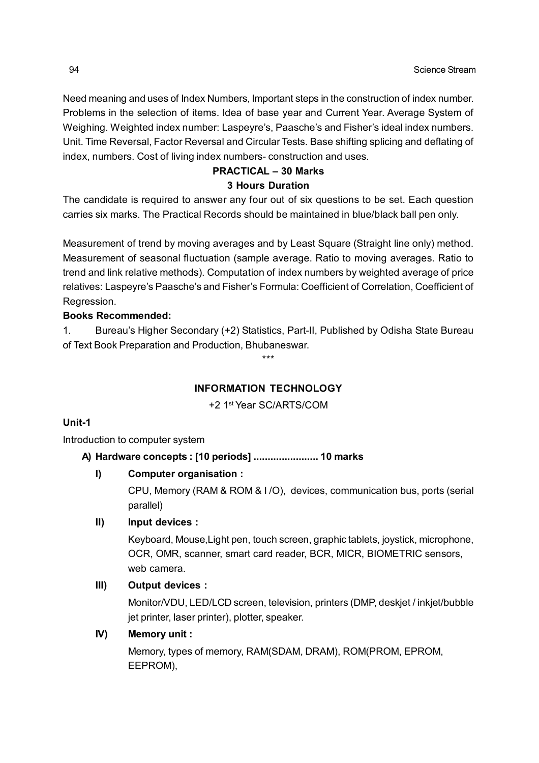Need meaning and uses of Index Numbers, Important steps in the construction of index number. Problems in the selection of items. Idea of base year and Current Year. Average System of Weighing. Weighted index number: Laspeyre's, Paasche's and Fisher's ideal index numbers. Unit. Time Reversal, Factor Reversal and Circular Tests. Base shifting splicing and deflating of index, numbers. Cost of living index numbers- construction and uses.

**PRACTICAL – 30 Marks**

**3 Hours Duration**

The candidate is required to answer any four out of six questions to be set. Each question carries six marks. The Practical Records should be maintained in blue/black ball pen only.

Measurement of trend by moving averages and by Least Square (Straight line only) method. Measurement of seasonal fluctuation (sample average. Ratio to moving averages. Ratio to trend and link relative methods). Computation of index numbers by weighted average of price relatives: Laspeyre's Paasche's and Fisher's Formula: Coefficient of Correlation, Coefficient of Regression.

**Books Recommended:**

1. Bureau's Higher Secondary (+2) Statistics, Part-II, Published by Odisha State Bureau of Text Book Preparation and Production, Bhubaneswar.

\*\*\*

## INFORMATION TECHNOLOGY

+2 1st Year SC/ARTS/COM

**Unit-1**

Introduction to computer system

**A) Hardware concepts : [10 periods] ...................... 10 marks**

**I) Computer organisation :**

CPU, Memory (RAM & ROM & I /O), devices, communication bus, ports (serial parallel)

**II) Input devices :**

Keyboard, Mouse,Light pen, touch screen, graphic tablets, joystick, microphone, OCR, OMR, scanner, smart card reader, BCR, MICR, BIOMETRIC sensors, web camera.

**III) Output devices :**

Monitor/VDU, LED/LCD screen, television, printers (DMP, deskjet / inkjet/bubble jet printer, laser printer), plotter, speaker.

**IV) Memory unit :**

Memory, types of memory, RAM(SDAM, DRAM), ROM(PROM, EPROM, EEPROM),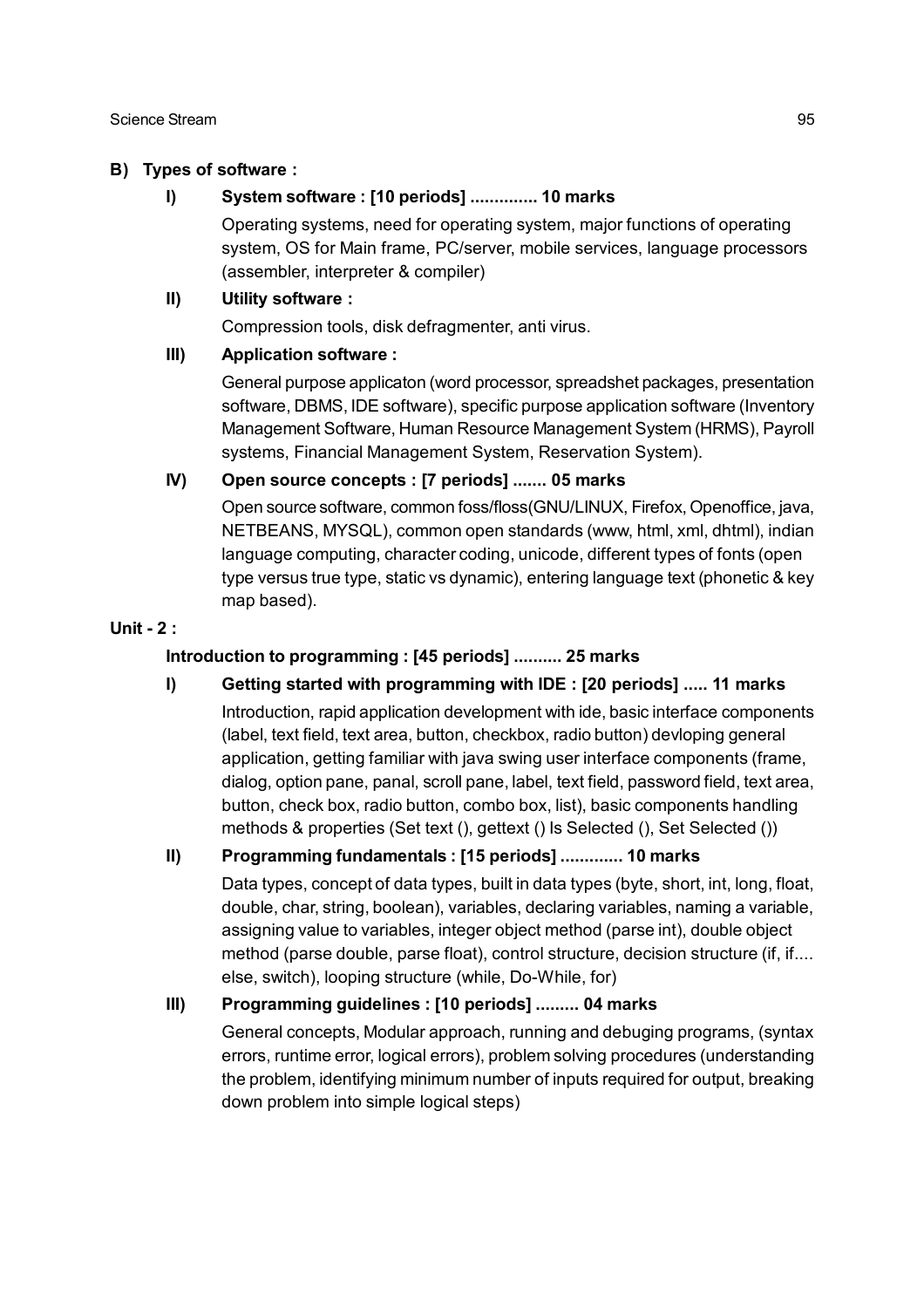**B) Types of software :**

**I) System software : [10 periods] .............. 10 marks**

Operating systems, need for operating system, major functions of operating system, OS for Main frame, PC/server, mobile services, language processors (assembler, interpreter & compiler)

**II) Utility software :**

Compression tools, disk defragmenter, anti virus.

**III) Application software :**

General purpose applicaton (word processor, spreadshet packages, presentation software, DBMS, IDE software), specific purpose application software (Inventory Management Software, Human Resource Management System (HRMS), Payroll systems, Financial Management System, Reservation System).

**IV) Open source concepts : [7 periods] ....... 05 marks**

Open source software, common foss/floss(GNU/LINUX, Firefox, Openoffice, java, NETBEANS, MYSQL), common open standards (www, html, xml, dhtml), indian language computing, character coding, unicode, different types of fonts (open type versus true type, static vs dynamic), entering language text (phonetic & key map based).

**Unit - 2 :**

**Introduction to programming : [45 periods] .......... 25 marks**

**I) Getting started with programming with IDE : [20 periods] ..... 11 marks**

Introduction, rapid application development with ide, basic interface components (label, text field, text area, button, checkbox, radio button) devloping general application, getting familiar with java swing user interface components (frame, dialog, option pane, panal, scroll pane, label, text field, password field, text area, button, check box, radio button, combo box, list), basic components handling methods & properties (Set text (), gettext () Is Selected (), Set Selected ())

**II) Programming fundamentals : [15 periods] ............. 10 marks**

Data types, concept of data types, built in data types (byte, short, int, long, float, double, char, string, boolean), variables, declaring variables, naming a variable, assigning value to variables, integer object method (parse int), double object method (parse double, parse float), control structure, decision structure (if, if.... else, switch), looping structure (while, Do-While, for)

**III) Programming guidelines : [10 periods] ......... 04 marks**

General concepts, Modular approach, running and debuging programs, (syntax errors, runtime error, logical errors), problem solving procedures (understanding the problem, identifying minimum number of inputs required for output, breaking down problem into simple logical steps)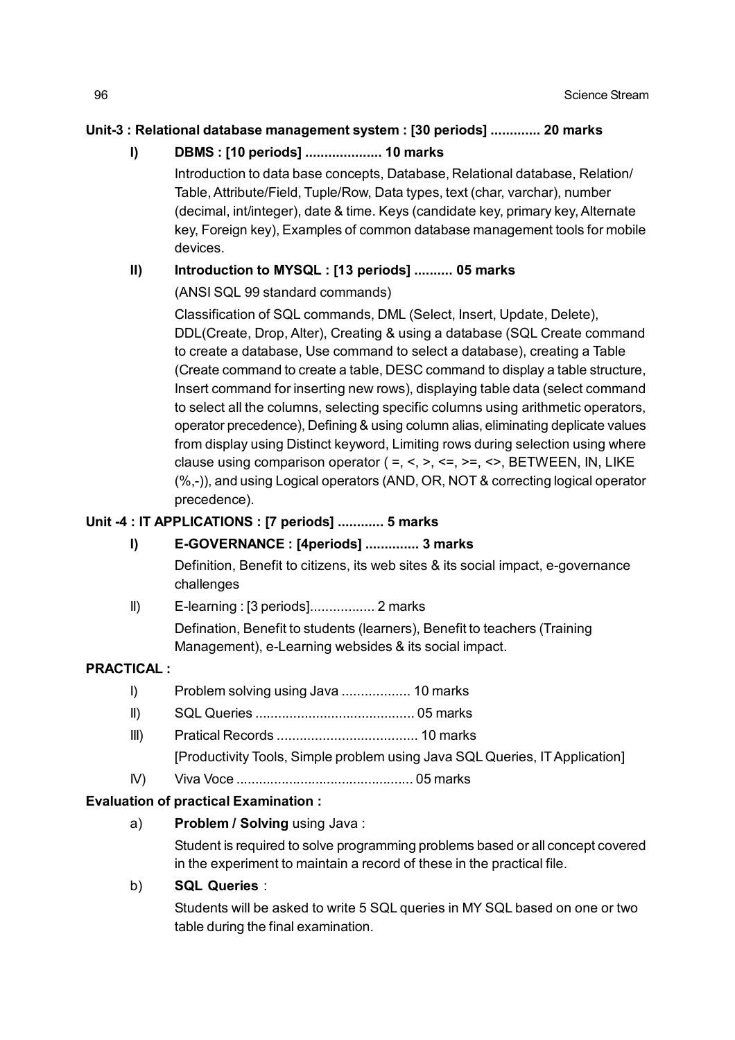**Unit-3 : Relational database management system : [30 periods] ............. 20 marks**

**I) DBMS : [10 periods] .................... 10 marks**

Introduction to data base concepts, Database, Relational database, Relation/ Table, Attribute/Field, Tuple/Row, Data types, text (char, varchar), number (decimal, int/integer), date & time. Keys (candidate key, primary key, Alternate key, Foreign key), Examples of common database management tools for mobile devices.

**II) Introduction to MYSQL : [13 periods] .......... 05 marks**

(ANSI SQL 99 standard commands)

Classification of SQL commands, DML (Select, Insert, Update, Delete), DDL(Create, Drop, Alter), Creating & using a database (SQL Create command to create a database, Use command to select a database), creating a Table (Create command to create a table, DESC command to display a table structure, Insert command for inserting new rows), displaying table data (select command to select all the columns, selecting specific columns using arithmetic operators, operator precedence), Defining & using column alias, eliminating deplicate values from display using Distinct keyword, Limiting rows during selection using where clause using comparison operator ( =, <, >, <=, >=, <>, BETWEEN, IN, LIKE (%,-)), and using Logical operators (AND, OR, NOT & correcting logical operator precedence).

**Unit -4 : IT APPLICATIONS : [7 periods] ............ 5 marks**

**I) E-GOVERNANCE : [4periods] .............. 3 marks**

Definition, Benefit to citizens, its web sites & its social impact, e-governance challenges

II) E-learning : [3 periods]................. 2 marks

Defination, Benefit to students (learners), Benefit to teachers (Training Management), e-Learning websides & its social impact.

**PRACTICAL :**

I) Problem solving using Java .................. 10 marks

II) SQL Queries .......................................... 05 marks

III) Pratical Records ..................................... 10 marks

[Productivity Tools, Simple problem using Java SQL Queries, IT Application]

IV) Viva Voce ............................................... 05 marks

**Evaluation of practical Examination :**

a) **Problem / Solving** using Java :

Student is required to solve programming problems based or all concept covered in the experiment to maintain a record of these in the practical file.

b) **SQL Queries** :

Students will be asked to write 5 SQL queries in MY SQL based on one or two table during the final examination.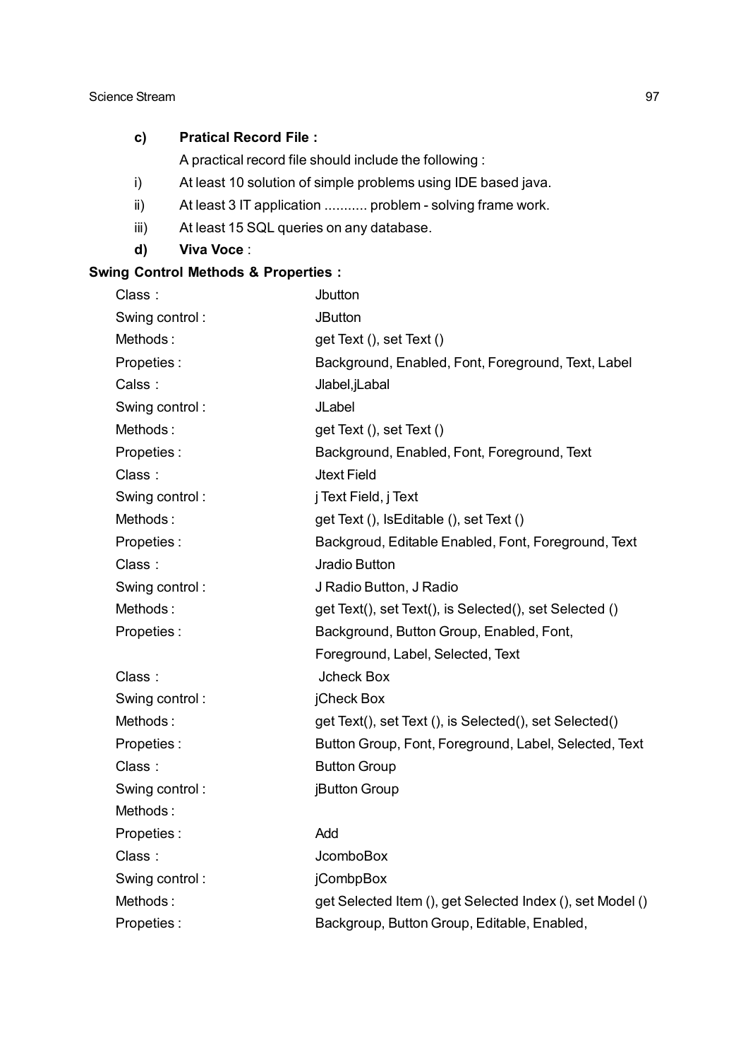**c) Pratical Record File :**

A practical record file should include the following :

i) At least 10 solution of simple problems using IDE based java.

ii) At least 3 IT application ........... problem - solving frame work.

iii) At least 15 SQL queries on any database.

**d) Viva Voce** :

**Swing Control Methods & Properties :**

Class : Jbutton
Swing control : JButton
Methods : get Text (), set Text ()
Propeties : Background, Enabled, Font, Foreground, Text, Label

Calss : Jlabel,jLabal
Swing control : JLabel
Methods : get Text (), set Text ()
Propeties : Background, Enabled, Font, Foreground, Text

Class : Jtext Field
Swing control : j Text Field, j Text
Methods : get Text (), IsEditable (), set Text ()
Propeties : Backgroud, Editable Enabled, Font, Foreground, Text

Class : Jradio Button
Swing control : J Radio Button, J Radio
Methods : get Text(), set Text(), is Selected(), set Selected ()
Propeties : Background, Button Group, Enabled, Font, Foreground, Label, Selected, Text

Class : Jcheck Box
Swing control : jCheck Box
Methods : get Text(), set Text (), is Selected(), set Selected()
Propeties : Button Group, Font, Foreground, Label, Selected, Text

Class : Button Group
Swing control : jButton Group
Methods :
Propeties : Add

Class : JcomboBox
Swing control : jCombpBox
Methods : get Selected Item (), get Selected Index (), set Model ()
Propeties : Backgroup, Button Group, Editable, Enabled,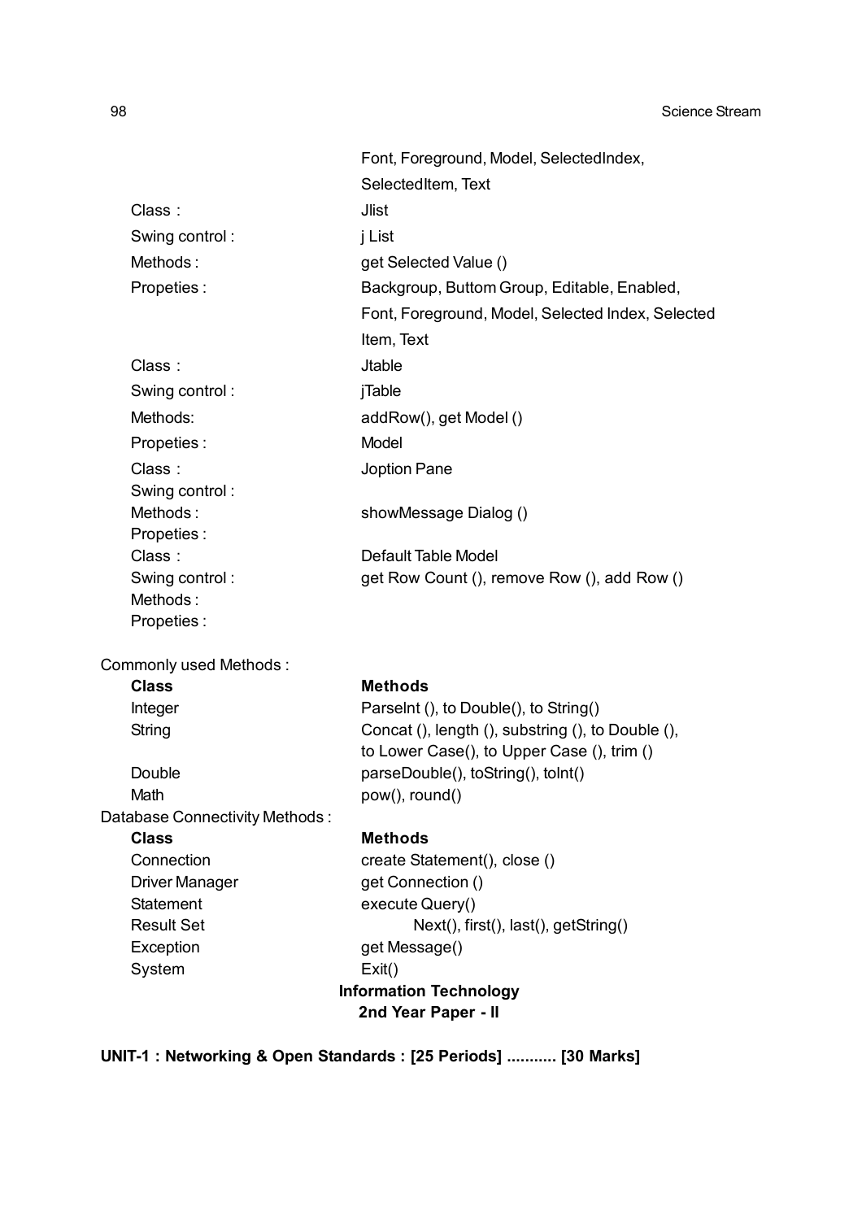| | |
|---|---|
| | Font, Foreground, Model, SelectedIndex, SelectedItem, Text |
| Class : | Jlist |
| Swing control : | j List |
| Methods : | get Selected Value () |
| Propeties : | Backgroup, Buttom Group, Editable, Enabled, Font, Foreground, Model, Selected Index, Selected Item, Text |
| Class : | Jtable |
| Swing control : | jTable |
| Methods: | addRow(), get Model () |
| Propeties : | Model |
| Class : | Joption Pane |
| Swing control : | |
| Methods : | showMessage Dialog () |
| Propeties : | |
| Class : | Default Table Model |
| Swing control : | get Row Count (), remove Row (), add Row () |
| Methods : | |
| Propeties : | |

Commonly used Methods :

| **Class** | **Methods** |
|---|---|
| Integer | ParseInt (), to Double(), to String() |
| String | Concat (), length (), substring (), to Double (), to Lower Case(), to Upper Case (), trim () |
| Double | parseDouble(), toString(), toInt() |
| Math | pow(), round() |

Database Connectivity Methods :

| **Class** | **Methods** |
|---|---|
| Connection | create Statement(), close () |
| Driver Manager | get Connection () |
| Statement | execute Query() |
| Result Set | Next(), first(), last(), getString() |
| Exception | get Message() |
| System | Exit() |

**Information Technology**
**2nd Year Paper - II**

**UNIT-1 : Networking & Open Standards : [25 Periods] ........... [30 Marks]**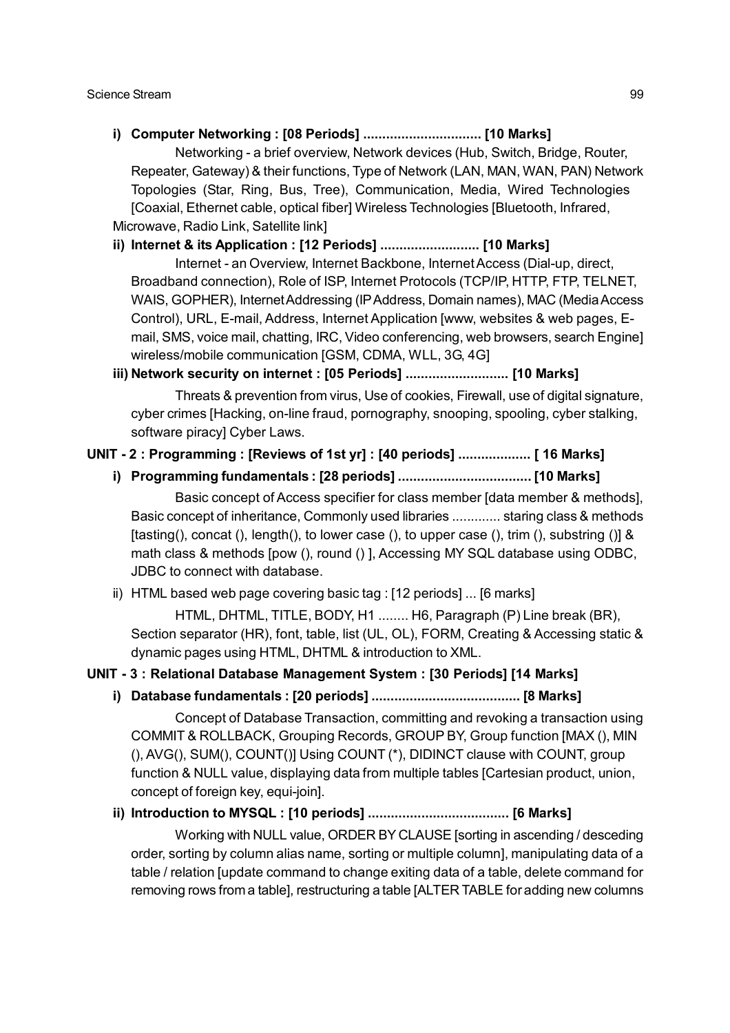**i) Computer Networking : [08 Periods] .............................. [10 Marks]**

Networking - a brief overview, Network devices (Hub, Switch, Bridge, Router, Repeater, Gateway) & their functions, Type of Network (LAN, MAN, WAN, PAN) Network Topologies (Star, Ring, Bus, Tree), Communication, Media, Wired Technologies [Coaxial, Ethernet cable, optical fiber] Wireless Technologies [Bluetooth, Infrared, Microwave, Radio Link, Satellite link]

**ii) Internet & its Application : [12 Periods] .......................... [10 Marks]**

Internet - an Overview, Internet Backbone, Internet Access (Dial-up, direct, Broadband connection), Role of ISP, Internet Protocols (TCP/IP, HTTP, FTP, TELNET, WAIS, GOPHER), Internet Addressing (IP Address, Domain names), MAC (Media Access Control), URL, E-mail, Address, Internet Application [www, websites & web pages, E-mail, SMS, voice mail, chatting, IRC, Video conferencing, web browsers, search Engine] wireless/mobile communication [GSM, CDMA, WLL, 3G, 4G]

**iii) Network security on internet : [05 Periods] ........................... [10 Marks]**

Threats & prevention from virus, Use of cookies, Firewall, use of digital signature, cyber crimes [Hacking, on-line fraud, pornography, snooping, spooling, cyber stalking, software piracy] Cyber Laws.

**UNIT - 2 : Programming : [Reviews of 1st yr] : [40 periods] ................... [ 16 Marks]**

**i) Programming fundamentals : [28 periods] ................................... [10 Marks]**

Basic concept of Access specifier for class member [data member & methods], Basic concept of inheritance, Commonly used libraries ............. staring class & methods [tasting(), concat (), length(), to lower case (), to upper case (), trim (), substring ()] & math class & methods [pow (), round () ], Accessing MY SQL database using ODBC, JDBC to connect with database.

ii) HTML based web page covering basic tag : [12 periods] ... [6 marks]

HTML, DHTML, TITLE, BODY, H1 ........ H6, Paragraph (P) Line break (BR), Section separator (HR), font, table, list (UL, OL), FORM, Creating & Accessing static & dynamic pages using HTML, DHTML & introduction to XML.

**UNIT - 3 : Relational Database Management System : [30 Periods] [14 Marks]**

**i) Database fundamentals : [20 periods] ....................................... [8 Marks]**

Concept of Database Transaction, committing and revoking a transaction using COMMIT & ROLLBACK, Grouping Records, GROUP BY, Group function [MAX (), MIN (), AVG(), SUM(), COUNT()] Using COUNT (*), DIDINCT clause with COUNT, group function & NULL value, displaying data from multiple tables [Cartesian product, union, concept of foreign key, equi-join].

**ii) Introduction to MYSQL : [10 periods] ..................................... [6 Marks]**

Working with NULL value, ORDER BY CLAUSE [sorting in ascending / desceding order, sorting by column alias name, sorting or multiple column], manipulating data of a table / relation [update command to change exiting data of a table, delete command for removing rows from a table], restructuring a table [ALTER TABLE for adding new columns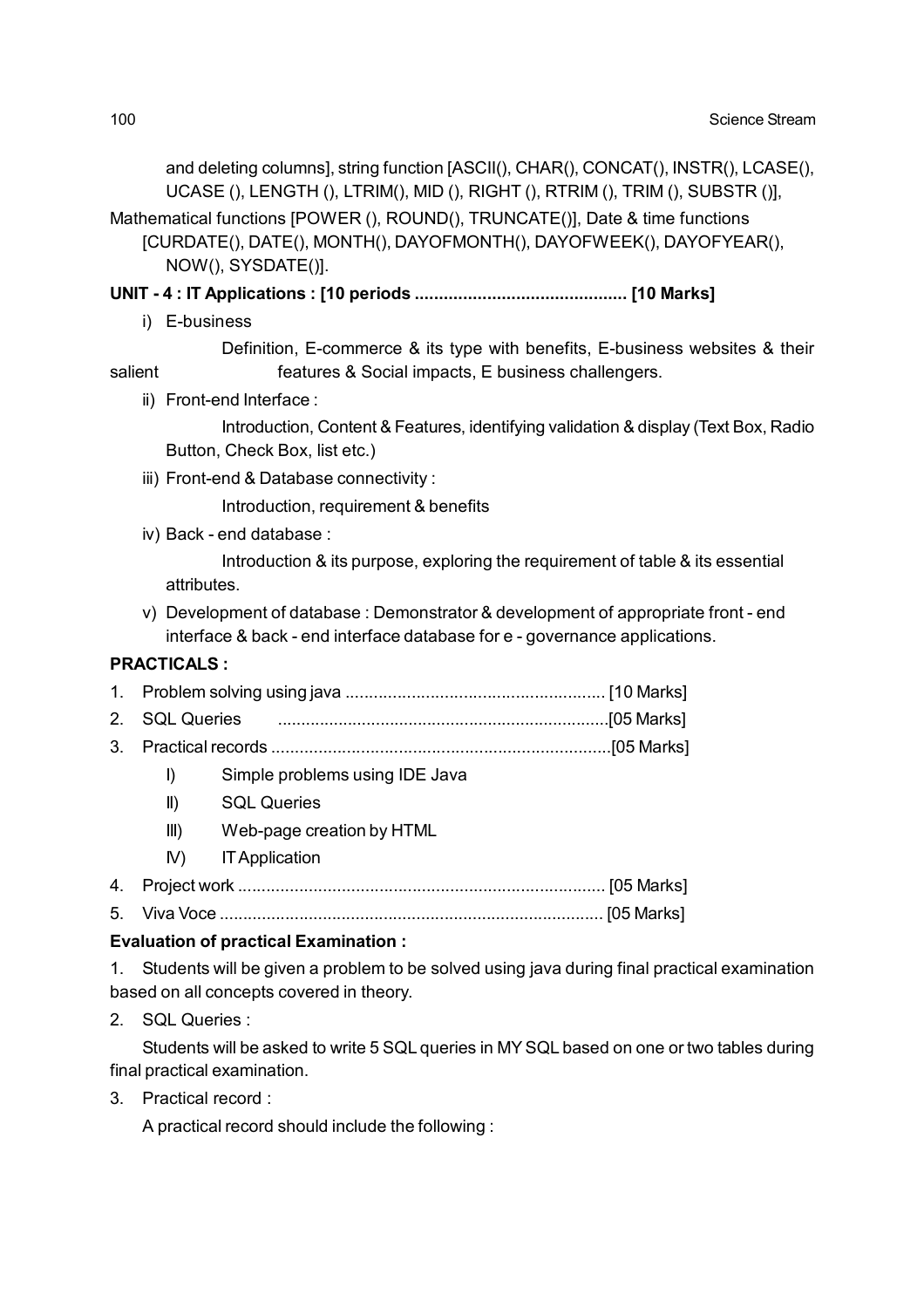and deleting columns], string function [ASCII(), CHAR(), CONCAT(), INSTR(), LCASE(), UCASE (), LENGTH (), LTRIM(), MID (), RIGHT (), RTRIM (), TRIM (), SUBSTR ()],

Mathematical functions [POWER (), ROUND(), TRUNCATE()], Date & time functions [CURDATE(), DATE(), MONTH(), DAYOFMONTH(), DAYOFWEEK(), DAYOFYEAR(), NOW(), SYSDATE()].

**UNIT - 4 : IT Applications : [10 periods ............................................ [10 Marks]**

i) E-business

Definition, E-commerce & its type with benefits, E-business websites & their salient features & Social impacts, E business challengers.

ii) Front-end Interface :

Introduction, Content & Features, identifying validation & display (Text Box, Radio Button, Check Box, list etc.)

iii) Front-end & Database connectivity :

Introduction, requirement & benefits

iv) Back - end database :

Introduction & its purpose, exploring the requirement of table & its essential attributes.

v) Development of database : Demonstrator & development of appropriate front - end interface & back - end interface database for e - governance applications.

**PRACTICALS :**

1. Problem solving using java ....................................................... [10 Marks]
2. SQL Queries ......................................................................[05 Marks]
3. Practical records ........................................................................[05 Marks]
   - I) Simple problems using IDE Java
   - II) SQL Queries
   - III) Web-page creation by HTML
   - IV) IT Application
4. Project work ............................................................................. [05 Marks]
5. Viva Voce ................................................................................. [05 Marks]

**Evaluation of practical Examination :**

1. Students will be given a problem to be solved using java during final practical examination based on all concepts covered in theory.

2. SQL Queries :

   Students will be asked to write 5 SQL queries in MY SQL based on one or two tables during final practical examination.

3. Practical record :

   A practical record should include the following :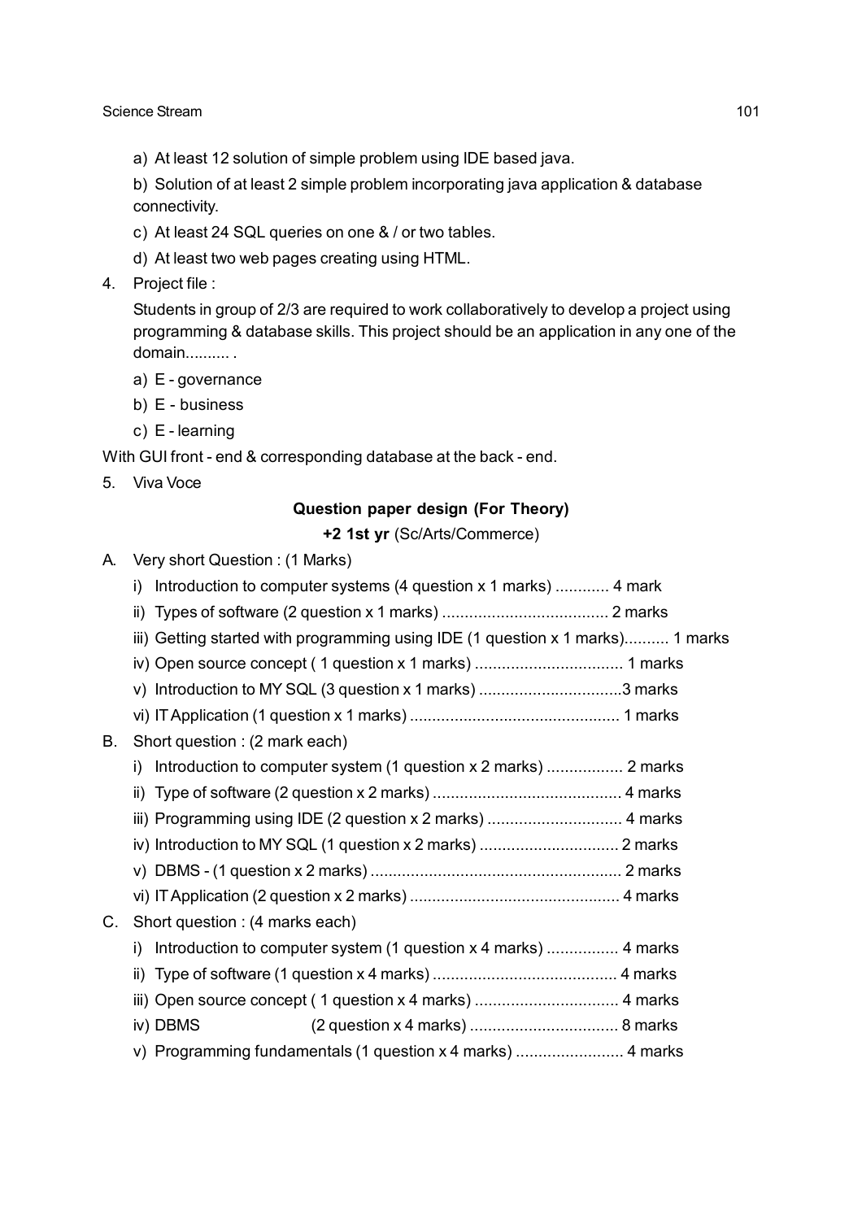a) At least 12 solution of simple problem using IDE based java.

b) Solution of at least 2 simple problem incorporating java application & database connectivity.

c) At least 24 SQL queries on one & / or two tables.

d) At least two web pages creating using HTML.

4. Project file :

   Students in group of 2/3 are required to work collaboratively to develop a project using programming & database skills. This project should be an application in any one of the domain.......... .

   a) E - governance

   b) E - business

   c) E - learning

With GUI front - end & corresponding database at the back - end.

5. Viva Voce

**Question paper design (For Theory)**

**+2 1st yr** (Sc/Arts/Commerce)

A. Very short Question : (1 Marks)

   i) Introduction to computer systems (4 question x 1 marks) ............ 4 mark

   ii) Types of software (2 question x 1 marks) ..................................... 2 marks

   iii) Getting started with programming using IDE (1 question x 1 marks).......... 1 marks

   iv) Open source concept ( 1 question x 1 marks) ................................. 1 marks

   v) Introduction to MY SQL (3 question x 1 marks) ................................3 marks

   vi) IT Application (1 question x 1 marks) ............................................... 1 marks

B. Short question : (2 mark each)

   i) Introduction to computer system (1 question x 2 marks) ................. 2 marks

   ii) Type of software (2 question x 2 marks) .......................................... 4 marks

   iii) Programming using IDE (2 question x 2 marks) .............................. 4 marks

   iv) Introduction to MY SQL (1 question x 2 marks) ............................... 2 marks

   v) DBMS - (1 question x 2 marks) ........................................................ 2 marks

   vi) IT Application (2 question x 2 marks) ............................................... 4 marks

C. Short question : (4 marks each)

   i) Introduction to computer system (1 question x 4 marks) ................ 4 marks

   ii) Type of software (1 question x 4 marks) ......................................... 4 marks

   iii) Open source concept ( 1 question x 4 marks) ................................ 4 marks

   iv) DBMS (2 question x 4 marks) ................................. 8 marks

   v) Programming fundamentals (1 question x 4 marks) ........................ 4 marks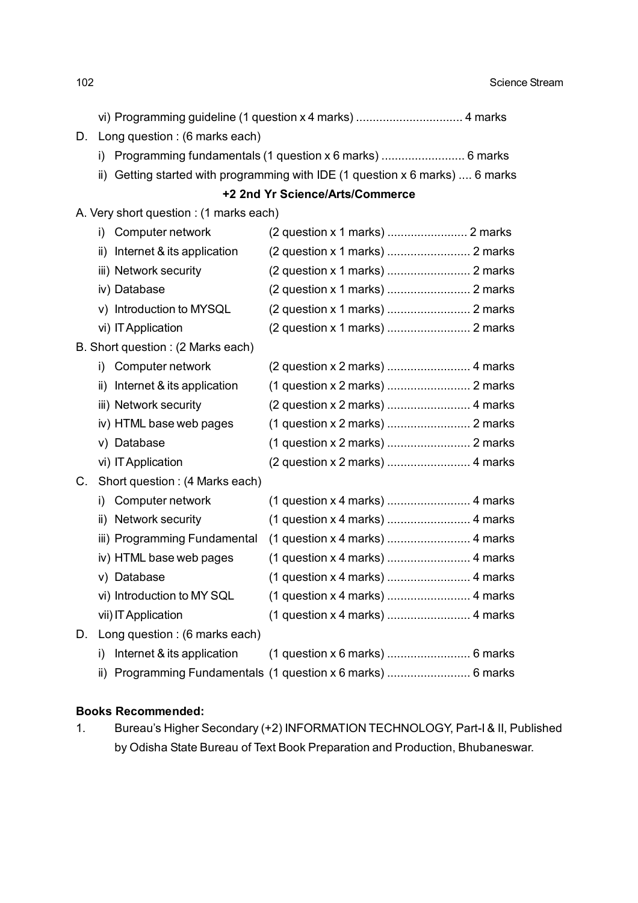vi) Programming guideline (1 question x 4 marks) ................................ 4 marks

D. Long question : (6 marks each)

i) Programming fundamentals (1 question x 6 marks) ......................... 6 marks

ii) Getting started with programming with IDE (1 question x 6 marks) .... 6 marks

**+2 2nd Yr Science/Arts/Commerce**

A. Very short question : (1 marks each)

i) Computer network (2 question x 1 marks) ........................ 2 marks

ii) Internet & its application (2 question x 1 marks) ......................... 2 marks

iii) Network security (2 question x 1 marks) ......................... 2 marks

iv) Database (2 question x 1 marks) ......................... 2 marks

v) Introduction to MYSQL (2 question x 1 marks) ......................... 2 marks

vi) IT Application (2 question x 1 marks) ......................... 2 marks

B. Short question : (2 Marks each)

i) Computer network (2 question x 2 marks) ......................... 4 marks

ii) Internet & its application (1 question x 2 marks) ......................... 2 marks

iii) Network security (2 question x 2 marks) ......................... 4 marks

iv) HTML base web pages (1 question x 2 marks) ......................... 2 marks

v) Database (1 question x 2 marks) ......................... 2 marks

vi) IT Application (2 question x 2 marks) ......................... 4 marks

C. Short question : (4 Marks each)

i) Computer network (1 question x 4 marks) ......................... 4 marks

ii) Network security (1 question x 4 marks) ......................... 4 marks

iii) Programming Fundamental (1 question x 4 marks) ......................... 4 marks

iv) HTML base web pages (1 question x 4 marks) ......................... 4 marks

v) Database (1 question x 4 marks) ......................... 4 marks

vi) Introduction to MY SQL (1 question x 4 marks) ......................... 4 marks

vii) IT Application (1 question x 4 marks) ......................... 4 marks

D. Long question : (6 marks each)

i) Internet & its application (1 question x 6 marks) ......................... 6 marks

ii) Programming Fundamentals (1 question x 6 marks) ......................... 6 marks

**Books Recommended:**

1. Bureau's Higher Secondary (+2) INFORMATION TECHNOLOGY, Part-I & II, Published by Odisha State Bureau of Text Book Preparation and Production, Bhubaneswar.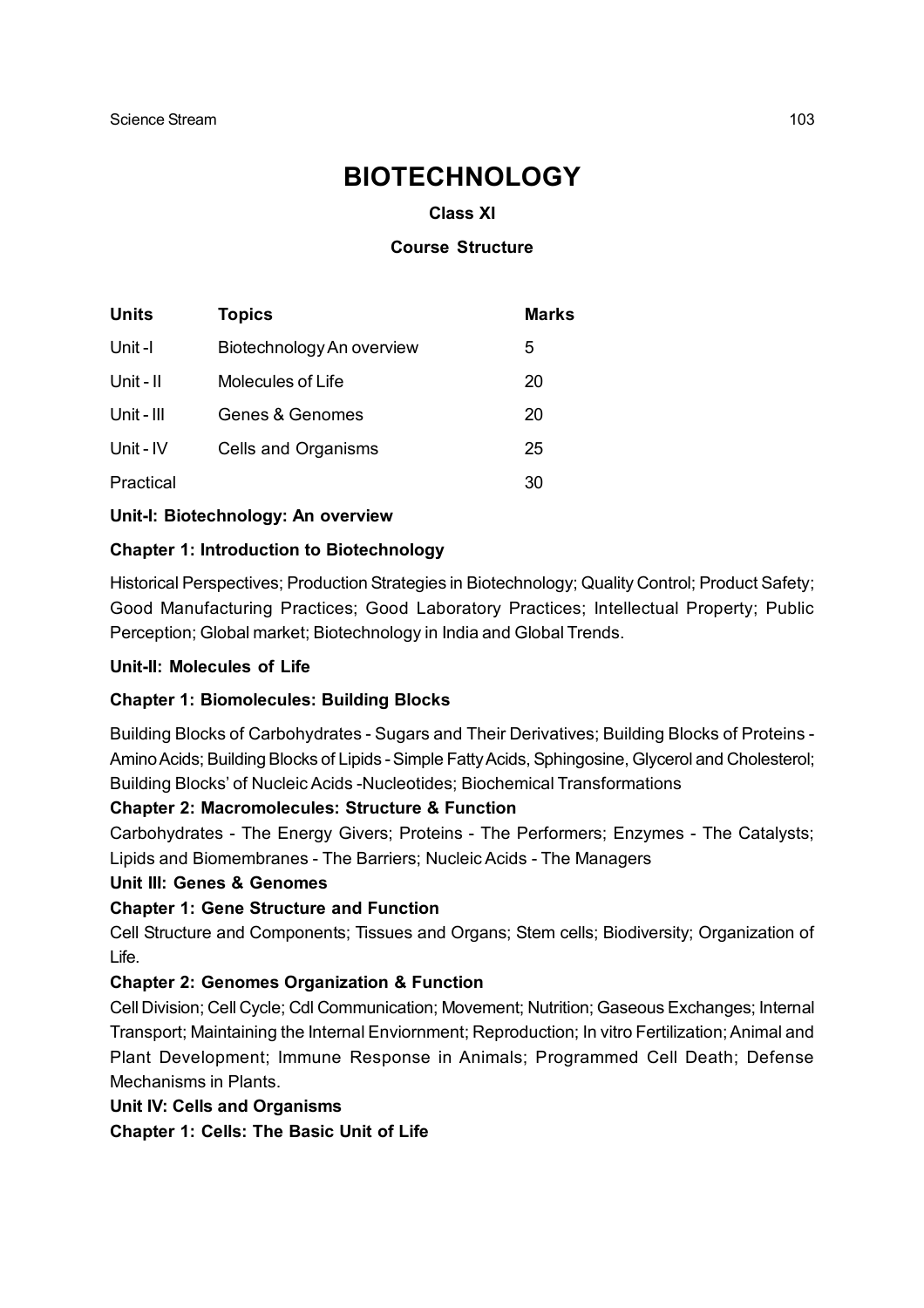# BIOTECHNOLOGY

### Class XI

### Course Structure

| Units | Topics | Marks |
|---|---|---|
| Unit -I | Biotechnology An overview | 5 |
| Unit - II | Molecules of Life | 20 |
| Unit - III | Genes & Genomes | 20 |
| Unit - IV | Cells and Organisms | 25 |
| Practical | | 30 |

**Unit-I: Biotechnology: An overview**

**Chapter 1: Introduction to Biotechnology**

Historical Perspectives; Production Strategies in Biotechnology; Quality Control; Product Safety; Good Manufacturing Practices; Good Laboratory Practices; Intellectual Property; Public Perception; Global market; Biotechnology in India and Global Trends.

**Unit-II: Molecules of Life**

**Chapter 1: Biomolecules: Building Blocks**

Building Blocks of Carbohydrates - Sugars and Their Derivatives; Building Blocks of Proteins - Amino Acids; Building Blocks of Lipids - Simple Fatty Acids, Sphingosine, Glycerol and Cholesterol; Building Blocks' of Nucleic Acids -Nucleotides; Biochemical Transformations

**Chapter 2: Macromolecules: Structure & Function**

Carbohydrates - The Energy Givers; Proteins - The Performers; Enzymes - The Catalysts; Lipids and Biomembranes - The Barriers; Nucleic Acids - The Managers

**Unit III: Genes & Genomes**

**Chapter 1: Gene Structure and Function**

Cell Structure and Components; Tissues and Organs; Stem cells; Biodiversity; Organization of Life.

**Chapter 2: Genomes Organization & Function**

Cell Division; Cell Cycle; Cdl Communication; Movement; Nutrition; Gaseous Exchanges; Internal Transport; Maintaining the Internal Enviornment; Reproduction; In vitro Fertilization; Animal and Plant Development; Immune Response in Animals; Programmed Cell Death; Defense Mechanisms in Plants.

**Unit IV: Cells and Organisms**

**Chapter 1: Cells: The Basic Unit of Life**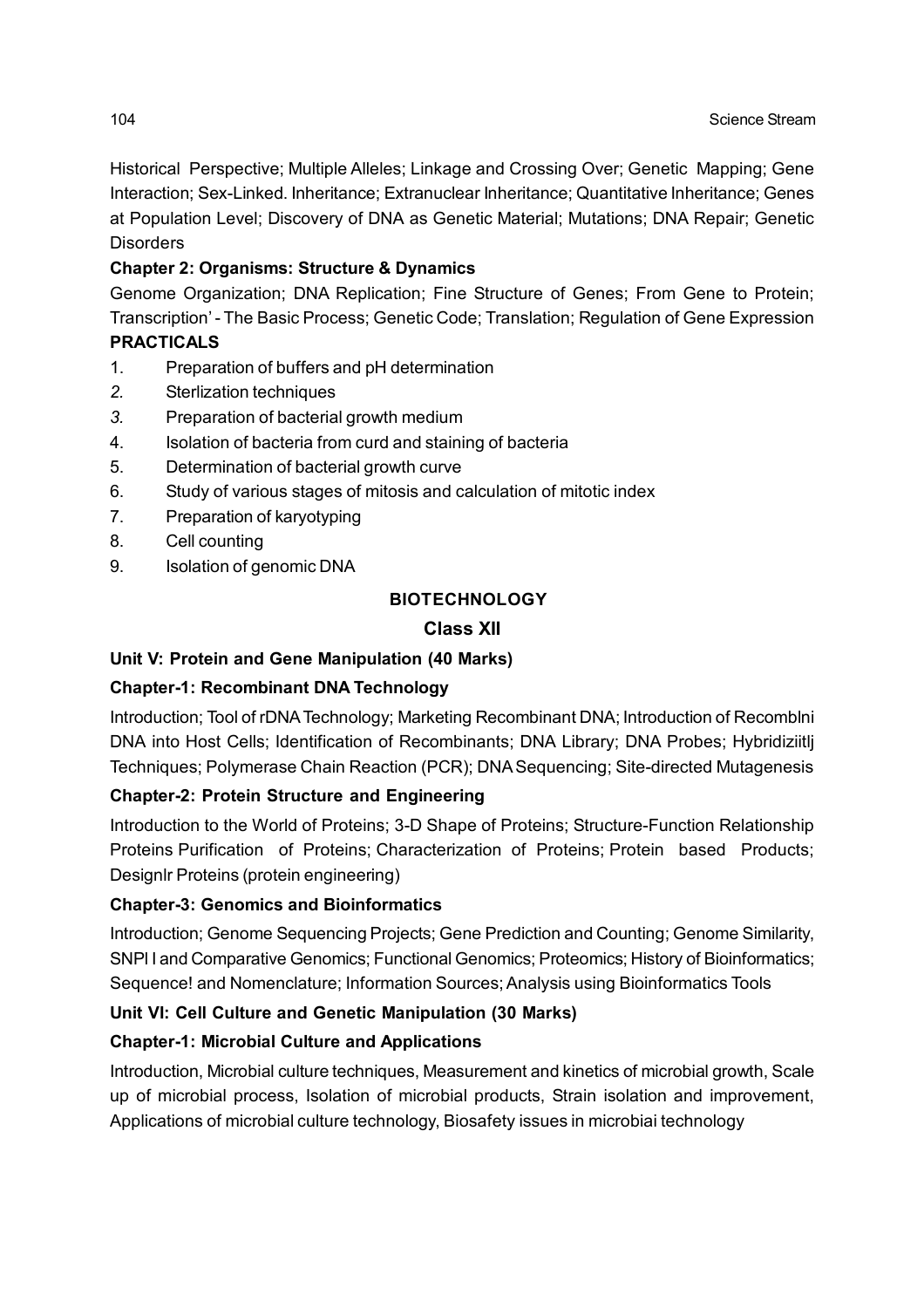Historical Perspective; Multiple Alleles; Linkage and Crossing Over; Genetic Mapping; Gene Interaction; Sex-Linked. Inheritance; Extranuclear Inheritance; Quantitative Inheritance; Genes at Population Level; Discovery of DNA as Genetic Material; Mutations; DNA Repair; Genetic Disorders

**Chapter 2: Organisms: Structure & Dynamics**

Genome Organization; DNA Replication; Fine Structure of Genes; From Gene to Protein; Transcription' - The Basic Process; Genetic Code; Translation; Regulation of Gene Expression

**PRACTICALS**

1. Preparation of buffers and pH determination
2. Sterlization techniques
3. Preparation of bacterial growth medium
4. Isolation of bacteria from curd and staining of bacteria
5. Determination of bacterial growth curve
6. Study of various stages of mitosis and calculation of mitotic index
7. Preparation of karyotyping
8. Cell counting
9. Isolation of genomic DNA

## BIOTECHNOLOGY

## Class XII

**Unit V: Protein and Gene Manipulation (40 Marks)**

**Chapter-1: Recombinant DNA Technology**

Introduction; Tool of rDNA Technology; Marketing Recombinant DNA; Introduction of Recomblni DNA into Host Cells; Identification of Recombinants; DNA Library; DNA Probes; Hybridiziitlj Techniques; Polymerase Chain Reaction (PCR); DNA Sequencing; Site-directed Mutagenesis

**Chapter-2: Protein Structure and Engineering**

Introduction to the World of Proteins; 3-D Shape of Proteins; Structure-Function Relationship Proteins Purification of Proteins; Characterization of Proteins; Protein based Products; Designlr Proteins (protein engineering)

**Chapter-3: Genomics and Bioinformatics**

Introduction; Genome Sequencing Projects; Gene Prediction and Counting; Genome Similarity, SNPl I and Comparative Genomics; Functional Genomics; Proteomics; History of Bioinformatics; Sequence! and Nomenclature; Information Sources; Analysis using Bioinformatics Tools

**Unit VI: Cell Culture and Genetic Manipulation (30 Marks)**

**Chapter-1: Microbial Culture and Applications**

Introduction, Microbial culture techniques, Measurement and kinetics of microbial growth, Scale up of microbial process, Isolation of microbial products, Strain isolation and improvement, Applications of microbial culture technology, Biosafety issues in microbiai technology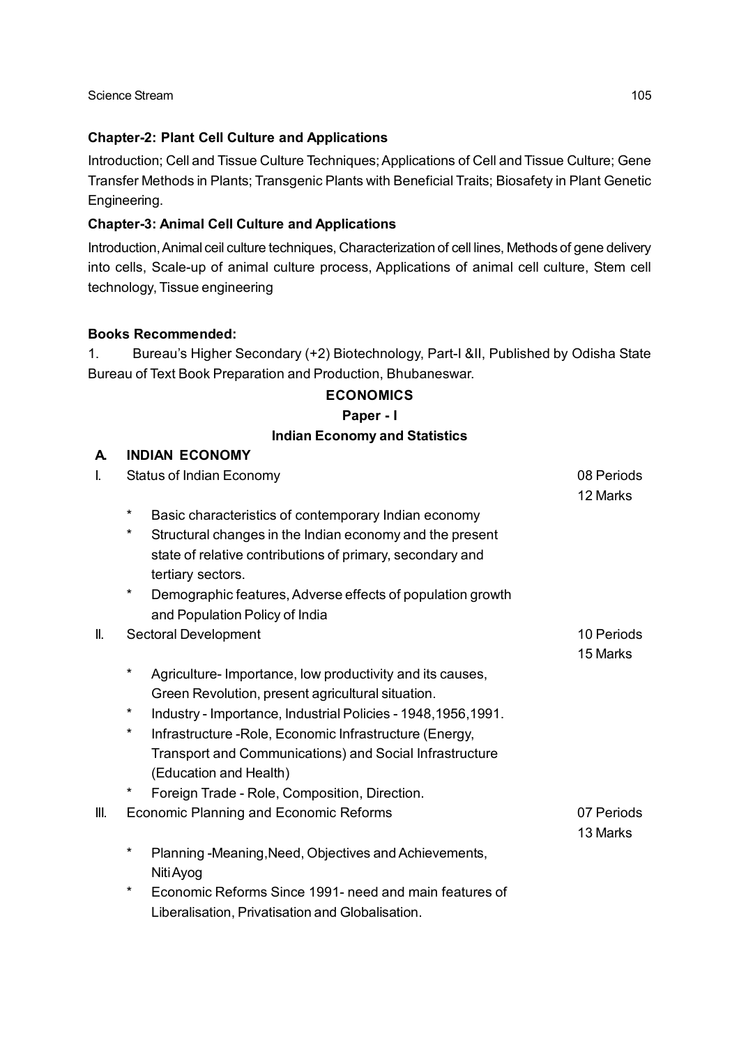**Chapter-2: Plant Cell Culture and Applications**

Introduction; Cell and Tissue Culture Techniques; Applications of Cell and Tissue Culture; Gene Transfer Methods in Plants; Transgenic Plants with Beneficial Traits; Biosafety in Plant Genetic Engineering.

**Chapter-3: Animal Cell Culture and Applications**

Introduction, Animal ceil culture techniques, Characterization of cell lines, Methods of gene delivery into cells, Scale-up of animal culture process, Applications of animal cell culture, Stem cell technology, Tissue engineering

**Books Recommended:**

1. Bureau's Higher Secondary (+2) Biotechnology, Part-I &II, Published by Odisha State Bureau of Text Book Preparation and Production, Bhubaneswar.

## ECONOMICS

### Paper - I

### Indian Economy and Statistics

**A. INDIAN ECONOMY**

I. Status of Indian Economy — 08 Periods, 12 Marks

* Basic characteristics of contemporary Indian economy
* Structural changes in the Indian economy and the present state of relative contributions of primary, secondary and tertiary sectors.
* Demographic features, Adverse effects of population growth and Population Policy of India

II. Sectoral Development — 10 Periods, 15 Marks

* Agriculture- Importance, low productivity and its causes, Green Revolution, present agricultural situation.
* Industry - Importance, Industrial Policies - 1948,1956,1991.
* Infrastructure -Role, Economic Infrastructure (Energy, Transport and Communications) and Social Infrastructure (Education and Health)
* Foreign Trade - Role, Composition, Direction.

III. Economic Planning and Economic Reforms — 07 Periods, 13 Marks

* Planning -Meaning,Need, Objectives and Achievements, Niti Ayog
* Economic Reforms Since 1991- need and main features of Liberalisation, Privatisation and Globalisation.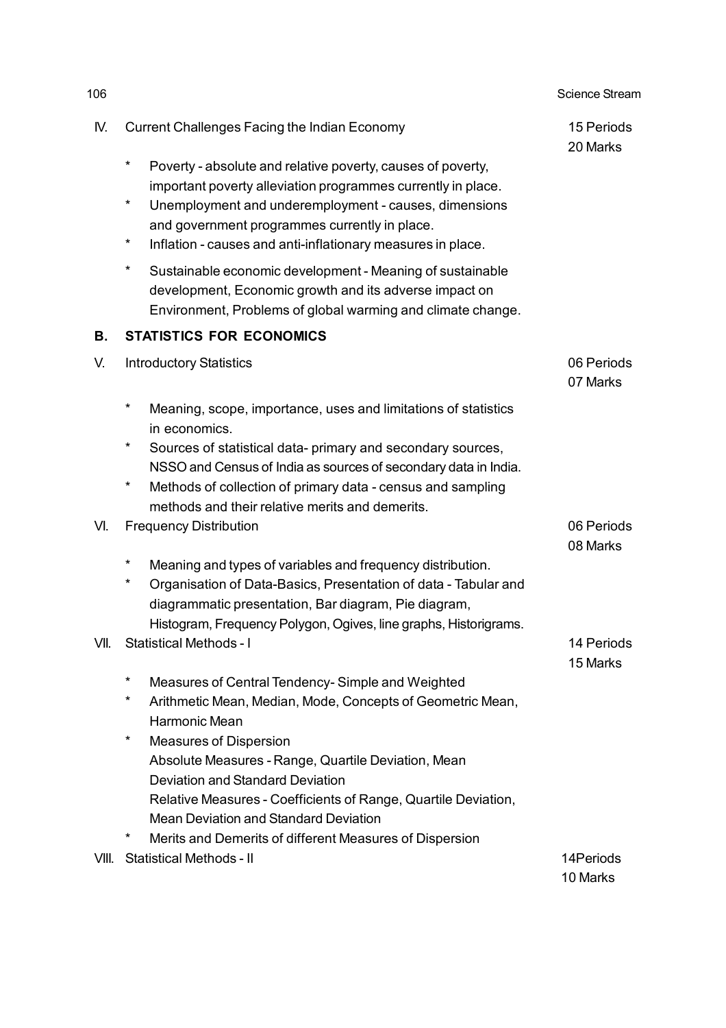IV. Current Challenges Facing the Indian Economy — 15 Periods, 20 Marks

* Poverty - absolute and relative poverty, causes of poverty, important poverty alleviation programmes currently in place.
* Unemployment and underemployment - causes, dimensions and government programmes currently in place.
* Inflation - causes and anti-inflationary measures in place.
* Sustainable economic development - Meaning of sustainable development, Economic growth and its adverse impact on Environment, Problems of global warming and climate change.

## B. STATISTICS FOR ECONOMICS

V. Introductory Statistics — 06 Periods, 07 Marks

* Meaning, scope, importance, uses and limitations of statistics in economics.
* Sources of statistical data- primary and secondary sources, NSSO and Census of India as sources of secondary data in India.
* Methods of collection of primary data - census and sampling methods and their relative merits and demerits.

VI. Frequency Distribution — 06 Periods, 08 Marks

* Meaning and types of variables and frequency distribution.
* Organisation of Data-Basics, Presentation of data - Tabular and diagrammatic presentation, Bar diagram, Pie diagram, Histogram, Frequency Polygon, Ogives, line graphs, Historigrams.

VII. Statistical Methods - I — 14 Periods, 15 Marks

* Measures of Central Tendency- Simple and Weighted
* Arithmetic Mean, Median, Mode, Concepts of Geometric Mean, Harmonic Mean
* Measures of Dispersion
  Absolute Measures - Range, Quartile Deviation, Mean Deviation and Standard Deviation
  Relative Measures - Coefficients of Range, Quartile Deviation, Mean Deviation and Standard Deviation
* Merits and Demerits of different Measures of Dispersion

VIII. Statistical Methods - II — 14Periods, 10 Marks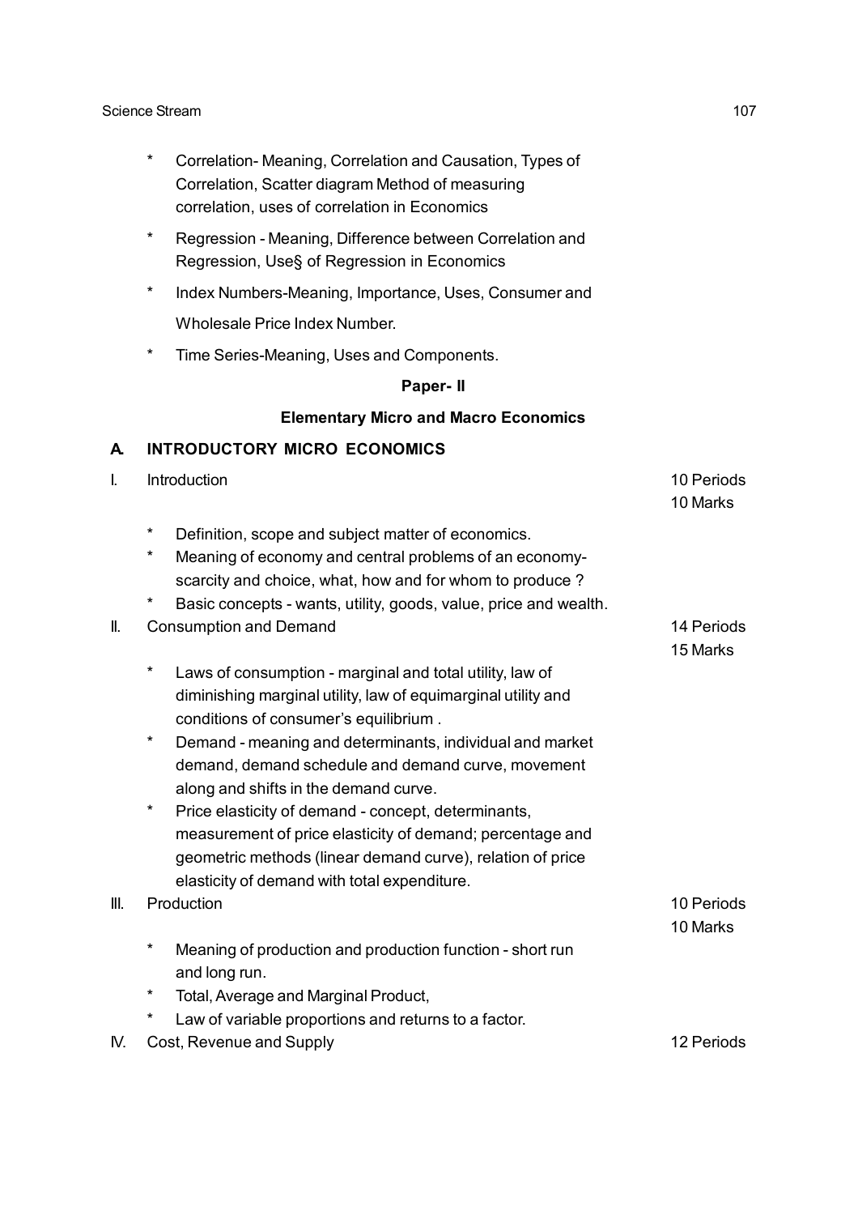* Correlation- Meaning, Correlation and Causation, Types of Correlation, Scatter diagram Method of measuring correlation, uses of correlation in Economics
* Regression - Meaning, Difference between Correlation and Regression, Use§ of Regression in Economics
* Index Numbers-Meaning, Importance, Uses, Consumer and Wholesale Price Index Number.
* Time Series-Meaning, Uses and Components.

## Paper- II

## Elementary Micro and Macro Economics

### A. INTRODUCTORY MICRO ECONOMICS

**I. Introduction** — 10 Periods, 10 Marks

* Definition, scope and subject matter of economics.
* Meaning of economy and central problems of an economy- scarcity and choice, what, how and for whom to produce ?
* Basic concepts - wants, utility, goods, value, price and wealth.

**II. Consumption and Demand** — 14 Periods, 15 Marks

* Laws of consumption - marginal and total utility, law of diminishing marginal utility, law of equimarginal utility and conditions of consumer's equilibrium .
* Demand - meaning and determinants, individual and market demand, demand schedule and demand curve, movement along and shifts in the demand curve.
* Price elasticity of demand - concept, determinants, measurement of price elasticity of demand; percentage and geometric methods (linear demand curve), relation of price elasticity of demand with total expenditure.

**III. Production** — 10 Periods, 10 Marks

* Meaning of production and production function - short run and long run.
* Total, Average and Marginal Product,
* Law of variable proportions and returns to a factor.

**IV. Cost, Revenue and Supply** — 12 Periods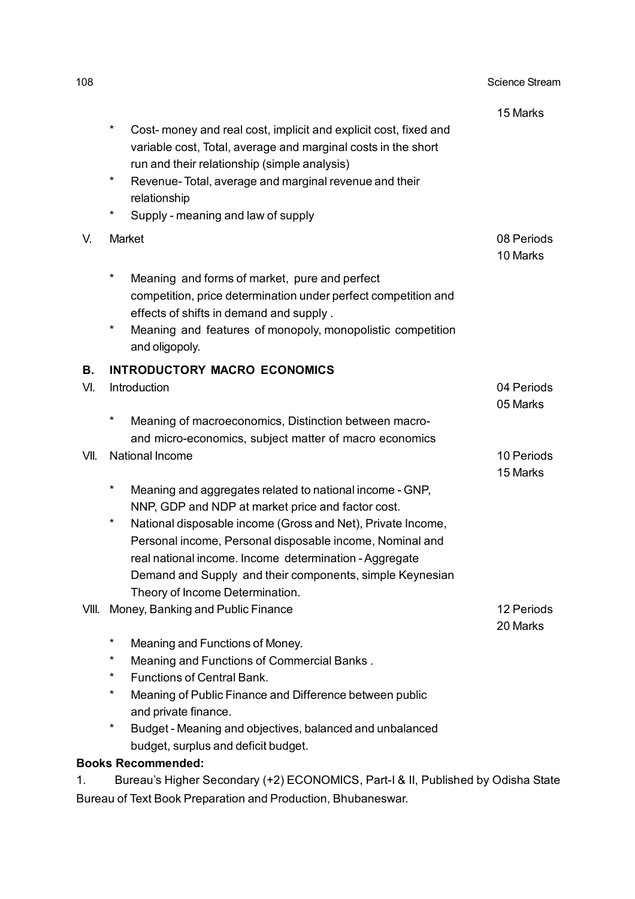15 Marks

- Cost- money and real cost, implicit and explicit cost, fixed and variable cost, Total, average and marginal costs in the short run and their relationship (simple analysis)
- Revenue- Total, average and marginal revenue and their relationship
- Supply - meaning and law of supply

V. Market — 08 Periods, 10 Marks

- Meaning and forms of market, pure and perfect competition, price determination under perfect competition and effects of shifts in demand and supply .
- Meaning and features of monopoly, monopolistic competition and oligopoly.

**B. INTRODUCTORY MACRO ECONOMICS**

VI. Introduction — 04 Periods, 05 Marks

- Meaning of macroeconomics, Distinction between macro- and micro-economics, subject matter of macro economics

VII. National Income — 10 Periods, 15 Marks

- Meaning and aggregates related to national income - GNP, NNP, GDP and NDP at market price and factor cost.
- National disposable income (Gross and Net), Private Income, Personal income, Personal disposable income, Nominal and real national income. Income determination - Aggregate Demand and Supply and their components, simple Keynesian Theory of Income Determination.

VIII. Money, Banking and Public Finance — 12 Periods, 20 Marks

- Meaning and Functions of Money.
- Meaning and Functions of Commercial Banks .
- Functions of Central Bank.
- Meaning of Public Finance and Difference between public and private finance.
- Budget - Meaning and objectives, balanced and unbalanced budget, surplus and deficit budget.

**Books Recommended:**

1. Bureau's Higher Secondary (+2) ECONOMICS, Part-I & II, Published by Odisha State Bureau of Text Book Preparation and Production, Bhubaneswar.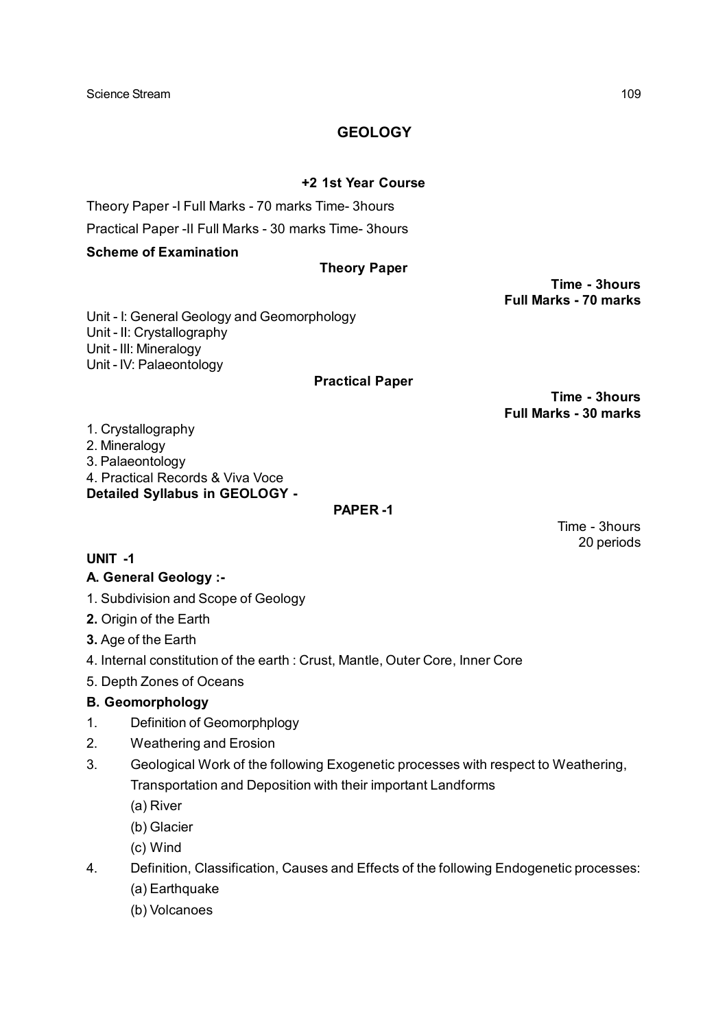# GEOLOGY

## +2 1st Year Course

Theory Paper -I Full Marks - 70 marks Time- 3hours

Practical Paper -II Full Marks - 30 marks Time- 3hours

**Scheme of Examination**

**Theory Paper**

**Time - 3hours**
**Full Marks - 70 marks**

Unit - I: General Geology and Geomorphology
Unit - II: Crystallography
Unit - III: Mineralogy
Unit - IV: Palaeontology

**Practical Paper**

**Time - 3hours**
**Full Marks - 30 marks**

1. Crystallography
2. Mineralogy
3. Palaeontology
4. Practical Records & Viva Voce

**Detailed Syllabus in GEOLOGY -**

**PAPER -1**

Time - 3hours
20 periods

**UNIT -1**

**A. General Geology :-**

1. Subdivision and Scope of Geology
2. Origin of the Earth
3. Age of the Earth
4. Internal constitution of the earth : Crust, Mantle, Outer Core, Inner Core
5. Depth Zones of Oceans

**B. Geomorphology**

1. Definition of Geomorphplogy
2. Weathering and Erosion
3. Geological Work of the following Exogenetic processes with respect to Weathering, Transportation and Deposition with their important Landforms
   (a) River
   (b) Glacier
   (c) Wind
4. Definition, Classification, Causes and Effects of the following Endogenetic processes:
   (a) Earthquake
   (b) Volcanoes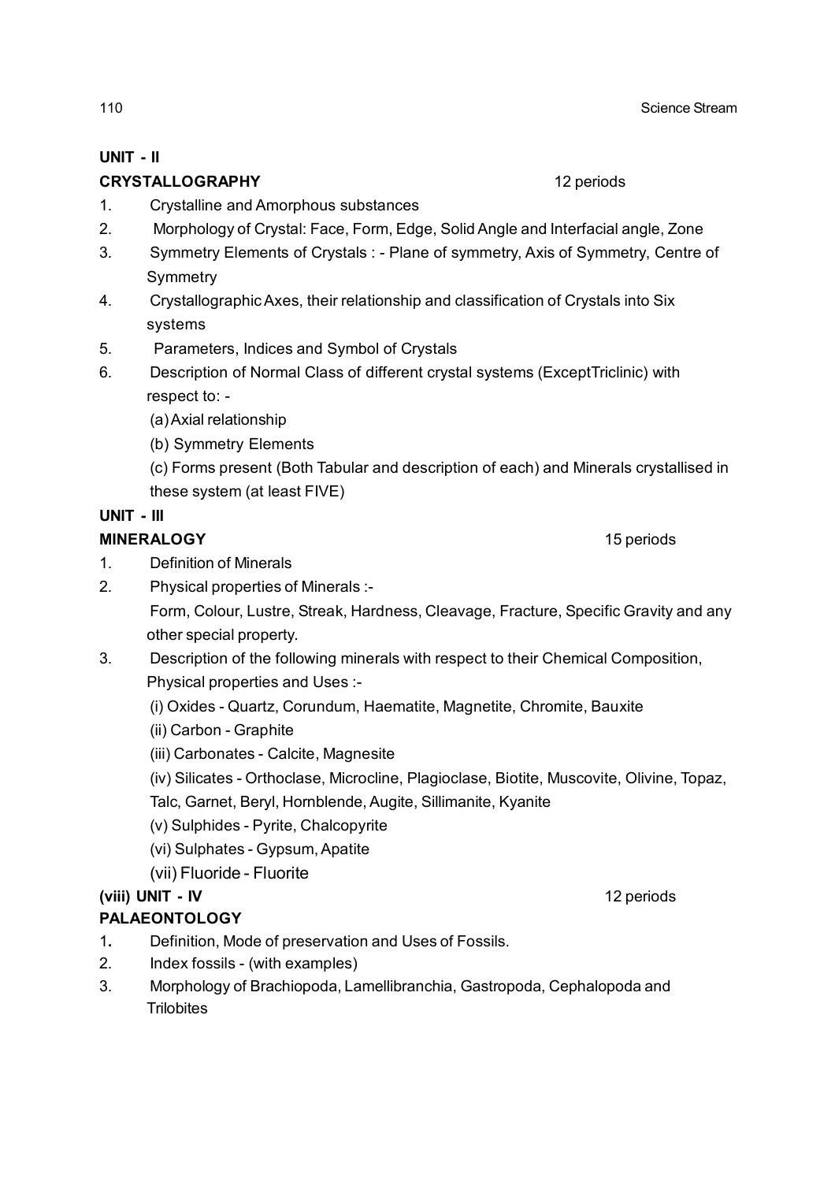**UNIT - II**

**CRYSTALLOGRAPHY** 12 periods

1. Crystalline and Amorphous substances
2. Morphology of Crystal: Face, Form, Edge, Solid Angle and Interfacial angle, Zone
3. Symmetry Elements of Crystals : - Plane of symmetry, Axis of Symmetry, Centre of Symmetry
4. Crystallographic Axes, their relationship and classification of Crystals into Six systems
5. Parameters, Indices and Symbol of Crystals
6. Description of Normal Class of different crystal systems (ExceptTriclinic) with respect to: -

   (a) Axial relationship

   (b) Symmetry Elements

   (c) Forms present (Both Tabular and description of each) and Minerals crystallised in these system (at least FIVE)

**UNIT - III**

**MINERALOGY** 15 periods

1. Definition of Minerals
2. Physical properties of Minerals :-

   Form, Colour, Lustre, Streak, Hardness, Cleavage, Fracture, Specific Gravity and any other special property.
3. Description of the following minerals with respect to their Chemical Composition, Physical properties and Uses :-

   (i) Oxides - Quartz, Corundum, Haematite, Magnetite, Chromite, Bauxite

   (ii) Carbon - Graphite

   (iii) Carbonates - Calcite, Magnesite

   (iv) Silicates - Orthoclase, Microcline, Plagioclase, Biotite, Muscovite, Olivine, Topaz, Talc, Garnet, Beryl, Hornblende, Augite, Sillimanite, Kyanite

   (v) Sulphides - Pyrite, Chalcopyrite

   (vi) Sulphates - Gypsum, Apatite

   (vii) Fluoride - Fluorite

**(viii) UNIT - IV** 12 periods

**PALAEONTOLOGY**

1. Definition, Mode of preservation and Uses of Fossils.
2. Index fossils - (with examples)
3. Morphology of Brachiopoda, Lamellibranchia, Gastropoda, Cephalopoda and Trilobites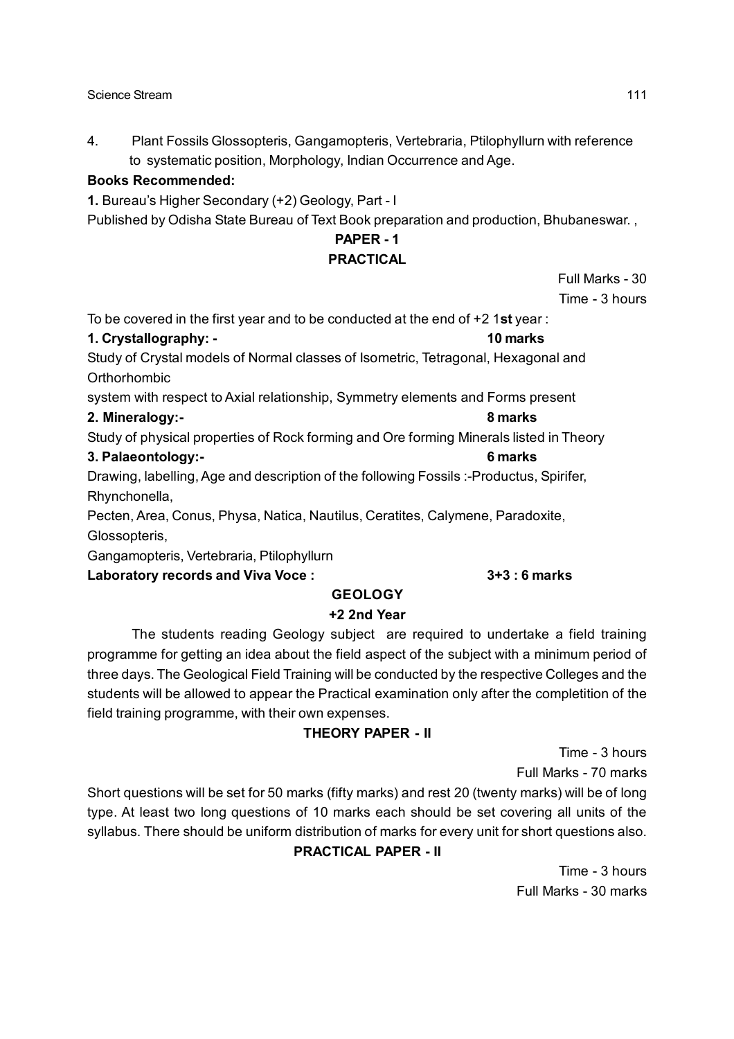4. Plant Fossils Glossopteris, Gangamopteris, Vertebraria, Ptilophyllurn with reference to systematic position, Morphology, Indian Occurrence and Age.

**Books Recommended:**

**1.** Bureau's Higher Secondary (+2) Geology, Part - I

Published by Odisha State Bureau of Text Book preparation and production, Bhubaneswar. ,

## PAPER - 1
## PRACTICAL

Full Marks - 30

Time - 3 hours

To be covered in the first year and to be conducted at the end of +2 1**st** year :

**1. Crystallography: - 10 marks**

Study of Crystal models of Normal classes of Isometric, Tetragonal, Hexagonal and Orthorhombic

system with respect to Axial relationship, Symmetry elements and Forms present

**2. Mineralogy:- 8 marks**

Study of physical properties of Rock forming and Ore forming Minerals listed in Theory

**3. Palaeontology:- 6 marks**

Drawing, labelling, Age and description of the following Fossils :-Productus, Spirifer, Rhynchonella,

Pecten, Area, Conus, Physa, Natica, Nautilus, Ceratites, Calymene, Paradoxite, Glossopteris,

Gangamopteris, Vertebraria, Ptilophyllurn

**Laboratory records and Viva Voce : 3+3 : 6 marks**

## GEOLOGY
## +2 2nd Year

The students reading Geology subject are required to undertake a field training programme for getting an idea about the field aspect of the subject with a minimum period of three days. The Geological Field Training will be conducted by the respective Colleges and the students will be allowed to appear the Practical examination only after the completition of the field training programme, with their own expenses.

## THEORY PAPER - II

Time - 3 hours

Full Marks - 70 marks

Short questions will be set for 50 marks (fifty marks) and rest 20 (twenty marks) will be of long type. At least two long questions of 10 marks each should be set covering all units of the syllabus. There should be uniform distribution of marks for every unit for short questions also.

## PRACTICAL PAPER - II

Time - 3 hours

Full Marks - 30 marks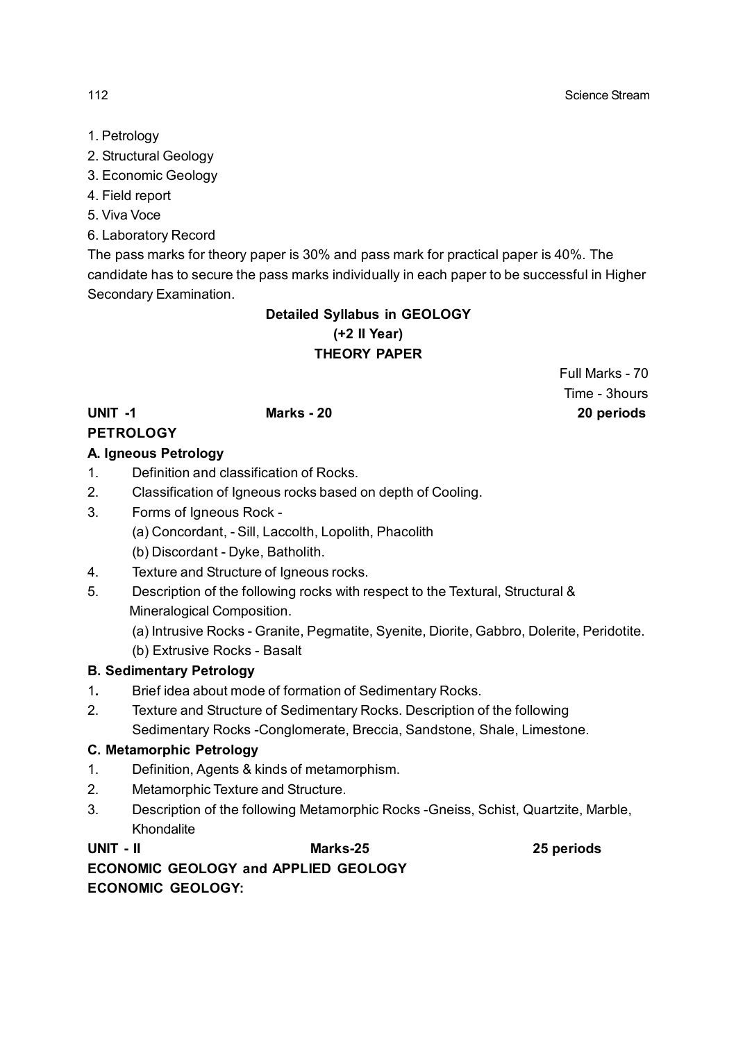1. Petrology
2. Structural Geology
3. Economic Geology
4. Field report
5. Viva Voce
6. Laboratory Record

The pass marks for theory paper is 30% and pass mark for practical paper is 40%. The candidate has to secure the pass marks individually in each paper to be successful in Higher Secondary Examination.

## Detailed Syllabus in GEOLOGY
## (+2 II Year)
## THEORY PAPER

Full Marks - 70
Time - 3hours

**UNIT -1** **Marks - 20** **20 periods**

### PETROLOGY

#### A. Igneous Petrology

1. Definition and classification of Rocks.
2. Classification of Igneous rocks based on depth of Cooling.
3. Forms of Igneous Rock -
   (a) Concordant, - Sill, Laccolth, Lopolith, Phacolith
   (b) Discordant - Dyke, Batholith.
4. Texture and Structure of Igneous rocks.
5. Description of the following rocks with respect to the Textural, Structural & Mineralogical Composition.
   (a) Intrusive Rocks - Granite, Pegmatite, Syenite, Diorite, Gabbro, Dolerite, Peridotite.
   (b) Extrusive Rocks - Basalt

#### B. Sedimentary Petrology

1. Brief idea about mode of formation of Sedimentary Rocks.
2. Texture and Structure of Sedimentary Rocks. Description of the following Sedimentary Rocks -Conglomerate, Breccia, Sandstone, Shale, Limestone.

#### C. Metamorphic Petrology

1. Definition, Agents & kinds of metamorphism.
2. Metamorphic Texture and Structure.
3. Description of the following Metamorphic Rocks -Gneiss, Schist, Quartzite, Marble, Khondalite

**UNIT - II** **Marks-25** **25 periods**

### ECONOMIC GEOLOGY and APPLIED GEOLOGY

#### ECONOMIC GEOLOGY: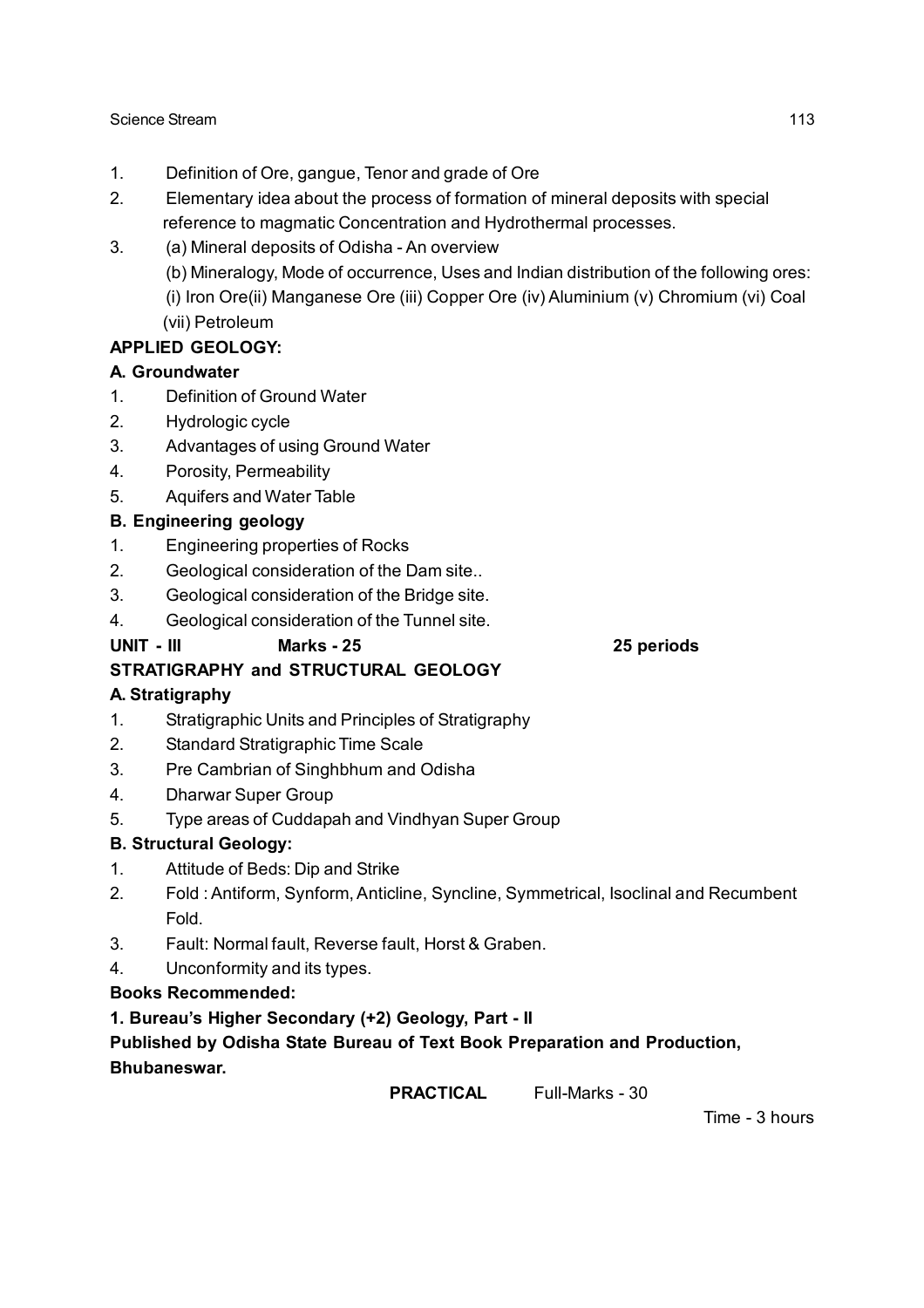1. Definition of Ore, gangue, Tenor and grade of Ore
2. Elementary idea about the process of formation of mineral deposits with special reference to magmatic Concentration and Hydrothermal processes.
3. (a) Mineral deposits of Odisha - An overview

   (b) Mineralogy, Mode of occurrence, Uses and Indian distribution of the following ores:

   (i) Iron Ore(ii) Manganese Ore (iii) Copper Ore (iv) Aluminium (v) Chromium (vi) Coal (vii) Petroleum

**APPLIED GEOLOGY:**

**A. Groundwater**

1. Definition of Ground Water
2. Hydrologic cycle
3. Advantages of using Ground Water
4. Porosity, Permeability
5. Aquifers and Water Table

**B. Engineering geology**

1. Engineering properties of Rocks
2. Geological consideration of the Dam site..
3. Geological consideration of the Bridge site.
4. Geological consideration of the Tunnel site.

**UNIT - III Marks - 25 25 periods**

**STRATIGRAPHY and STRUCTURAL GEOLOGY**

**A. Stratigraphy**

1. Stratigraphic Units and Principles of Stratigraphy
2. Standard Stratigraphic Time Scale
3. Pre Cambrian of Singhbhum and Odisha
4. Dharwar Super Group
5. Type areas of Cuddapah and Vindhyan Super Group

**B. Structural Geology:**

1. Attitude of Beds: Dip and Strike
2. Fold : Antiform, Synform, Anticline, Syncline, Symmetrical, Isoclinal and Recumbent Fold.
3. Fault: Normal fault, Reverse fault, Horst & Graben.
4. Unconformity and its types.

**Books Recommended:**

**1. Bureau's Higher Secondary (+2) Geology, Part - II**

**Published by Odisha State Bureau of Text Book Preparation and Production, Bhubaneswar.**

**PRACTICAL** Full-Marks - 30

Time - 3 hours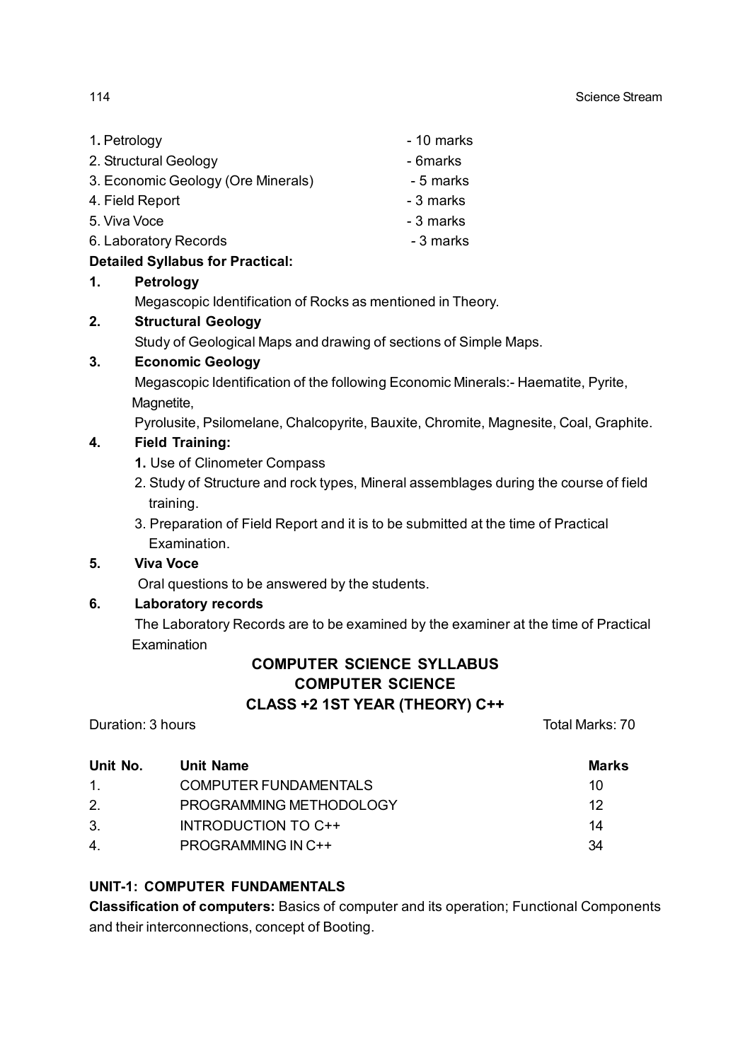1. Petrology - 10 marks
2. Structural Geology - 6marks
3. Economic Geology (Ore Minerals) - 5 marks
4. Field Report - 3 marks
5. Viva Voce - 3 marks
6. Laboratory Records - 3 marks

**Detailed Syllabus for Practical:**

**1. Petrology**

Megascopic Identification of Rocks as mentioned in Theory.

**2. Structural Geology**

Study of Geological Maps and drawing of sections of Simple Maps.

**3. Economic Geology**

Megascopic Identification of the following Economic Minerals:- Haematite, Pyrite, Magnetite,

Pyrolusite, Psilomelane, Chalcopyrite, Bauxite, Chromite, Magnesite, Coal, Graphite.

**4. Field Training:**

1. Use of Clinometer Compass
2. Study of Structure and rock types, Mineral assemblages during the course of field training.
3. Preparation of Field Report and it is to be submitted at the time of Practical Examination.

**5. Viva Voce**

Oral questions to be answered by the students.

**6. Laboratory records**

The Laboratory Records are to be examined by the examiner at the time of Practical Examination

## COMPUTER SCIENCE SYLLABUS
## COMPUTER SCIENCE
## CLASS +2 1ST YEAR (THEORY) C++

Duration: 3 hours | Total Marks: 70

| Unit No. | Unit Name | Marks |
|---|---|---|
| 1. | COMPUTER FUNDAMENTALS | 10 |
| 2. | PROGRAMMING METHODOLOGY | 12 |
| 3. | INTRODUCTION TO C++ | 14 |
| 4. | PROGRAMMING IN C++ | 34 |

### UNIT-1: COMPUTER FUNDAMENTALS

**Classification of computers:** Basics of computer and its operation; Functional Components and their interconnections, concept of Booting.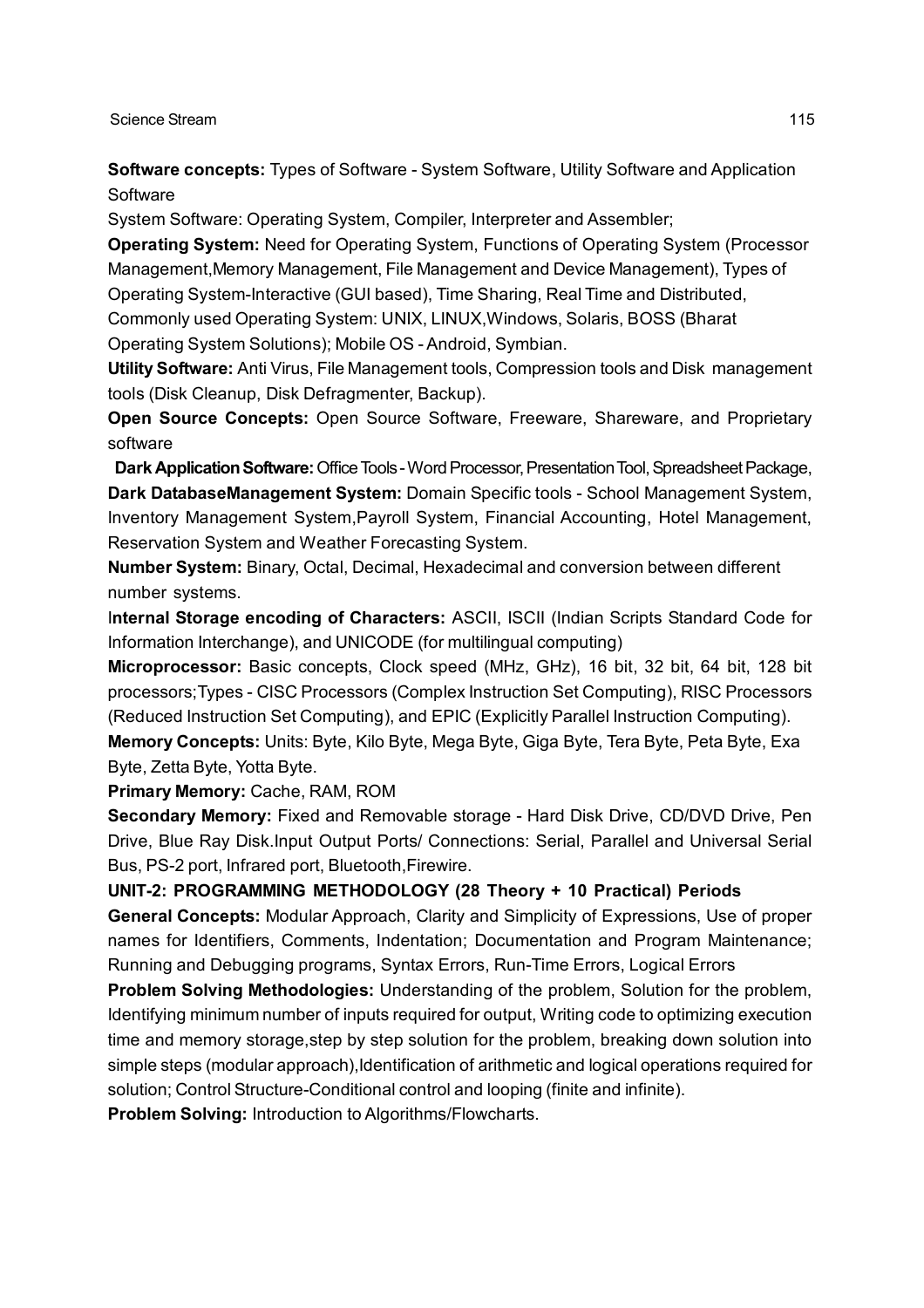**Software concepts:** Types of Software - System Software, Utility Software and Application Software

System Software: Operating System, Compiler, Interpreter and Assembler;

**Operating System:** Need for Operating System, Functions of Operating System (Processor Management,Memory Management, File Management and Device Management), Types of Operating System-Interactive (GUI based), Time Sharing, Real Time and Distributed, Commonly used Operating System: UNIX, LINUX,Windows, Solaris, BOSS (Bharat Operating System Solutions); Mobile OS - Android, Symbian.

**Utility Software:** Anti Virus, File Management tools, Compression tools and Disk management tools (Disk Cleanup, Disk Defragmenter, Backup).

**Open Source Concepts:** Open Source Software, Freeware, Shareware, and Proprietary software

**Dark Application Software:** Office Tools - Word Processor, Presentation Tool, Spreadsheet Package, **Dark DatabaseManagement System:** Domain Specific tools - School Management System, Inventory Management System,Payroll System, Financial Accounting, Hotel Management, Reservation System and Weather Forecasting System.

**Number System:** Binary, Octal, Decimal, Hexadecimal and conversion between different number systems.

**Internal Storage encoding of Characters:** ASCII, ISCII (Indian Scripts Standard Code for Information Interchange), and UNICODE (for multilingual computing)

**Microprocessor:** Basic concepts, Clock speed (MHz, GHz), 16 bit, 32 bit, 64 bit, 128 bit processors;Types - CISC Processors (Complex Instruction Set Computing), RISC Processors (Reduced Instruction Set Computing), and EPIC (Explicitly Parallel Instruction Computing).

**Memory Concepts:** Units: Byte, Kilo Byte, Mega Byte, Giga Byte, Tera Byte, Peta Byte, Exa Byte, Zetta Byte, Yotta Byte.

**Primary Memory:** Cache, RAM, ROM

**Secondary Memory:** Fixed and Removable storage - Hard Disk Drive, CD/DVD Drive, Pen Drive, Blue Ray Disk.Input Output Ports/ Connections: Serial, Parallel and Universal Serial Bus, PS-2 port, Infrared port, Bluetooth,Firewire.

**UNIT-2: PROGRAMMING METHODOLOGY (28 Theory + 10 Practical) Periods**

**General Concepts:** Modular Approach, Clarity and Simplicity of Expressions, Use of proper names for Identifiers, Comments, Indentation; Documentation and Program Maintenance; Running and Debugging programs, Syntax Errors, Run-Time Errors, Logical Errors

**Problem Solving Methodologies:** Understanding of the problem, Solution for the problem, Identifying minimum number of inputs required for output, Writing code to optimizing execution time and memory storage,step by step solution for the problem, breaking down solution into simple steps (modular approach),Identification of arithmetic and logical operations required for solution; Control Structure-Conditional control and looping (finite and infinite).

**Problem Solving:** Introduction to Algorithms/Flowcharts.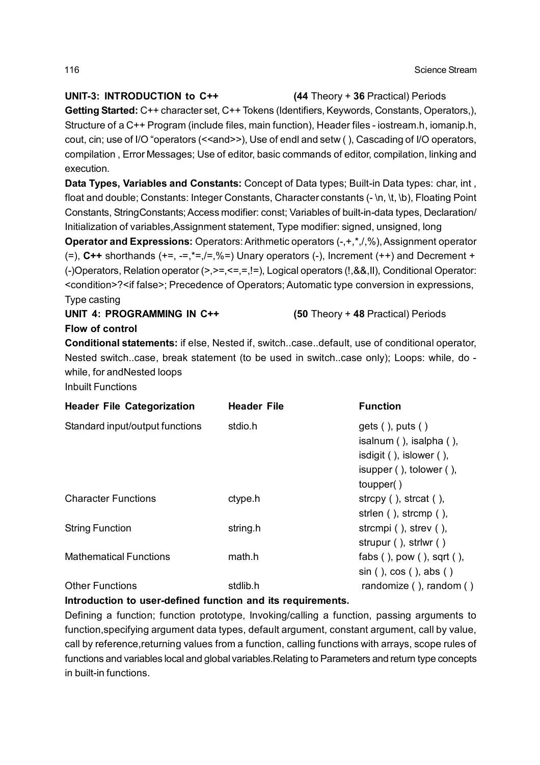**UNIT-3: INTRODUCTION to C++** **(44** Theory + **36** Practical) Periods

**Getting Started:** C++ character set, C++ Tokens (Identifiers, Keywords, Constants, Operators,), Structure of a C++ Program (include files, main function), Header files - iostream.h, iomanip.h, cout, cin; use of I/O "operators (<<and>>), Use of endl and setw ( ), Cascading of I/O operators, compilation , Error Messages; Use of editor, basic commands of editor, compilation, linking and execution.

**Data Types, Variables and Constants:** Concept of Data types; Built-in Data types: char, int , float and double; Constants: Integer Constants, Character constants (- \n, \t, \b), Floating Point Constants, StringConstants; Access modifier: const; Variables of built-in-data types, Declaration/ Initialization of variables,Assignment statement, Type modifier: signed, unsigned, long

**Operator and Expressions:** Operators: Arithmetic operators (-,+,*,/,%), Assignment operator (=), **C++** shorthands (+=, -=,*=,/=,%=) Unary operators (-), Increment (++) and Decrement + (-)Operators, Relation operator (>,>=,<=,=,!=), Logical operators (!,&&,II), Conditional Operator: <condition>?<if false>; Precedence of Operators; Automatic type conversion in expressions, Type casting

**UNIT 4: PROGRAMMING IN C++** **(50** Theory + **48** Practical) Periods

**Flow of control**

**Conditional statements:** if else, Nested if, switch..case..default, use of conditional operator, Nested switch..case, break statement (to be used in switch..case only); Loops: while, do - while, for andNested loops

Inbuilt Functions

| **Header File Categorization** | **Header File** | **Function** |
|---|---|---|
| Standard input/output functions | stdio.h | gets ( ), puts ( ) isalnum ( ), isalpha ( ), isdigit ( ), islower ( ), isupper ( ), tolower ( ), toupper( ) |
| Character Functions | ctype.h | strcpy ( ), strcat ( ), strlen ( ), strcmp ( ), |
| String Function | string.h | strcmpi ( ), strev ( ), strupur ( ), strlwr ( ) |
| Mathematical Functions | math.h | fabs ( ), pow ( ), sqrt ( ), sin ( ), cos ( ), abs ( ) |
| Other Functions | stdlib.h | randomize ( ), random ( ) |

**Introduction to user-defined function and its requirements.**

Defining a function; function prototype, Invoking/calling a function, passing arguments to function,specifying argument data types, default argument, constant argument, call by value, call by reference,returning values from a function, calling functions with arrays, scope rules of functions and variables local and global variables.Relating to Parameters and return type concepts in built-in functions.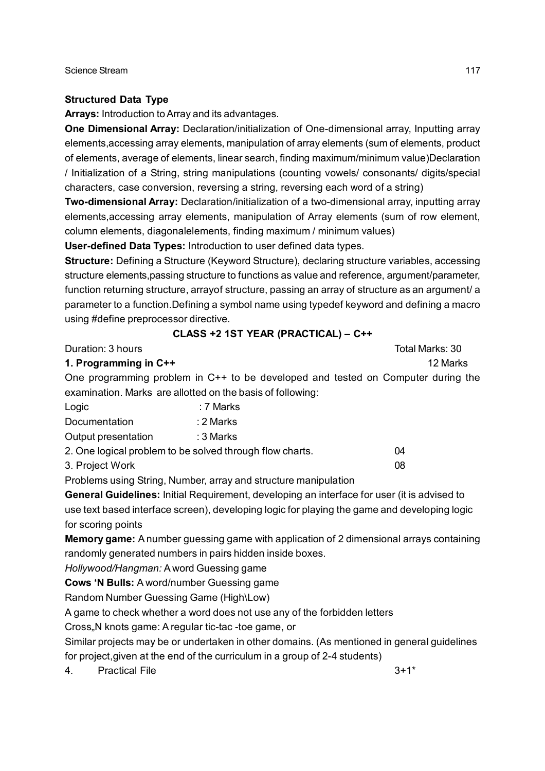**Structured Data Type**

**Arrays:** Introduction to Array and its advantages.

**One Dimensional Array:** Declaration/initialization of One-dimensional array, Inputting array elements,accessing array elements, manipulation of array elements (sum of elements, product of elements, average of elements, linear search, finding maximum/minimum value)Declaration / Initialization of a String, string manipulations (counting vowels/ consonants/ digits/special characters, case conversion, reversing a string, reversing each word of a string)

**Two-dimensional Array:** Declaration/initialization of a two-dimensional array, inputting array elements,accessing array elements, manipulation of Array elements (sum of row element, column elements, diagonalelements, finding maximum / minimum values)

**User-defined Data Types:** Introduction to user defined data types.

**Structure:** Defining a Structure (Keyword Structure), declaring structure variables, accessing structure elements,passing structure to functions as value and reference, argument/parameter, function returning structure, arrayof structure, passing an array of structure as an argument/ a parameter to a function.Defining a symbol name using typedef keyword and defining a macro using #define preprocessor directive.

**CLASS +2 1ST YEAR (PRACTICAL) – C++**

Duration: 3 hours Total Marks: 30

**1. Programming in C++** 12 Marks

One programming problem in C++ to be developed and tested on Computer during the examination. Marks are allotted on the basis of following:

| | |
|---|---|
| Logic | : 7 Marks |
| Documentation | : 2 Marks |
| Output presentation | : 3 Marks |

2. One logical problem to be solved through flow charts. 04

3. Project Work 08

Problems using String, Number, array and structure manipulation

**General Guidelines:** Initial Requirement, developing an interface for user (it is advised to use text based interface screen), developing logic for playing the game and developing logic for scoring points

**Memory game:** A number guessing game with application of 2 dimensional arrays containing randomly generated numbers in pairs hidden inside boxes.

*Hollywood/Hangman:* A word Guessing game

**Cows 'N Bulls:** A word/number Guessing game

Random Number Guessing Game (High\Low)

A game to check whether a word does not use any of the forbidden letters

Cross„N knots game: A regular tic-tac -toe game, or

Similar projects may be or undertaken in other domains. (As mentioned in general guidelines for project,given at the end of the curriculum in a group of 2-4 students)

4. Practical File 3+1*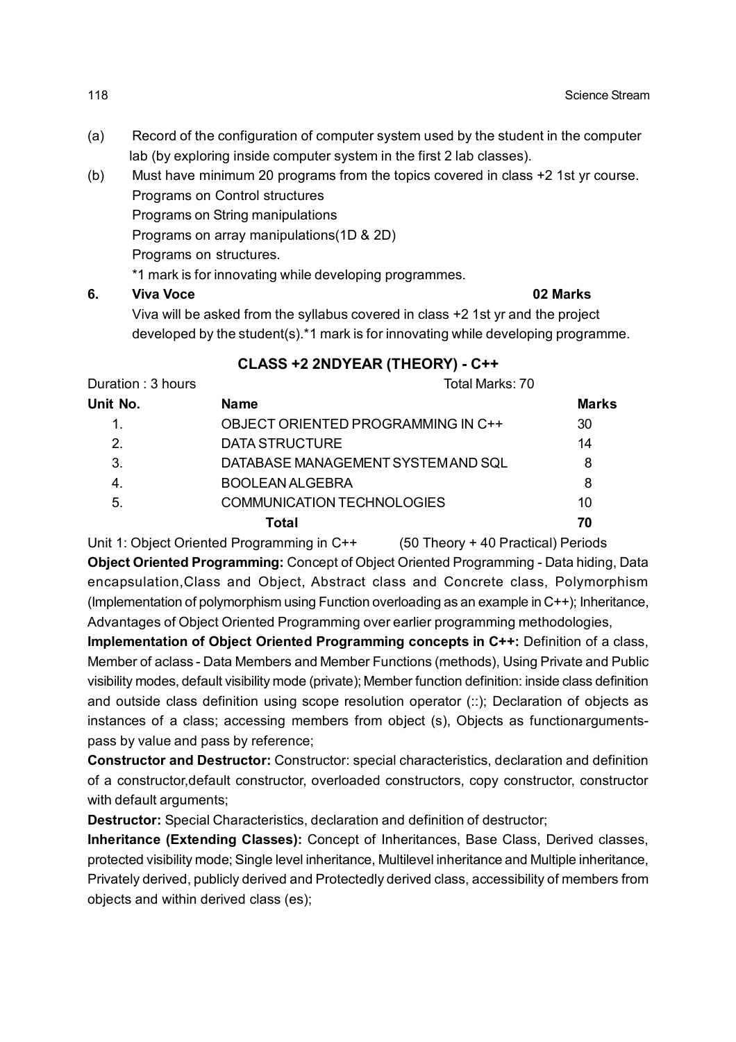(a) Record of the configuration of computer system used by the student in the computer lab (by exploring inside computer system in the first 2 lab classes).

(b) Must have minimum 20 programs from the topics covered in class +2 1st yr course.
Programs on Control structures
Programs on String manipulations
Programs on array manipulations(1D & 2D)
Programs on structures.
*1 mark is for innovating while developing programmes.

**6. Viva Voce 02 Marks**

Viva will be asked from the syllabus covered in class +2 1st yr and the project developed by the student(s).*1 mark is for innovating while developing programme.

## CLASS +2 2NDYEAR (THEORY) - C++

Duration : 3 hours Total Marks: 70

| Unit No. | Name | Marks |
|---|---|---|
| 1. | OBJECT ORIENTED PROGRAMMING IN C++ | 30 |
| 2. | DATA STRUCTURE | 14 |
| 3. | DATABASE MANAGEMENT SYSTEM AND SQL | 8 |
| 4. | BOOLEAN ALGEBRA | 8 |
| 5. | COMMUNICATION TECHNOLOGIES | 10 |
| | **Total** | **70** |

Unit 1: Object Oriented Programming in C++ (50 Theory + 40 Practical) Periods

**Object Oriented Programming:** Concept of Object Oriented Programming - Data hiding, Data encapsulation,Class and Object, Abstract class and Concrete class, Polymorphism (Implementation of polymorphism using Function overloading as an example in C++); Inheritance, Advantages of Object Oriented Programming over earlier programming methodologies,

**Implementation of Object Oriented Programming concepts in C++:** Definition of a class, Member of aclass - Data Members and Member Functions (methods), Using Private and Public visibility modes, default visibility mode (private); Member function definition: inside class definition and outside class definition using scope resolution operator (::); Declaration of objects as instances of a class; accessing members from object (s), Objects as functionarguments-pass by value and pass by reference;

**Constructor and Destructor:** Constructor: special characteristics, declaration and definition of a constructor,default constructor, overloaded constructors, copy constructor, constructor with default arguments;

**Destructor:** Special Characteristics, declaration and definition of destructor;

**Inheritance (Extending Classes):** Concept of Inheritances, Base Class, Derived classes, protected visibility mode; Single level inheritance, Multilevel inheritance and Multiple inheritance, Privately derived, publicly derived and Protectedly derived class, accessibility of members from objects and within derived class (es);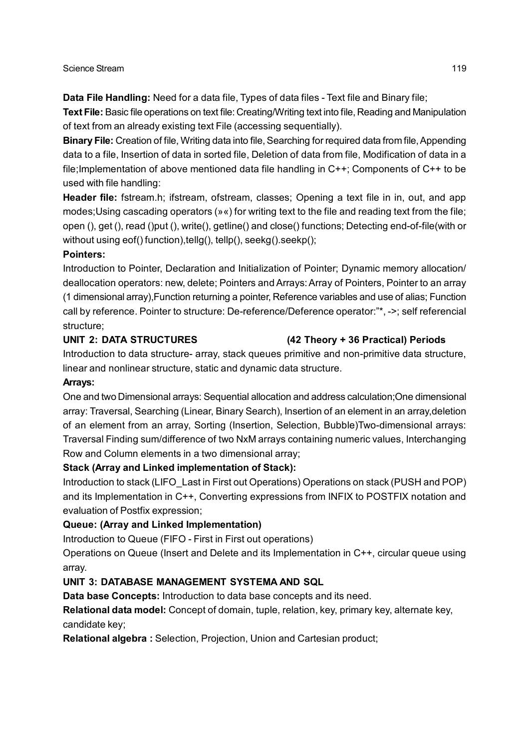**Data File Handling:** Need for a data file, Types of data files - Text file and Binary file;

**Text File:** Basic file operations on text file: Creating/Writing text into file, Reading and Manipulation of text from an already existing text File (accessing sequentially).

**Binary File:** Creation of file, Writing data into file, Searching for required data from file, Appending data to a file, Insertion of data in sorted file, Deletion of data from file, Modification of data in a file;Implementation of above mentioned data file handling in C++; Components of C++ to be used with file handling:

**Header file:** fstream.h; ifstream, ofstream, classes; Opening a text file in in, out, and app modes;Using cascading operators (»«) for writing text to the file and reading text from the file; open (), get (), read ()put (), write(), getline() and close() functions; Detecting end-of-file(with or without using eof() function),tellg(), tellp(), seekg().seekp();

**Pointers:**

Introduction to Pointer, Declaration and Initialization of Pointer; Dynamic memory allocation/ deallocation operators: new, delete; Pointers and Arrays: Array of Pointers, Pointer to an array (1 dimensional array),Function returning a pointer, Reference variables and use of alias; Function call by reference. Pointer to structure: De-reference/Deference operator:"*, ->; self referencial structure;

**UNIT 2: DATA STRUCTURES (42 Theory + 36 Practical) Periods**

Introduction to data structure- array, stack queues primitive and non-primitive data structure, linear and nonlinear structure, static and dynamic data structure.

**Arrays:**

One and two Dimensional arrays: Sequential allocation and address calculation;One dimensional array: Traversal, Searching (Linear, Binary Search), Insertion of an element in an array,deletion of an element from an array, Sorting (Insertion, Selection, Bubble)Two-dimensional arrays: Traversal Finding sum/difference of two NxM arrays containing numeric values, Interchanging Row and Column elements in a two dimensional array;

**Stack (Array and Linked implementation of Stack):**

Introduction to stack (LIFO_Last in First out Operations) Operations on stack (PUSH and POP) and its Implementation in C++, Converting expressions from INFIX to POSTFIX notation and evaluation of Postfix expression;

**Queue: (Array and Linked Implementation)**

Introduction to Queue (FIFO - First in First out operations)

Operations on Queue (Insert and Delete and its Implementation in C++, circular queue using array.

**UNIT 3: DATABASE MANAGEMENT SYSTEMA AND SQL**

**Data base Concepts:** Introduction to data base concepts and its need.

**Relational data model:** Concept of domain, tuple, relation, key, primary key, alternate key, candidate key;

**Relational algebra :** Selection, Projection, Union and Cartesian product;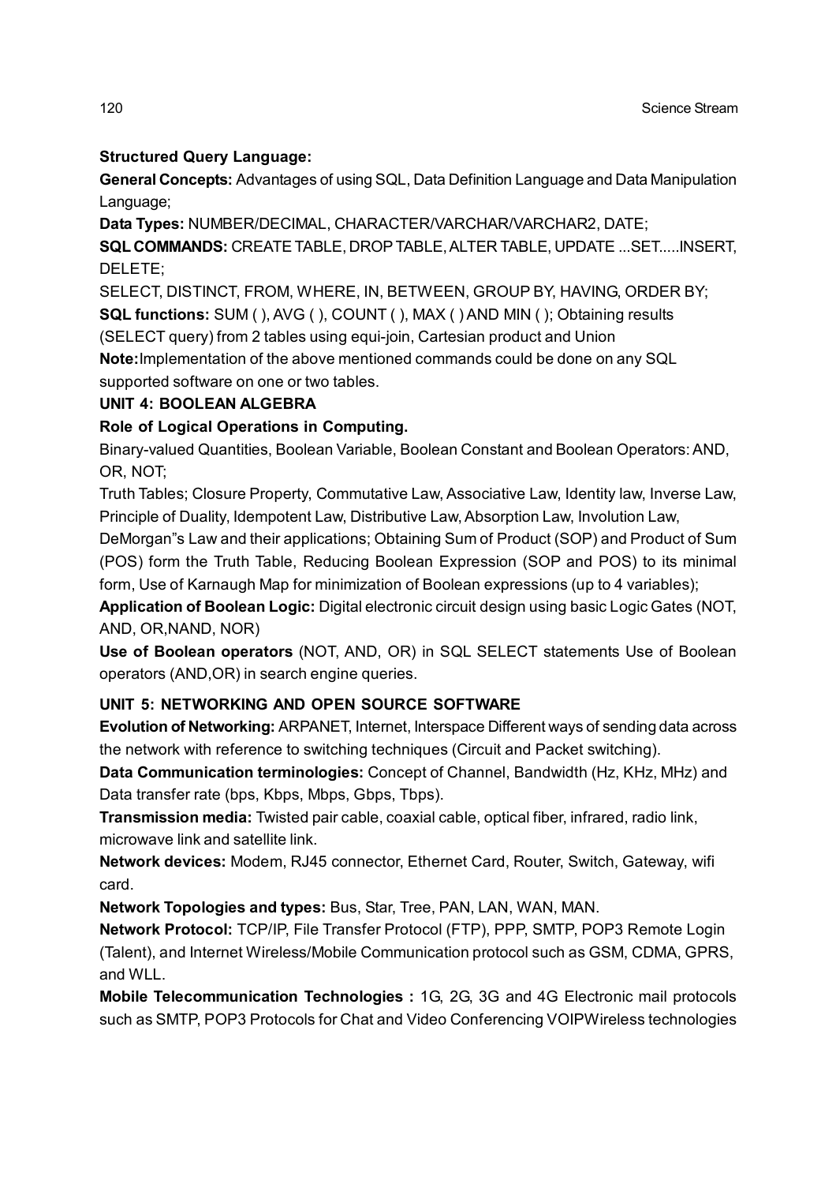**Structured Query Language:**

**General Concepts:** Advantages of using SQL, Data Definition Language and Data Manipulation Language;

**Data Types:** NUMBER/DECIMAL, CHARACTER/VARCHAR/VARCHAR2, DATE;

**SQL COMMANDS:** CREATE TABLE, DROP TABLE, ALTER TABLE, UPDATE ...SET.....INSERT, DELETE;

SELECT, DISTINCT, FROM, WHERE, IN, BETWEEN, GROUP BY, HAVING, ORDER BY;

**SQL functions:** SUM ( ), AVG ( ), COUNT ( ), MAX ( ) AND MIN ( ); Obtaining results (SELECT query) from 2 tables using equi-join, Cartesian product and Union

**Note:** Implementation of the above mentioned commands could be done on any SQL supported software on one or two tables.

**UNIT 4: BOOLEAN ALGEBRA**

**Role of Logical Operations in Computing.**

Binary-valued Quantities, Boolean Variable, Boolean Constant and Boolean Operators: AND, OR, NOT;

Truth Tables; Closure Property, Commutative Law, Associative Law, Identity law, Inverse Law, Principle of Duality, Idempotent Law, Distributive Law, Absorption Law, Involution Law, DeMorgan"s Law and their applications; Obtaining Sum of Product (SOP) and Product of Sum (POS) form the Truth Table, Reducing Boolean Expression (SOP and POS) to its minimal form, Use of Karnaugh Map for minimization of Boolean expressions (up to 4 variables);

**Application of Boolean Logic:** Digital electronic circuit design using basic Logic Gates (NOT, AND, OR,NAND, NOR)

**Use of Boolean operators** (NOT, AND, OR) in SQL SELECT statements Use of Boolean operators (AND,OR) in search engine queries.

**UNIT 5: NETWORKING AND OPEN SOURCE SOFTWARE**

**Evolution of Networking:** ARPANET, Internet, Interspace Different ways of sending data across the network with reference to switching techniques (Circuit and Packet switching).

**Data Communication terminologies:** Concept of Channel, Bandwidth (Hz, KHz, MHz) and Data transfer rate (bps, Kbps, Mbps, Gbps, Tbps).

**Transmission media:** Twisted pair cable, coaxial cable, optical fiber, infrared, radio link, microwave link and satellite link.

**Network devices:** Modem, RJ45 connector, Ethernet Card, Router, Switch, Gateway, wifi card.

**Network Topologies and types:** Bus, Star, Tree, PAN, LAN, WAN, MAN.

**Network Protocol:** TCP/IP, File Transfer Protocol (FTP), PPP, SMTP, POP3 Remote Login (Talent), and Internet Wireless/Mobile Communication protocol such as GSM, CDMA, GPRS, and WLL.

**Mobile Telecommunication Technologies :** 1G, 2G, 3G and 4G Electronic mail protocols such as SMTP, POP3 Protocols for Chat and Video Conferencing VOIPWireless technologies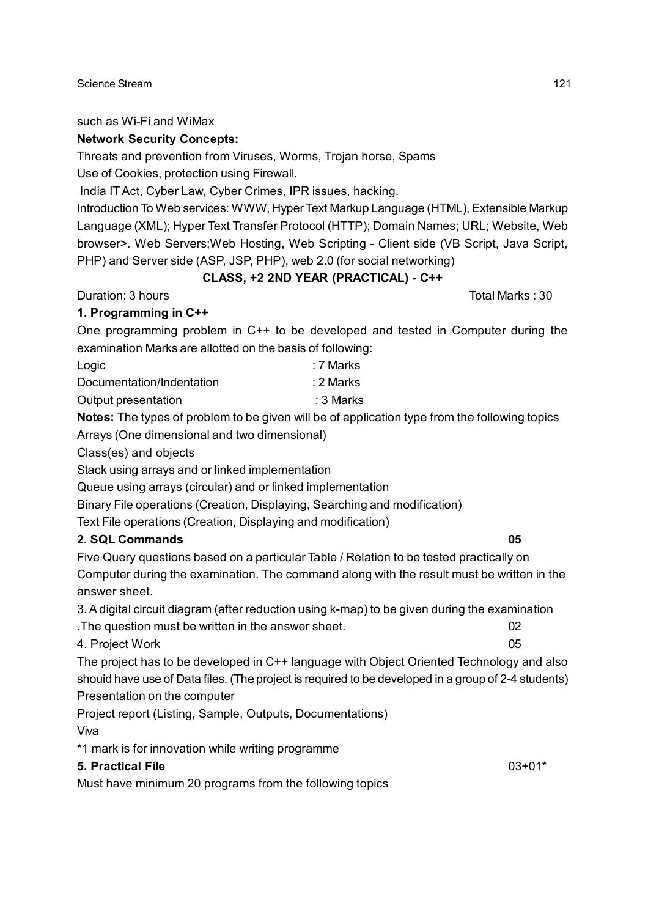such as Wi-Fi and WiMax

**Network Security Concepts:**

Threats and prevention from Viruses, Worms, Trojan horse, Spams

Use of Cookies, protection using Firewall.

India IT Act, Cyber Law, Cyber Crimes, IPR issues, hacking.

Introduction To Web services: WWW, Hyper Text Markup Language (HTML), Extensible Markup Language (XML); Hyper Text Transfer Protocol (HTTP); Domain Names; URL; Website, Web browser>. Web Servers;Web Hosting, Web Scripting - Client side (VB Script, Java Script, PHP) and Server side (ASP, JSP, PHP), web 2.0 (for social networking)

## CLASS, +2 2ND YEAR (PRACTICAL) - C++

Duration: 3 hours                                                                 Total Marks : 30

**1. Programming in C++**

One programming problem in C++ to be developed and tested in Computer during the examination Marks are allotted on the basis of following:

| | |
|---|---|
| Logic | : 7 Marks |
| Documentation/Indentation | : 2 Marks |
| Output presentation | : 3 Marks |

**Notes:** The types of problem to be given will be of application type from the following topics

Arrays (One dimensional and two dimensional)

Class(es) and objects

Stack using arrays and or linked implementation

Queue using arrays (circular) and or linked implementation

Binary File operations (Creation, Displaying, Searching and modification)

Text File operations (Creation, Displaying and modification)

**2. SQL Commands** **05**

Five Query questions based on a particular Table / Relation to be tested practically on Computer during the examination. The command along with the result must be written in the answer sheet.

3. A digital circuit diagram (after reduction using k-map) to be given during the examination .The question must be written in the answer sheet. 02

4. Project Work 05

The project has to be developed in C++ language with Object Oriented Technology and also shouid have use of Data files. (The project is required to be developed in a group of 2-4 students)

Presentation on the computer

Project report (Listing, Sample, Outputs, Documentations)

Viva

*1 mark is for innovation while writing programme

**5. Practical File** 03+01*

Must have minimum 20 programs from the following topics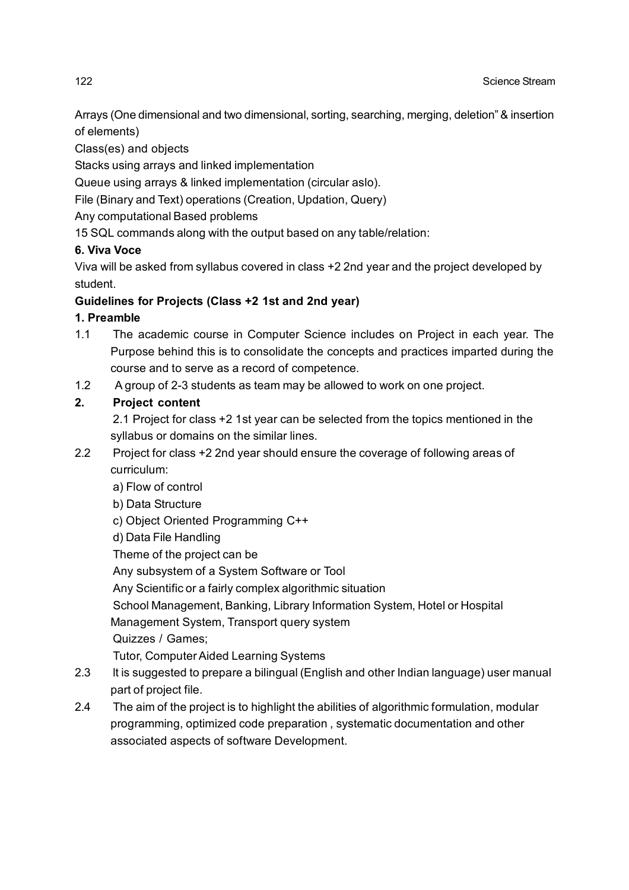Arrays (One dimensional and two dimensional, sorting, searching, merging, deletion" & insertion of elements)

Class(es) and objects

Stacks using arrays and linked implementation

Queue using arrays & linked implementation (circular aslo).

File (Binary and Text) operations (Creation, Updation, Query)

Any computational Based problems

15 SQL commands along with the output based on any table/relation:

**6. Viva Voce**

Viva will be asked from syllabus covered in class +2 2nd year and the project developed by student.

**Guidelines for Projects (Class +2 1st and 2nd year)**

**1. Preamble**

1.1 The academic course in Computer Science includes on Project in each year. The Purpose behind this is to consolidate the concepts and practices imparted during the course and to serve as a record of competence.

1.2 A group of 2-3 students as team may be allowed to work on one project.

**2. Project content**

2.1 Project for class +2 1st year can be selected from the topics mentioned in the syllabus or domains on the similar lines.

2.2 Project for class +2 2nd year should ensure the coverage of following areas of curriculum:

a) Flow of control

b) Data Structure

c) Object Oriented Programming C++

d) Data File Handling

Theme of the project can be

Any subsystem of a System Software or Tool

Any Scientific or a fairly complex algorithmic situation

School Management, Banking, Library Information System, Hotel or Hospital Management System, Transport query system

Quizzes / Games;

Tutor, Computer Aided Learning Systems

2.3 It is suggested to prepare a bilingual (English and other Indian language) user manual part of project file.

2.4 The aim of the project is to highlight the abilities of algorithmic formulation, modular programming, optimized code preparation , systematic documentation and other associated aspects of software Development.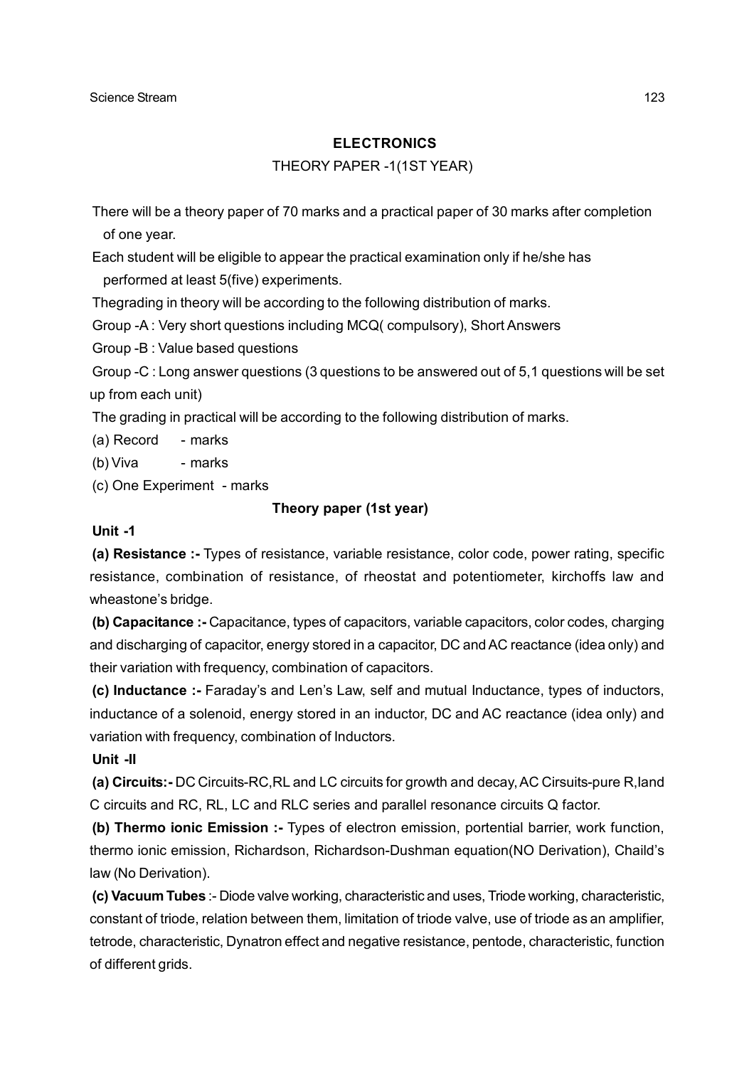## ELECTRONICS

THEORY PAPER -1(1ST YEAR)

There will be a theory paper of 70 marks and a practical paper of 30 marks after completion of one year.

Each student will be eligible to appear the practical examination only if he/she has performed at least 5(five) experiments.

Thegrading in theory will be according to the following distribution of marks.

Group -A : Very short questions including MCQ( compulsory), Short Answers

Group -B : Value based questions

Group -C : Long answer questions (3 questions to be answered out of 5,1 questions will be set up from each unit)

The grading in practical will be according to the following distribution of marks.

(a) Record - marks

(b) Viva - marks

(c) One Experiment - marks

### Theory paper (1st year)

**Unit -1**

**(a) Resistance :-** Types of resistance, variable resistance, color code, power rating, specific resistance, combination of resistance, of rheostat and potentiometer, kirchoffs law and wheastone's bridge.

**(b) Capacitance :-** Capacitance, types of capacitors, variable capacitors, color codes, charging and discharging of capacitor, energy stored in a capacitor, DC and AC reactance (idea only) and their variation with frequency, combination of capacitors.

**(c) Inductance :-** Faraday's and Len's Law, self and mutual Inductance, types of inductors, inductance of a solenoid, energy stored in an inductor, DC and AC reactance (idea only) and variation with frequency, combination of Inductors.

**Unit -II**

**(a) Circuits:-** DC Circuits-RC,RL and LC circuits for growth and decay, AC Cirsuits-pure R,land C circuits and RC, RL, LC and RLC series and parallel resonance circuits Q factor.

**(b) Thermo ionic Emission :-** Types of electron emission, portential barrier, work function, thermo ionic emission, Richardson, Richardson-Dushman equation(NO Derivation), Chaild's law (No Derivation).

**(c) Vacuum Tubes** :- Diode valve working, characteristic and uses, Triode working, characteristic, constant of triode, relation between them, limitation of triode valve, use of triode as an amplifier, tetrode, characteristic, Dynatron effect and negative resistance, pentode, characteristic, function of different grids.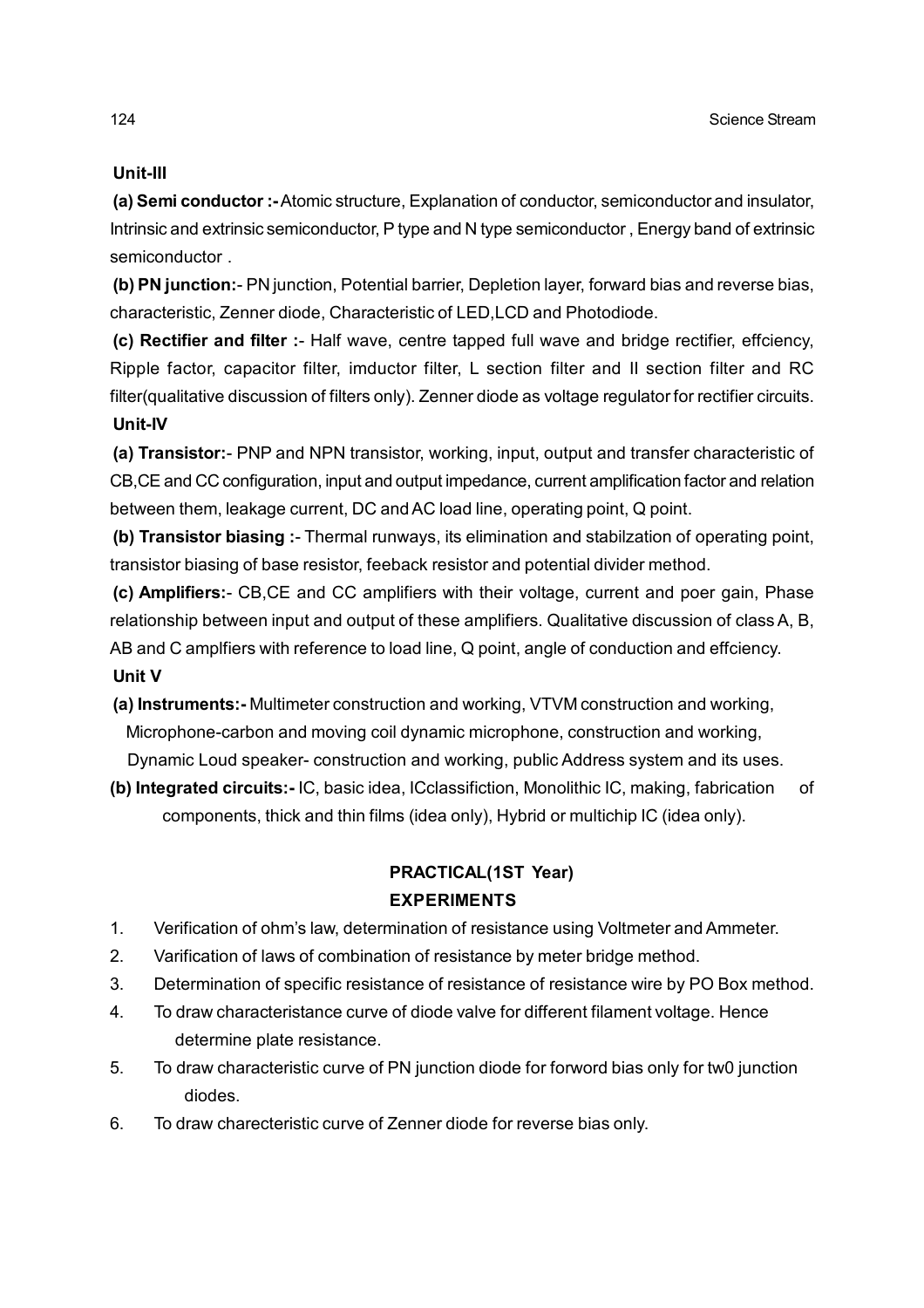**Unit-III**

**(a) Semi conductor :-** Atomic structure, Explanation of conductor, semiconductor and insulator, Intrinsic and extrinsic semiconductor, P type and N type semiconductor , Energy band of extrinsic semiconductor .

**(b) PN junction:**- PN junction, Potential barrier, Depletion layer, forward bias and reverse bias, characteristic, Zenner diode, Characteristic of LED,LCD and Photodiode.

**(c) Rectifier and filter :**- Half wave, centre tapped full wave and bridge rectifier, effciency, Ripple factor, capacitor filter, imductor filter, L section filter and II section filter and RC filter(qualitative discussion of filters only). Zenner diode as voltage regulator for rectifier circuits.

**Unit-IV**

**(a) Transistor:**- PNP and NPN transistor, working, input, output and transfer characteristic of CB,CE and CC configuration, input and output impedance, current amplification factor and relation between them, leakage current, DC and AC load line, operating point, Q point.

**(b) Transistor biasing :**- Thermal runways, its elimination and stabilzation of operating point, transistor biasing of base resistor, feeback resistor and potential divider method.

**(c) Amplifiers:**- CB,CE and CC amplifiers with their voltage, current and poer gain, Phase relationship between input and output of these amplifiers. Qualitative discussion of class A, B, AB and C amplfiers with reference to load line, Q point, angle of conduction and effciency.

**Unit V**

**(a) Instruments:-** Multimeter construction and working, VTVM construction and working, Microphone-carbon and moving coil dynamic microphone, construction and working, Dynamic Loud speaker- construction and working, public Address system and its uses.

**(b) Integrated circuits:-** IC, basic idea, ICclassifiction, Monolithic IC, making, fabrication of components, thick and thin films (idea only), Hybrid or multichip IC (idea only).

## PRACTICAL(1ST Year)

## EXPERIMENTS

1. Verification of ohm's law, determination of resistance using Voltmeter and Ammeter.
2. Varification of laws of combination of resistance by meter bridge method.
3. Determination of specific resistance of resistance of resistance wire by PO Box method.
4. To draw characteristance curve of diode valve for different filament voltage. Hence determine plate resistance.
5. To draw characteristic curve of PN junction diode for forword bias only for tw0 junction diodes.
6. To draw charecteristic curve of Zenner diode for reverse bias only.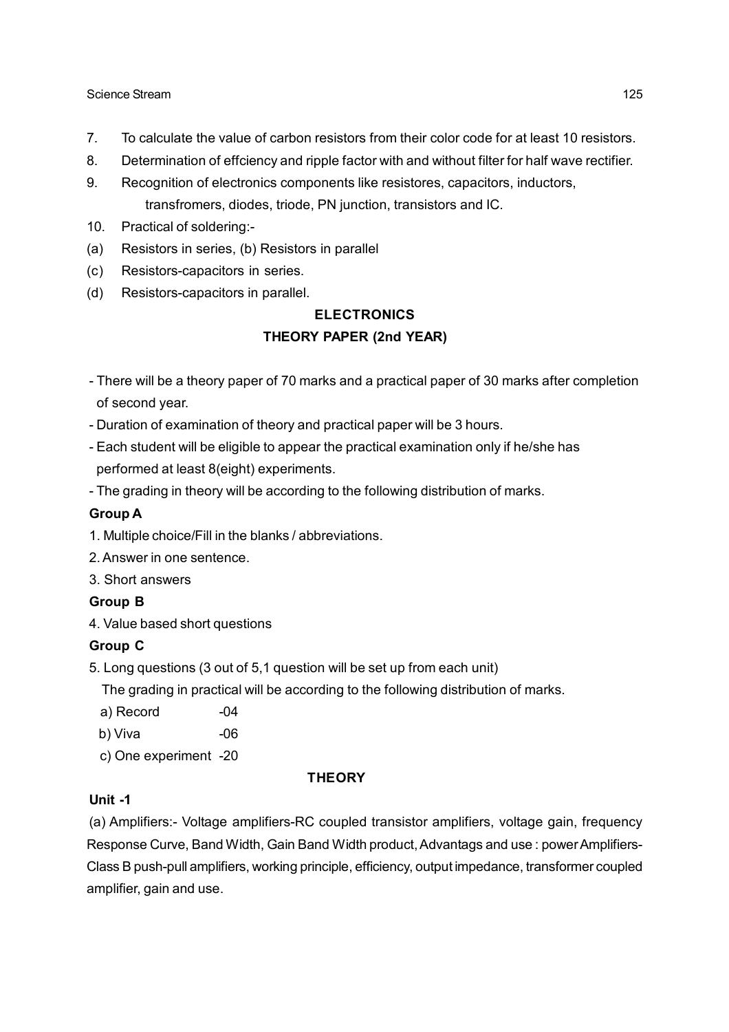7. To calculate the value of carbon resistors from their color code for at least 10 resistors.
8. Determination of effciency and ripple factor with and without filter for half wave rectifier.
9. Recognition of electronics components like resistores, capacitors, inductors, transfromers, diodes, triode, PN junction, transistors and IC.
10. Practical of soldering:-

(a) Resistors in series, (b) Resistors in parallel

(c) Resistors-capacitors in series.

(d) Resistors-capacitors in parallel.

## ELECTRONICS

## THEORY PAPER (2nd YEAR)

- There will be a theory paper of 70 marks and a practical paper of 30 marks after completion of second year.
- Duration of examination of theory and practical paper will be 3 hours.
- Each student will be eligible to appear the practical examination only if he/she has performed at least 8(eight) experiments.
- The grading in theory will be according to the following distribution of marks.

**Group A**

1. Multiple choice/Fill in the blanks / abbreviations.
2. Answer in one sentence.
3. Short answers

**Group B**

4. Value based short questions

**Group C**

5. Long questions (3 out of 5,1 question will be set up from each unit)

The grading in practical will be according to the following distribution of marks.

a) Record -04

b) Viva -06

c) One experiment -20

### THEORY

**Unit -1**

(a) Amplifiers:- Voltage amplifiers-RC coupled transistor amplifiers, voltage gain, frequency Response Curve, Band Width, Gain Band Width product, Advantags and use : power Amplifiers-Class B push-pull amplifiers, working principle, efficiency, output impedance, transformer coupled amplifier, gain and use.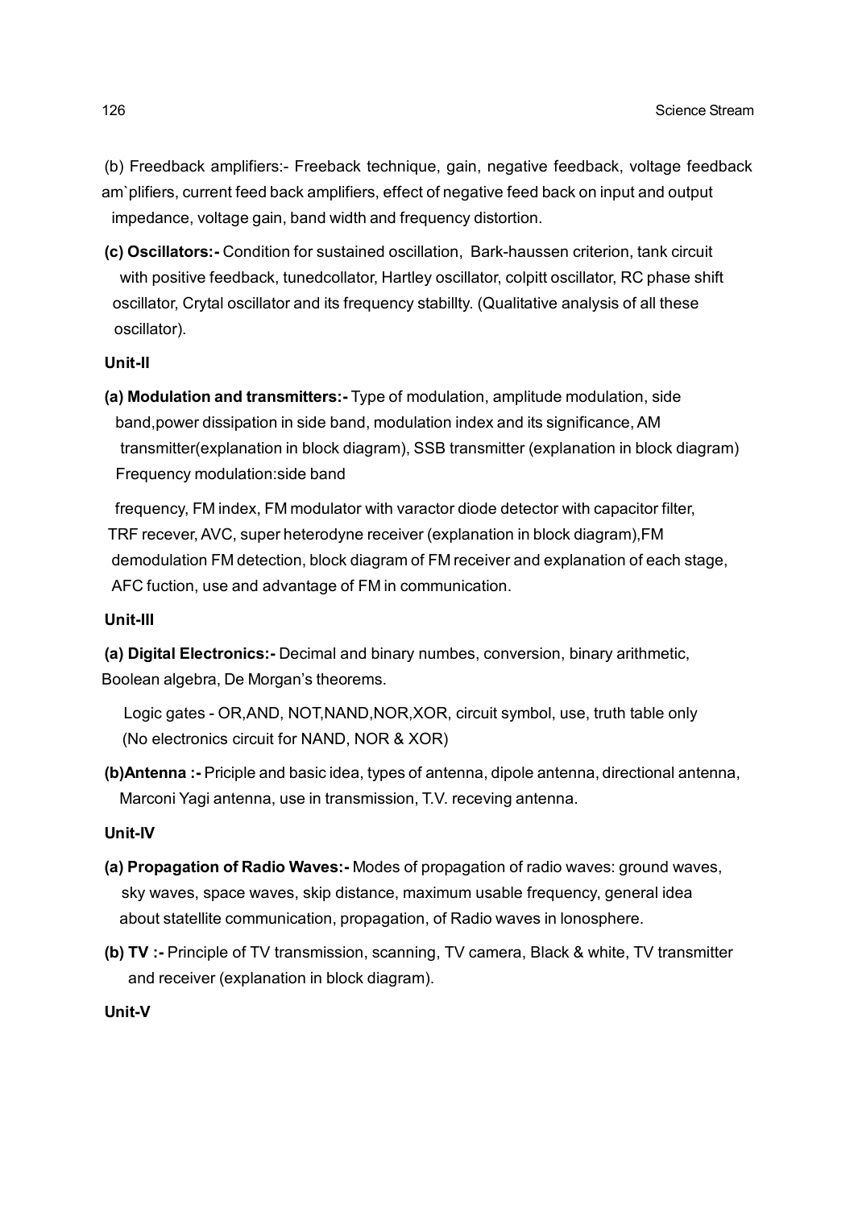(b) Freedback amplifiers:- Freeback technique, gain, negative feedback, voltage feedback am`plifiers, current feed back amplifiers, effect of negative feed back on input and output impedance, voltage gain, band width and frequency distortion.

**(c) Oscillators:-** Condition for sustained oscillation, Bark-haussen criterion, tank circuit with positive feedback, tunedcollator, Hartley oscillator, colpitt oscillator, RC phase shift oscillator, Crytal oscillator and its frequency stabillty. (Qualitative analysis of all these oscillator).

**Unit-II**

**(a) Modulation and transmitters:-** Type of modulation, amplitude modulation, side band,power dissipation in side band, modulation index and its significance, AM transmitter(explanation in block diagram), SSB transmitter (explanation in block diagram) Frequency modulation:side band

frequency, FM index, FM modulator with varactor diode detector with capacitor filter, TRF recever, AVC, super heterodyne receiver (explanation in block diagram),FM demodulation FM detection, block diagram of FM receiver and explanation of each stage, AFC fuction, use and advantage of FM in communication.

**Unit-III**

**(a) Digital Electronics:-** Decimal and binary numbes, conversion, binary arithmetic, Boolean algebra, De Morgan's theorems.

Logic gates - OR,AND, NOT,NAND,NOR,XOR, circuit symbol, use, truth table only (No electronics circuit for NAND, NOR & XOR)

**(b)Antenna :-** Priciple and basic idea, types of antenna, dipole antenna, directional antenna, Marconi Yagi antenna, use in transmission, T.V. receving antenna.

**Unit-IV**

**(a) Propagation of Radio Waves:-** Modes of propagation of radio waves: ground waves, sky waves, space waves, skip distance, maximum usable frequency, general idea about statellite communication, propagation, of Radio waves in lonosphere.

**(b) TV :-** Principle of TV transmission, scanning, TV camera, Black & white, TV transmitter and receiver (explanation in block diagram).

**Unit-V**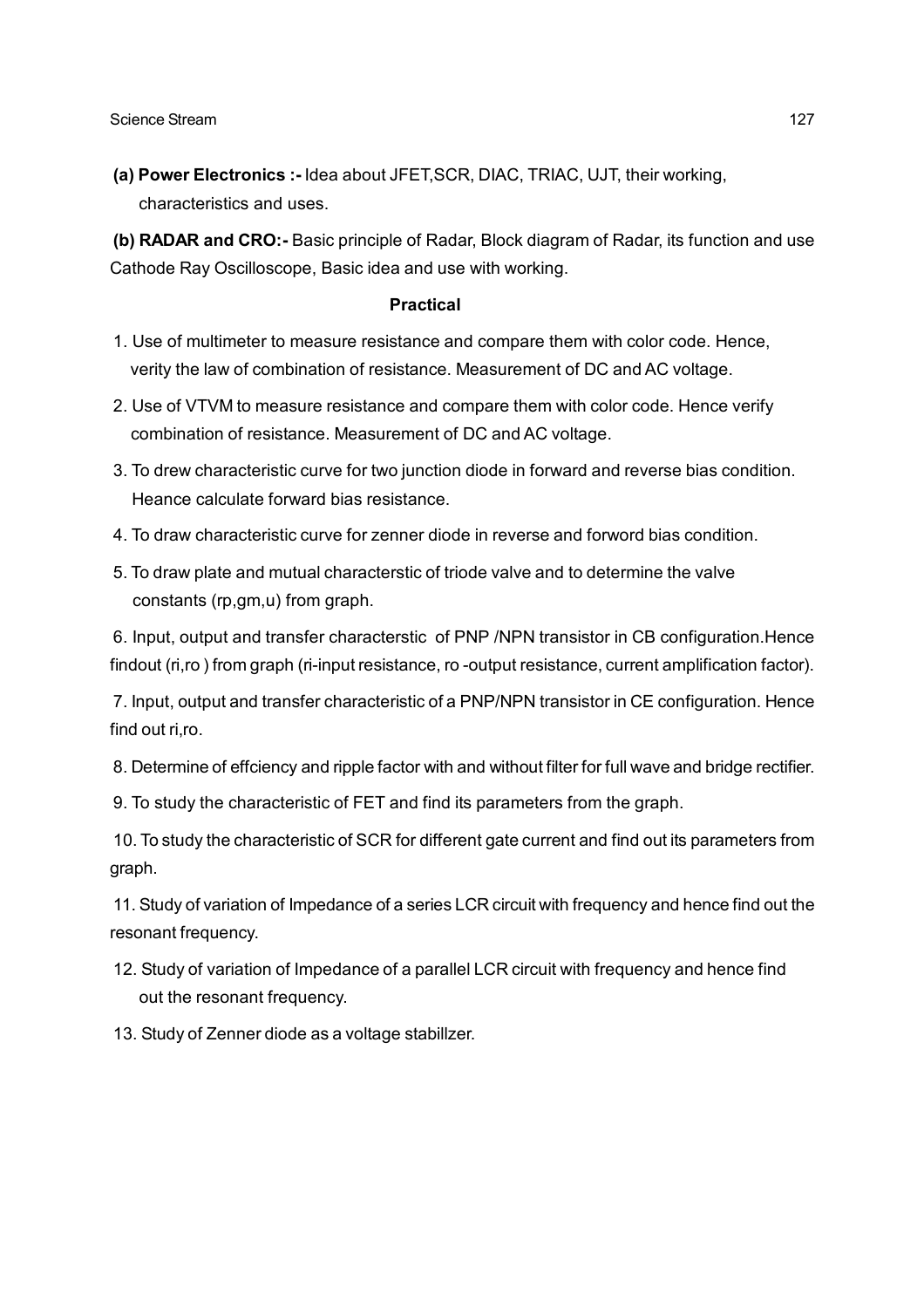**(a) Power Electronics :-** Idea about JFET,SCR, DIAC, TRIAC, UJT, their working, characteristics and uses.

**(b) RADAR and CRO:-** Basic principle of Radar, Block diagram of Radar, its function and use Cathode Ray Oscilloscope, Basic idea and use with working.

**Practical**

1. Use of multimeter to measure resistance and compare them with color code. Hence, verity the law of combination of resistance. Measurement of DC and AC voltage.
2. Use of VTVM to measure resistance and compare them with color code. Hence verify combination of resistance. Measurement of DC and AC voltage.
3. To drew characteristic curve for two junction diode in forward and reverse bias condition. Heance calculate forward bias resistance.
4. To draw characteristic curve for zenner diode in reverse and forword bias condition.
5. To draw plate and mutual characterstic of triode valve and to determine the valve constants (rp,gm,u) from graph.
6. Input, output and transfer characterstic of PNP /NPN transistor in CB configuration.Hence findout (ri,ro ) from graph (ri-input resistance, ro -output resistance, current amplification factor).
7. Input, output and transfer characteristic of a PNP/NPN transistor in CE configuration. Hence find out ri,ro.
8. Determine of effciency and ripple factor with and without filter for full wave and bridge rectifier.
9. To study the characteristic of FET and find its parameters from the graph.
10. To study the characteristic of SCR for different gate current and find out its parameters from graph.
11. Study of variation of Impedance of a series LCR circuit with frequency and hence find out the resonant frequency.
12. Study of variation of Impedance of a parallel LCR circuit with frequency and hence find out the resonant frequency.
13. Study of Zenner diode as a voltage stabillzer.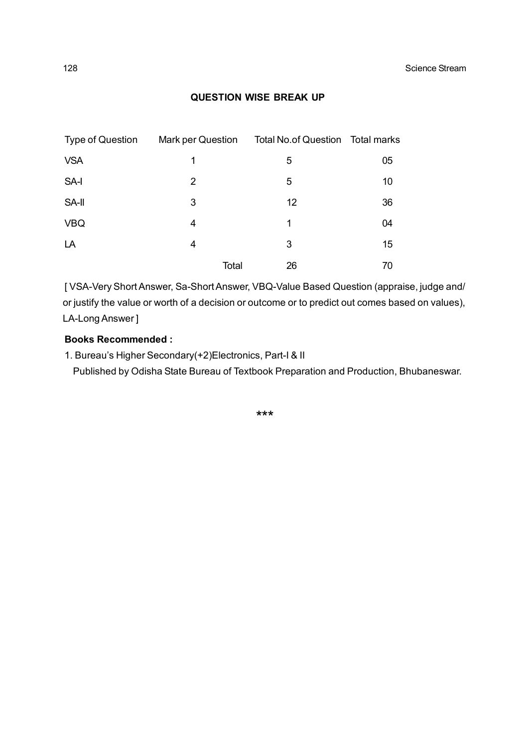## QUESTION WISE BREAK UP

| Type of Question | Mark per Question | Total No.of Question | Total marks |
|---|---|---|---|
| VSA | 1 | 5 | 05 |
| SA-I | 2 | 5 | 10 |
| SA-II | 3 | 12 | 36 |
| VBQ | 4 | 1 | 04 |
| LA | 4 | 3 | 15 |
| | Total | 26 | 70 |

[ VSA-Very Short Answer, Sa-Short Answer, VBQ-Value Based Question (appraise, judge and/or justify the value or worth of a decision or outcome or to predict out comes based on values), LA-Long Answer ]

**Books Recommended :**

1. Bureau's Higher Secondary(+2)Electronics, Part-I & II
   Published by Odisha State Bureau of Textbook Preparation and Production, Bhubaneswar.

***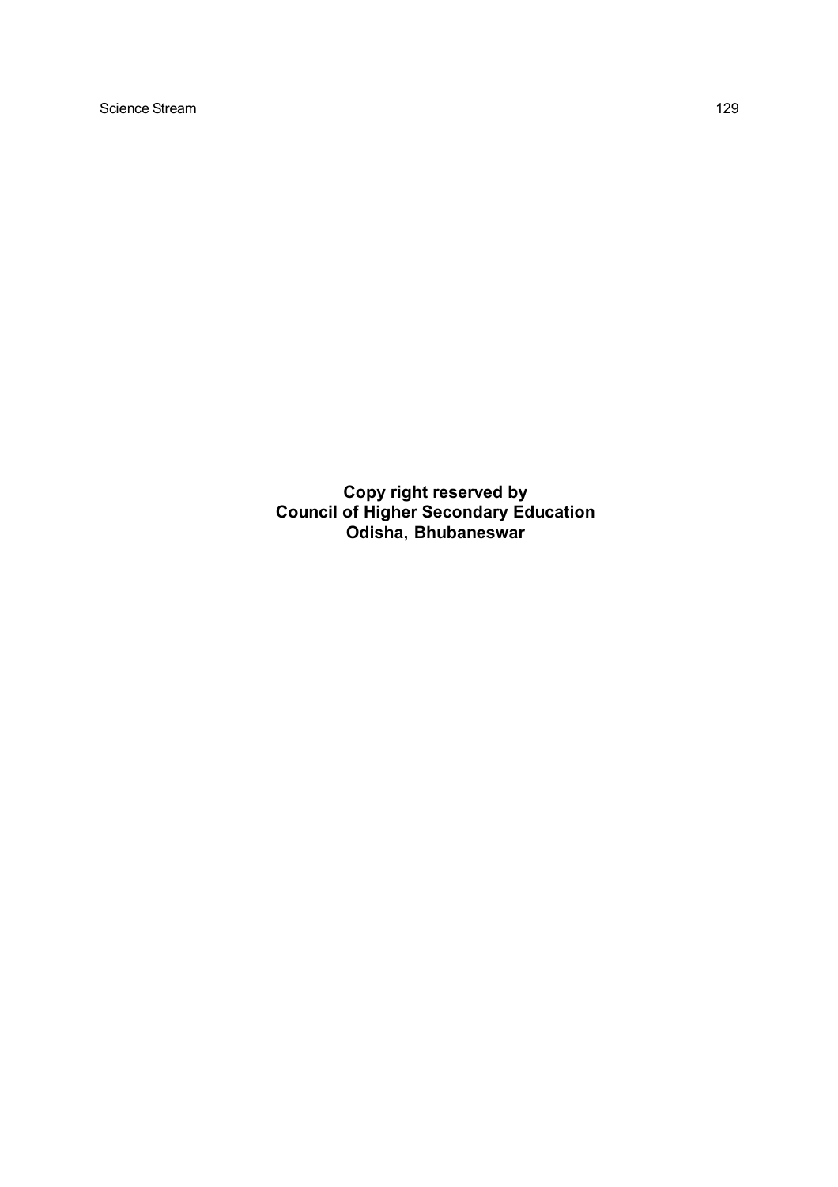**Copy right reserved by**
**Council of Higher Secondary Education**
**Odisha, Bhubaneswar**